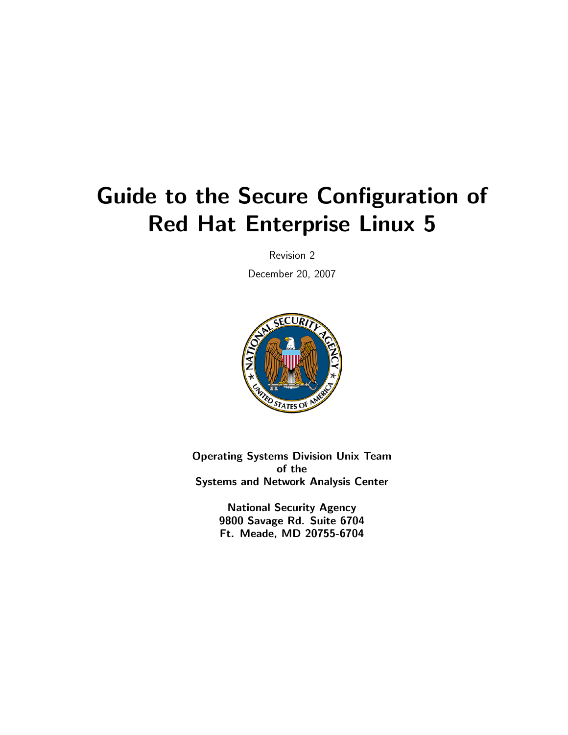# Guide to the Secure Configuration of Red Hat Enterprise Linux 5

Revision 2

December 20, 2007

**Operating Systems Division Unix Team**
**of the**
**Systems and Network Analysis Center**

**National Security Agency**
**9800 Savage Rd. Suite 6704**
**Ft. Meade, MD 20755-6704**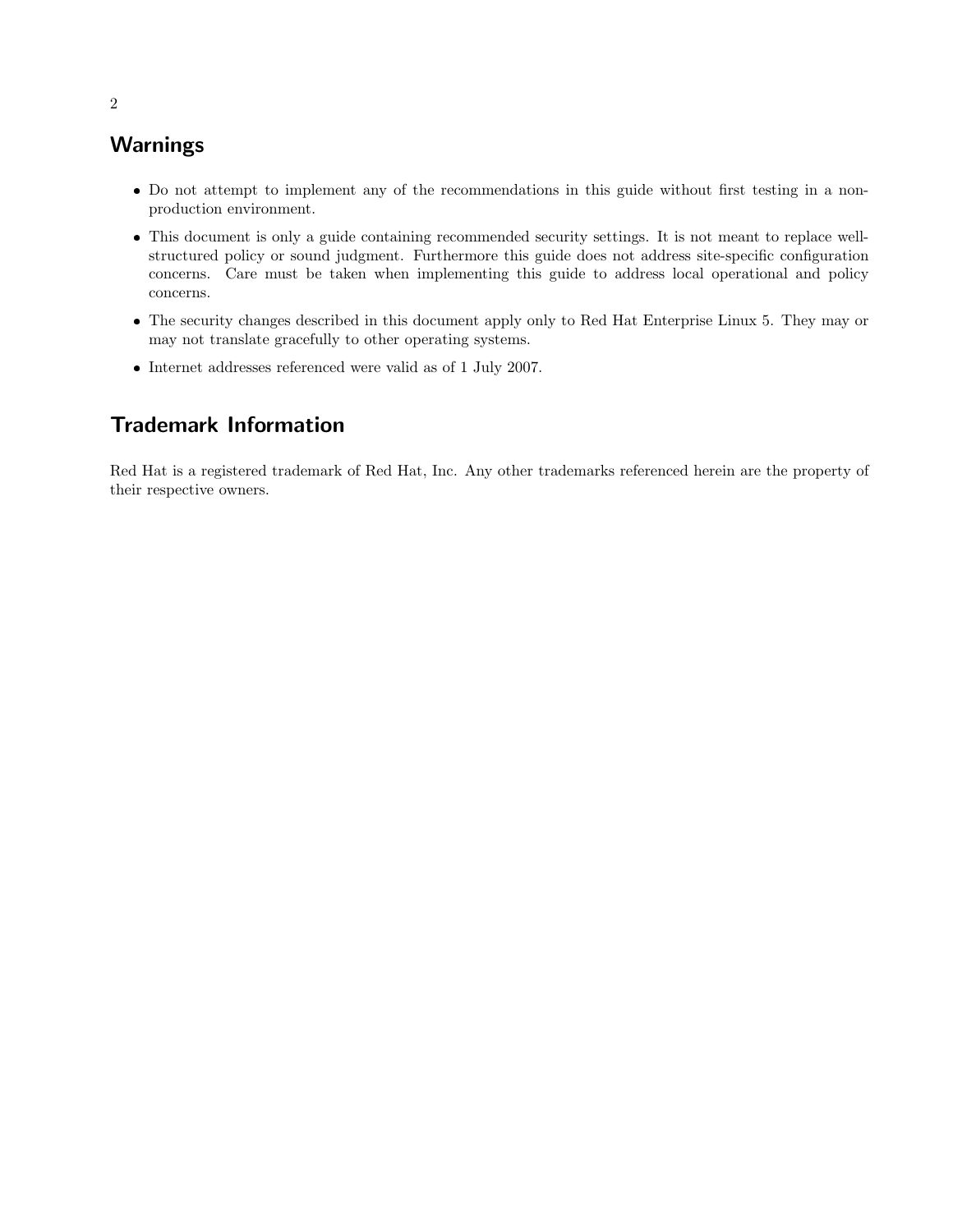## Warnings

- Do not attempt to implement any of the recommendations in this guide without first testing in a non-production environment.
- This document is only a guide containing recommended security settings. It is not meant to replace well-structured policy or sound judgment. Furthermore this guide does not address site-specific configuration concerns. Care must be taken when implementing this guide to address local operational and policy concerns.
- The security changes described in this document apply only to Red Hat Enterprise Linux 5. They may or may not translate gracefully to other operating systems.
- Internet addresses referenced were valid as of 1 July 2007.

## Trademark Information

Red Hat is a registered trademark of Red Hat, Inc. Any other trademarks referenced herein are the property of their respective owners.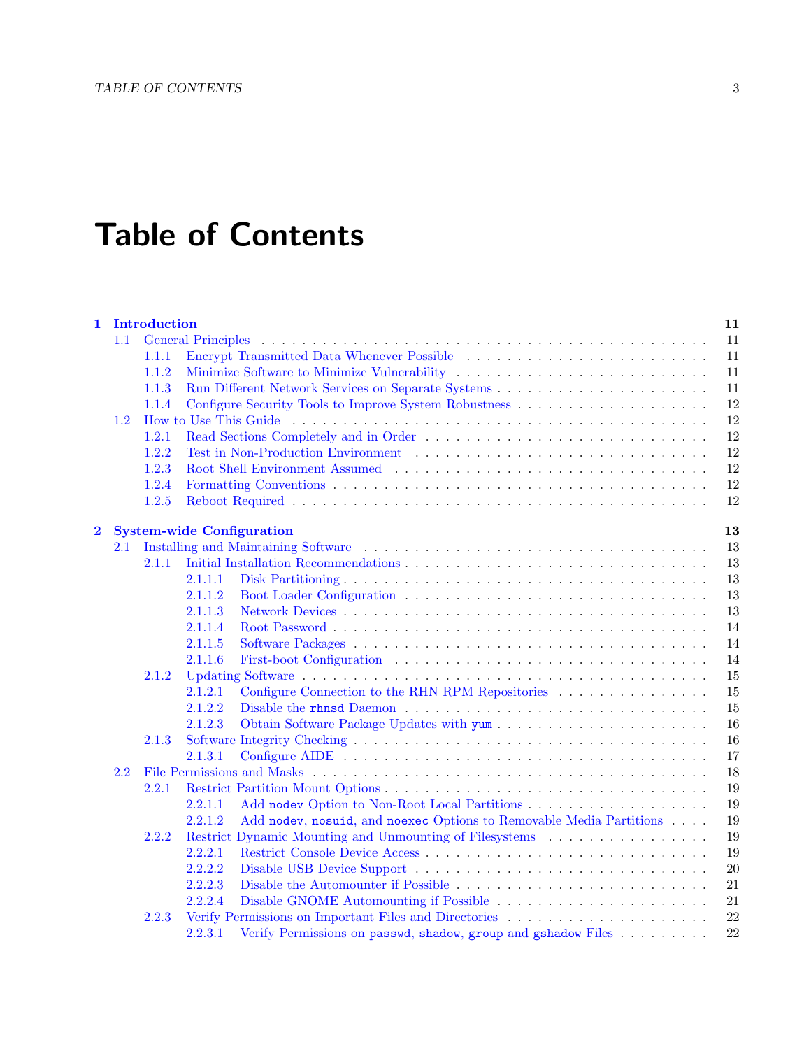# Table of Contents

**1 Introduction** **11**

- 1.1 General Principles . . . 11
  - 1.1.1 Encrypt Transmitted Data Whenever Possible . . . 11
  - 1.1.2 Minimize Software to Minimize Vulnerability . . . 11
  - 1.1.3 Run Different Network Services on Separate Systems . . . 11
  - 1.1.4 Configure Security Tools to Improve System Robustness . . . 12
- 1.2 How to Use This Guide . . . 12
  - 1.2.1 Read Sections Completely and in Order . . . 12
  - 1.2.2 Test in Non-Production Environment . . . 12
  - 1.2.3 Root Shell Environment Assumed . . . 12
  - 1.2.4 Formatting Conventions . . . 12
  - 1.2.5 Reboot Required . . . 12

**2 System-wide Configuration** **13**

- 2.1 Installing and Maintaining Software . . . 13
  - 2.1.1 Initial Installation Recommendations . . . 13
    - 2.1.1.1 Disk Partitioning . . . 13
    - 2.1.1.2 Boot Loader Configuration . . . 13
    - 2.1.1.3 Network Devices . . . 13
    - 2.1.1.4 Root Password . . . 14
    - 2.1.1.5 Software Packages . . . 14
    - 2.1.1.6 First-boot Configuration . . . 14
  - 2.1.2 Updating Software . . . 15
    - 2.1.2.1 Configure Connection to the RHN RPM Repositories . . . 15
    - 2.1.2.2 Disable the `rhnsd` Daemon . . . 15
    - 2.1.2.3 Obtain Software Package Updates with `yum` . . . 16
  - 2.1.3 Software Integrity Checking . . . 16
    - 2.1.3.1 Configure AIDE . . . 17
- 2.2 File Permissions and Masks . . . 18
  - 2.2.1 Restrict Partition Mount Options . . . 19
    - 2.2.1.1 Add `nodev` Option to Non-Root Local Partitions . . . 19
    - 2.2.1.2 Add `nodev`, `nosuid`, and `noexec` Options to Removable Media Partitions . . . 19
  - 2.2.2 Restrict Dynamic Mounting and Unmounting of Filesystems . . . 19
    - 2.2.2.1 Restrict Console Device Access . . . 19
    - 2.2.2.2 Disable USB Device Support . . . 20
    - 2.2.2.3 Disable the Automounter if Possible . . . 21
    - 2.2.2.4 Disable GNOME Automounting if Possible . . . 21
  - 2.2.3 Verify Permissions on Important Files and Directories . . . 22
    - 2.2.3.1 Verify Permissions on `passwd`, `shadow`, `group` and `gshadow` Files . . . 22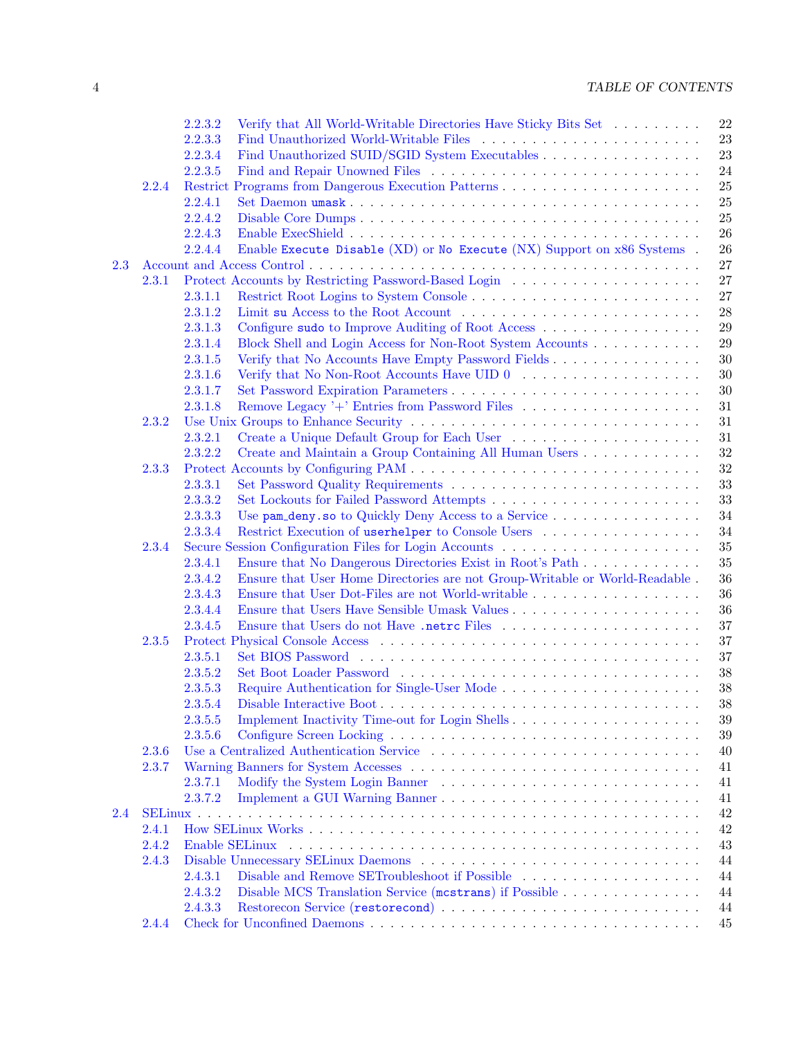- 2.2.3.2 Verify that All World-Writable Directories Have Sticky Bits Set . . . . . . . . . 22
- 2.2.3.3 Find Unauthorized World-Writable Files . . . . . . . . . . . . . . . . . . . . . . 23
- 2.2.3.4 Find Unauthorized SUID/SGID System Executables . . . . . . . . . . . . . . . . 23
- 2.2.3.5 Find and Repair Unowned Files . . . . . . . . . . . . . . . . . . . . . . . . . 24
- 2.2.4 Restrict Programs from Dangerous Execution Patterns . . . . . . . . . . . . . . . . . . . 25
  - 2.2.4.1 Set Daemon `umask` . . . . . . . . . . . . . . . . . . . . . . . . . . . . . . . 25
  - 2.2.4.2 Disable Core Dumps . . . . . . . . . . . . . . . . . . . . . . . . . . . . . . . 25
  - 2.2.4.3 Enable ExecShield . . . . . . . . . . . . . . . . . . . . . . . . . . . . . . . . 26
  - 2.2.4.4 Enable `Execute Disable` (XD) or `No Execute` (NX) Support on x86 Systems . 26
- 2.3 Account and Access Control . . . . . . . . . . . . . . . . . . . . . . . . . . . . . . . . . 27
  - 2.3.1 Protect Accounts by Restricting Password-Based Login . . . . . . . . . . . . . . . . . 27
    - 2.3.1.1 Restrict Root Logins to System Console . . . . . . . . . . . . . . . . . . . . . . 27
    - 2.3.1.2 Limit `su` Access to the Root Account . . . . . . . . . . . . . . . . . . . . . . 28
    - 2.3.1.3 Configure `sudo` to Improve Auditing of Root Access . . . . . . . . . . . . . . . 29
    - 2.3.1.4 Block Shell and Login Access for Non-Root System Accounts . . . . . . . . . . . 29
    - 2.3.1.5 Verify that No Accounts Have Empty Password Fields . . . . . . . . . . . . . . . 30
    - 2.3.1.6 Verify that No Non-Root Accounts Have UID 0 . . . . . . . . . . . . . . . . . . 30
    - 2.3.1.7 Set Password Expiration Parameters . . . . . . . . . . . . . . . . . . . . . . . . 30
    - 2.3.1.8 Remove Legacy '+' Entries from Password Files . . . . . . . . . . . . . . . . . . 31
  - 2.3.2 Use Unix Groups to Enhance Security . . . . . . . . . . . . . . . . . . . . . . . . . . 31
    - 2.3.2.1 Create a Unique Default Group for Each User . . . . . . . . . . . . . . . . . . . 31
    - 2.3.2.2 Create and Maintain a Group Containing All Human Users . . . . . . . . . . . . 32
  - 2.3.3 Protect Accounts by Configuring PAM . . . . . . . . . . . . . . . . . . . . . . . . . . 32
    - 2.3.3.1 Set Password Quality Requirements . . . . . . . . . . . . . . . . . . . . . . . . 33
    - 2.3.3.2 Set Lockouts for Failed Password Attempts . . . . . . . . . . . . . . . . . . . . 33
    - 2.3.3.3 Use `pam_deny.so` to Quickly Deny Access to a Service . . . . . . . . . . . . . . 34
    - 2.3.3.4 Restrict Execution of `userhelper` to Console Users . . . . . . . . . . . . . . . . 34
  - 2.3.4 Secure Session Configuration Files for Login Accounts . . . . . . . . . . . . . . . . . . 35
    - 2.3.4.1 Ensure that No Dangerous Directories Exist in Root's Path . . . . . . . . . . . . 35
    - 2.3.4.2 Ensure that User Home Directories are not Group-Writable or World-Readable . 36
    - 2.3.4.3 Ensure that User Dot-Files are not World-writable . . . . . . . . . . . . . . . . . 36
    - 2.3.4.4 Ensure that Users Have Sensible Umask Values . . . . . . . . . . . . . . . . . . 36
    - 2.3.4.5 Ensure that Users do not Have `.netrc` Files . . . . . . . . . . . . . . . . . . . 37
  - 2.3.5 Protect Physical Console Access . . . . . . . . . . . . . . . . . . . . . . . . . . . . . 37
    - 2.3.5.1 Set BIOS Password . . . . . . . . . . . . . . . . . . . . . . . . . . . . . . . . 37
    - 2.3.5.2 Set Boot Loader Password . . . . . . . . . . . . . . . . . . . . . . . . . . . . . 38
    - 2.3.5.3 Require Authentication for Single-User Mode . . . . . . . . . . . . . . . . . . . 38
    - 2.3.5.4 Disable Interactive Boot . . . . . . . . . . . . . . . . . . . . . . . . . . . . . . 38
    - 2.3.5.5 Implement Inactivity Time-out for Login Shells . . . . . . . . . . . . . . . . . . 39
    - 2.3.5.6 Configure Screen Locking . . . . . . . . . . . . . . . . . . . . . . . . . . . . . 39
  - 2.3.6 Use a Centralized Authentication Service . . . . . . . . . . . . . . . . . . . . . . . . . 40
  - 2.3.7 Warning Banners for System Accesses . . . . . . . . . . . . . . . . . . . . . . . . . . 41
    - 2.3.7.1 Modify the System Login Banner . . . . . . . . . . . . . . . . . . . . . . . . . 41
    - 2.3.7.2 Implement a GUI Warning Banner . . . . . . . . . . . . . . . . . . . . . . . . . 41
- 2.4 SELinux . . . . . . . . . . . . . . . . . . . . . . . . . . . . . . . . . . . . . . . . . . . . . 42
  - 2.4.1 How SELinux Works . . . . . . . . . . . . . . . . . . . . . . . . . . . . . . . . . . . 42
  - 2.4.2 Enable SELinux . . . . . . . . . . . . . . . . . . . . . . . . . . . . . . . . . . . . . . 43
  - 2.4.3 Disable Unnecessary SELinux Daemons . . . . . . . . . . . . . . . . . . . . . . . . . . 44
    - 2.4.3.1 Disable and Remove SETroubleshoot if Possible . . . . . . . . . . . . . . . . . . 44
    - 2.4.3.2 Disable MCS Translation Service (`mcstrans`) if Possible . . . . . . . . . . . . . . 44
    - 2.4.3.3 Restorecon Service (`restorecond`) . . . . . . . . . . . . . . . . . . . . . . . . . 44
  - 2.4.4 Check for Unconfined Daemons . . . . . . . . . . . . . . . . . . . . . . . . . . . . . . 45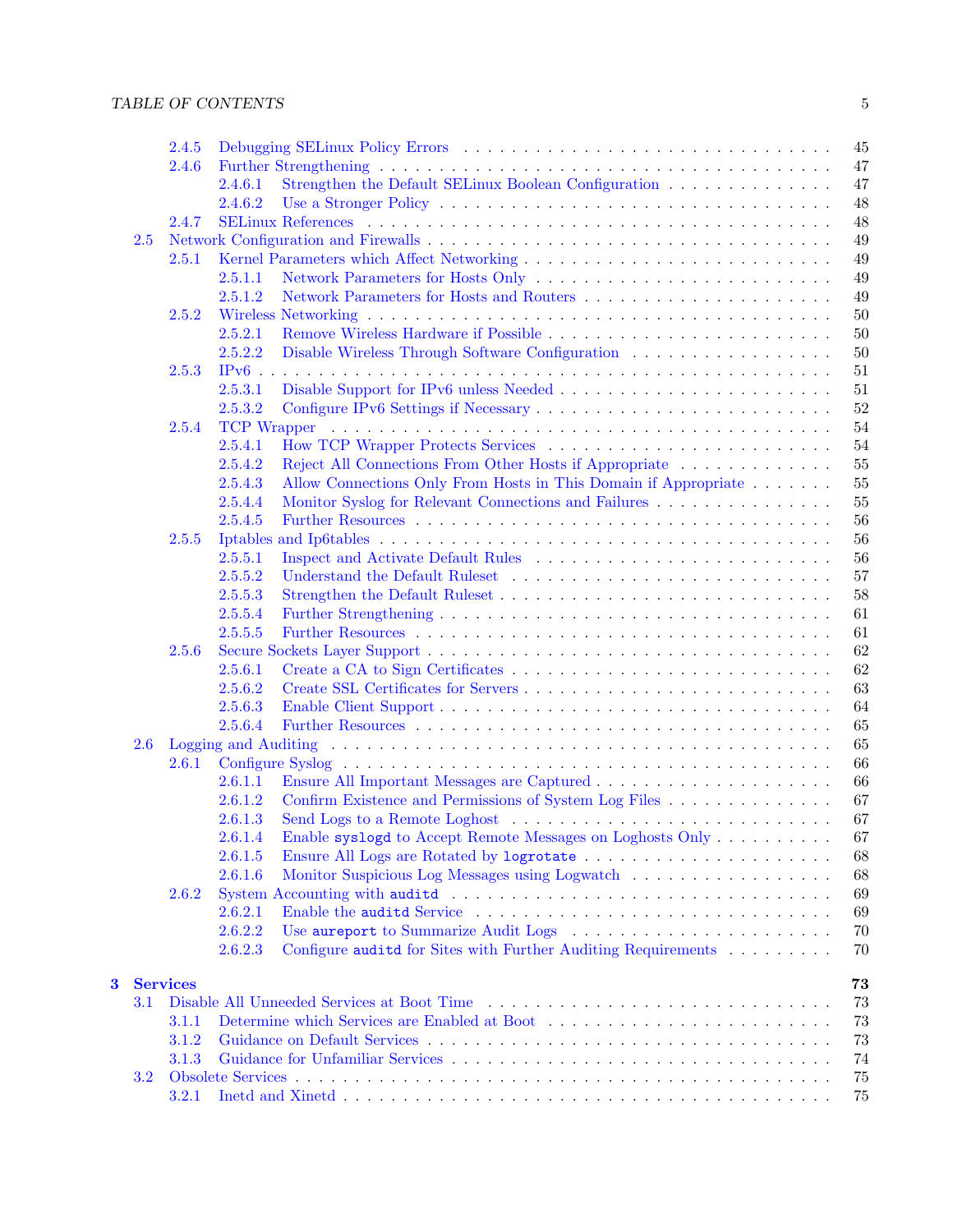- 2.4.5 Debugging SELinux Policy Errors . . . 45
- 2.4.6 Further Strengthening . . . 47
  - 2.4.6.1 Strengthen the Default SELinux Boolean Configuration . . . 47
  - 2.4.6.2 Use a Stronger Policy . . . 48
- 2.4.7 SELinux References . . . 48

- 2.5 Network Configuration and Firewalls . . . 49
  - 2.5.1 Kernel Parameters which Affect Networking . . . 49
    - 2.5.1.1 Network Parameters for Hosts Only . . . 49
    - 2.5.1.2 Network Parameters for Hosts and Routers . . . 49
  - 2.5.2 Wireless Networking . . . 50
    - 2.5.2.1 Remove Wireless Hardware if Possible . . . 50
    - 2.5.2.2 Disable Wireless Through Software Configuration . . . 50
  - 2.5.3 IPv6 . . . 51
    - 2.5.3.1 Disable Support for IPv6 unless Needed . . . 51
    - 2.5.3.2 Configure IPv6 Settings if Necessary . . . 52
  - 2.5.4 TCP Wrapper . . . 54
    - 2.5.4.1 How TCP Wrapper Protects Services . . . 54
    - 2.5.4.2 Reject All Connections From Other Hosts if Appropriate . . . 55
    - 2.5.4.3 Allow Connections Only From Hosts in This Domain if Appropriate . . . 55
    - 2.5.4.4 Monitor Syslog for Relevant Connections and Failures . . . 55
    - 2.5.4.5 Further Resources . . . 56
  - 2.5.5 Iptables and Ip6tables . . . 56
    - 2.5.5.1 Inspect and Activate Default Rules . . . 56
    - 2.5.5.2 Understand the Default Ruleset . . . 57
    - 2.5.5.3 Strengthen the Default Ruleset . . . 58
    - 2.5.5.4 Further Strengthening . . . 61
    - 2.5.5.5 Further Resources . . . 61
  - 2.5.6 Secure Sockets Layer Support . . . 62
    - 2.5.6.1 Create a CA to Sign Certificates . . . 62
    - 2.5.6.2 Create SSL Certificates for Servers . . . 63
    - 2.5.6.3 Enable Client Support . . . 64
    - 2.5.6.4 Further Resources . . . 65
- 2.6 Logging and Auditing . . . 65
  - 2.6.1 Configure Syslog . . . 66
    - 2.6.1.1 Ensure All Important Messages are Captured . . . 66
    - 2.6.1.2 Confirm Existence and Permissions of System Log Files . . . 67
    - 2.6.1.3 Send Logs to a Remote Loghost . . . 67
    - 2.6.1.4 Enable `syslogd` to Accept Remote Messages on Loghosts Only . . . 67
    - 2.6.1.5 Ensure All Logs are Rotated by `logrotate` . . . 68
    - 2.6.1.6 Monitor Suspicious Log Messages using Logwatch . . . 68
  - 2.6.2 System Accounting with `auditd` . . . 69
    - 2.6.2.1 Enable the `auditd` Service . . . 69
    - 2.6.2.2 Use `aureport` to Summarize Audit Logs . . . 70
    - 2.6.2.3 Configure `auditd` for Sites with Further Auditing Requirements . . . 70

**3 Services . . . 73**

- 3.1 Disable All Unneeded Services at Boot Time . . . 73
  - 3.1.1 Determine which Services are Enabled at Boot . . . 73
  - 3.1.2 Guidance on Default Services . . . 73
  - 3.1.3 Guidance for Unfamiliar Services . . . 74
- 3.2 Obsolete Services . . . 75
  - 3.2.1 Inetd and Xinetd . . . 75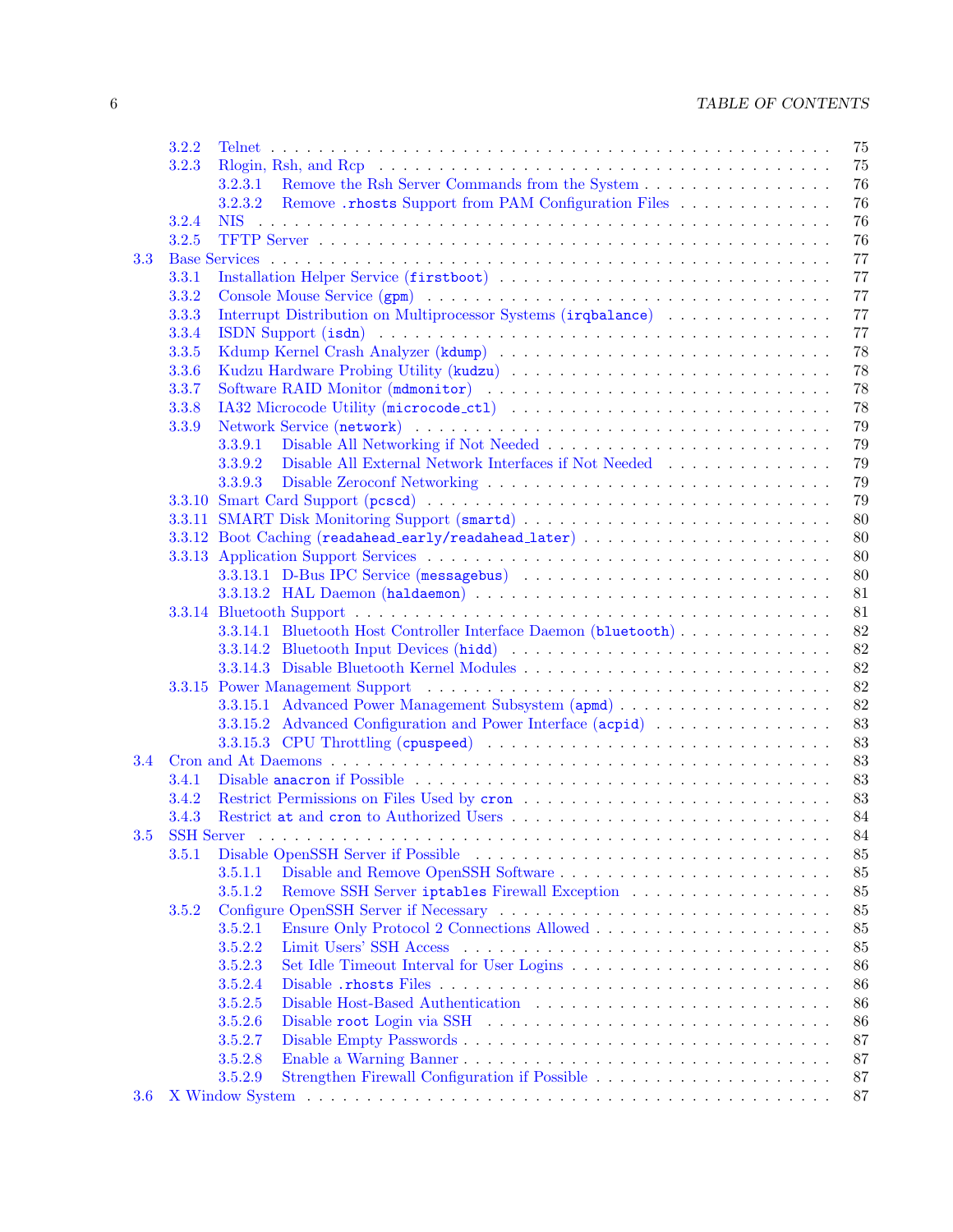- 3.2.2 Telnet . . . . . . . . . . . . . . . . . . . . . . . . . . . . . . . . . . . . . . . . . . . . 75
- 3.2.3 Rlogin, Rsh, and Rcp . . . . . . . . . . . . . . . . . . . . . . . . . . . . . . . . . . . 75
  - 3.2.3.1 Remove the Rsh Server Commands from the System . . . . . . . . . . . . . . 76
  - 3.2.3.2 Remove `.rhosts` Support from PAM Configuration Files . . . . . . . . . . . . 76
- 3.2.4 NIS . . . . . . . . . . . . . . . . . . . . . . . . . . . . . . . . . . . . . . . . . . . . . 76
- 3.2.5 TFTP Server . . . . . . . . . . . . . . . . . . . . . . . . . . . . . . . . . . . . . . . . 76

3.3 Base Services . . . . . . . . . . . . . . . . . . . . . . . . . . . . . . . . . . . . . . . . . 77

- 3.3.1 Installation Helper Service (`firstboot`) . . . . . . . . . . . . . . . . . . . . . . . . 77
- 3.3.2 Console Mouse Service (`gpm`) . . . . . . . . . . . . . . . . . . . . . . . . . . . . . 77
- 3.3.3 Interrupt Distribution on Multiprocessor Systems (`irqbalance`) . . . . . . . . . . . . 77
- 3.3.4 ISDN Support (`isdn`) . . . . . . . . . . . . . . . . . . . . . . . . . . . . . . . . . . 77
- 3.3.5 Kdump Kernel Crash Analyzer (`kdump`) . . . . . . . . . . . . . . . . . . . . . . . . 78
- 3.3.6 Kudzu Hardware Probing Utility (`kudzu`) . . . . . . . . . . . . . . . . . . . . . . . . 78
- 3.3.7 Software RAID Monitor (`mdmonitor`) . . . . . . . . . . . . . . . . . . . . . . . . . . 78
- 3.3.8 IA32 Microcode Utility (`microcode_ctl`) . . . . . . . . . . . . . . . . . . . . . . . . 78
- 3.3.9 Network Service (`network`) . . . . . . . . . . . . . . . . . . . . . . . . . . . . . . . 79
  - 3.3.9.1 Disable All Networking if Not Needed . . . . . . . . . . . . . . . . . . . . . . 79
  - 3.3.9.2 Disable All External Network Interfaces if Not Needed . . . . . . . . . . . . . 79
  - 3.3.9.3 Disable Zeroconf Networking . . . . . . . . . . . . . . . . . . . . . . . . . . . 79
- 3.3.10 Smart Card Support (`pcscd`) . . . . . . . . . . . . . . . . . . . . . . . . . . . . . . 79
- 3.3.11 SMART Disk Monitoring Support (`smartd`) . . . . . . . . . . . . . . . . . . . . . . . 80
- 3.3.12 Boot Caching (`readahead_early/readahead_later`) . . . . . . . . . . . . . . . . . . . 80
- 3.3.13 Application Support Services . . . . . . . . . . . . . . . . . . . . . . . . . . . . . . 80
  - 3.3.13.1 D-Bus IPC Service (`messagebus`) . . . . . . . . . . . . . . . . . . . . . . . . 80
  - 3.3.13.2 HAL Daemon (`haldaemon`) . . . . . . . . . . . . . . . . . . . . . . . . . . . 81
- 3.3.14 Bluetooth Support . . . . . . . . . . . . . . . . . . . . . . . . . . . . . . . . . . . . 81
  - 3.3.14.1 Bluetooth Host Controller Interface Daemon (`bluetooth`) . . . . . . . . . . . . 82
  - 3.3.14.2 Bluetooth Input Devices (`hidd`) . . . . . . . . . . . . . . . . . . . . . . . . . 82
  - 3.3.14.3 Disable Bluetooth Kernel Modules . . . . . . . . . . . . . . . . . . . . . . . . 82
- 3.3.15 Power Management Support . . . . . . . . . . . . . . . . . . . . . . . . . . . . . . 82
  - 3.3.15.1 Advanced Power Management Subsystem (`apmd`) . . . . . . . . . . . . . . . . 82
  - 3.3.15.2 Advanced Configuration and Power Interface (`acpid`) . . . . . . . . . . . . . 83
  - 3.3.15.3 CPU Throttling (`cpuspeed`) . . . . . . . . . . . . . . . . . . . . . . . . . . . 83

3.4 Cron and At Daemons . . . . . . . . . . . . . . . . . . . . . . . . . . . . . . . . . . . . . 83

- 3.4.1 Disable `anacron` if Possible . . . . . . . . . . . . . . . . . . . . . . . . . . . . . . 83
- 3.4.2 Restrict Permissions on Files Used by `cron` . . . . . . . . . . . . . . . . . . . . . . 83
- 3.4.3 Restrict `at` and `cron` to Authorized Users . . . . . . . . . . . . . . . . . . . . . . 84

3.5 SSH Server . . . . . . . . . . . . . . . . . . . . . . . . . . . . . . . . . . . . . . . . . . 84

- 3.5.1 Disable OpenSSH Server if Possible . . . . . . . . . . . . . . . . . . . . . . . . . . . 85
  - 3.5.1.1 Disable and Remove OpenSSH Software . . . . . . . . . . . . . . . . . . . . . 85
  - 3.5.1.2 Remove SSH Server `iptables` Firewall Exception . . . . . . . . . . . . . . . . 85
- 3.5.2 Configure OpenSSH Server if Necessary . . . . . . . . . . . . . . . . . . . . . . . . . 85
  - 3.5.2.1 Ensure Only Protocol 2 Connections Allowed . . . . . . . . . . . . . . . . . . 85
  - 3.5.2.2 Limit Users' SSH Access . . . . . . . . . . . . . . . . . . . . . . . . . . . . . 85
  - 3.5.2.3 Set Idle Timeout Interval for User Logins . . . . . . . . . . . . . . . . . . . . 86
  - 3.5.2.4 Disable `.rhosts` Files . . . . . . . . . . . . . . . . . . . . . . . . . . . . . . 86
  - 3.5.2.5 Disable Host-Based Authentication . . . . . . . . . . . . . . . . . . . . . . . . 86
  - 3.5.2.6 Disable `root` Login via SSH . . . . . . . . . . . . . . . . . . . . . . . . . . . 86
  - 3.5.2.7 Disable Empty Passwords . . . . . . . . . . . . . . . . . . . . . . . . . . . . . 87
  - 3.5.2.8 Enable a Warning Banner . . . . . . . . . . . . . . . . . . . . . . . . . . . . . 87
  - 3.5.2.9 Strengthen Firewall Configuration if Possible . . . . . . . . . . . . . . . . . . 87

3.6 X Window System . . . . . . . . . . . . . . . . . . . . . . . . . . . . . . . . . . . . . . . 87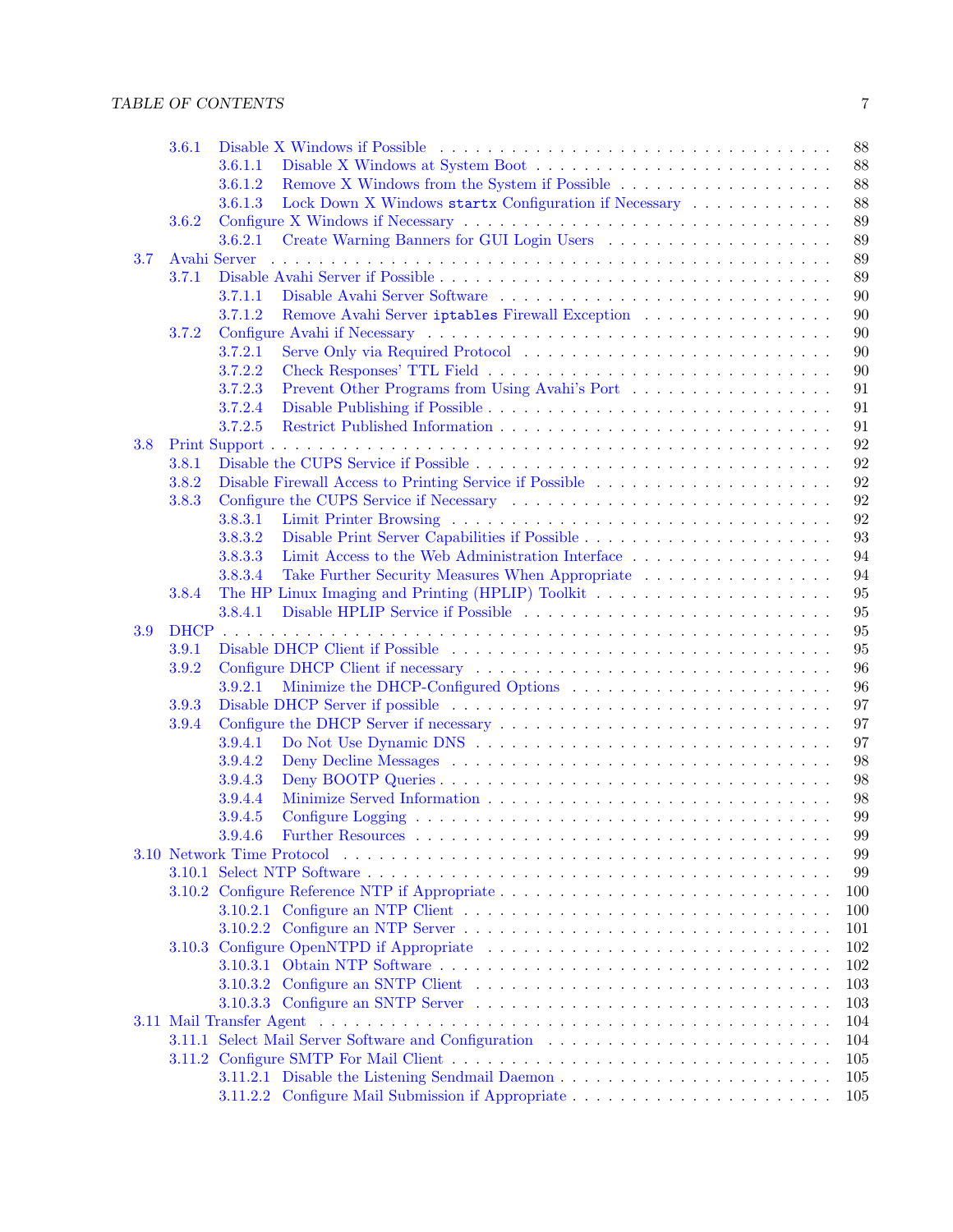- 3.6.1 Disable X Windows if Possible . . . 88
  - 3.6.1.1 Disable X Windows at System Boot . . . 88
  - 3.6.1.2 Remove X Windows from the System if Possible . . . 88
  - 3.6.1.3 Lock Down X Windows `startx` Configuration if Necessary . . . 88
- 3.6.2 Configure X Windows if Necessary . . . 89
  - 3.6.2.1 Create Warning Banners for GUI Login Users . . . 89

3.7 Avahi Server . . . 89

- 3.7.1 Disable Avahi Server if Possible . . . 89
  - 3.7.1.1 Disable Avahi Server Software . . . 90
  - 3.7.1.2 Remove Avahi Server `iptables` Firewall Exception . . . 90
- 3.7.2 Configure Avahi if Necessary . . . 90
  - 3.7.2.1 Serve Only via Required Protocol . . . 90
  - 3.7.2.2 Check Responses' TTL Field . . . 90
  - 3.7.2.3 Prevent Other Programs from Using Avahi's Port . . . 91
  - 3.7.2.4 Disable Publishing if Possible . . . 91
  - 3.7.2.5 Restrict Published Information . . . 91

3.8 Print Support . . . 92

- 3.8.1 Disable the CUPS Service if Possible . . . 92
- 3.8.2 Disable Firewall Access to Printing Service if Possible . . . 92
- 3.8.3 Configure the CUPS Service if Necessary . . . 92
  - 3.8.3.1 Limit Printer Browsing . . . 92
  - 3.8.3.2 Disable Print Server Capabilities if Possible . . . 93
  - 3.8.3.3 Limit Access to the Web Administration Interface . . . 94
  - 3.8.3.4 Take Further Security Measures When Appropriate . . . 94
- 3.8.4 The HP Linux Imaging and Printing (HPLIP) Toolkit . . . 95
  - 3.8.4.1 Disable HPLIP Service if Possible . . . 95

3.9 DHCP . . . 95

- 3.9.1 Disable DHCP Client if Possible . . . 95
- 3.9.2 Configure DHCP Client if necessary . . . 96
  - 3.9.2.1 Minimize the DHCP-Configured Options . . . 96
- 3.9.3 Disable DHCP Server if possible . . . 97
- 3.9.4 Configure the DHCP Server if necessary . . . 97
  - 3.9.4.1 Do Not Use Dynamic DNS . . . 97
  - 3.9.4.2 Deny Decline Messages . . . 98
  - 3.9.4.3 Deny BOOTP Queries . . . 98
  - 3.9.4.4 Minimize Served Information . . . 98
  - 3.9.4.5 Configure Logging . . . 99
  - 3.9.4.6 Further Resources . . . 99

3.10 Network Time Protocol . . . 99

- 3.10.1 Select NTP Software . . . 99
- 3.10.2 Configure Reference NTP if Appropriate . . . 100
  - 3.10.2.1 Configure an NTP Client . . . 100
  - 3.10.2.2 Configure an NTP Server . . . 101
- 3.10.3 Configure OpenNTPD if Appropriate . . . 102
  - 3.10.3.1 Obtain NTP Software . . . 102
  - 3.10.3.2 Configure an SNTP Client . . . 103
  - 3.10.3.3 Configure an SNTP Server . . . 103

3.11 Mail Transfer Agent . . . 104

- 3.11.1 Select Mail Server Software and Configuration . . . 104
- 3.11.2 Configure SMTP For Mail Client . . . 105
  - 3.11.2.1 Disable the Listening Sendmail Daemon . . . 105
  - 3.11.2.2 Configure Mail Submission if Appropriate . . . 105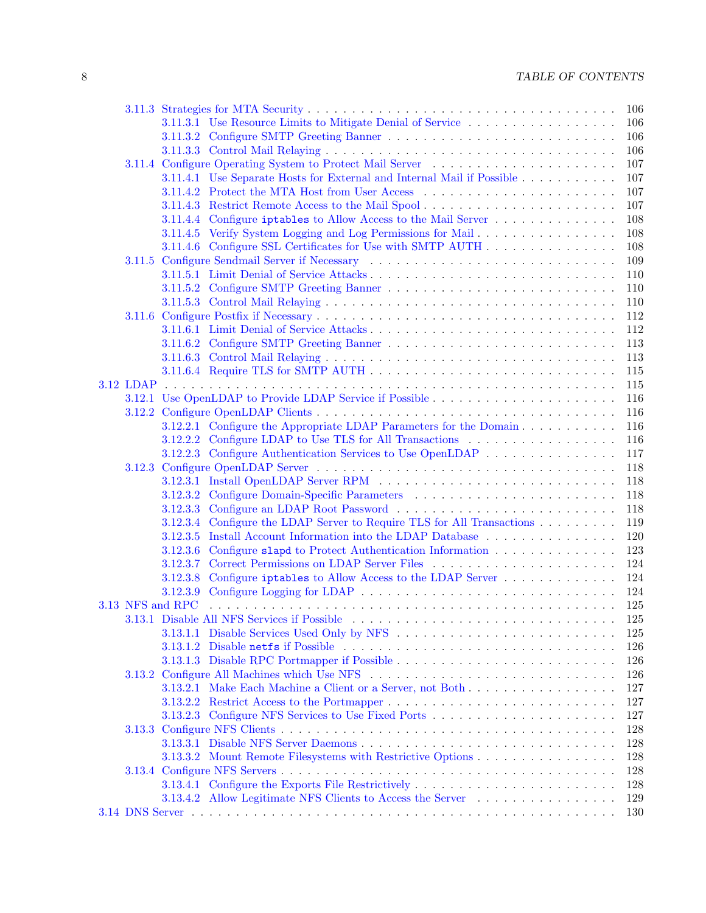- 3.11.3 Strategies for MTA Security . . . 106
  - 3.11.3.1 Use Resource Limits to Mitigate Denial of Service . . . 106
  - 3.11.3.2 Configure SMTP Greeting Banner . . . 106
  - 3.11.3.3 Control Mail Relaying . . . 106
- 3.11.4 Configure Operating System to Protect Mail Server . . . 107
  - 3.11.4.1 Use Separate Hosts for External and Internal Mail if Possible . . . 107
  - 3.11.4.2 Protect the MTA Host from User Access . . . 107
  - 3.11.4.3 Restrict Remote Access to the Mail Spool . . . 107
  - 3.11.4.4 Configure `iptables` to Allow Access to the Mail Server . . . 108
  - 3.11.4.5 Verify System Logging and Log Permissions for Mail . . . 108
  - 3.11.4.6 Configure SSL Certificates for Use with SMTP AUTH . . . 108
- 3.11.5 Configure Sendmail Server if Necessary . . . 109
  - 3.11.5.1 Limit Denial of Service Attacks . . . 110
  - 3.11.5.2 Configure SMTP Greeting Banner . . . 110
  - 3.11.5.3 Control Mail Relaying . . . 110
- 3.11.6 Configure Postfix if Necessary . . . 112
  - 3.11.6.1 Limit Denial of Service Attacks . . . 112
  - 3.11.6.2 Configure SMTP Greeting Banner . . . 113
  - 3.11.6.3 Control Mail Relaying . . . 113
  - 3.11.6.4 Require TLS for SMTP AUTH . . . 115

3.12 LDAP . . . 115
- 3.12.1 Use OpenLDAP to Provide LDAP Service if Possible . . . 116
- 3.12.2 Configure OpenLDAP Clients . . . 116
  - 3.12.2.1 Configure the Appropriate LDAP Parameters for the Domain . . . 116
  - 3.12.2.2 Configure LDAP to Use TLS for All Transactions . . . 116
  - 3.12.2.3 Configure Authentication Services to Use OpenLDAP . . . 117
- 3.12.3 Configure OpenLDAP Server . . . 118
  - 3.12.3.1 Install OpenLDAP Server RPM . . . 118
  - 3.12.3.2 Configure Domain-Specific Parameters . . . 118
  - 3.12.3.3 Configure an LDAP Root Password . . . 118
  - 3.12.3.4 Configure the LDAP Server to Require TLS for All Transactions . . . 119
  - 3.12.3.5 Install Account Information into the LDAP Database . . . 120
  - 3.12.3.6 Configure `slapd` to Protect Authentication Information . . . 123
  - 3.12.3.7 Correct Permissions on LDAP Server Files . . . 124
  - 3.12.3.8 Configure `iptables` to Allow Access to the LDAP Server . . . 124
  - 3.12.3.9 Configure Logging for LDAP . . . 124

3.13 NFS and RPC . . . 125
- 3.13.1 Disable All NFS Services if Possible . . . 125
  - 3.13.1.1 Disable Services Used Only by NFS . . . 125
  - 3.13.1.2 Disable `netfs` if Possible . . . 126
  - 3.13.1.3 Disable RPC Portmapper if Possible . . . 126
- 3.13.2 Configure All Machines which Use NFS . . . 126
  - 3.13.2.1 Make Each Machine a Client or a Server, not Both . . . 127
  - 3.13.2.2 Restrict Access to the Portmapper . . . 127
  - 3.13.2.3 Configure NFS Services to Use Fixed Ports . . . 127
- 3.13.3 Configure NFS Clients . . . 128
  - 3.13.3.1 Disable NFS Server Daemons . . . 128
  - 3.13.3.2 Mount Remote Filesystems with Restrictive Options . . . 128
- 3.13.4 Configure NFS Servers . . . 128
  - 3.13.4.1 Configure the Exports File Restrictively . . . 128
  - 3.13.4.2 Allow Legitimate NFS Clients to Access the Server . . . 129

3.14 DNS Server . . . 130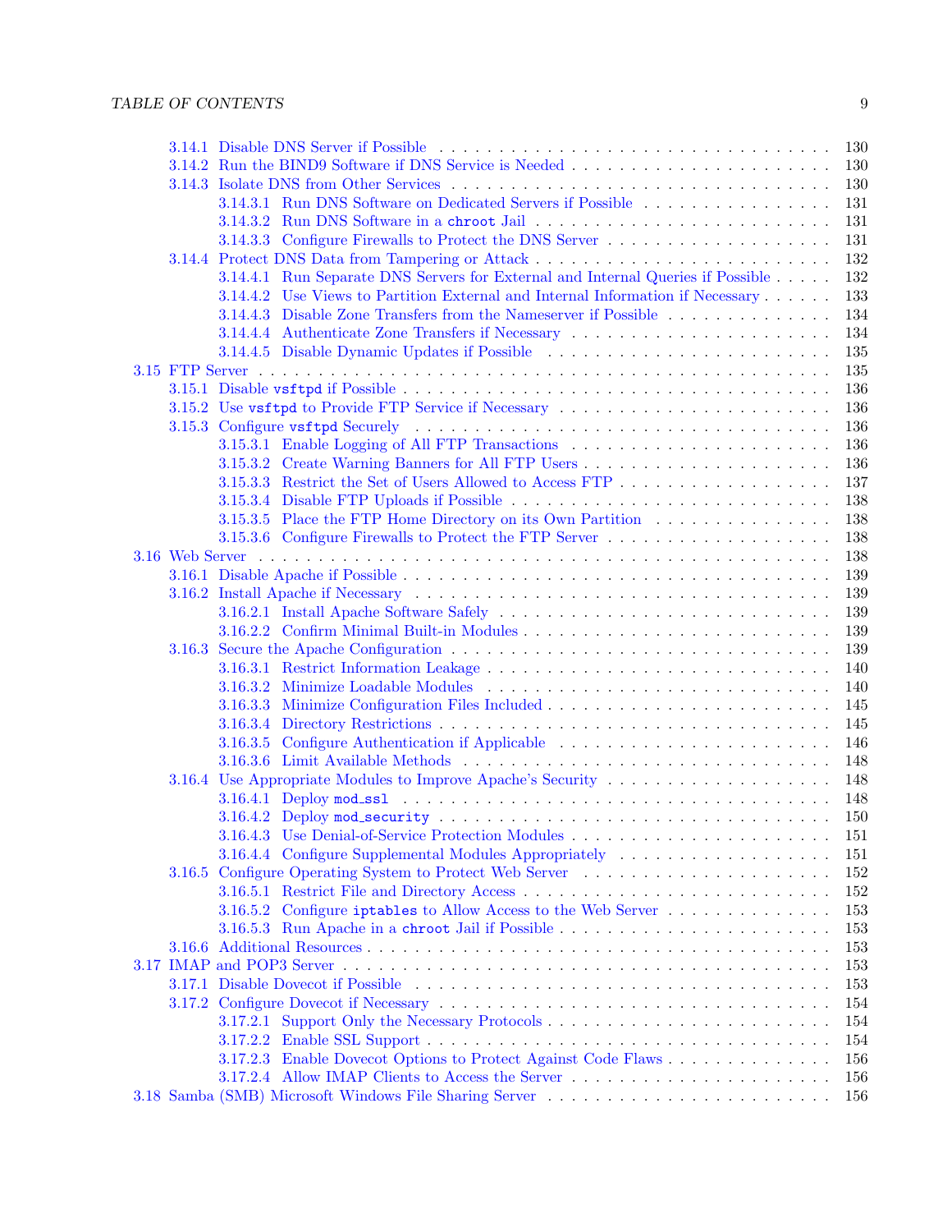- 3.14.1 Disable DNS Server if Possible . . . 130
- 3.14.2 Run the BIND9 Software if DNS Service is Needed . . . 130
- 3.14.3 Isolate DNS from Other Services . . . 130
  - 3.14.3.1 Run DNS Software on Dedicated Servers if Possible . . . 131
  - 3.14.3.2 Run DNS Software in a `chroot` Jail . . . 131
  - 3.14.3.3 Configure Firewalls to Protect the DNS Server . . . 131
- 3.14.4 Protect DNS Data from Tampering or Attack . . . 132
  - 3.14.4.1 Run Separate DNS Servers for External and Internal Queries if Possible . . . 132
  - 3.14.4.2 Use Views to Partition External and Internal Information if Necessary . . . 133
  - 3.14.4.3 Disable Zone Transfers from the Nameserver if Possible . . . 134
  - 3.14.4.4 Authenticate Zone Transfers if Necessary . . . 134
  - 3.14.4.5 Disable Dynamic Updates if Possible . . . 135

3.15 FTP Server . . . 135
- 3.15.1 Disable `vsftpd` if Possible . . . 136
- 3.15.2 Use `vsftpd` to Provide FTP Service if Necessary . . . 136
- 3.15.3 Configure `vsftpd` Securely . . . 136
  - 3.15.3.1 Enable Logging of All FTP Transactions . . . 136
  - 3.15.3.2 Create Warning Banners for All FTP Users . . . 136
  - 3.15.3.3 Restrict the Set of Users Allowed to Access FTP . . . 137
  - 3.15.3.4 Disable FTP Uploads if Possible . . . 138
  - 3.15.3.5 Place the FTP Home Directory on its Own Partition . . . 138
  - 3.15.3.6 Configure Firewalls to Protect the FTP Server . . . 138

3.16 Web Server . . . 138
- 3.16.1 Disable Apache if Possible . . . 139
- 3.16.2 Install Apache if Necessary . . . 139
  - 3.16.2.1 Install Apache Software Safely . . . 139
  - 3.16.2.2 Confirm Minimal Built-in Modules . . . 139
- 3.16.3 Secure the Apache Configuration . . . 139
  - 3.16.3.1 Restrict Information Leakage . . . 140
  - 3.16.3.2 Minimize Loadable Modules . . . 140
  - 3.16.3.3 Minimize Configuration Files Included . . . 145
  - 3.16.3.4 Directory Restrictions . . . 145
  - 3.16.3.5 Configure Authentication if Applicable . . . 146
  - 3.16.3.6 Limit Available Methods . . . 148
- 3.16.4 Use Appropriate Modules to Improve Apache's Security . . . 148
  - 3.16.4.1 Deploy `mod_ssl` . . . 148
  - 3.16.4.2 Deploy `mod_security` . . . 150
  - 3.16.4.3 Use Denial-of-Service Protection Modules . . . 151
  - 3.16.4.4 Configure Supplemental Modules Appropriately . . . 151
- 3.16.5 Configure Operating System to Protect Web Server . . . 152
  - 3.16.5.1 Restrict File and Directory Access . . . 152
  - 3.16.5.2 Configure `iptables` to Allow Access to the Web Server . . . 153
  - 3.16.5.3 Run Apache in a `chroot` Jail if Possible . . . 153
- 3.16.6 Additional Resources . . . 153

3.17 IMAP and POP3 Server . . . 153
- 3.17.1 Disable Dovecot if Possible . . . 153
- 3.17.2 Configure Dovecot if Necessary . . . 154
  - 3.17.2.1 Support Only the Necessary Protocols . . . 154
  - 3.17.2.2 Enable SSL Support . . . 154
  - 3.17.2.3 Enable Dovecot Options to Protect Against Code Flaws . . . 156
  - 3.17.2.4 Allow IMAP Clients to Access the Server . . . 156

3.18 Samba (SMB) Microsoft Windows File Sharing Server . . . 156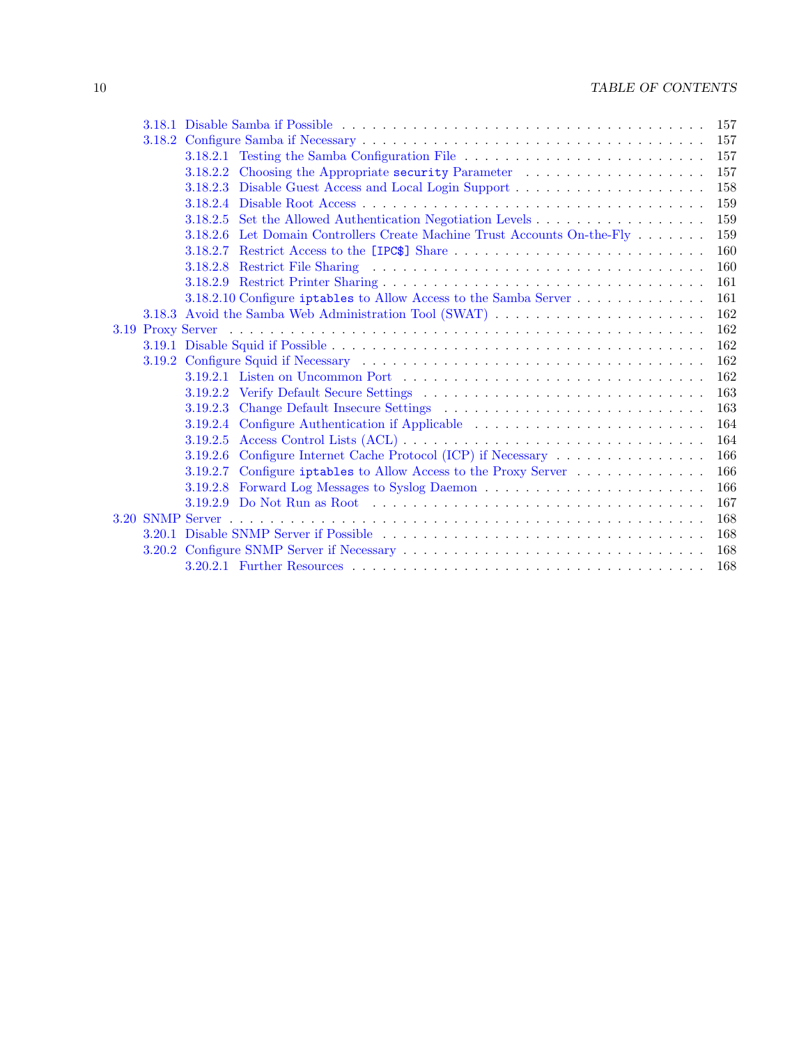- 3.18.1 Disable Samba if Possible . . . 157
- 3.18.2 Configure Samba if Necessary . . . 157
  - 3.18.2.1 Testing the Samba Configuration File . . . 157
  - 3.18.2.2 Choosing the Appropriate `security` Parameter . . . 157
  - 3.18.2.3 Disable Guest Access and Local Login Support . . . 158
  - 3.18.2.4 Disable Root Access . . . 159
  - 3.18.2.5 Set the Allowed Authentication Negotiation Levels . . . 159
  - 3.18.2.6 Let Domain Controllers Create Machine Trust Accounts On-the-Fly . . . 159
  - 3.18.2.7 Restrict Access to the `[IPC$]` Share . . . 160
  - 3.18.2.8 Restrict File Sharing . . . 160
  - 3.18.2.9 Restrict Printer Sharing . . . 161
  - 3.18.2.10 Configure `iptables` to Allow Access to the Samba Server . . . 161
- 3.18.3 Avoid the Samba Web Administration Tool (SWAT) . . . 162

3.19 Proxy Server . . . 162
- 3.19.1 Disable Squid if Possible . . . 162
- 3.19.2 Configure Squid if Necessary . . . 162
  - 3.19.2.1 Listen on Uncommon Port . . . 162
  - 3.19.2.2 Verify Default Secure Settings . . . 163
  - 3.19.2.3 Change Default Insecure Settings . . . 163
  - 3.19.2.4 Configure Authentication if Applicable . . . 164
  - 3.19.2.5 Access Control Lists (ACL) . . . 164
  - 3.19.2.6 Configure Internet Cache Protocol (ICP) if Necessary . . . 166
  - 3.19.2.7 Configure `iptables` to Allow Access to the Proxy Server . . . 166
  - 3.19.2.8 Forward Log Messages to Syslog Daemon . . . 166
  - 3.19.2.9 Do Not Run as Root . . . 167

3.20 SNMP Server . . . 168
- 3.20.1 Disable SNMP Server if Possible . . . 168
- 3.20.2 Configure SNMP Server if Necessary . . . 168
  - 3.20.2.1 Further Resources . . . 168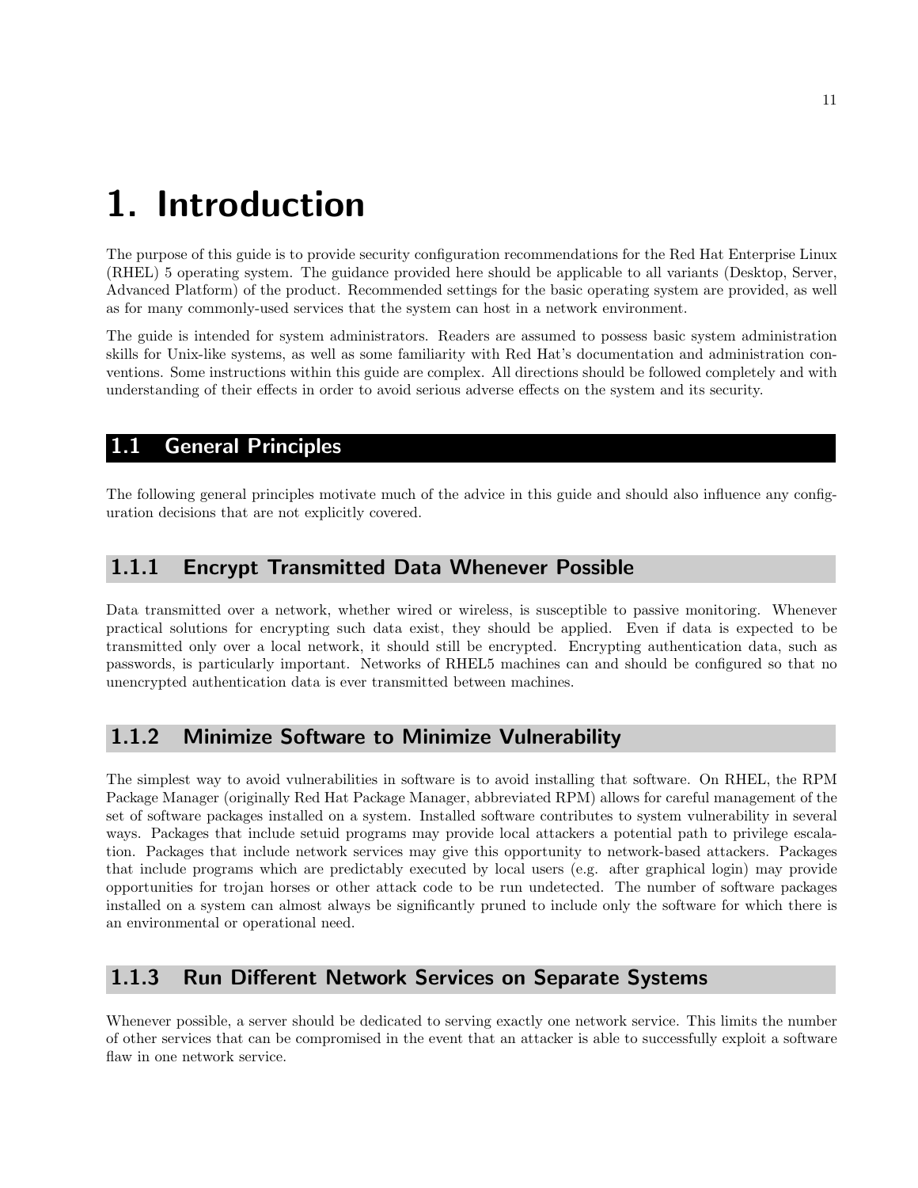# 1. Introduction

The purpose of this guide is to provide security configuration recommendations for the Red Hat Enterprise Linux (RHEL) 5 operating system. The guidance provided here should be applicable to all variants (Desktop, Server, Advanced Platform) of the product. Recommended settings for the basic operating system are provided, as well as for many commonly-used services that the system can host in a network environment.

The guide is intended for system administrators. Readers are assumed to possess basic system administration skills for Unix-like systems, as well as some familiarity with Red Hat's documentation and administration conventions. Some instructions within this guide are complex. All directions should be followed completely and with understanding of their effects in order to avoid serious adverse effects on the system and its security.

## 1.1 General Principles

The following general principles motivate much of the advice in this guide and should also influence any configuration decisions that are not explicitly covered.

### 1.1.1 Encrypt Transmitted Data Whenever Possible

Data transmitted over a network, whether wired or wireless, is susceptible to passive monitoring. Whenever practical solutions for encrypting such data exist, they should be applied. Even if data is expected to be transmitted only over a local network, it should still be encrypted. Encrypting authentication data, such as passwords, is particularly important. Networks of RHEL5 machines can and should be configured so that no unencrypted authentication data is ever transmitted between machines.

### 1.1.2 Minimize Software to Minimize Vulnerability

The simplest way to avoid vulnerabilities in software is to avoid installing that software. On RHEL, the RPM Package Manager (originally Red Hat Package Manager, abbreviated RPM) allows for careful management of the set of software packages installed on a system. Installed software contributes to system vulnerability in several ways. Packages that include setuid programs may provide local attackers a potential path to privilege escalation. Packages that include network services may give this opportunity to network-based attackers. Packages that include programs which are predictably executed by local users (e.g. after graphical login) may provide opportunities for trojan horses or other attack code to be run undetected. The number of software packages installed on a system can almost always be significantly pruned to include only the software for which there is an environmental or operational need.

### 1.1.3 Run Different Network Services on Separate Systems

Whenever possible, a server should be dedicated to serving exactly one network service. This limits the number of other services that can be compromised in the event that an attacker is able to successfully exploit a software flaw in one network service.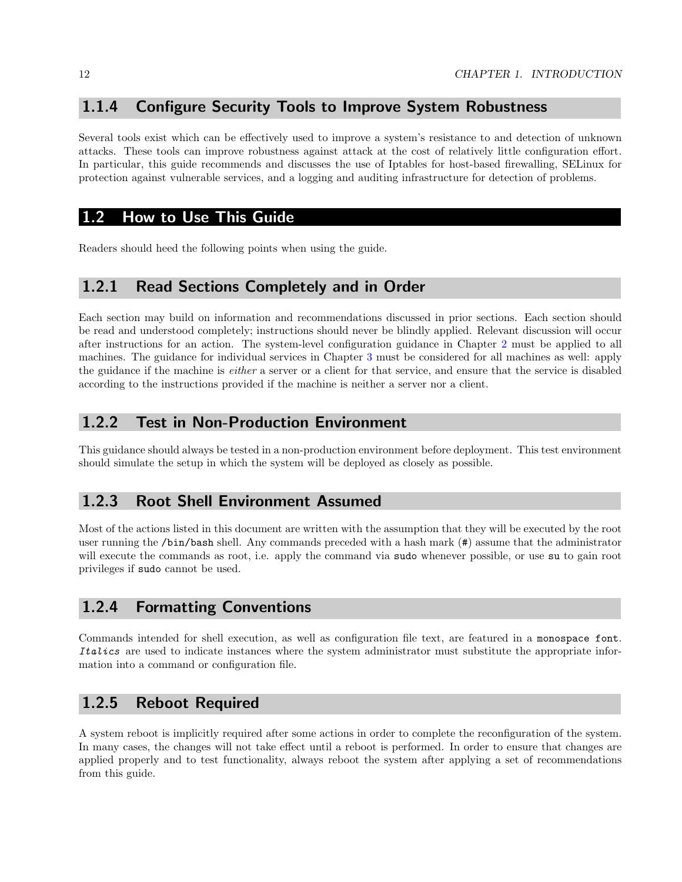### 1.1.4 Configure Security Tools to Improve System Robustness

Several tools exist which can be effectively used to improve a system's resistance to and detection of unknown attacks. These tools can improve robustness against attack at the cost of relatively little configuration effort. In particular, this guide recommends and discusses the use of Iptables for host-based firewalling, SELinux for protection against vulnerable services, and a logging and auditing infrastructure for detection of problems.

## 1.2 How to Use This Guide

Readers should heed the following points when using the guide.

### 1.2.1 Read Sections Completely and in Order

Each section may build on information and recommendations discussed in prior sections. Each section should be read and understood completely; instructions should never be blindly applied. Relevant discussion will occur after instructions for an action. The system-level configuration guidance in Chapter 2 must be applied to all machines. The guidance for individual services in Chapter 3 must be considered for all machines as well: apply the guidance if the machine is *either* a server or a client for that service, and ensure that the service is disabled according to the instructions provided if the machine is neither a server nor a client.

### 1.2.2 Test in Non-Production Environment

This guidance should always be tested in a non-production environment before deployment. This test environment should simulate the setup in which the system will be deployed as closely as possible.

### 1.2.3 Root Shell Environment Assumed

Most of the actions listed in this document are written with the assumption that they will be executed by the root user running the `/bin/bash` shell. Any commands preceded with a hash mark (`#`) assume that the administrator will execute the commands as root, i.e. apply the command via `sudo` whenever possible, or use `su` to gain root privileges if `sudo` cannot be used.

### 1.2.4 Formatting Conventions

Commands intended for shell execution, as well as configuration file text, are featured in a `monospace font`. *Italics* are used to indicate instances where the system administrator must substitute the appropriate information into a command or configuration file.

### 1.2.5 Reboot Required

A system reboot is implicitly required after some actions in order to complete the reconfiguration of the system. In many cases, the changes will not take effect until a reboot is performed. In order to ensure that changes are applied properly and to test functionality, always reboot the system after applying a set of recommendations from this guide.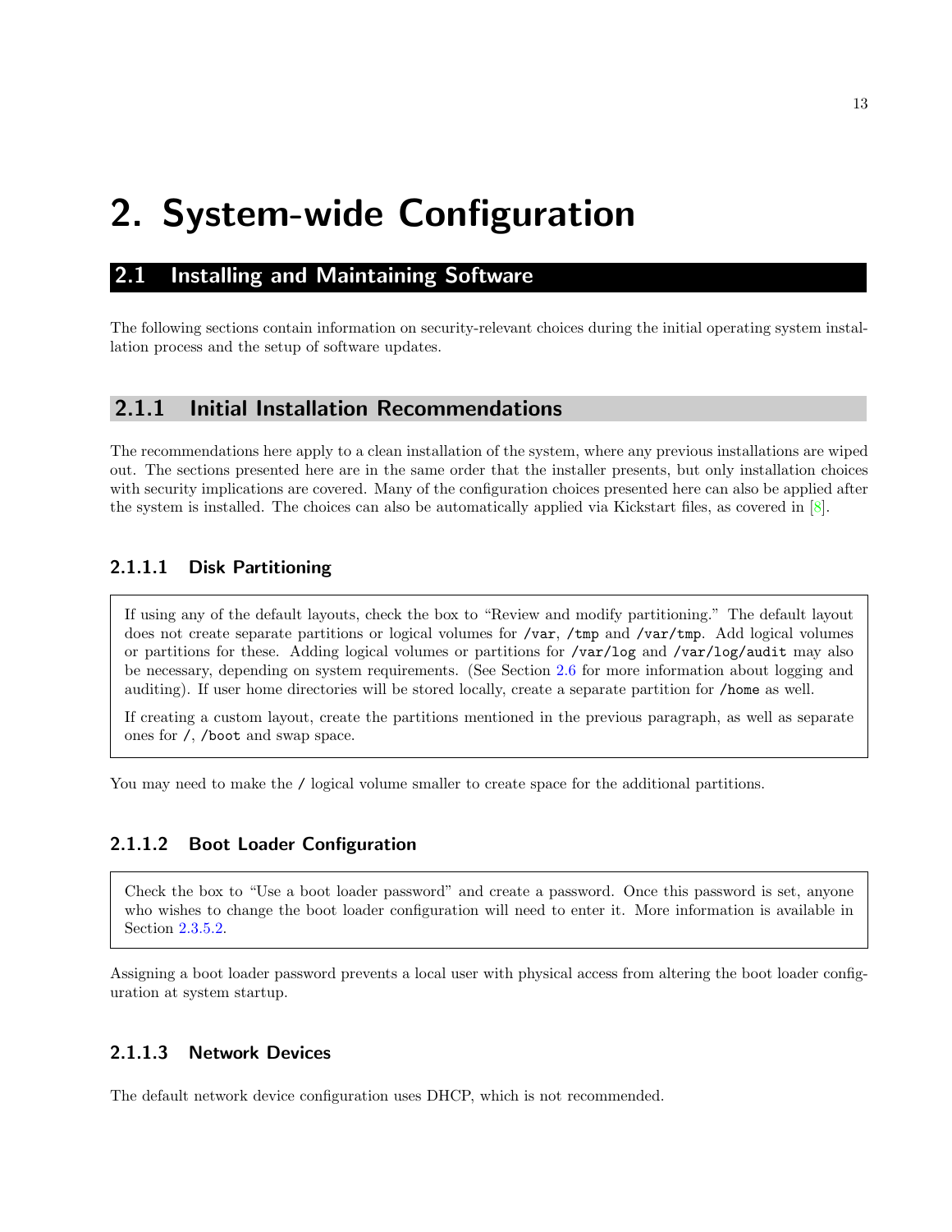# 2. System-wide Configuration

## 2.1 Installing and Maintaining Software

The following sections contain information on security-relevant choices during the initial operating system installation process and the setup of software updates.

### 2.1.1 Initial Installation Recommendations

The recommendations here apply to a clean installation of the system, where any previous installations are wiped out. The sections presented here are in the same order that the installer presents, but only installation choices with security implications are covered. Many of the configuration choices presented here can also be applied after the system is installed. The choices can also be automatically applied via Kickstart files, as covered in [8].

#### 2.1.1.1 Disk Partitioning

> If using any of the default layouts, check the box to "Review and modify partitioning." The default layout does not create separate partitions or logical volumes for `/var`, `/tmp` and `/var/tmp`. Add logical volumes or partitions for these. Adding logical volumes or partitions for `/var/log` and `/var/log/audit` may also be necessary, depending on system requirements. (See Section 2.6 for more information about logging and auditing). If user home directories will be stored locally, create a separate partition for `/home` as well.
>
> If creating a custom layout, create the partitions mentioned in the previous paragraph, as well as separate ones for `/`, `/boot` and swap space.

You may need to make the `/` logical volume smaller to create space for the additional partitions.

#### 2.1.1.2 Boot Loader Configuration

> Check the box to "Use a boot loader password" and create a password. Once this password is set, anyone who wishes to change the boot loader configuration will need to enter it. More information is available in Section 2.3.5.2.

Assigning a boot loader password prevents a local user with physical access from altering the boot loader configuration at system startup.

#### 2.1.1.3 Network Devices

The default network device configuration uses DHCP, which is not recommended.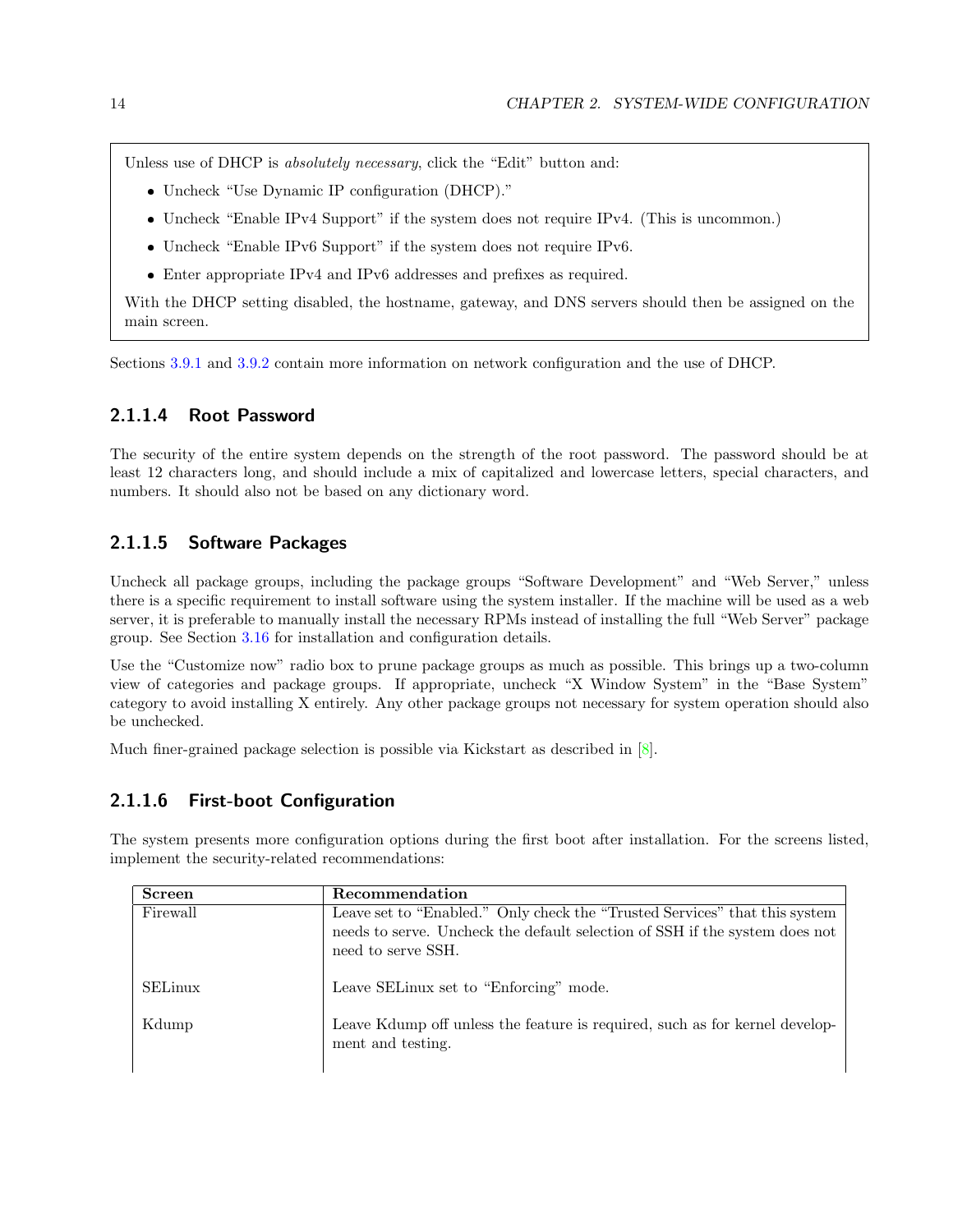Unless use of DHCP is *absolutely necessary*, click the "Edit" button and:

- Uncheck "Use Dynamic IP configuration (DHCP)."
- Uncheck "Enable IPv4 Support" if the system does not require IPv4. (This is uncommon.)
- Uncheck "Enable IPv6 Support" if the system does not require IPv6.
- Enter appropriate IPv4 and IPv6 addresses and prefixes as required.

With the DHCP setting disabled, the hostname, gateway, and DNS servers should then be assigned on the main screen.

Sections 3.9.1 and 3.9.2 contain more information on network configuration and the use of DHCP.

#### 2.1.1.4 Root Password

The security of the entire system depends on the strength of the root password. The password should be at least 12 characters long, and should include a mix of capitalized and lowercase letters, special characters, and numbers. It should also not be based on any dictionary word.

#### 2.1.1.5 Software Packages

Uncheck all package groups, including the package groups "Software Development" and "Web Server," unless there is a specific requirement to install software using the system installer. If the machine will be used as a web server, it is preferable to manually install the necessary RPMs instead of installing the full "Web Server" package group. See Section 3.16 for installation and configuration details.

Use the "Customize now" radio box to prune package groups as much as possible. This brings up a two-column view of categories and package groups. If appropriate, uncheck "X Window System" in the "Base System" category to avoid installing X entirely. Any other package groups not necessary for system operation should also be unchecked.

Much finer-grained package selection is possible via Kickstart as described in [8].

#### 2.1.1.6 First-boot Configuration

The system presents more configuration options during the first boot after installation. For the screens listed, implement the security-related recommendations:

| Screen | Recommendation |
|---|---|
| Firewall | Leave set to "Enabled." Only check the "Trusted Services" that this system needs to serve. Uncheck the default selection of SSH if the system does not need to serve SSH. |
| SELinux | Leave SELinux set to "Enforcing" mode. |
| Kdump | Leave Kdump off unless the feature is required, such as for kernel development and testing. |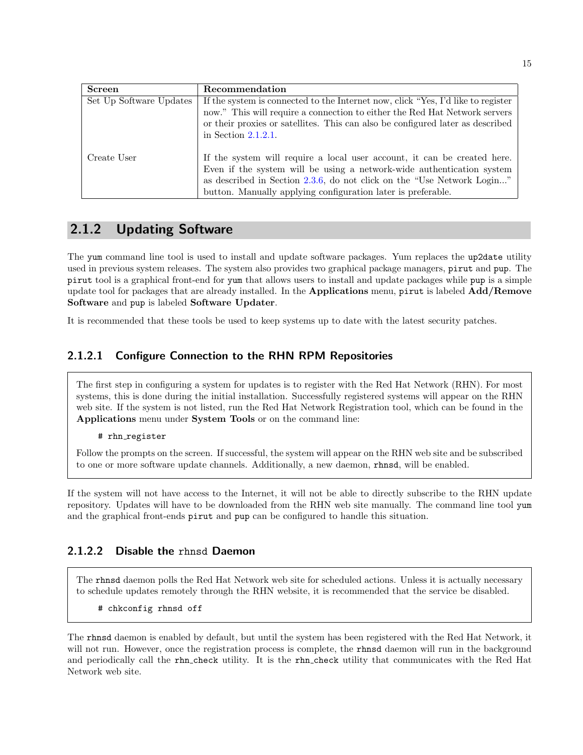| Screen | Recommendation |
| --- | --- |
| Set Up Software Updates | If the system is connected to the Internet now, click "Yes, I'd like to register now." This will require a connection to either the Red Hat Network servers or their proxies or satellites. This can also be configured later as described in Section 2.1.2.1. |
| Create User | If the system will require a local user account, it can be created here. Even if the system will be using a network-wide authentication system as described in Section 2.3.6, do not click on the "Use Network Login..." button. Manually applying configuration later is preferable. |

## 2.1.2 Updating Software

The `yum` command line tool is used to install and update software packages. Yum replaces the `up2date` utility used in previous system releases. The system also provides two graphical package managers, `pirut` and `pup`. The `pirut` tool is a graphical front-end for `yum` that allows users to install and update packages while `pup` is a simple update tool for packages that are already installed. In the **Applications** menu, `pirut` is labeled **Add/Remove Software** and `pup` is labeled **Software Updater**.

It is recommended that these tools be used to keep systems up to date with the latest security patches.

### 2.1.2.1 Configure Connection to the RHN RPM Repositories

The first step in configuring a system for updates is to register with the Red Hat Network (RHN). For most systems, this is done during the initial installation. Successfully registered systems will appear on the RHN web site. If the system is not listed, run the Red Hat Network Registration tool, which can be found in the **Applications** menu under **System Tools** or on the command line:

```
# rhn_register
```

Follow the prompts on the screen. If successful, the system will appear on the RHN web site and be subscribed to one or more software update channels. Additionally, a new daemon, `rhnsd`, will be enabled.

If the system will not have access to the Internet, it will not be able to directly subscribe to the RHN update repository. Updates will have to be downloaded from the RHN web site manually. The command line tool `yum` and the graphical front-ends `pirut` and `pup` can be configured to handle this situation.

### 2.1.2.2 Disable the `rhnsd` Daemon

The `rhnsd` daemon polls the Red Hat Network web site for scheduled actions. Unless it is actually necessary to schedule updates remotely through the RHN website, it is recommended that the service be disabled.

```
# chkconfig rhnsd off
```

The `rhnsd` daemon is enabled by default, but until the system has been registered with the Red Hat Network, it will not run. However, once the registration process is complete, the `rhnsd` daemon will run in the background and periodically call the `rhn_check` utility. It is the `rhn_check` utility that communicates with the Red Hat Network web site.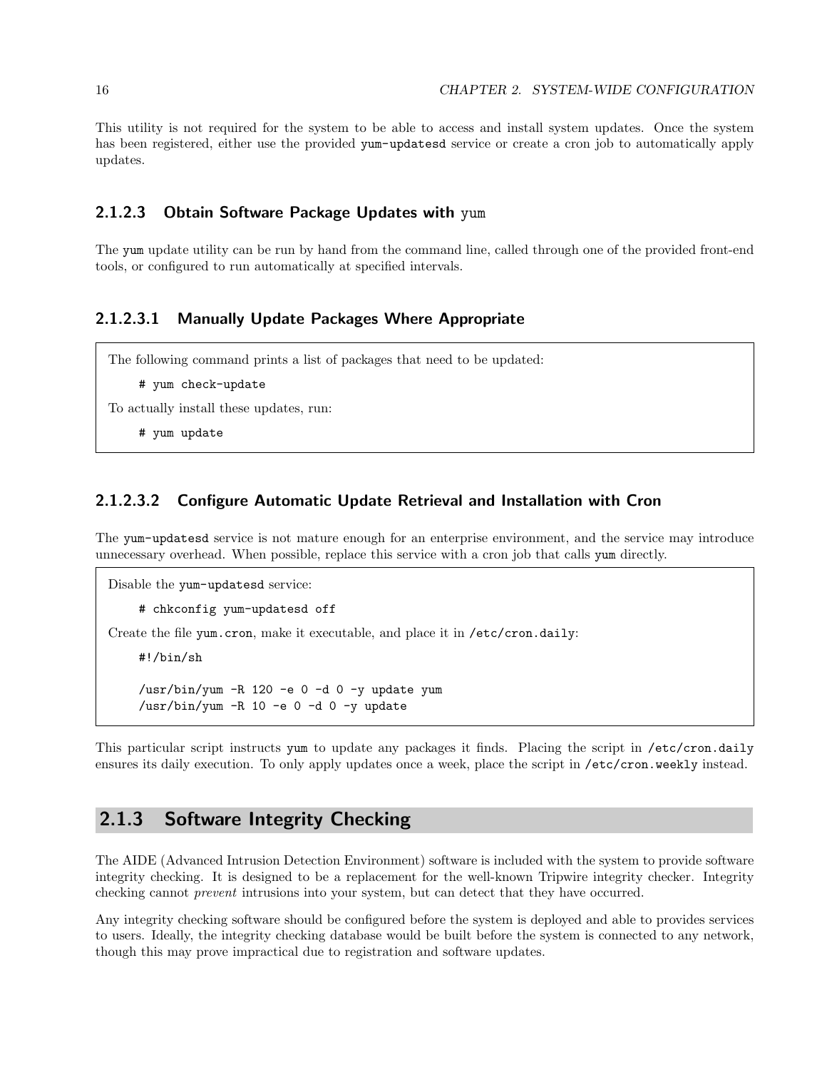This utility is not required for the system to be able to access and install system updates. Once the system has been registered, either use the provided `yum-updatesd` service or create a cron job to automatically apply updates.

#### 2.1.2.3 Obtain Software Package Updates with yum

The `yum` update utility can be run by hand from the command line, called through one of the provided front-end tools, or configured to run automatically at specified intervals.

##### 2.1.2.3.1 Manually Update Packages Where Appropriate

The following command prints a list of packages that need to be updated:

```
# yum check-update
```

To actually install these updates, run:

```
# yum update
```

##### 2.1.2.3.2 Configure Automatic Update Retrieval and Installation with Cron

The `yum-updatesd` service is not mature enough for an enterprise environment, and the service may introduce unnecessary overhead. When possible, replace this service with a cron job that calls `yum` directly.

Disable the `yum-updatesd` service:

```
# chkconfig yum-updatesd off
```

Create the file `yum.cron`, make it executable, and place it in `/etc/cron.daily`:

```
#!/bin/sh

/usr/bin/yum -R 120 -e 0 -d 0 -y update yum
/usr/bin/yum -R 10 -e 0 -d 0 -y update
```

This particular script instructs `yum` to update any packages it finds. Placing the script in `/etc/cron.daily` ensures its daily execution. To only apply updates once a week, place the script in `/etc/cron.weekly` instead.

### 2.1.3 Software Integrity Checking

The AIDE (Advanced Intrusion Detection Environment) software is included with the system to provide software integrity checking. It is designed to be a replacement for the well-known Tripwire integrity checker. Integrity checking cannot *prevent* intrusions into your system, but can detect that they have occurred.

Any integrity checking software should be configured before the system is deployed and able to provides services to users. Ideally, the integrity checking database would be built before the system is connected to any network, though this may prove impractical due to registration and software updates.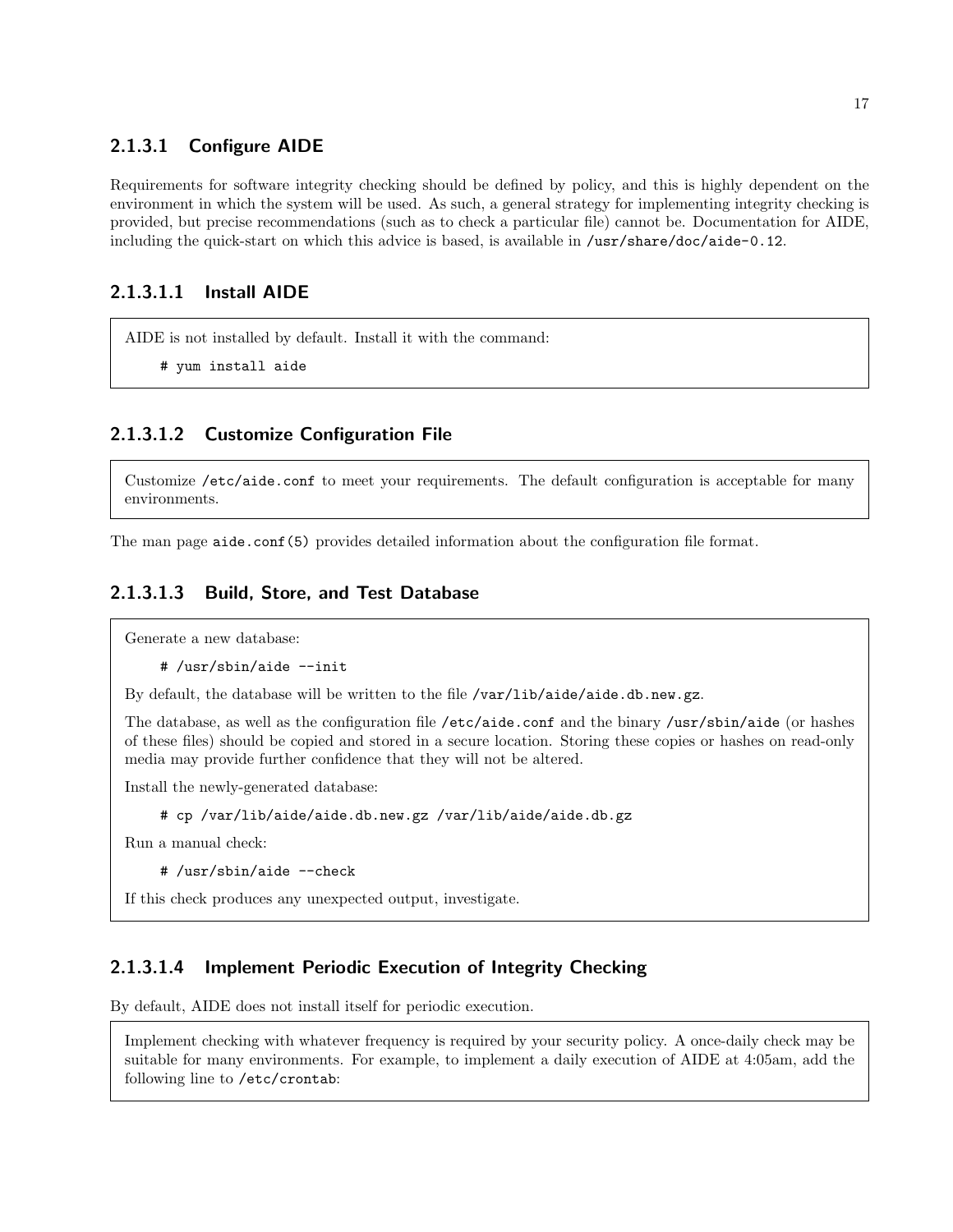#### 2.1.3.1 Configure AIDE

Requirements for software integrity checking should be defined by policy, and this is highly dependent on the environment in which the system will be used. As such, a general strategy for implementing integrity checking is provided, but precise recommendations (such as to check a particular file) cannot be. Documentation for AIDE, including the quick-start on which this advice is based, is available in `/usr/share/doc/aide-0.12`.

##### 2.1.3.1.1 Install AIDE

AIDE is not installed by default. Install it with the command:

```
# yum install aide
```

##### 2.1.3.1.2 Customize Configuration File

Customize `/etc/aide.conf` to meet your requirements. The default configuration is acceptable for many environments.

The man page `aide.conf(5)` provides detailed information about the configuration file format.

##### 2.1.3.1.3 Build, Store, and Test Database

Generate a new database:

```
# /usr/sbin/aide --init
```

By default, the database will be written to the file `/var/lib/aide/aide.db.new.gz`.

The database, as well as the configuration file `/etc/aide.conf` and the binary `/usr/sbin/aide` (or hashes of these files) should be copied and stored in a secure location. Storing these copies or hashes on read-only media may provide further confidence that they will not be altered.

Install the newly-generated database:

```
# cp /var/lib/aide/aide.db.new.gz /var/lib/aide/aide.db.gz
```

Run a manual check:

```
# /usr/sbin/aide --check
```

If this check produces any unexpected output, investigate.

##### 2.1.3.1.4 Implement Periodic Execution of Integrity Checking

By default, AIDE does not install itself for periodic execution.

Implement checking with whatever frequency is required by your security policy. A once-daily check may be suitable for many environments. For example, to implement a daily execution of AIDE at 4:05am, add the following line to `/etc/crontab`: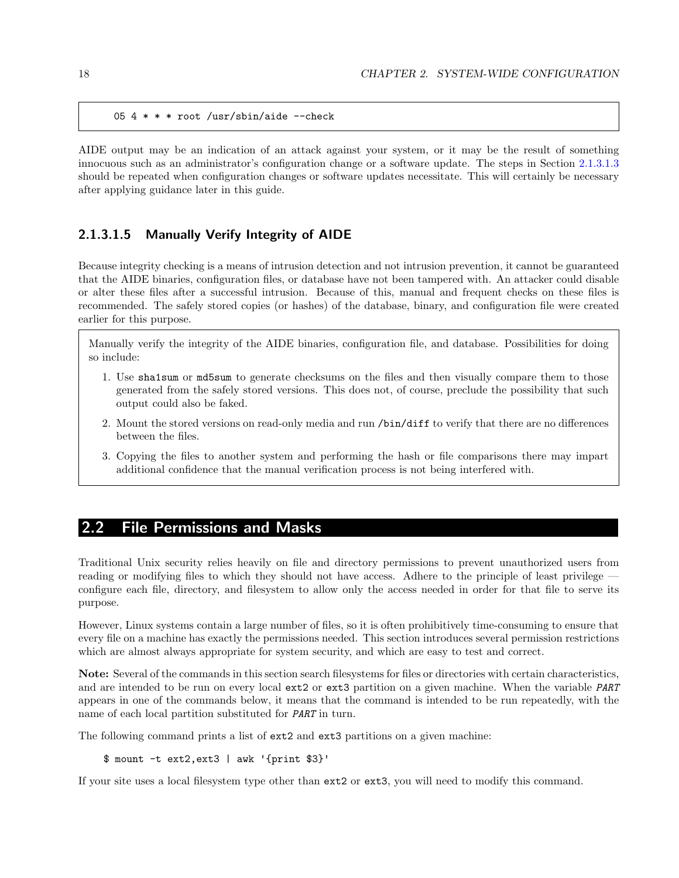```
05 4 * * * root /usr/sbin/aide --check
```

AIDE output may be an indication of an attack against your system, or it may be the result of something innocuous such as an administrator's configuration change or a software update. The steps in Section 2.1.3.1.3 should be repeated when configuration changes or software updates necessitate. This will certainly be necessary after applying guidance later in this guide.

#### 2.1.3.1.5 Manually Verify Integrity of AIDE

Because integrity checking is a means of intrusion detection and not intrusion prevention, it cannot be guaranteed that the AIDE binaries, configuration files, or database have not been tampered with. An attacker could disable or alter these files after a successful intrusion. Because of this, manual and frequent checks on these files is recommended. The safely stored copies (or hashes) of the database, binary, and configuration file were created earlier for this purpose.

> Manually verify the integrity of the AIDE binaries, configuration file, and database. Possibilities for doing so include:
>
> 1. Use `sha1sum` or `md5sum` to generate checksums on the files and then visually compare them to those generated from the safely stored versions. This does not, of course, preclude the possibility that such output could also be faked.
> 2. Mount the stored versions on read-only media and run `/bin/diff` to verify that there are no differences between the files.
> 3. Copying the files to another system and performing the hash or file comparisons there may impart additional confidence that the manual verification process is not being interfered with.

## 2.2 File Permissions and Masks

Traditional Unix security relies heavily on file and directory permissions to prevent unauthorized users from reading or modifying files to which they should not have access. Adhere to the principle of least privilege — configure each file, directory, and filesystem to allow only the access needed in order for that file to serve its purpose.

However, Linux systems contain a large number of files, so it is often prohibitively time-consuming to ensure that every file on a machine has exactly the permissions needed. This section introduces several permission restrictions which are almost always appropriate for system security, and which are easy to test and correct.

**Note:** Several of the commands in this section search filesystems for files or directories with certain characteristics, and are intended to be run on every local `ext2` or `ext3` partition on a given machine. When the variable ***PART*** appears in one of the commands below, it means that the command is intended to be run repeatedly, with the name of each local partition substituted for ***PART*** in turn.

The following command prints a list of `ext2` and `ext3` partitions on a given machine:

```
$ mount -t ext2,ext3 | awk '{print $3}'
```

If your site uses a local filesystem type other than `ext2` or `ext3`, you will need to modify this command.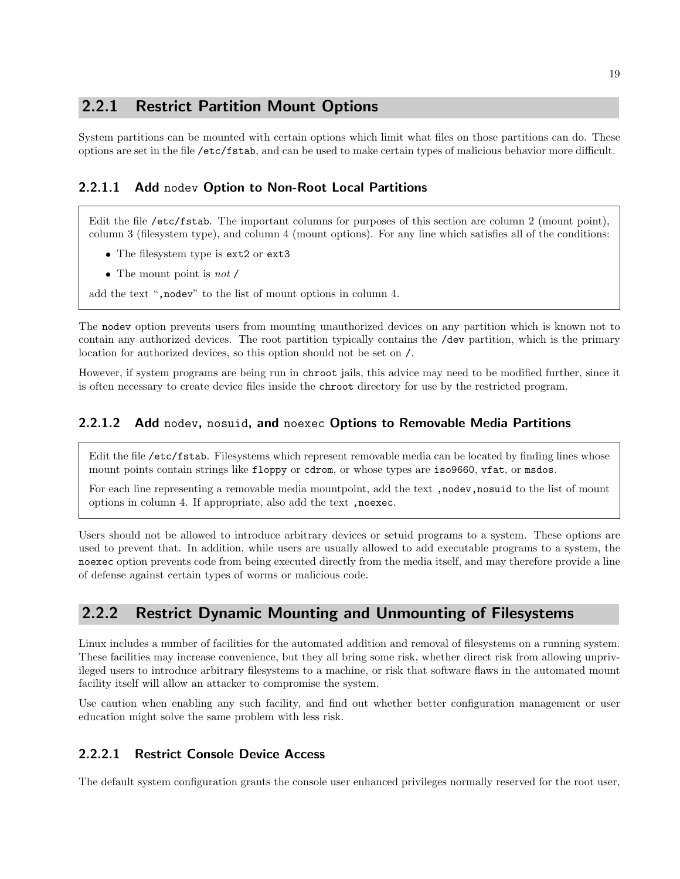## 2.2.1 Restrict Partition Mount Options

System partitions can be mounted with certain options which limit what files on those partitions can do. These options are set in the file `/etc/fstab`, and can be used to make certain types of malicious behavior more difficult.

### 2.2.1.1 Add `nodev` Option to Non-Root Local Partitions

Edit the file `/etc/fstab`. The important columns for purposes of this section are column 2 (mount point), column 3 (filesystem type), and column 4 (mount options). For any line which satisfies all of the conditions:

- The filesystem type is `ext2` or `ext3`
- The mount point is *not* `/`

add the text "`,nodev`" to the list of mount options in column 4.

The `nodev` option prevents users from mounting unauthorized devices on any partition which is known not to contain any authorized devices. The root partition typically contains the `/dev` partition, which is the primary location for authorized devices, so this option should not be set on `/`.

However, if system programs are being run in `chroot` jails, this advice may need to be modified further, since it is often necessary to create device files inside the `chroot` directory for use by the restricted program.

### 2.2.1.2 Add `nodev`, `nosuid`, and `noexec` Options to Removable Media Partitions

Edit the file `/etc/fstab`. Filesystems which represent removable media can be located by finding lines whose mount points contain strings like `floppy` or `cdrom`, or whose types are `iso9660`, `vfat`, or `msdos`.

For each line representing a removable media mountpoint, add the text `,nodev,nosuid` to the list of mount options in column 4. If appropriate, also add the text `,noexec`.

Users should not be allowed to introduce arbitrary devices or setuid programs to a system. These options are used to prevent that. In addition, while users are usually allowed to add executable programs to a system, the `noexec` option prevents code from being executed directly from the media itself, and may therefore provide a line of defense against certain types of worms or malicious code.

## 2.2.2 Restrict Dynamic Mounting and Unmounting of Filesystems

Linux includes a number of facilities for the automated addition and removal of filesystems on a running system. These facilities may increase convenience, but they all bring some risk, whether direct risk from allowing unprivileged users to introduce arbitrary filesystems to a machine, or risk that software flaws in the automated mount facility itself will allow an attacker to compromise the system.

Use caution when enabling any such facility, and find out whether better configuration management or user education might solve the same problem with less risk.

### 2.2.2.1 Restrict Console Device Access

The default system configuration grants the console user enhanced privileges normally reserved for the root user,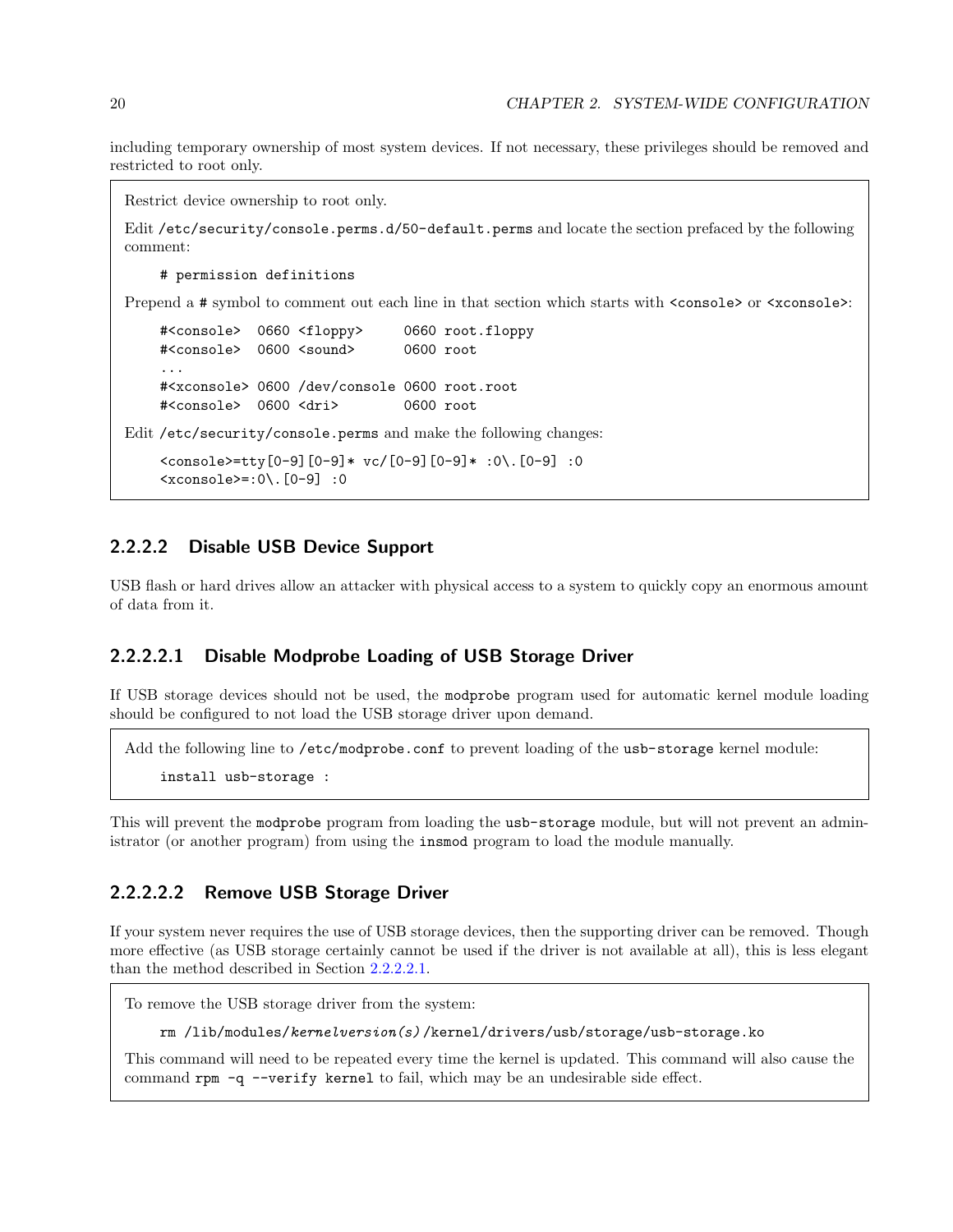including temporary ownership of most system devices. If not necessary, these privileges should be removed and restricted to root only.

> Restrict device ownership to root only.
>
> Edit `/etc/security/console.perms.d/50-default.perms` and locate the section prefaced by the following comment:
>
> ```
> # permission definitions
> ```
>
> Prepend a `#` symbol to comment out each line in that section which starts with `<console>` or `<xconsole>`:
>
> ```
> #<console>  0660 <floppy>     0660 root.floppy
> #<console>  0600 <sound>      0600 root
> ...
> #<xconsole> 0600 /dev/console 0600 root.root
> #<console>  0600 <dri>        0600 root
> ```
>
> Edit `/etc/security/console.perms` and make the following changes:
>
> ```
> <console>=tty[0-9][0-9]* vc/[0-9][0-9]* :0\.[0-9] :0
> <xconsole>=:0\.[0-9] :0
> ```

#### 2.2.2.2 Disable USB Device Support

USB flash or hard drives allow an attacker with physical access to a system to quickly copy an enormous amount of data from it.

##### 2.2.2.2.1 Disable Modprobe Loading of USB Storage Driver

If USB storage devices should not be used, the `modprobe` program used for automatic kernel module loading should be configured to not load the USB storage driver upon demand.

> Add the following line to `/etc/modprobe.conf` to prevent loading of the `usb-storage` kernel module:
>
> ```
> install usb-storage :
> ```

This will prevent the `modprobe` program from loading the `usb-storage` module, but will not prevent an administrator (or another program) from using the `insmod` program to load the module manually.

##### 2.2.2.2.2 Remove USB Storage Driver

If your system never requires the use of USB storage devices, then the supporting driver can be removed. Though more effective (as USB storage certainly cannot be used if the driver is not available at all), this is less elegant than the method described in Section 2.2.2.2.1.

> To remove the USB storage driver from the system:
>
> ```
> rm /lib/modules/kernelversion(s)/kernel/drivers/usb/storage/usb-storage.ko
> ```
>
> This command will need to be repeated every time the kernel is updated. This command will also cause the command `rpm -q --verify kernel` to fail, which may be an undesirable side effect.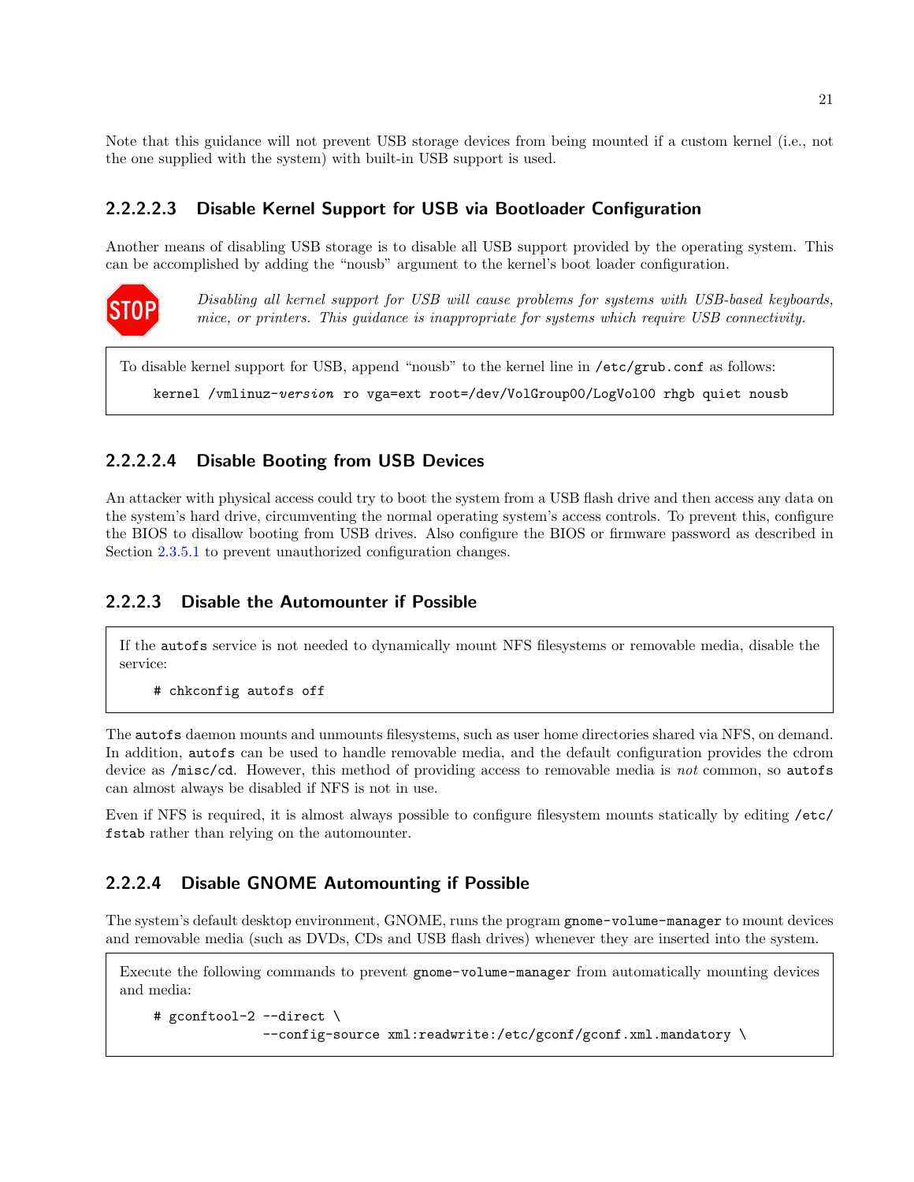Note that this guidance will not prevent USB storage devices from being mounted if a custom kernel (i.e., not the one supplied with the system) with built-in USB support is used.

#### 2.2.2.2.3 Disable Kernel Support for USB via Bootloader Configuration

Another means of disabling USB storage is to disable all USB support provided by the operating system. This can be accomplished by adding the "nousb" argument to the kernel's boot loader configuration.

STOP *Disabling all kernel support for USB will cause problems for systems with USB-based keyboards, mice, or printers. This guidance is inappropriate for systems which require USB connectivity.*

To disable kernel support for USB, append "nousb" to the kernel line in `/etc/grub.conf` as follows:

```
kernel /vmlinuz-version ro vga=ext root=/dev/VolGroup00/LogVol00 rhgb quiet nousb
```

#### 2.2.2.2.4 Disable Booting from USB Devices

An attacker with physical access could try to boot the system from a USB flash drive and then access any data on the system's hard drive, circumventing the normal operating system's access controls. To prevent this, configure the BIOS to disallow booting from USB drives. Also configure the BIOS or firmware password as described in Section 2.3.5.1 to prevent unauthorized configuration changes.

### 2.2.2.3 Disable the Automounter if Possible

If the `autofs` service is not needed to dynamically mount NFS filesystems or removable media, disable the service:

```
# chkconfig autofs off
```

The `autofs` daemon mounts and unmounts filesystems, such as user home directories shared via NFS, on demand. In addition, `autofs` can be used to handle removable media, and the default configuration provides the cdrom device as `/misc/cd`. However, this method of providing access to removable media is *not* common, so `autofs` can almost always be disabled if NFS is not in use.

Even if NFS is required, it is almost always possible to configure filesystem mounts statically by editing `/etc/fstab` rather than relying on the automounter.

### 2.2.2.4 Disable GNOME Automounting if Possible

The system's default desktop environment, GNOME, runs the program `gnome-volume-manager` to mount devices and removable media (such as DVDs, CDs and USB flash drives) whenever they are inserted into the system.

Execute the following commands to prevent `gnome-volume-manager` from automatically mounting devices and media:

```
# gconftool-2 --direct \
              --config-source xml:readwrite:/etc/gconf/gconf.xml.mandatory \
```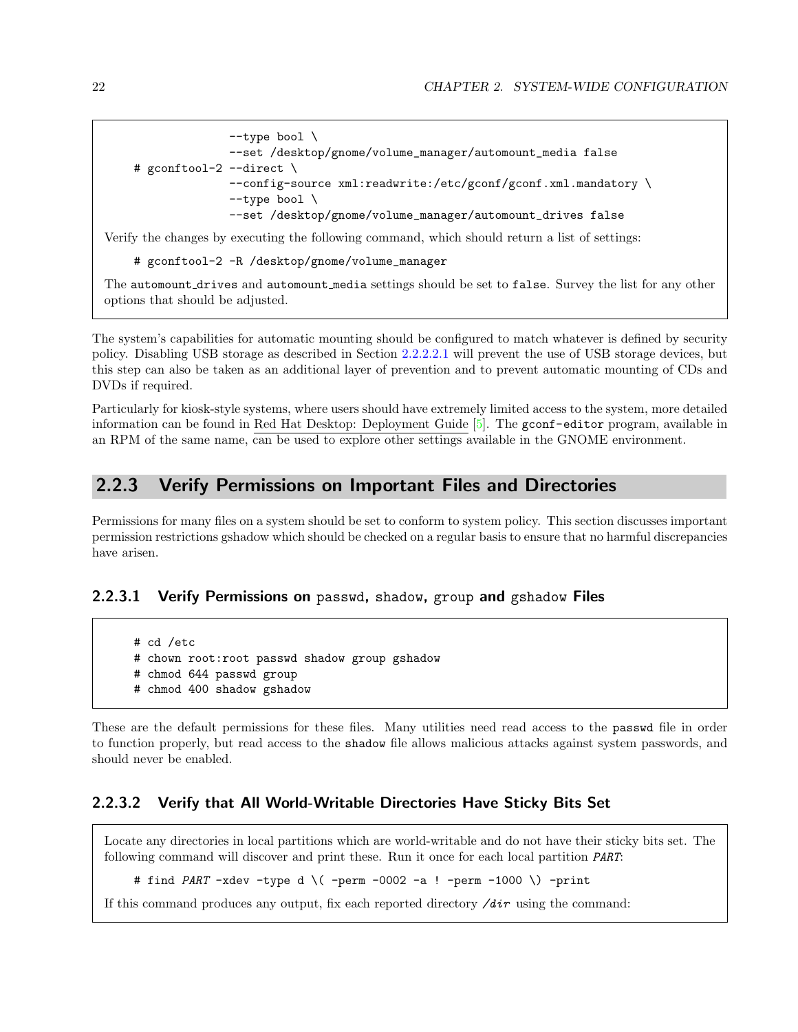```
                --type bool \
                --set /desktop/gnome/volume_manager/automount_media false
# gconftool-2 --direct \
                --config-source xml:readwrite:/etc/gconf/gconf.xml.mandatory \
                --type bool \
                --set /desktop/gnome/volume_manager/automount_drives false
```

Verify the changes by executing the following command, which should return a list of settings:

```
# gconftool-2 -R /desktop/gnome/volume_manager
```

The `automount_drives` and `automount_media` settings should be set to `false`. Survey the list for any other options that should be adjusted.

The system's capabilities for automatic mounting should be configured to match whatever is defined by security policy. Disabling USB storage as described in Section 2.2.2.2.1 will prevent the use of USB storage devices, but this step can also be taken as an additional layer of prevention and to prevent automatic mounting of CDs and DVDs if required.

Particularly for kiosk-style systems, where users should have extremely limited access to the system, more detailed information can be found in Red Hat Desktop: Deployment Guide [5]. The `gconf-editor` program, available in an RPM of the same name, can be used to explore other settings available in the GNOME environment.

### 2.2.3 Verify Permissions on Important Files and Directories

Permissions for many files on a system should be set to conform to system policy. This section discusses important permission restrictions gshadow which should be checked on a regular basis to ensure that no harmful discrepancies have arisen.

#### 2.2.3.1 Verify Permissions on `passwd`, `shadow`, `group` and `gshadow` Files

```
# cd /etc
# chown root:root passwd shadow group gshadow
# chmod 644 passwd group
# chmod 400 shadow gshadow
```

These are the default permissions for these files. Many utilities need read access to the `passwd` file in order to function properly, but read access to the `shadow` file allows malicious attacks against system passwords, and should never be enabled.

#### 2.2.3.2 Verify that All World-Writable Directories Have Sticky Bits Set

Locate any directories in local partitions which are world-writable and do not have their sticky bits set. The following command will discover and print these. Run it once for each local partition *PART*:

```
# find PART -xdev -type d \( -perm -0002 -a ! -perm -1000 \) -print
```

If this command produces any output, fix each reported directory */dir* using the command: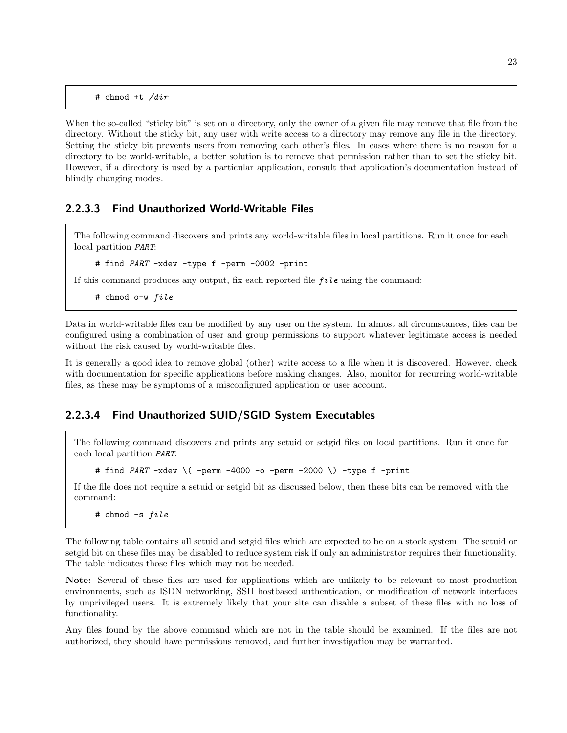```
# chmod +t /dir
```

When the so-called "sticky bit" is set on a directory, only the owner of a given file may remove that file from the directory. Without the sticky bit, any user with write access to a directory may remove any file in the directory. Setting the sticky bit prevents users from removing each other's files. In cases where there is no reason for a directory to be world-writable, a better solution is to remove that permission rather than to set the sticky bit. However, if a directory is used by a particular application, consult that application's documentation instead of blindly changing modes.

#### 2.2.3.3 Find Unauthorized World-Writable Files

The following command discovers and prints any world-writable files in local partitions. Run it once for each local partition *PART*:

```
# find PART -xdev -type f -perm -0002 -print
```

If this command produces any output, fix each reported file *file* using the command:

```
# chmod o-w file
```

Data in world-writable files can be modified by any user on the system. In almost all circumstances, files can be configured using a combination of user and group permissions to support whatever legitimate access is needed without the risk caused by world-writable files.

It is generally a good idea to remove global (other) write access to a file when it is discovered. However, check with documentation for specific applications before making changes. Also, monitor for recurring world-writable files, as these may be symptoms of a misconfigured application or user account.

#### 2.2.3.4 Find Unauthorized SUID/SGID System Executables

The following command discovers and prints any setuid or setgid files on local partitions. Run it once for each local partition *PART*:

```
# find PART -xdev \( -perm -4000 -o -perm -2000 \) -type f -print
```

If the file does not require a setuid or setgid bit as discussed below, then these bits can be removed with the command:

```
# chmod -s file
```

The following table contains all setuid and setgid files which are expected to be on a stock system. The setuid or setgid bit on these files may be disabled to reduce system risk if only an administrator requires their functionality. The table indicates those files which may not be needed.

**Note:** Several of these files are used for applications which are unlikely to be relevant to most production environments, such as ISDN networking, SSH hostbased authentication, or modification of network interfaces by unprivileged users. It is extremely likely that your site can disable a subset of these files with no loss of functionality.

Any files found by the above command which are not in the table should be examined. If the files are not authorized, they should have permissions removed, and further investigation may be warranted.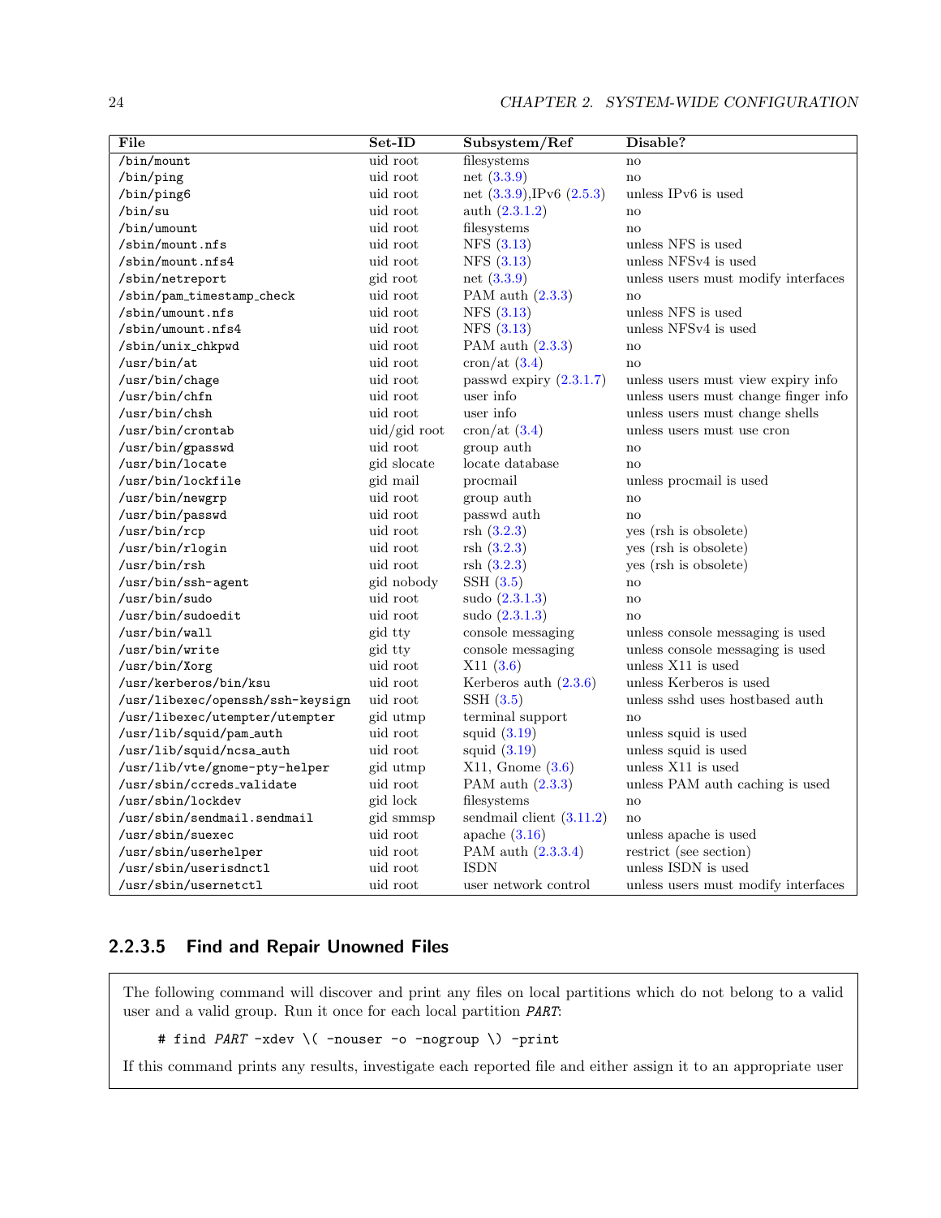| File | Set-ID | Subsystem/Ref | Disable? |
|---|---|---|---|
| `/bin/mount` | uid root | filesystems | no |
| `/bin/ping` | uid root | net (3.3.9) | no |
| `/bin/ping6` | uid root | net (3.3.9),IPv6 (2.5.3) | unless IPv6 is used |
| `/bin/su` | uid root | auth (2.3.1.2) | no |
| `/bin/umount` | uid root | filesystems | no |
| `/sbin/mount.nfs` | uid root | NFS (3.13) | unless NFS is used |
| `/sbin/mount.nfs4` | uid root | NFS (3.13) | unless NFSv4 is used |
| `/sbin/netreport` | gid root | net (3.3.9) | unless users must modify interfaces |
| `/sbin/pam_timestamp_check` | uid root | PAM auth (2.3.3) | no |
| `/sbin/umount.nfs` | uid root | NFS (3.13) | unless NFS is used |
| `/sbin/umount.nfs4` | uid root | NFS (3.13) | unless NFSv4 is used |
| `/sbin/unix_chkpwd` | uid root | PAM auth (2.3.3) | no |
| `/usr/bin/at` | uid root | cron/at (3.4) | no |
| `/usr/bin/chage` | uid root | passwd expiry (2.3.1.7) | unless users must view expiry info |
| `/usr/bin/chfn` | uid root | user info | unless users must change finger info |
| `/usr/bin/chsh` | uid root | user info | unless users must change shells |
| `/usr/bin/crontab` | uid/gid root | cron/at (3.4) | unless users must use cron |
| `/usr/bin/gpasswd` | uid root | group auth | no |
| `/usr/bin/locate` | gid slocate | locate database | no |
| `/usr/bin/lockfile` | gid mail | procmail | unless procmail is used |
| `/usr/bin/newgrp` | uid root | group auth | no |
| `/usr/bin/passwd` | uid root | passwd auth | no |
| `/usr/bin/rcp` | uid root | rsh (3.2.3) | yes (rsh is obsolete) |
| `/usr/bin/rlogin` | uid root | rsh (3.2.3) | yes (rsh is obsolete) |
| `/usr/bin/rsh` | uid root | rsh (3.2.3) | yes (rsh is obsolete) |
| `/usr/bin/ssh-agent` | gid nobody | SSH (3.5) | no |
| `/usr/bin/sudo` | uid root | sudo (2.3.1.3) | no |
| `/usr/bin/sudoedit` | uid root | sudo (2.3.1.3) | no |
| `/usr/bin/wall` | gid tty | console messaging | unless console messaging is used |
| `/usr/bin/write` | gid tty | console messaging | unless console messaging is used |
| `/usr/bin/Xorg` | uid root | X11 (3.6) | unless X11 is used |
| `/usr/kerberos/bin/ksu` | uid root | Kerberos auth (2.3.6) | unless Kerberos is used |
| `/usr/libexec/openssh/ssh-keysign` | uid root | SSH (3.5) | unless sshd uses hostbased auth |
| `/usr/libexec/utempter/utempter` | gid utmp | terminal support | no |
| `/usr/lib/squid/pam_auth` | uid root | squid (3.19) | unless squid is used |
| `/usr/lib/squid/ncsa_auth` | uid root | squid (3.19) | unless squid is used |
| `/usr/lib/vte/gnome-pty-helper` | gid utmp | X11, Gnome (3.6) | unless X11 is used |
| `/usr/sbin/ccreds_validate` | uid root | PAM auth (2.3.3) | unless PAM auth caching is used |
| `/usr/sbin/lockdev` | gid lock | filesystems | no |
| `/usr/sbin/sendmail.sendmail` | gid smmsp | sendmail client (3.11.2) | no |
| `/usr/sbin/suexec` | uid root | apache (3.16) | unless apache is used |
| `/usr/sbin/userhelper` | uid root | PAM auth (2.3.3.4) | restrict (see section) |
| `/usr/sbin/userisdnctl` | uid root | ISDN | unless ISDN is used |
| `/usr/sbin/usernetctl` | uid root | user network control | unless users must modify interfaces |

#### 2.2.3.5 Find and Repair Unowned Files

The following command will discover and print any files on local partitions which do not belong to a valid user and a valid group. Run it once for each local partition *PART*:

```
# find PART -xdev \( -nouser -o -nogroup \) -print
```

If this command prints any results, investigate each reported file and either assign it to an appropriate user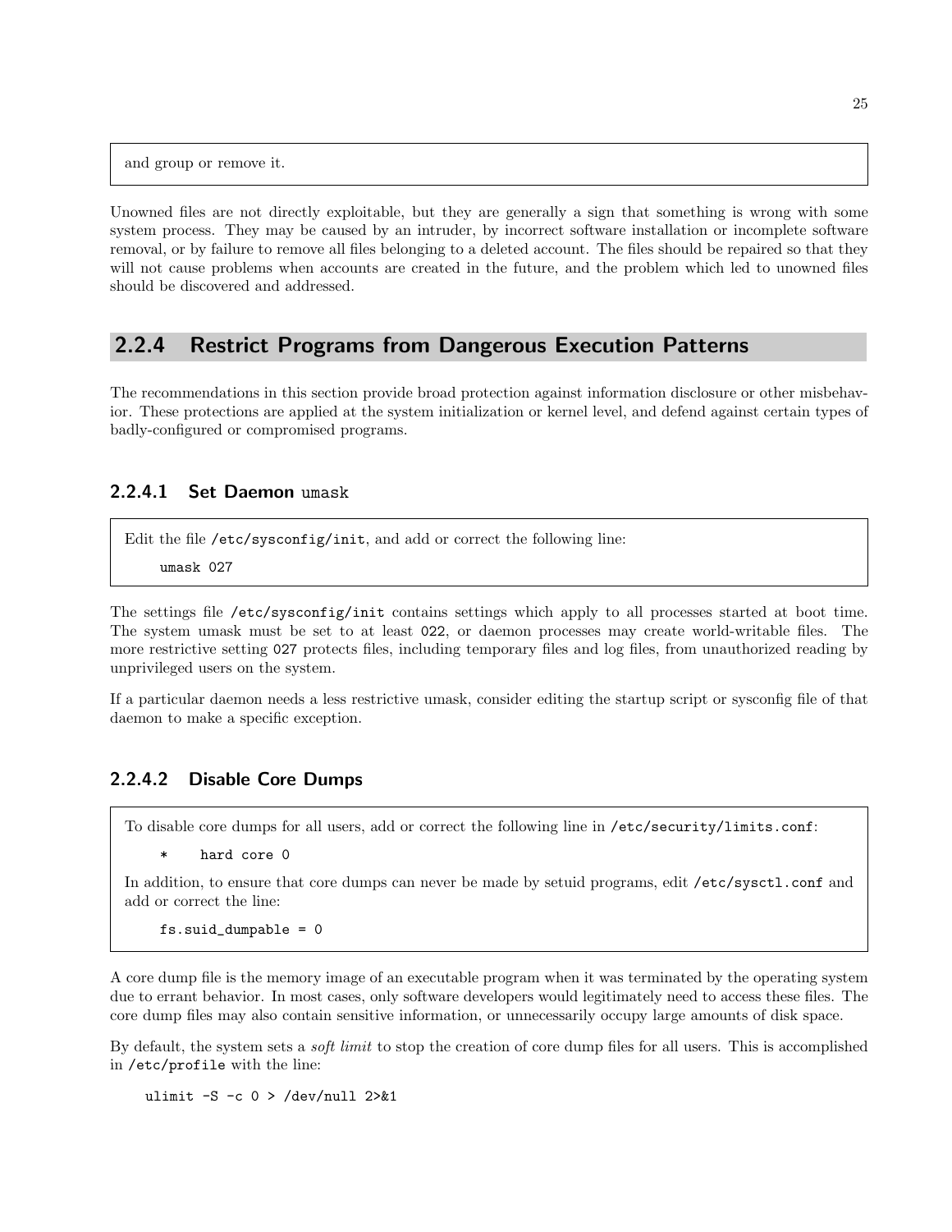and group or remove it.

Unowned files are not directly exploitable, but they are generally a sign that something is wrong with some system process. They may be caused by an intruder, by incorrect software installation or incomplete software removal, or by failure to remove all files belonging to a deleted account. The files should be repaired so that they will not cause problems when accounts are created in the future, and the problem which led to unowned files should be discovered and addressed.

### 2.2.4 Restrict Programs from Dangerous Execution Patterns

The recommendations in this section provide broad protection against information disclosure or other misbehavior. These protections are applied at the system initialization or kernel level, and defend against certain types of badly-configured or compromised programs.

#### 2.2.4.1 Set Daemon `umask`

Edit the file `/etc/sysconfig/init`, and add or correct the following line:

```
umask 027
```

The settings file `/etc/sysconfig/init` contains settings which apply to all processes started at boot time. The system umask must be set to at least `022`, or daemon processes may create world-writable files. The more restrictive setting `027` protects files, including temporary files and log files, from unauthorized reading by unprivileged users on the system.

If a particular daemon needs a less restrictive umask, consider editing the startup script or sysconfig file of that daemon to make a specific exception.

#### 2.2.4.2 Disable Core Dumps

To disable core dumps for all users, add or correct the following line in `/etc/security/limits.conf`:

```
*    hard core 0
```

In addition, to ensure that core dumps can never be made by setuid programs, edit `/etc/sysctl.conf` and add or correct the line:

```
fs.suid_dumpable = 0
```

A core dump file is the memory image of an executable program when it was terminated by the operating system due to errant behavior. In most cases, only software developers would legitimately need to access these files. The core dump files may also contain sensitive information, or unnecessarily occupy large amounts of disk space.

By default, the system sets a *soft limit* to stop the creation of core dump files for all users. This is accomplished in `/etc/profile` with the line:

```
ulimit -S -c 0 > /dev/null 2>&1
```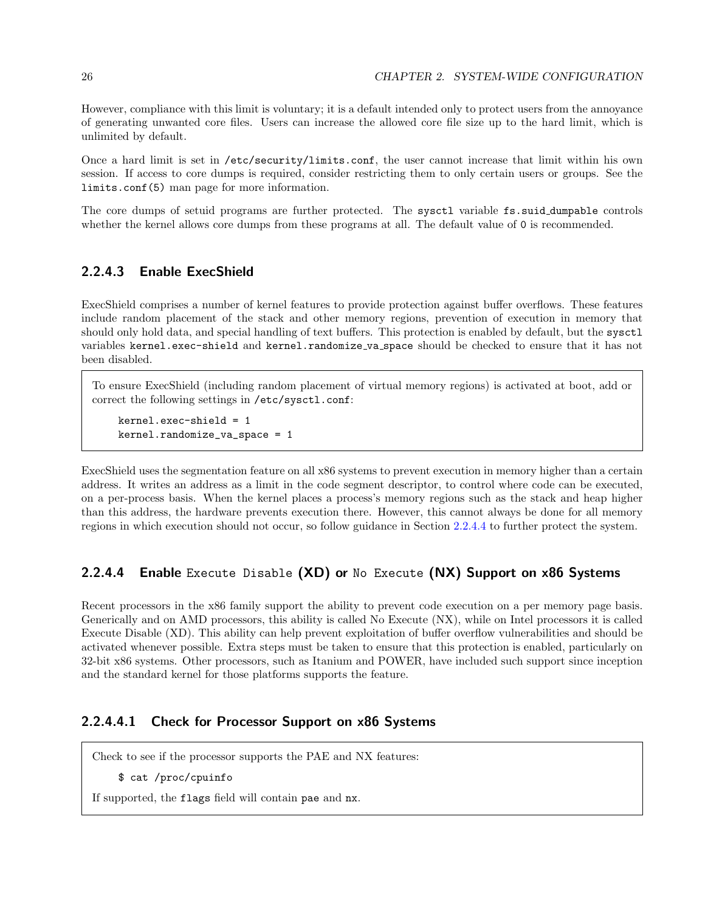However, compliance with this limit is voluntary; it is a default intended only to protect users from the annoyance of generating unwanted core files. Users can increase the allowed core file size up to the hard limit, which is unlimited by default.

Once a hard limit is set in `/etc/security/limits.conf`, the user cannot increase that limit within his own session. If access to core dumps is required, consider restricting them to only certain users or groups. See the `limits.conf(5)` man page for more information.

The core dumps of setuid programs are further protected. The `sysctl` variable `fs.suid_dumpable` controls whether the kernel allows core dumps from these programs at all. The default value of `0` is recommended.

#### 2.2.4.3 Enable ExecShield

ExecShield comprises a number of kernel features to provide protection against buffer overflows. These features include random placement of the stack and other memory regions, prevention of execution in memory that should only hold data, and special handling of text buffers. This protection is enabled by default, but the `sysctl` variables `kernel.exec-shield` and `kernel.randomize_va_space` should be checked to ensure that it has not been disabled.

> To ensure ExecShield (including random placement of virtual memory regions) is activated at boot, add or correct the following settings in `/etc/sysctl.conf`:
>
> ```
> kernel.exec-shield = 1
> kernel.randomize_va_space = 1
> ```

ExecShield uses the segmentation feature on all x86 systems to prevent execution in memory higher than a certain address. It writes an address as a limit in the code segment descriptor, to control where code can be executed, on a per-process basis. When the kernel places a process's memory regions such as the stack and heap higher than this address, the hardware prevents execution there. However, this cannot always be done for all memory regions in which execution should not occur, so follow guidance in Section 2.2.4.4 to further protect the system.

#### 2.2.4.4 Enable `Execute Disable` (XD) or `No Execute` (NX) Support on x86 Systems

Recent processors in the x86 family support the ability to prevent code execution on a per memory page basis. Generically and on AMD processors, this ability is called No Execute (NX), while on Intel processors it is called Execute Disable (XD). This ability can help prevent exploitation of buffer overflow vulnerabilities and should be activated whenever possible. Extra steps must be taken to ensure that this protection is enabled, particularly on 32-bit x86 systems. Other processors, such as Itanium and POWER, have included such support since inception and the standard kernel for those platforms supports the feature.

##### 2.2.4.4.1 Check for Processor Support on x86 Systems

> Check to see if the processor supports the PAE and NX features:
>
> ```
> $ cat /proc/cpuinfo
> ```
>
> If supported, the `flags` field will contain `pae` and `nx`.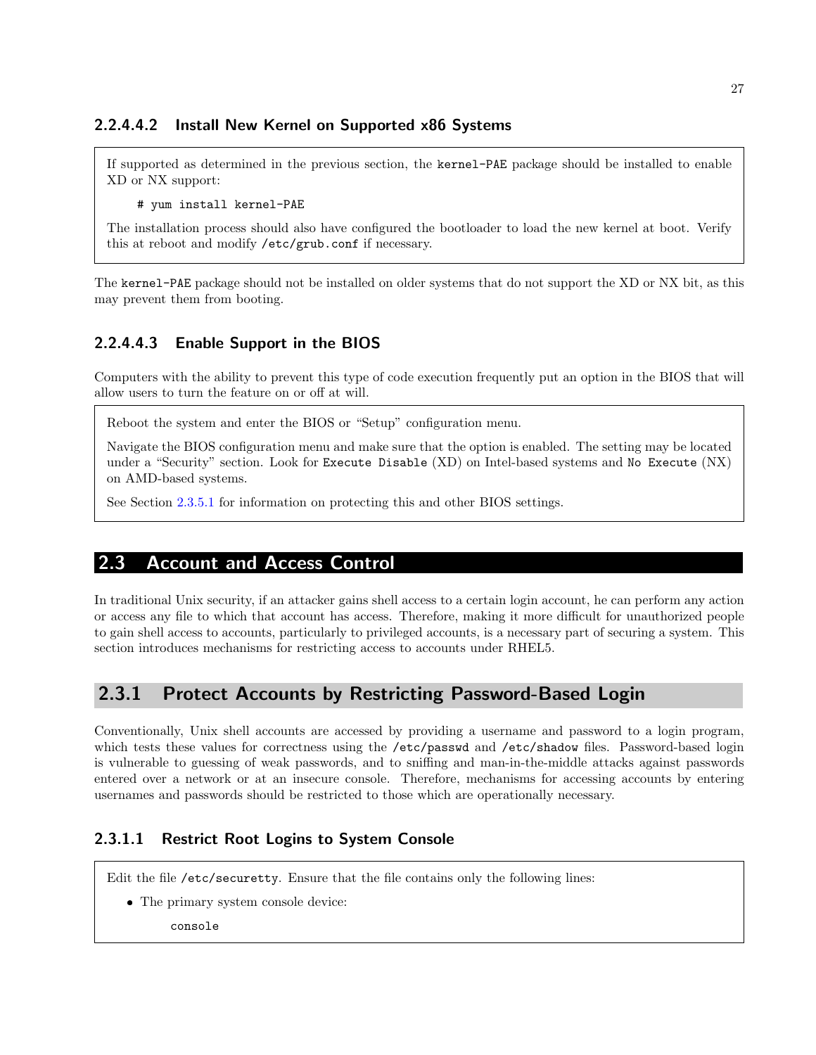##### 2.2.4.4.2 Install New Kernel on Supported x86 Systems

If supported as determined in the previous section, the `kernel-PAE` package should be installed to enable XD or NX support:

```
# yum install kernel-PAE
```

The installation process should also have configured the bootloader to load the new kernel at boot. Verify this at reboot and modify `/etc/grub.conf` if necessary.

The `kernel-PAE` package should not be installed on older systems that do not support the XD or NX bit, as this may prevent them from booting.

##### 2.2.4.4.3 Enable Support in the BIOS

Computers with the ability to prevent this type of code execution frequently put an option in the BIOS that will allow users to turn the feature on or off at will.

Reboot the system and enter the BIOS or "Setup" configuration menu.

Navigate the BIOS configuration menu and make sure that the option is enabled. The setting may be located under a "Security" section. Look for `Execute Disable` (XD) on Intel-based systems and `No Execute` (NX) on AMD-based systems.

See Section 2.3.5.1 for information on protecting this and other BIOS settings.

## 2.3 Account and Access Control

In traditional Unix security, if an attacker gains shell access to a certain login account, he can perform any action or access any file to which that account has access. Therefore, making it more difficult for unauthorized people to gain shell access to accounts, particularly to privileged accounts, is a necessary part of securing a system. This section introduces mechanisms for restricting access to accounts under RHEL5.

### 2.3.1 Protect Accounts by Restricting Password-Based Login

Conventionally, Unix shell accounts are accessed by providing a username and password to a login program, which tests these values for correctness using the `/etc/passwd` and `/etc/shadow` files. Password-based login is vulnerable to guessing of weak passwords, and to sniffing and man-in-the-middle attacks against passwords entered over a network or at an insecure console. Therefore, mechanisms for accessing accounts by entering usernames and passwords should be restricted to those which are operationally necessary.

#### 2.3.1.1 Restrict Root Logins to System Console

Edit the file `/etc/securetty`. Ensure that the file contains only the following lines:

- The primary system console device:

```
console
```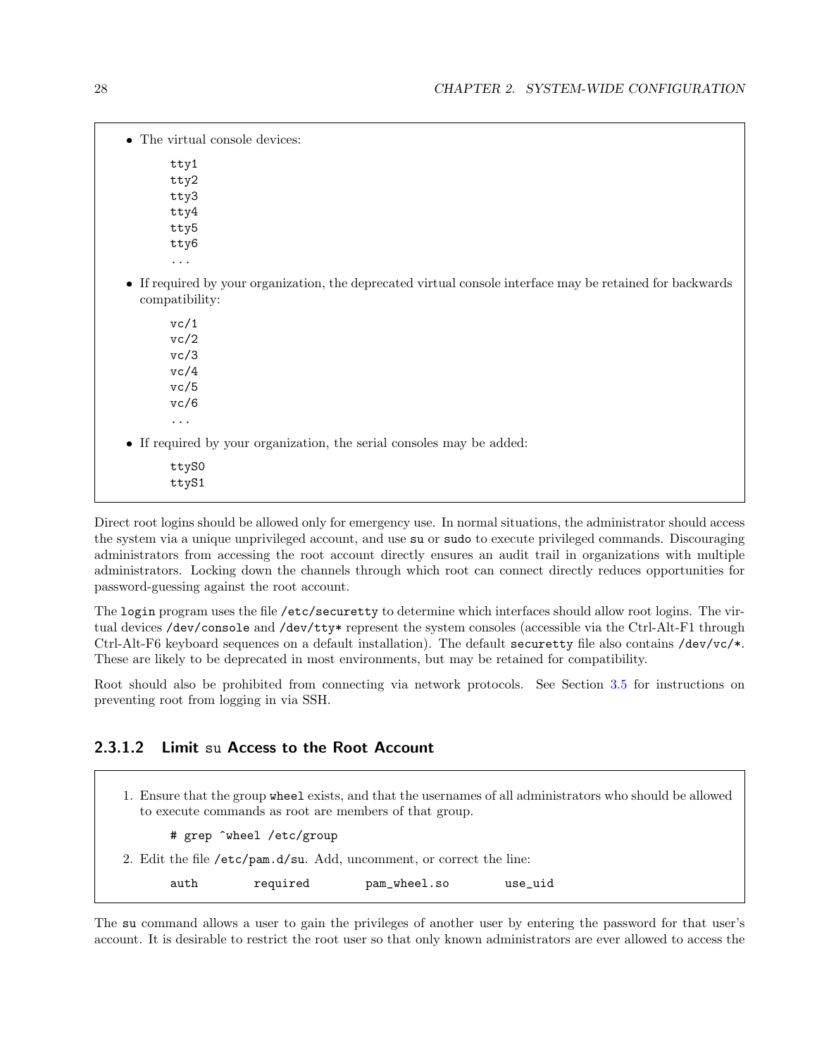- The virtual console devices:

```
tty1
tty2
tty3
tty4
tty5
tty6
...
```

- If required by your organization, the deprecated virtual console interface may be retained for backwards compatibility:

```
vc/1
vc/2
vc/3
vc/4
vc/5
vc/6
...
```

- If required by your organization, the serial consoles may be added:

```
ttyS0
ttyS1
```

Direct root logins should be allowed only for emergency use. In normal situations, the administrator should access the system via a unique unprivileged account, and use `su` or `sudo` to execute privileged commands. Discouraging administrators from accessing the root account directly ensures an audit trail in organizations with multiple administrators. Locking down the channels through which root can connect directly reduces opportunities for password-guessing against the root account.

The `login` program uses the file `/etc/securetty` to determine which interfaces should allow root logins. The virtual devices `/dev/console` and `/dev/tty*` represent the system consoles (accessible via the Ctrl-Alt-F1 through Ctrl-Alt-F6 keyboard sequences on a default installation). The default `securetty` file also contains `/dev/vc/*`. These are likely to be deprecated in most environments, but may be retained for compatibility.

Root should also be prohibited from connecting via network protocols. See Section 3.5 for instructions on preventing root from logging in via SSH.

#### 2.3.1.2 Limit `su` Access to the Root Account

1. Ensure that the group `wheel` exists, and that the usernames of all administrators who should be allowed to execute commands as root are members of that group.

```
# grep ^wheel /etc/group
```

2. Edit the file `/etc/pam.d/su`. Add, uncomment, or correct the line:

```
auth        required        pam_wheel.so        use_uid
```

The `su` command allows a user to gain the privileges of another user by entering the password for that user's account. It is desirable to restrict the root user so that only known administrators are ever allowed to access the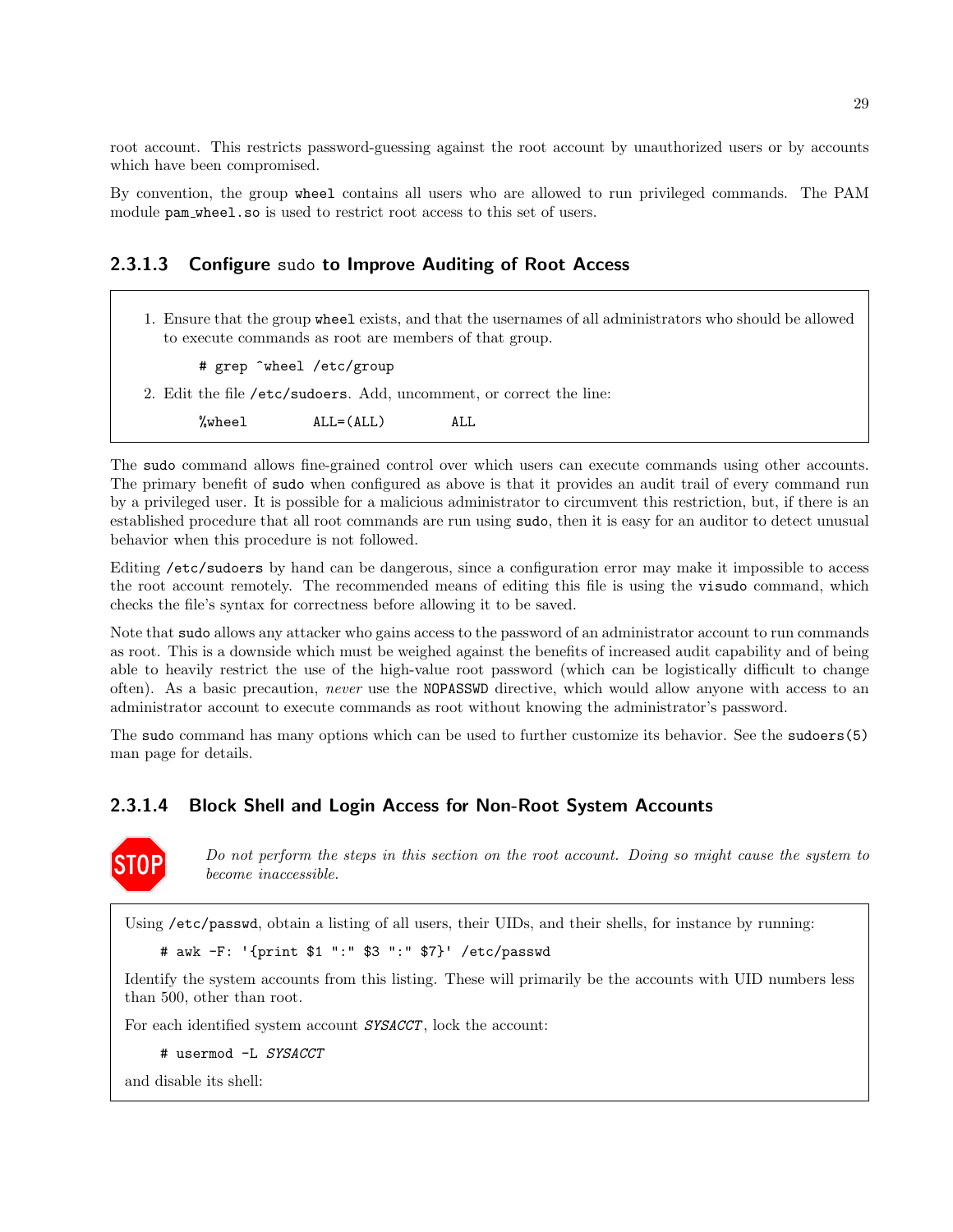root account. This restricts password-guessing against the root account by unauthorized users or by accounts which have been compromised.

By convention, the group `wheel` contains all users who are allowed to run privileged commands. The PAM module `pam_wheel.so` is used to restrict root access to this set of users.

#### 2.3.1.3 Configure `sudo` to Improve Auditing of Root Access

1. Ensure that the group `wheel` exists, and that the usernames of all administrators who should be allowed to execute commands as root are members of that group.

   ```
   # grep ^wheel /etc/group
   ```

2. Edit the file `/etc/sudoers`. Add, uncomment, or correct the line:

   ```
   %wheel        ALL=(ALL)        ALL
   ```

The `sudo` command allows fine-grained control over which users can execute commands using other accounts. The primary benefit of `sudo` when configured as above is that it provides an audit trail of every command run by a privileged user. It is possible for a malicious administrator to circumvent this restriction, but, if there is an established procedure that all root commands are run using `sudo`, then it is easy for an auditor to detect unusual behavior when this procedure is not followed.

Editing `/etc/sudoers` by hand can be dangerous, since a configuration error may make it impossible to access the root account remotely. The recommended means of editing this file is using the `visudo` command, which checks the file's syntax for correctness before allowing it to be saved.

Note that `sudo` allows any attacker who gains access to the password of an administrator account to run commands as root. This is a downside which must be weighed against the benefits of increased audit capability and of being able to heavily restrict the use of the high-value root password (which can be logistically difficult to change often). As a basic precaution, *never* use the `NOPASSWD` directive, which would allow anyone with access to an administrator account to execute commands as root without knowing the administrator's password.

The `sudo` command has many options which can be used to further customize its behavior. See the `sudoers(5)` man page for details.

#### 2.3.1.4 Block Shell and Login Access for Non-Root System Accounts

STOP *Do not perform the steps in this section on the root account. Doing so might cause the system to become inaccessible.*

Using `/etc/passwd`, obtain a listing of all users, their UIDs, and their shells, for instance by running:

```
# awk -F: '{print $1 ":" $3 ":" $7}' /etc/passwd
```

Identify the system accounts from this listing. These will primarily be the accounts with UID numbers less than 500, other than root.

For each identified system account *SYSACCT*, lock the account:

```
# usermod -L SYSACCT
```

and disable its shell: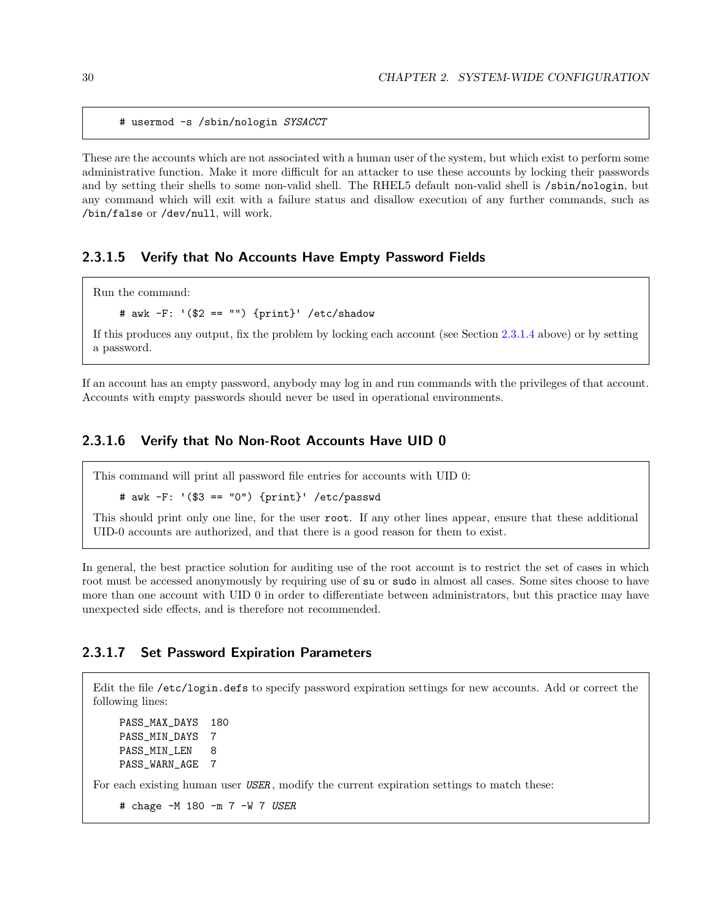```
# usermod -s /sbin/nologin SYSACCT
```

These are the accounts which are not associated with a human user of the system, but which exist to perform some administrative function. Make it more difficult for an attacker to use these accounts by locking their passwords and by setting their shells to some non-valid shell. The RHEL5 default non-valid shell is `/sbin/nologin`, but any command which will exit with a failure status and disallow execution of any further commands, such as `/bin/false` or `/dev/null`, will work.

#### 2.3.1.5 Verify that No Accounts Have Empty Password Fields

Run the command:

```
# awk -F: '($2 == "") {print}' /etc/shadow
```

If this produces any output, fix the problem by locking each account (see Section 2.3.1.4 above) or by setting a password.

If an account has an empty password, anybody may log in and run commands with the privileges of that account. Accounts with empty passwords should never be used in operational environments.

#### 2.3.1.6 Verify that No Non-Root Accounts Have UID 0

This command will print all password file entries for accounts with UID 0:

```
# awk -F: '($3 == "0") {print}' /etc/passwd
```

This should print only one line, for the user `root`. If any other lines appear, ensure that these additional UID-0 accounts are authorized, and that there is a good reason for them to exist.

In general, the best practice solution for auditing use of the root account is to restrict the set of cases in which root must be accessed anonymously by requiring use of `su` or `sudo` in almost all cases. Some sites choose to have more than one account with UID 0 in order to differentiate between administrators, but this practice may have unexpected side effects, and is therefore not recommended.

#### 2.3.1.7 Set Password Expiration Parameters

Edit the file `/etc/login.defs` to specify password expiration settings for new accounts. Add or correct the following lines:

```
PASS_MAX_DAYS  180
PASS_MIN_DAYS  7
PASS_MIN_LEN   8
PASS_WARN_AGE  7
```

For each existing human user *USER*, modify the current expiration settings to match these:

```
# chage -M 180 -m 7 -W 7 USER
```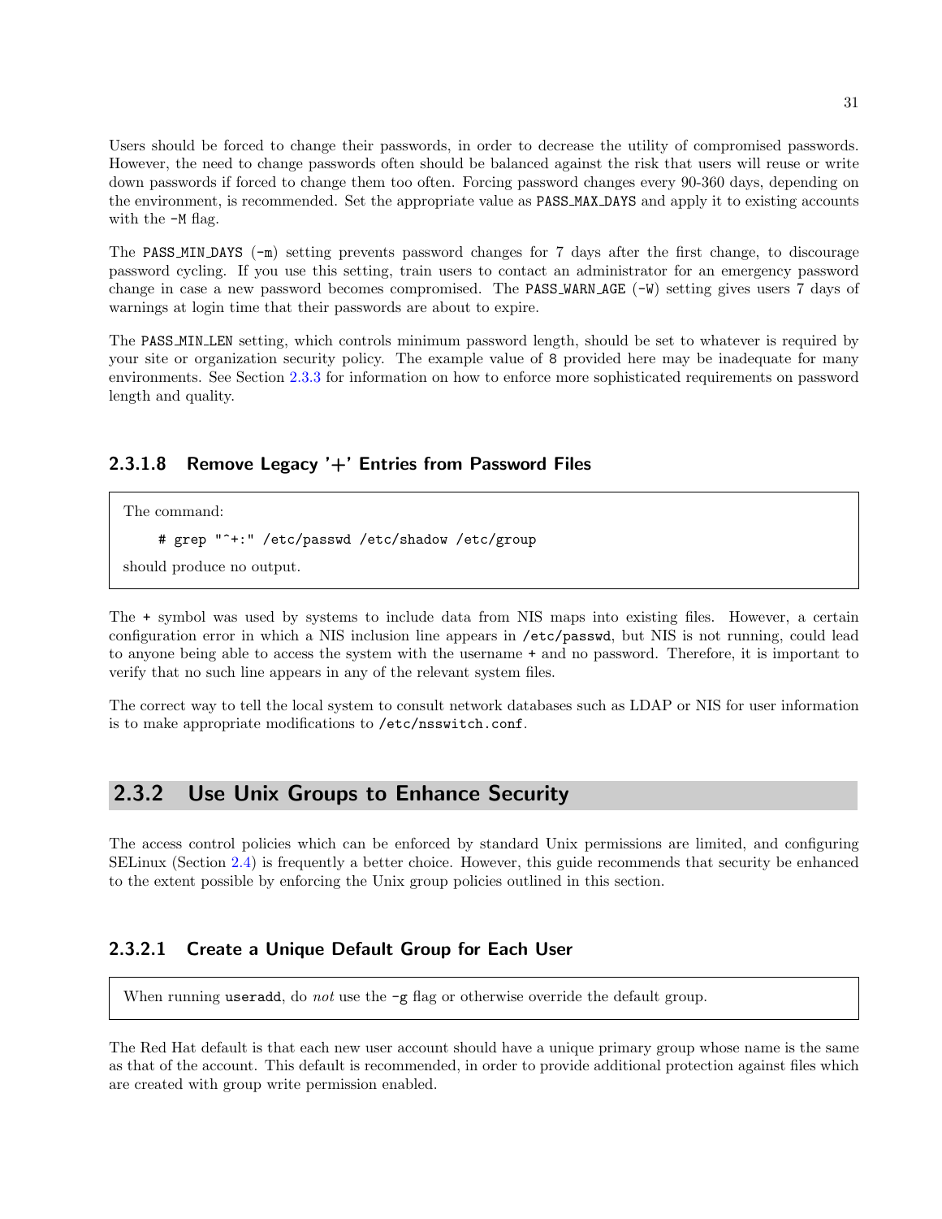Users should be forced to change their passwords, in order to decrease the utility of compromised passwords. However, the need to change passwords often should be balanced against the risk that users will reuse or write down passwords if forced to change them too often. Forcing password changes every 90-360 days, depending on the environment, is recommended. Set the appropriate value as `PASS_MAX_DAYS` and apply it to existing accounts with the `-M` flag.

The `PASS_MIN_DAYS` (`-m`) setting prevents password changes for 7 days after the first change, to discourage password cycling. If you use this setting, train users to contact an administrator for an emergency password change in case a new password becomes compromised. The `PASS_WARN_AGE` (`-W`) setting gives users 7 days of warnings at login time that their passwords are about to expire.

The `PASS_MIN_LEN` setting, which controls minimum password length, should be set to whatever is required by your site or organization security policy. The example value of `8` provided here may be inadequate for many environments. See Section 2.3.3 for information on how to enforce more sophisticated requirements on password length and quality.

#### 2.3.1.8 Remove Legacy '+' Entries from Password Files

> The command:
>
> ```
> # grep "^+:" /etc/passwd /etc/shadow /etc/group
> ```
>
> should produce no output.

The `+` symbol was used by systems to include data from NIS maps into existing files. However, a certain configuration error in which a NIS inclusion line appears in `/etc/passwd`, but NIS is not running, could lead to anyone being able to access the system with the username `+` and no password. Therefore, it is important to verify that no such line appears in any of the relevant system files.

The correct way to tell the local system to consult network databases such as LDAP or NIS for user information is to make appropriate modifications to `/etc/nsswitch.conf`.

### 2.3.2 Use Unix Groups to Enhance Security

The access control policies which can be enforced by standard Unix permissions are limited, and configuring SELinux (Section 2.4) is frequently a better choice. However, this guide recommends that security be enhanced to the extent possible by enforcing the Unix group policies outlined in this section.

#### 2.3.2.1 Create a Unique Default Group for Each User

> When running `useradd`, do *not* use the `-g` flag or otherwise override the default group.

The Red Hat default is that each new user account should have a unique primary group whose name is the same as that of the account. This default is recommended, in order to provide additional protection against files which are created with group write permission enabled.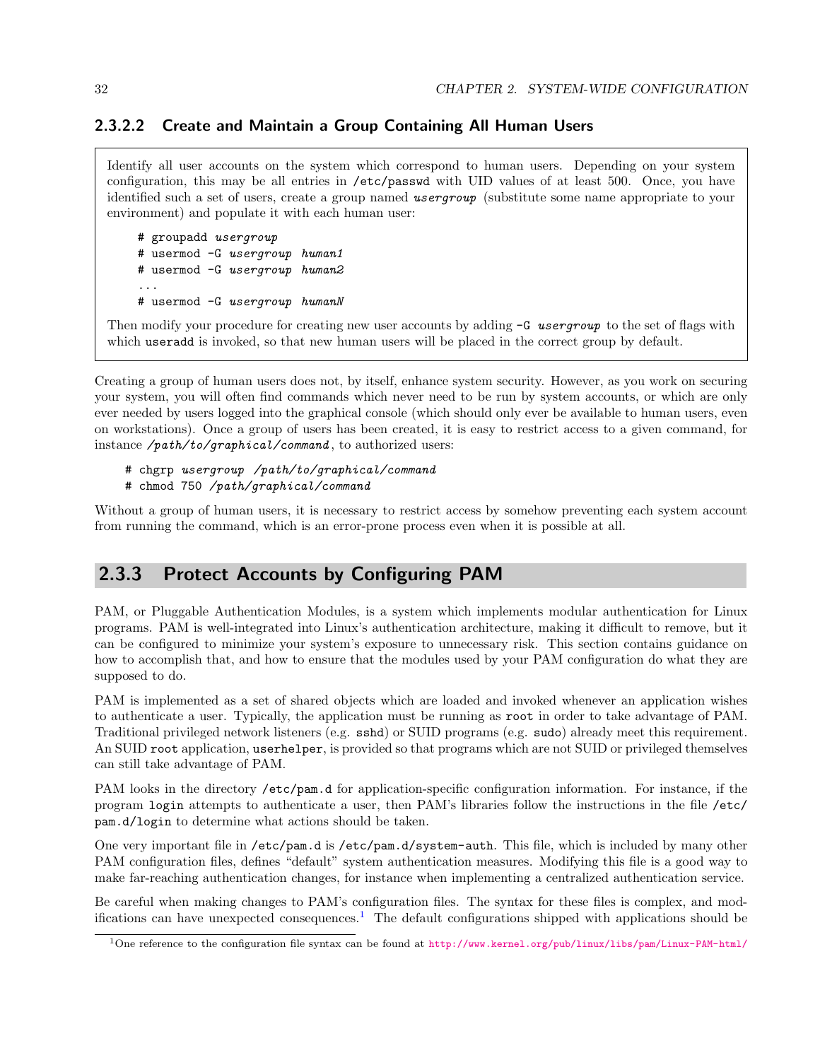#### 2.3.2.2 Create and Maintain a Group Containing All Human Users

Identify all user accounts on the system which correspond to human users. Depending on your system configuration, this may be all entries in /etc/passwd with UID values of at least 500. Once, you have identified such a set of users, create a group named *usergroup* (substitute some name appropriate to your environment) and populate it with each human user:

```
# groupadd usergroup
# usermod -G usergroup human1
# usermod -G usergroup human2
...
# usermod -G usergroup humanN
```

Then modify your procedure for creating new user accounts by adding `-G usergroup` to the set of flags with which `useradd` is invoked, so that new human users will be placed in the correct group by default.

Creating a group of human users does not, by itself, enhance system security. However, as you work on securing your system, you will often find commands which never need to be run by system accounts, or which are only ever needed by users logged into the graphical console (which should only ever be available to human users, even on workstations). Once a group of users has been created, it is easy to restrict access to a given command, for instance */path/to/graphical/command*, to authorized users:

```
# chgrp usergroup /path/to/graphical/command
# chmod 750 /path/graphical/command
```

Without a group of human users, it is necessary to restrict access by somehow preventing each system account from running the command, which is an error-prone process even when it is possible at all.

### 2.3.3 Protect Accounts by Configuring PAM

PAM, or Pluggable Authentication Modules, is a system which implements modular authentication for Linux programs. PAM is well-integrated into Linux's authentication architecture, making it difficult to remove, but it can be configured to minimize your system's exposure to unnecessary risk. This section contains guidance on how to accomplish that, and how to ensure that the modules used by your PAM configuration do what they are supposed to do.

PAM is implemented as a set of shared objects which are loaded and invoked whenever an application wishes to authenticate a user. Typically, the application must be running as `root` in order to take advantage of PAM. Traditional privileged network listeners (e.g. `sshd`) or SUID programs (e.g. `sudo`) already meet this requirement. An SUID `root` application, `userhelper`, is provided so that programs which are not SUID or privileged themselves can still take advantage of PAM.

PAM looks in the directory `/etc/pam.d` for application-specific configuration information. For instance, if the program `login` attempts to authenticate a user, then PAM's libraries follow the instructions in the file `/etc/pam.d/login` to determine what actions should be taken.

One very important file in `/etc/pam.d` is `/etc/pam.d/system-auth`. This file, which is included by many other PAM configuration files, defines "default" system authentication measures. Modifying this file is a good way to make far-reaching authentication changes, for instance when implementing a centralized authentication service.

Be careful when making changes to PAM's configuration files. The syntax for these files is complex, and modifications can have unexpected consequences.[1] The default configurations shipped with applications should be

[1] One reference to the configuration file syntax can be found at http://www.kernel.org/pub/linux/libs/pam/Linux-PAM-html/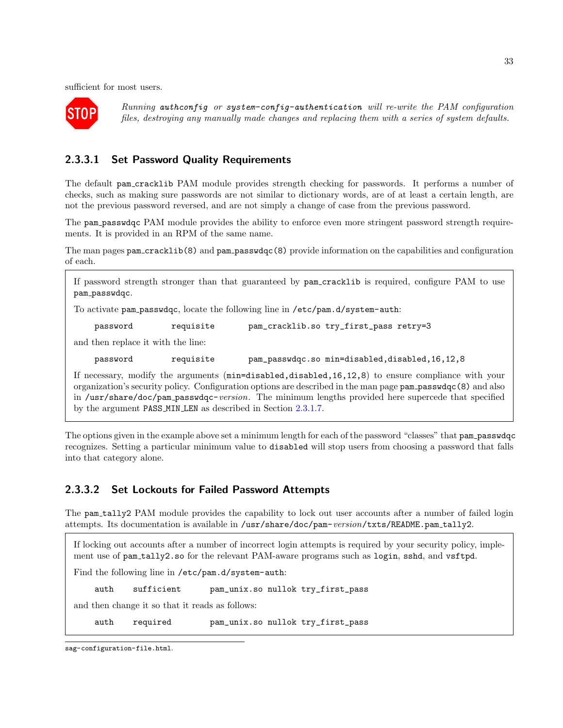sufficient for most users.

STOP *Running* `authconfig` *or* `system-config-authentication` *will re-write the PAM configuration files, destroying any manually made changes and replacing them with a series of system defaults.*

#### 2.3.3.1 Set Password Quality Requirements

The default `pam_cracklib` PAM module provides strength checking for passwords. It performs a number of checks, such as making sure passwords are not similar to dictionary words, are of at least a certain length, are not the previous password reversed, and are not simply a change of case from the previous password.

The `pam_passwdqc` PAM module provides the ability to enforce even more stringent password strength requirements. It is provided in an RPM of the same name.

The man pages `pam_cracklib(8)` and `pam_passwdqc(8)` provide information on the capabilities and configuration of each.

> If password strength stronger than that guaranteed by `pam_cracklib` is required, configure PAM to use `pam_passwdqc`.
>
> To activate `pam_passwdqc`, locate the following line in `/etc/pam.d/system-auth`:
>
> ```
> password        requisite       pam_cracklib.so try_first_pass retry=3
> ```
>
> and then replace it with the line:
>
> ```
> password        requisite       pam_passwdqc.so min=disabled,disabled,16,12,8
> ```
>
> If necessary, modify the arguments (`min=disabled,disabled,16,12,8`) to ensure compliance with your organization's security policy. Configuration options are described in the man page `pam_passwdqc(8)` and also in `/usr/share/doc/pam_passwdqc-`*version*. The minimum lengths provided here supercede that specified by the argument `PASS_MIN_LEN` as described in Section 2.3.1.7.

The options given in the example above set a minimum length for each of the password "classes" that `pam_passwdqc` recognizes. Setting a particular minimum value to `disabled` will stop users from choosing a password that falls into that category alone.

#### 2.3.3.2 Set Lockouts for Failed Password Attempts

The `pam_tally2` PAM module provides the capability to lock out user accounts after a number of failed login attempts. Its documentation is available in `/usr/share/doc/pam-`*version*`/txts/README.pam_tally2`.

> If locking out accounts after a number of incorrect login attempts is required by your security policy, implement use of `pam_tally2.so` for the relevant PAM-aware programs such as `login`, `sshd`, and `vsftpd`.
>
> Find the following line in `/etc/pam.d/system-auth`:
>
> ```
> auth    sufficient      pam_unix.so nullok try_first_pass
> ```
>
> and then change it so that it reads as follows:
>
> ```
> auth    required        pam_unix.so nullok try_first_pass
> ```

`sag-configuration-file.html`.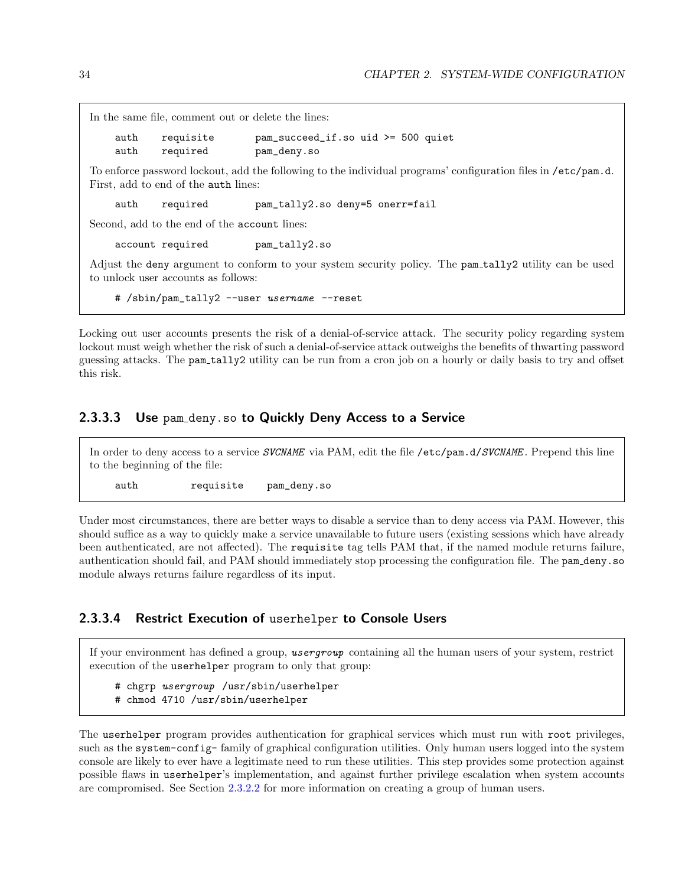In the same file, comment out or delete the lines:

```
auth    requisite       pam_succeed_if.so uid >= 500 quiet
auth    required        pam_deny.so
```

To enforce password lockout, add the following to the individual programs' configuration files in /etc/pam.d. First, add to end of the auth lines:

```
auth    required        pam_tally2.so deny=5 onerr=fail
```

Second, add to the end of the account lines:

```
account required        pam_tally2.so
```

Adjust the deny argument to conform to your system security policy. The pam_tally2 utility can be used to unlock user accounts as follows:

```
# /sbin/pam_tally2 --user username --reset
```

Locking out user accounts presents the risk of a denial-of-service attack. The security policy regarding system lockout must weigh whether the risk of such a denial-of-service attack outweighs the benefits of thwarting password guessing attacks. The pam_tally2 utility can be run from a cron job on a hourly or daily basis to try and offset this risk.

#### 2.3.3.3 Use pam_deny.so to Quickly Deny Access to a Service

In order to deny access to a service *SVCNAME* via PAM, edit the file /etc/pam.d/*SVCNAME*. Prepend this line to the beginning of the file:

```
auth         requisite    pam_deny.so
```

Under most circumstances, there are better ways to disable a service than to deny access via PAM. However, this should suffice as a way to quickly make a service unavailable to future users (existing sessions which have already been authenticated, are not affected). The requisite tag tells PAM that, if the named module returns failure, authentication should fail, and PAM should immediately stop processing the configuration file. The pam_deny.so module always returns failure regardless of its input.

#### 2.3.3.4 Restrict Execution of userhelper to Console Users

If your environment has defined a group, *usergroup* containing all the human users of your system, restrict execution of the userhelper program to only that group:

```
# chgrp usergroup /usr/sbin/userhelper
# chmod 4710 /usr/sbin/userhelper
```

The userhelper program provides authentication for graphical services which must run with root privileges, such as the system-config- family of graphical configuration utilities. Only human users logged into the system console are likely to ever have a legitimate need to run these utilities. This step provides some protection against possible flaws in userhelper's implementation, and against further privilege escalation when system accounts are compromised. See Section 2.3.2.2 for more information on creating a group of human users.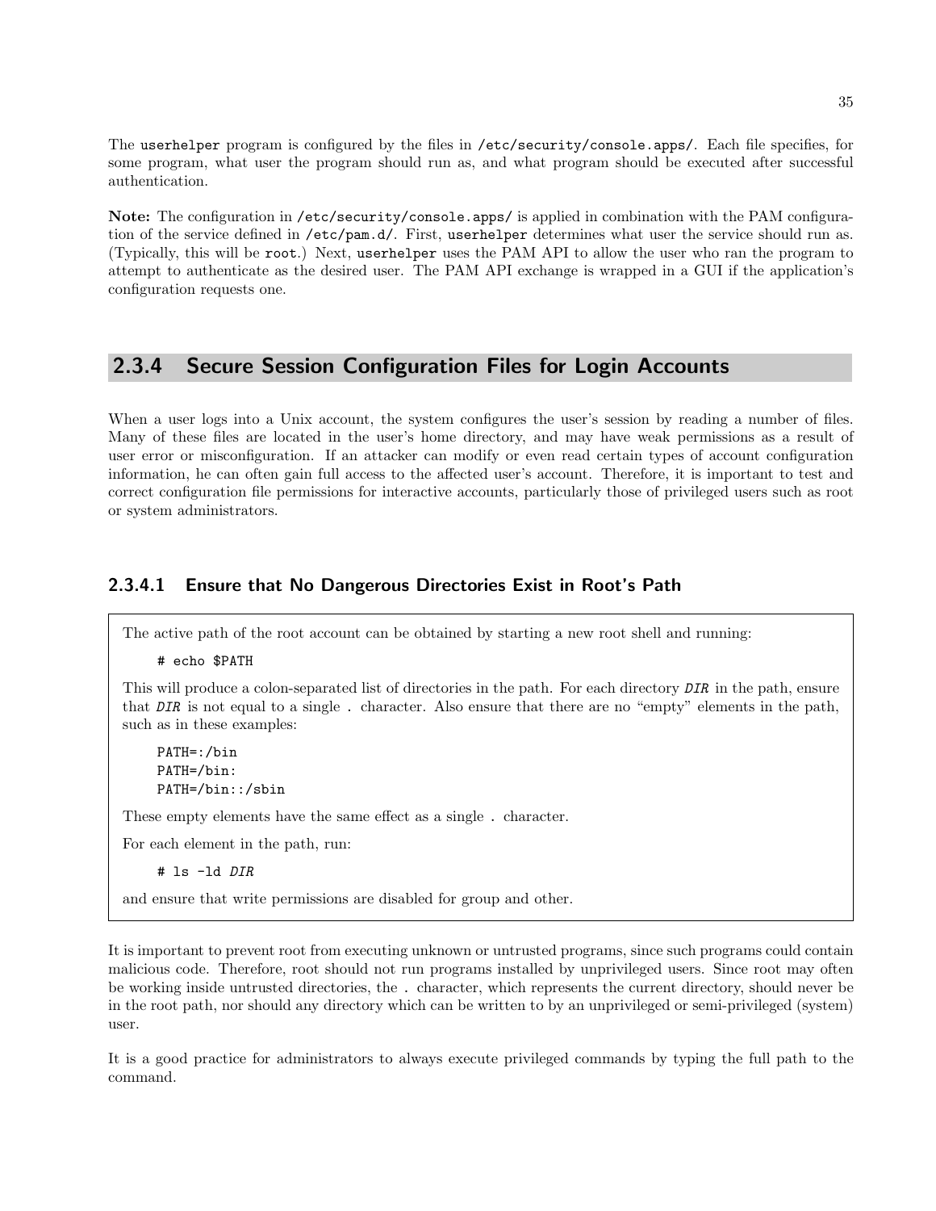The `userhelper` program is configured by the files in `/etc/security/console.apps/`. Each file specifies, for some program, what user the program should run as, and what program should be executed after successful authentication.

**Note:** The configuration in `/etc/security/console.apps/` is applied in combination with the PAM configuration of the service defined in `/etc/pam.d/`. First, `userhelper` determines what user the service should run as. (Typically, this will be `root`.) Next, `userhelper` uses the PAM API to allow the user who ran the program to attempt to authenticate as the desired user. The PAM API exchange is wrapped in a GUI if the application's configuration requests one.

## 2.3.4 Secure Session Configuration Files for Login Accounts

When a user logs into a Unix account, the system configures the user's session by reading a number of files. Many of these files are located in the user's home directory, and may have weak permissions as a result of user error or misconfiguration. If an attacker can modify or even read certain types of account configuration information, he can often gain full access to the affected user's account. Therefore, it is important to test and correct configuration file permissions for interactive accounts, particularly those of privileged users such as root or system administrators.

### 2.3.4.1 Ensure that No Dangerous Directories Exist in Root's Path

The active path of the root account can be obtained by starting a new root shell and running:

```
# echo $PATH
```

This will produce a colon-separated list of directories in the path. For each directory *DIR* in the path, ensure that *DIR* is not equal to a single `.` character. Also ensure that there are no "empty" elements in the path, such as in these examples:

```
PATH=:/bin
PATH=/bin:
PATH=/bin::/sbin
```

These empty elements have the same effect as a single `.` character.

For each element in the path, run:

```
# ls -ld DIR
```

and ensure that write permissions are disabled for group and other.

It is important to prevent root from executing unknown or untrusted programs, since such programs could contain malicious code. Therefore, root should not run programs installed by unprivileged users. Since root may often be working inside untrusted directories, the `.` character, which represents the current directory, should never be in the root path, nor should any directory which can be written to by an unprivileged or semi-privileged (system) user.

It is a good practice for administrators to always execute privileged commands by typing the full path to the command.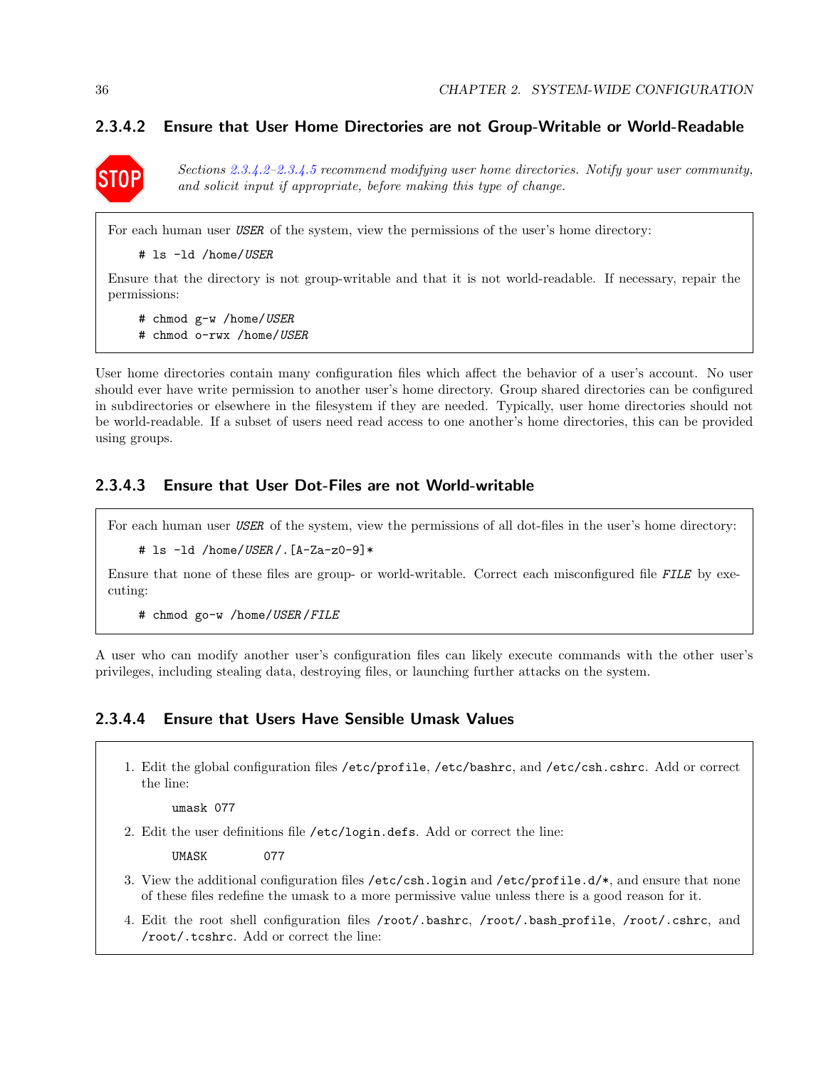#### 2.3.4.2 Ensure that User Home Directories are not Group-Writable or World-Readable

STOP

*Sections 2.3.4.2–2.3.4.5 recommend modifying user home directories. Notify your user community, and solicit input if appropriate, before making this type of change.*

For each human user *USER* of the system, view the permissions of the user's home directory:

```
# ls -ld /home/USER
```

Ensure that the directory is not group-writable and that it is not world-readable. If necessary, repair the permissions:

```
# chmod g-w /home/USER
# chmod o-rwx /home/USER
```

User home directories contain many configuration files which affect the behavior of a user's account. No user should ever have write permission to another user's home directory. Group shared directories can be configured in subdirectories or elsewhere in the filesystem if they are needed. Typically, user home directories should not be world-readable. If a subset of users need read access to one another's home directories, this can be provided using groups.

#### 2.3.4.3 Ensure that User Dot-Files are not World-writable

For each human user *USER* of the system, view the permissions of all dot-files in the user's home directory:

```
# ls -ld /home/USER/.[A-Za-z0-9]*
```

Ensure that none of these files are group- or world-writable. Correct each misconfigured file *FILE* by executing:

```
# chmod go-w /home/USER/FILE
```

A user who can modify another user's configuration files can likely execute commands with the other user's privileges, including stealing data, destroying files, or launching further attacks on the system.

#### 2.3.4.4 Ensure that Users Have Sensible Umask Values

1. Edit the global configuration files `/etc/profile`, `/etc/bashrc`, and `/etc/csh.cshrc`. Add or correct the line:

   ```
   umask 077
   ```

2. Edit the user definitions file `/etc/login.defs`. Add or correct the line:

   ```
   UMASK        077
   ```

3. View the additional configuration files `/etc/csh.login` and `/etc/profile.d/*`, and ensure that none of these files redefine the umask to a more permissive value unless there is a good reason for it.

4. Edit the root shell configuration files `/root/.bashrc`, `/root/.bash_profile`, `/root/.cshrc`, and `/root/.tcshrc`. Add or correct the line: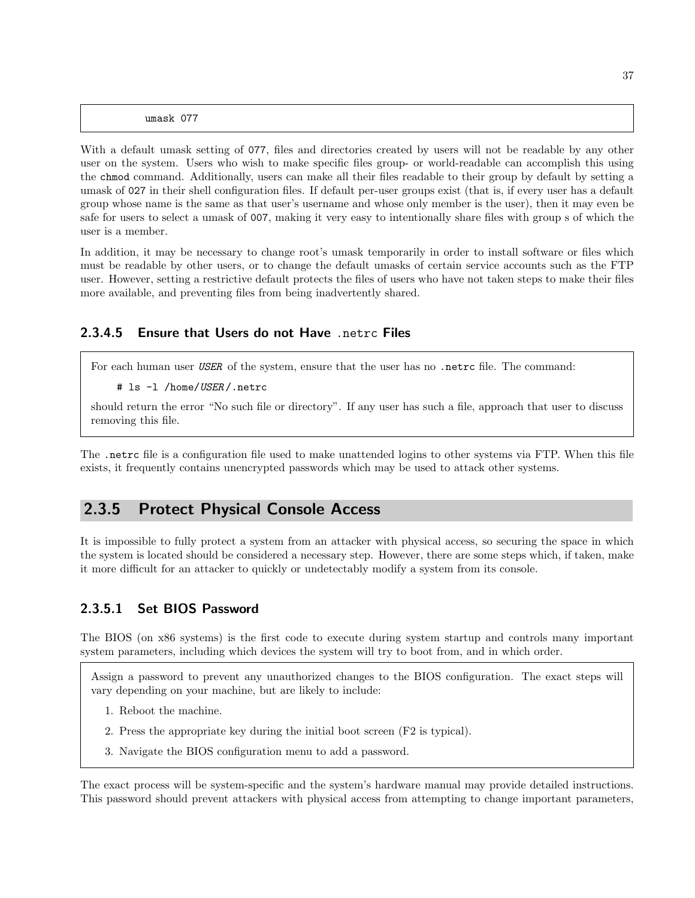```
umask 077
```

With a default umask setting of 077, files and directories created by users will not be readable by any other user on the system. Users who wish to make specific files group- or world-readable can accomplish this using the `chmod` command. Additionally, users can make all their files readable to their group by default by setting a umask of 027 in their shell configuration files. If default per-user groups exist (that is, if every user has a default group whose name is the same as that user's username and whose only member is the user), then it may even be safe for users to select a umask of 007, making it very easy to intentionally share files with group s of which the user is a member.

In addition, it may be necessary to change root's umask temporarily in order to install software or files which must be readable by other users, or to change the default umasks of certain service accounts such as the FTP user. However, setting a restrictive default protects the files of users who have not taken steps to make their files more available, and preventing files from being inadvertently shared.

#### 2.3.4.5 Ensure that Users do not Have `.netrc` Files

For each human user *USER* of the system, ensure that the user has no `.netrc` file. The command:

```
# ls -l /home/USER/.netrc
```

should return the error "No such file or directory". If any user has such a file, approach that user to discuss removing this file.

The `.netrc` file is a configuration file used to make unattended logins to other systems via FTP. When this file exists, it frequently contains unencrypted passwords which may be used to attack other systems.

### 2.3.5 Protect Physical Console Access

It is impossible to fully protect a system from an attacker with physical access, so securing the space in which the system is located should be considered a necessary step. However, there are some steps which, if taken, make it more difficult for an attacker to quickly or undetectably modify a system from its console.

#### 2.3.5.1 Set BIOS Password

The BIOS (on x86 systems) is the first code to execute during system startup and controls many important system parameters, including which devices the system will try to boot from, and in which order.

Assign a password to prevent any unauthorized changes to the BIOS configuration. The exact steps will vary depending on your machine, but are likely to include:

1. Reboot the machine.
2. Press the appropriate key during the initial boot screen (F2 is typical).
3. Navigate the BIOS configuration menu to add a password.

The exact process will be system-specific and the system's hardware manual may provide detailed instructions. This password should prevent attackers with physical access from attempting to change important parameters,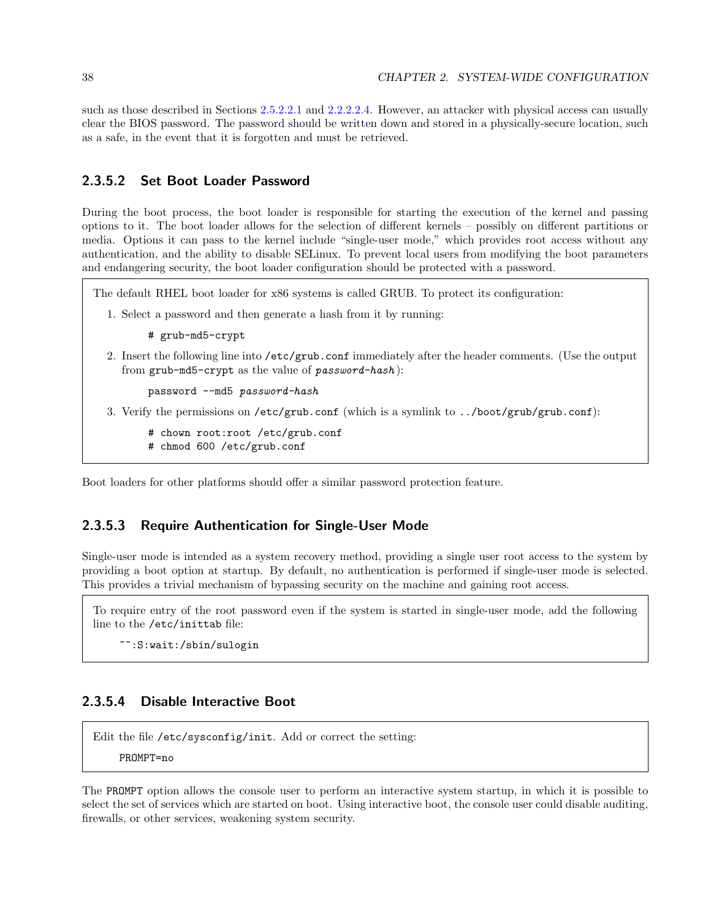such as those described in Sections 2.5.2.2.1 and 2.2.2.2.4. However, an attacker with physical access can usually clear the BIOS password. The password should be written down and stored in a physically-secure location, such as a safe, in the event that it is forgotten and must be retrieved.

#### 2.3.5.2 Set Boot Loader Password

During the boot process, the boot loader is responsible for starting the execution of the kernel and passing options to it. The boot loader allows for the selection of different kernels – possibly on different partitions or media. Options it can pass to the kernel include "single-user mode," which provides root access without any authentication, and the ability to disable SELinux. To prevent local users from modifying the boot parameters and endangering security, the boot loader configuration should be protected with a password.

The default RHEL boot loader for x86 systems is called GRUB. To protect its configuration:

1. Select a password and then generate a hash from it by running:

   ```
   # grub-md5-crypt
   ```

2. Insert the following line into `/etc/grub.conf` immediately after the header comments. (Use the output from `grub-md5-crypt` as the value of *password-hash*):

   ```
   password --md5 password-hash
   ```

3. Verify the permissions on `/etc/grub.conf` (which is a symlink to `../boot/grub/grub.conf`):

   ```
   # chown root:root /etc/grub.conf
   # chmod 600 /etc/grub.conf
   ```

Boot loaders for other platforms should offer a similar password protection feature.

#### 2.3.5.3 Require Authentication for Single-User Mode

Single-user mode is intended as a system recovery method, providing a single user root access to the system by providing a boot option at startup. By default, no authentication is performed if single-user mode is selected. This provides a trivial mechanism of bypassing security on the machine and gaining root access.

To require entry of the root password even if the system is started in single-user mode, add the following line to the `/etc/inittab` file:

```
~~:S:wait:/sbin/sulogin
```

#### 2.3.5.4 Disable Interactive Boot

Edit the file `/etc/sysconfig/init`. Add or correct the setting:

```
PROMPT=no
```

The `PROMPT` option allows the console user to perform an interactive system startup, in which it is possible to select the set of services which are started on boot. Using interactive boot, the console user could disable auditing, firewalls, or other services, weakening system security.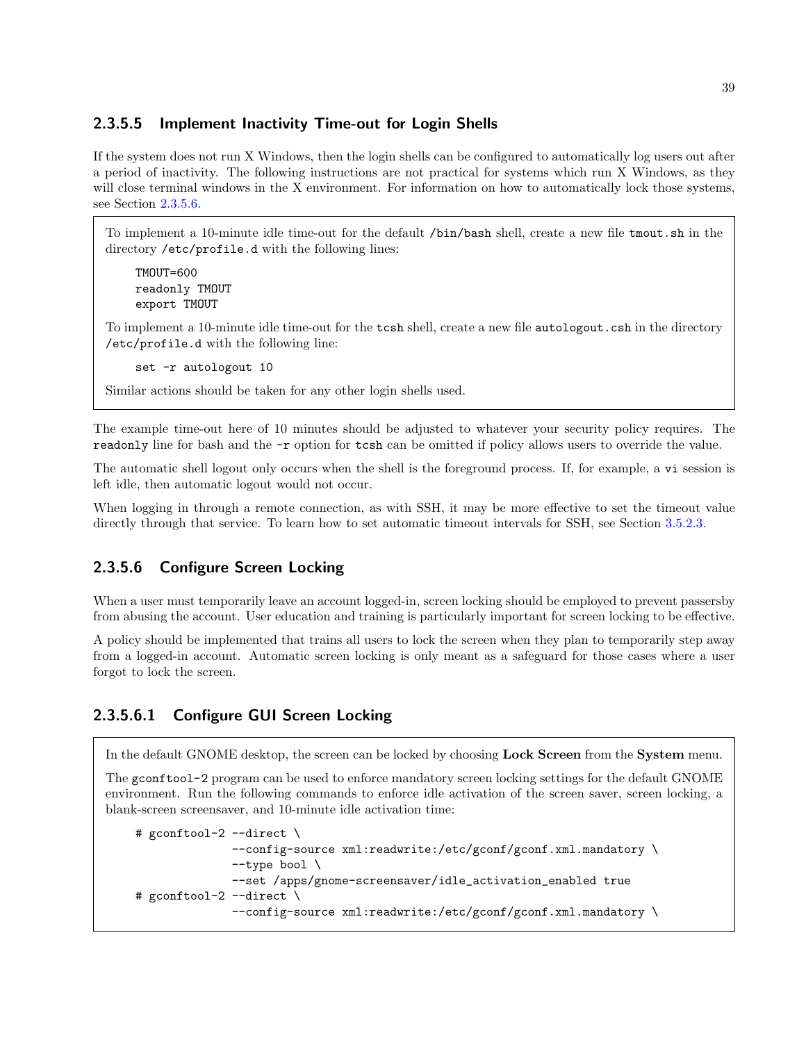#### 2.3.5.5 Implement Inactivity Time-out for Login Shells

If the system does not run X Windows, then the login shells can be configured to automatically log users out after a period of inactivity. The following instructions are not practical for systems which run X Windows, as they will close terminal windows in the X environment. For information on how to automatically lock those systems, see Section 2.3.5.6.

> To implement a 10-minute idle time-out for the default `/bin/bash` shell, create a new file `tmout.sh` in the directory `/etc/profile.d` with the following lines:
>
> ```
> TMOUT=600
> readonly TMOUT
> export TMOUT
> ```
>
> To implement a 10-minute idle time-out for the `tcsh` shell, create a new file `autologout.csh` in the directory `/etc/profile.d` with the following line:
>
> ```
> set -r autologout 10
> ```
>
> Similar actions should be taken for any other login shells used.

The example time-out here of 10 minutes should be adjusted to whatever your security policy requires. The `readonly` line for bash and the `-r` option for `tcsh` can be omitted if policy allows users to override the value.

The automatic shell logout only occurs when the shell is the foreground process. If, for example, a `vi` session is left idle, then automatic logout would not occur.

When logging in through a remote connection, as with SSH, it may be more effective to set the timeout value directly through that service. To learn how to set automatic timeout intervals for SSH, see Section 3.5.2.3.

#### 2.3.5.6 Configure Screen Locking

When a user must temporarily leave an account logged-in, screen locking should be employed to prevent passersby from abusing the account. User education and training is particularly important for screen locking to be effective.

A policy should be implemented that trains all users to lock the screen when they plan to temporarily step away from a logged-in account. Automatic screen locking is only meant as a safeguard for those cases where a user forgot to lock the screen.

##### 2.3.5.6.1 Configure GUI Screen Locking

> In the default GNOME desktop, the screen can be locked by choosing **Lock Screen** from the **System** menu.
>
> The `gconftool-2` program can be used to enforce mandatory screen locking settings for the default GNOME environment. Run the following commands to enforce idle activation of the screen saver, screen locking, a blank-screen screensaver, and 10-minute idle activation time:
>
> ```
> # gconftool-2 --direct \
>               --config-source xml:readwrite:/etc/gconf/gconf.xml.mandatory \
>               --type bool \
>               --set /apps/gnome-screensaver/idle_activation_enabled true
> # gconftool-2 --direct \
>               --config-source xml:readwrite:/etc/gconf/gconf.xml.mandatory \
> ```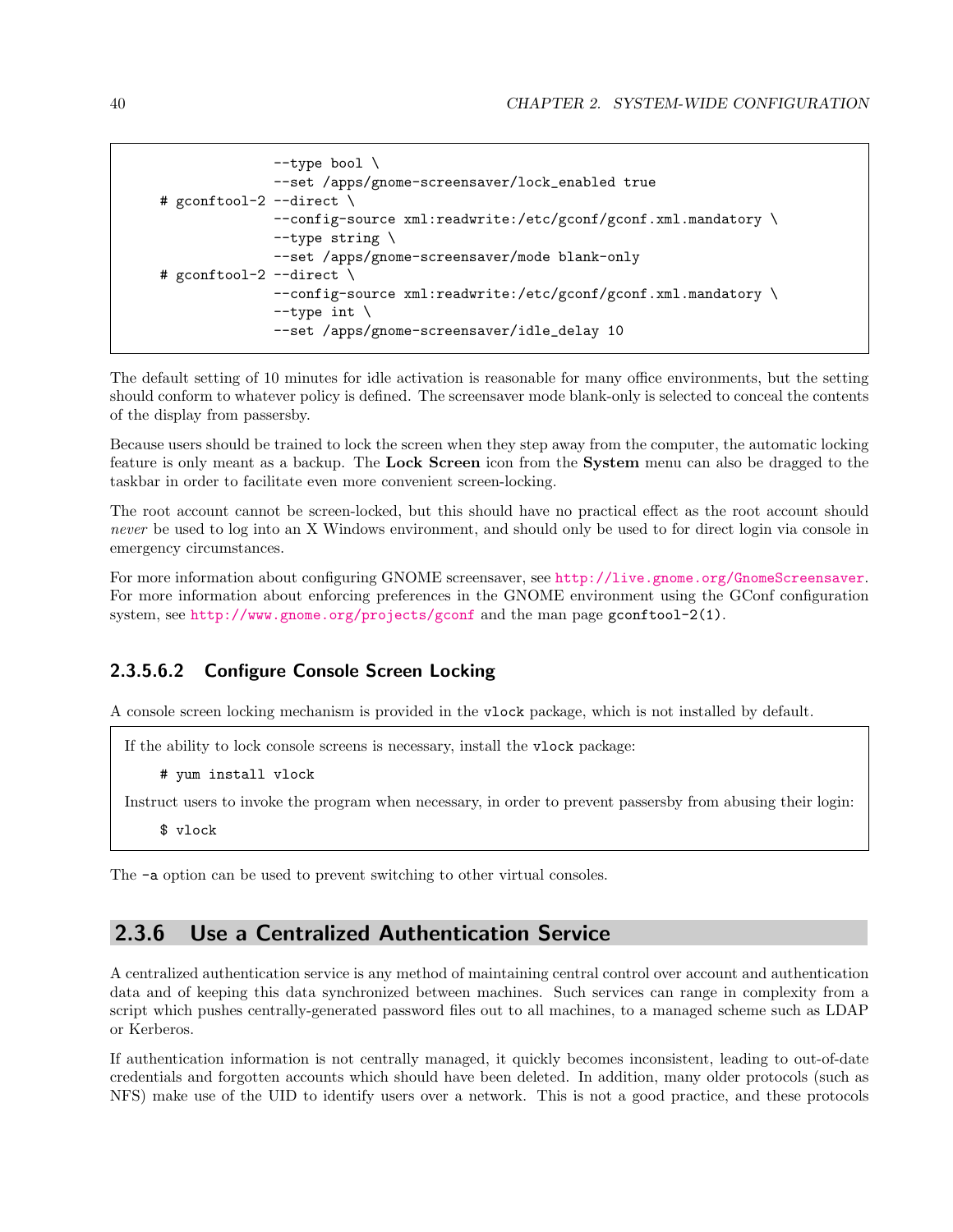```
                  --type bool \
                  --set /apps/gnome-screensaver/lock_enabled true
# gconftool-2 --direct \
                  --config-source xml:readwrite:/etc/gconf/gconf.xml.mandatory \
                  --type string \
                  --set /apps/gnome-screensaver/mode blank-only
# gconftool-2 --direct \
                  --config-source xml:readwrite:/etc/gconf/gconf.xml.mandatory \
                  --type int \
                  --set /apps/gnome-screensaver/idle_delay 10
```

The default setting of 10 minutes for idle activation is reasonable for many office environments, but the setting should conform to whatever policy is defined. The screensaver mode blank-only is selected to conceal the contents of the display from passersby.

Because users should be trained to lock the screen when they step away from the computer, the automatic locking feature is only meant as a backup. The **Lock Screen** icon from the **System** menu can also be dragged to the taskbar in order to facilitate even more convenient screen-locking.

The root account cannot be screen-locked, but this should have no practical effect as the root account should *never* be used to log into an X Windows environment, and should only be used to for direct login via console in emergency circumstances.

For more information about configuring GNOME screensaver, see http://live.gnome.org/GnomeScreensaver. For more information about enforcing preferences in the GNOME environment using the GConf configuration system, see http://www.gnome.org/projects/gconf and the man page `gconftool-2(1)`.

#### 2.3.5.6.2 Configure Console Screen Locking

A console screen locking mechanism is provided in the `vlock` package, which is not installed by default.

If the ability to lock console screens is necessary, install the `vlock` package:

```
# yum install vlock
```

Instruct users to invoke the program when necessary, in order to prevent passersby from abusing their login:

```
$ vlock
```

The `-a` option can be used to prevent switching to other virtual consoles.

### 2.3.6 Use a Centralized Authentication Service

A centralized authentication service is any method of maintaining central control over account and authentication data and of keeping this data synchronized between machines. Such services can range in complexity from a script which pushes centrally-generated password files out to all machines, to a managed scheme such as LDAP or Kerberos.

If authentication information is not centrally managed, it quickly becomes inconsistent, leading to out-of-date credentials and forgotten accounts which should have been deleted. In addition, many older protocols (such as NFS) make use of the UID to identify users over a network. This is not a good practice, and these protocols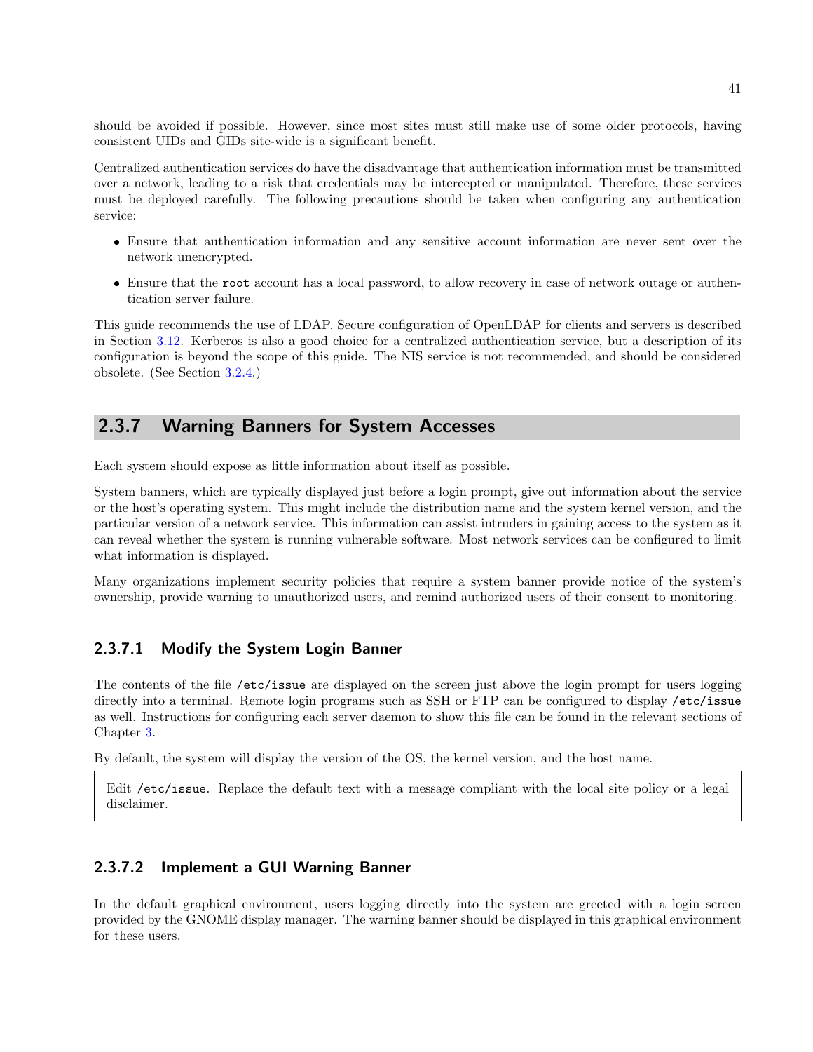should be avoided if possible. However, since most sites must still make use of some older protocols, having consistent UIDs and GIDs site-wide is a significant benefit.

Centralized authentication services do have the disadvantage that authentication information must be transmitted over a network, leading to a risk that credentials may be intercepted or manipulated. Therefore, these services must be deployed carefully. The following precautions should be taken when configuring any authentication service:

- Ensure that authentication information and any sensitive account information are never sent over the network unencrypted.
- Ensure that the `root` account has a local password, to allow recovery in case of network outage or authentication server failure.

This guide recommends the use of LDAP. Secure configuration of OpenLDAP for clients and servers is described in Section 3.12. Kerberos is also a good choice for a centralized authentication service, but a description of its configuration is beyond the scope of this guide. The NIS service is not recommended, and should be considered obsolete. (See Section 3.2.4.)

## 2.3.7 Warning Banners for System Accesses

Each system should expose as little information about itself as possible.

System banners, which are typically displayed just before a login prompt, give out information about the service or the host's operating system. This might include the distribution name and the system kernel version, and the particular version of a network service. This information can assist intruders in gaining access to the system as it can reveal whether the system is running vulnerable software. Most network services can be configured to limit what information is displayed.

Many organizations implement security policies that require a system banner provide notice of the system's ownership, provide warning to unauthorized users, and remind authorized users of their consent to monitoring.

### 2.3.7.1 Modify the System Login Banner

The contents of the file `/etc/issue` are displayed on the screen just above the login prompt for users logging directly into a terminal. Remote login programs such as SSH or FTP can be configured to display `/etc/issue` as well. Instructions for configuring each server daemon to show this file can be found in the relevant sections of Chapter 3.

By default, the system will display the version of the OS, the kernel version, and the host name.

> Edit `/etc/issue`. Replace the default text with a message compliant with the local site policy or a legal disclaimer.

### 2.3.7.2 Implement a GUI Warning Banner

In the default graphical environment, users logging directly into the system are greeted with a login screen provided by the GNOME display manager. The warning banner should be displayed in this graphical environment for these users.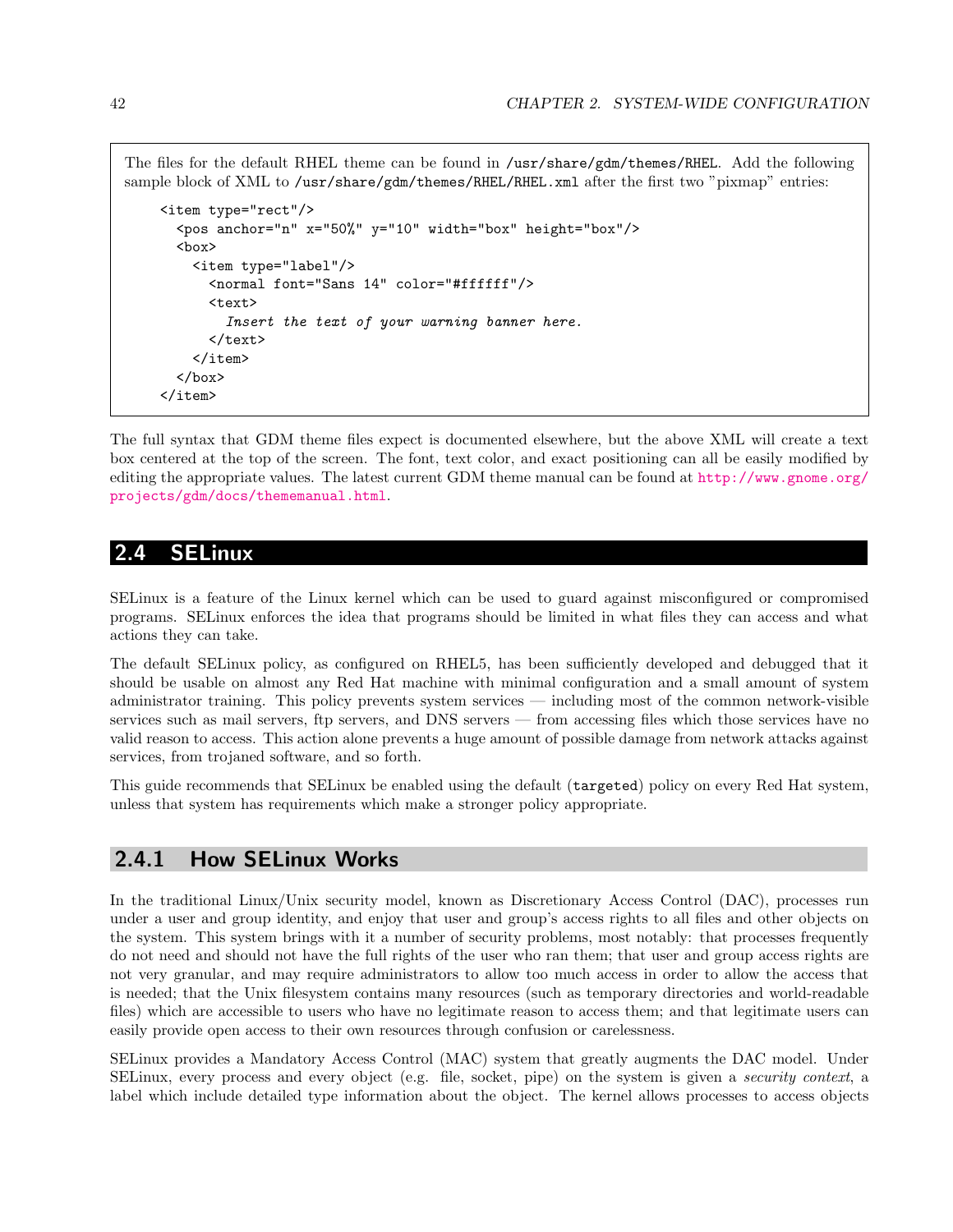The files for the default RHEL theme can be found in `/usr/share/gdm/themes/RHEL`. Add the following sample block of XML to `/usr/share/gdm/themes/RHEL/RHEL.xml` after the first two "pixmap" entries:

```
<item type="rect"/>
  <pos anchor="n" x="50%" y="10" width="box" height="box"/>
  <box>
    <item type="label"/>
      <normal font="Sans 14" color="#ffffff"/>
      <text>
        Insert the text of your warning banner here.
      </text>
    </item>
  </box>
</item>
```

The full syntax that GDM theme files expect is documented elsewhere, but the above XML will create a text box centered at the top of the screen. The font, text color, and exact positioning can all be easily modified by editing the appropriate values. The latest current GDM theme manual can be found at http://www.gnome.org/projects/gdm/docs/thememanual.html.

## 2.4 SELinux

SELinux is a feature of the Linux kernel which can be used to guard against misconfigured or compromised programs. SELinux enforces the idea that programs should be limited in what files they can access and what actions they can take.

The default SELinux policy, as configured on RHEL5, has been sufficiently developed and debugged that it should be usable on almost any Red Hat machine with minimal configuration and a small amount of system administrator training. This policy prevents system services — including most of the common network-visible services such as mail servers, ftp servers, and DNS servers — from accessing files which those services have no valid reason to access. This action alone prevents a huge amount of possible damage from network attacks against services, from trojaned software, and so forth.

This guide recommends that SELinux be enabled using the default (`targeted`) policy on every Red Hat system, unless that system has requirements which make a stronger policy appropriate.

### 2.4.1 How SELinux Works

In the traditional Linux/Unix security model, known as Discretionary Access Control (DAC), processes run under a user and group identity, and enjoy that user and group's access rights to all files and other objects on the system. This system brings with it a number of security problems, most notably: that processes frequently do not need and should not have the full rights of the user who ran them; that user and group access rights are not very granular, and may require administrators to allow too much access in order to allow the access that is needed; that the Unix filesystem contains many resources (such as temporary directories and world-readable files) which are accessible to users who have no legitimate reason to access them; and that legitimate users can easily provide open access to their own resources through confusion or carelessness.

SELinux provides a Mandatory Access Control (MAC) system that greatly augments the DAC model. Under SELinux, every process and every object (e.g. file, socket, pipe) on the system is given a *security context*, a label which include detailed type information about the object. The kernel allows processes to access objects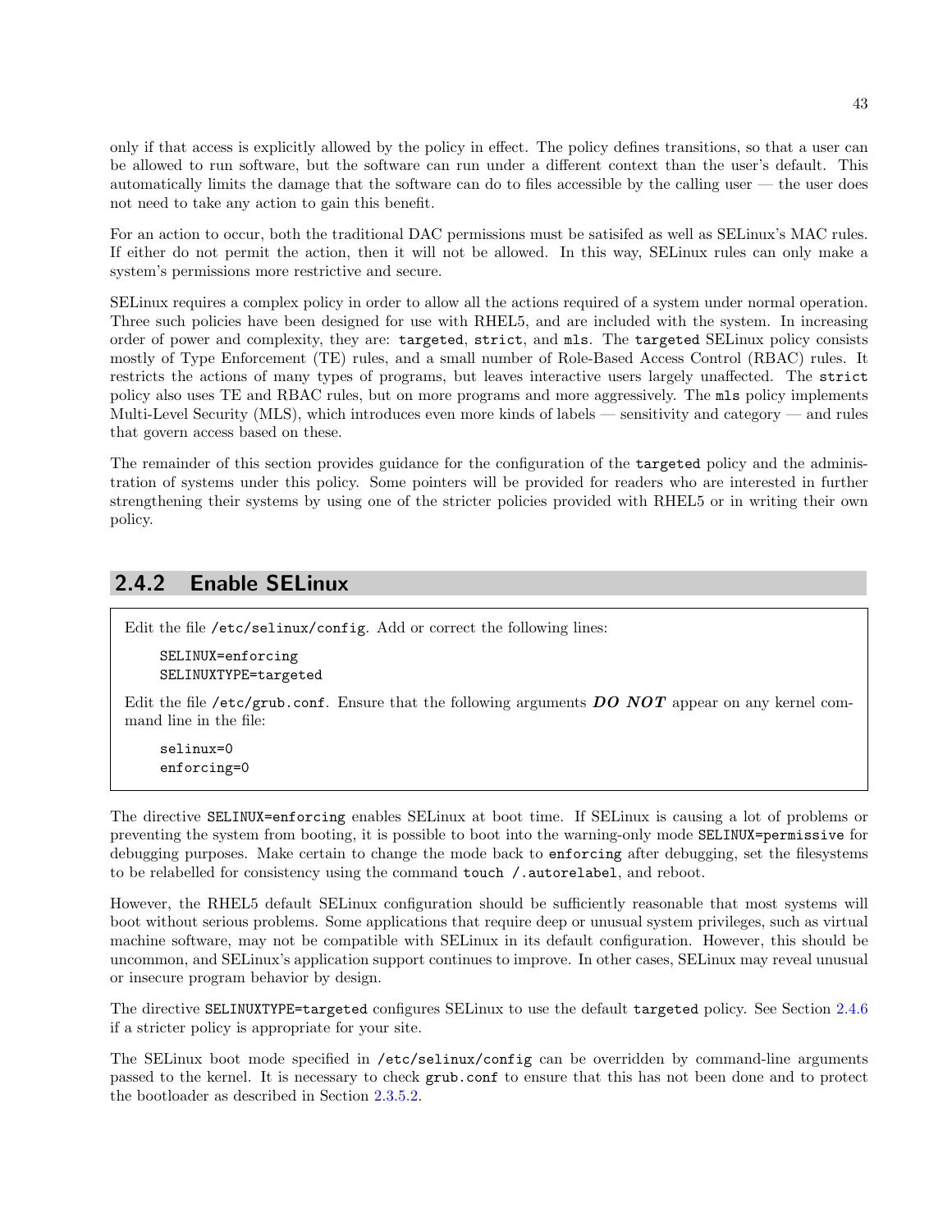only if that access is explicitly allowed by the policy in effect. The policy defines transitions, so that a user can be allowed to run software, but the software can run under a different context than the user's default. This automatically limits the damage that the software can do to files accessible by the calling user — the user does not need to take any action to gain this benefit.

For an action to occur, both the traditional DAC permissions must be satisifed as well as SELinux's MAC rules. If either do not permit the action, then it will not be allowed. In this way, SELinux rules can only make a system's permissions more restrictive and secure.

SELinux requires a complex policy in order to allow all the actions required of a system under normal operation. Three such policies have been designed for use with RHEL5, and are included with the system. In increasing order of power and complexity, they are: `targeted`, `strict`, and `mls`. The `targeted` SELinux policy consists mostly of Type Enforcement (TE) rules, and a small number of Role-Based Access Control (RBAC) rules. It restricts the actions of many types of programs, but leaves interactive users largely unaffected. The `strict` policy also uses TE and RBAC rules, but on more programs and more aggressively. The `mls` policy implements Multi-Level Security (MLS), which introduces even more kinds of labels — sensitivity and category — and rules that govern access based on these.

The remainder of this section provides guidance for the configuration of the `targeted` policy and the administration of systems under this policy. Some pointers will be provided for readers who are interested in further strengthening their systems by using one of the stricter policies provided with RHEL5 or in writing their own policy.

### 2.4.2 Enable SELinux

Edit the file `/etc/selinux/config`. Add or correct the following lines:

```
SELINUX=enforcing
SELINUXTYPE=targeted
```

Edit the file `/etc/grub.conf`. Ensure that the following arguments ***DO NOT*** appear on any kernel command line in the file:

```
selinux=0
enforcing=0
```

The directive `SELINUX=enforcing` enables SELinux at boot time. If SELinux is causing a lot of problems or preventing the system from booting, it is possible to boot into the warning-only mode `SELINUX=permissive` for debugging purposes. Make certain to change the mode back to `enforcing` after debugging, set the filesystems to be relabelled for consistency using the command `touch /.autorelabel`, and reboot.

However, the RHEL5 default SELinux configuration should be sufficiently reasonable that most systems will boot without serious problems. Some applications that require deep or unusual system privileges, such as virtual machine software, may not be compatible with SELinux in its default configuration. However, this should be uncommon, and SELinux's application support continues to improve. In other cases, SELinux may reveal unusual or insecure program behavior by design.

The directive `SELINUXTYPE=targeted` configures SELinux to use the default `targeted` policy. See Section 2.4.6 if a stricter policy is appropriate for your site.

The SELinux boot mode specified in `/etc/selinux/config` can be overridden by command-line arguments passed to the kernel. It is necessary to check `grub.conf` to ensure that this has not been done and to protect the bootloader as described in Section 2.3.5.2.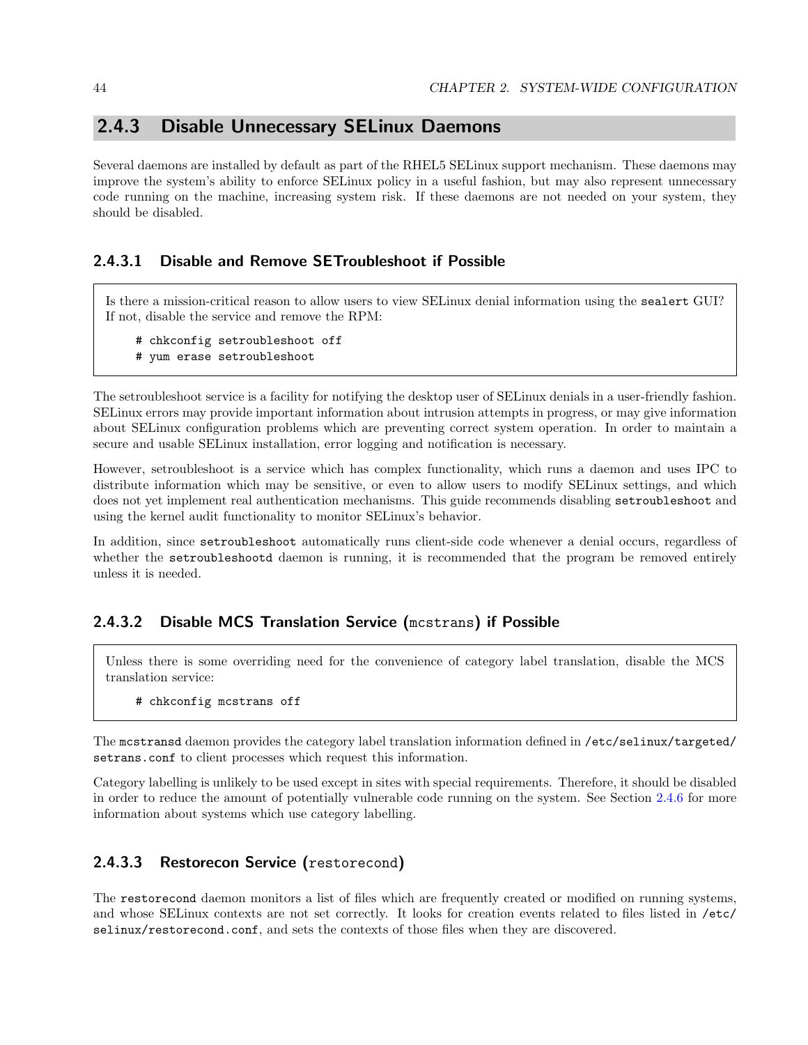### 2.4.3 Disable Unnecessary SELinux Daemons

Several daemons are installed by default as part of the RHEL5 SELinux support mechanism. These daemons may improve the system's ability to enforce SELinux policy in a useful fashion, but may also represent unnecessary code running on the machine, increasing system risk. If these daemons are not needed on your system, they should be disabled.

#### 2.4.3.1 Disable and Remove SETroubleshoot if Possible

Is there a mission-critical reason to allow users to view SELinux denial information using the `sealert` GUI? If not, disable the service and remove the RPM:

```
# chkconfig setroubleshoot off
# yum erase setroubleshoot
```

The setroubleshoot service is a facility for notifying the desktop user of SELinux denials in a user-friendly fashion. SELinux errors may provide important information about intrusion attempts in progress, or may give information about SELinux configuration problems which are preventing correct system operation. In order to maintain a secure and usable SELinux installation, error logging and notification is necessary.

However, setroubleshoot is a service which has complex functionality, which runs a daemon and uses IPC to distribute information which may be sensitive, or even to allow users to modify SELinux settings, and which does not yet implement real authentication mechanisms. This guide recommends disabling `setroubleshoot` and using the kernel audit functionality to monitor SELinux's behavior.

In addition, since `setroubleshoot` automatically runs client-side code whenever a denial occurs, regardless of whether the `setroubleshootd` daemon is running, it is recommended that the program be removed entirely unless it is needed.

#### 2.4.3.2 Disable MCS Translation Service (`mcstrans`) if Possible

Unless there is some overriding need for the convenience of category label translation, disable the MCS translation service:

```
# chkconfig mcstrans off
```

The `mcstransd` daemon provides the category label translation information defined in `/etc/selinux/targeted/setrans.conf` to client processes which request this information.

Category labelling is unlikely to be used except in sites with special requirements. Therefore, it should be disabled in order to reduce the amount of potentially vulnerable code running on the system. See Section 2.4.6 for more information about systems which use category labelling.

#### 2.4.3.3 Restorecon Service (`restorecond`)

The `restorecond` daemon monitors a list of files which are frequently created or modified on running systems, and whose SELinux contexts are not set correctly. It looks for creation events related to files listed in `/etc/selinux/restorecond.conf`, and sets the contexts of those files when they are discovered.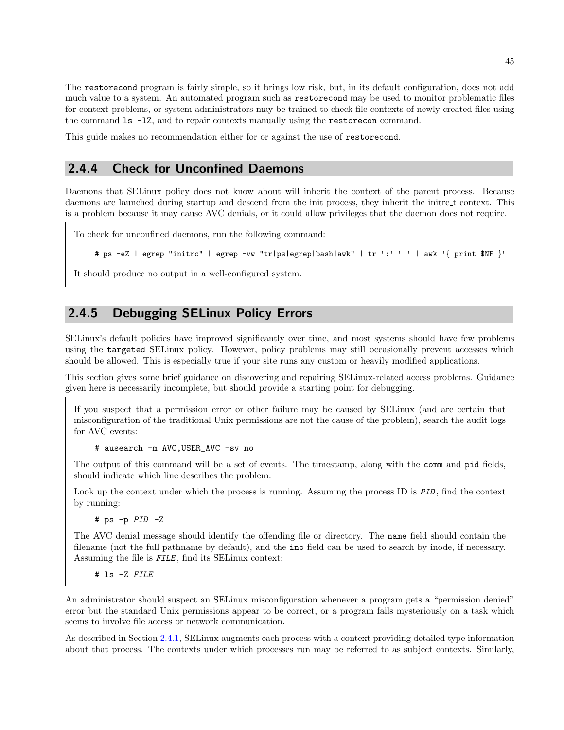The `restorecond` program is fairly simple, so it brings low risk, but, in its default configuration, does not add much value to a system. An automated program such as `restorecond` may be used to monitor problematic files for context problems, or system administrators may be trained to check file contexts of newly-created files using the command `ls -lZ`, and to repair contexts manually using the `restorecon` command.

This guide makes no recommendation either for or against the use of `restorecond`.

### 2.4.4 Check for Unconfined Daemons

Daemons that SELinux policy does not know about will inherit the context of the parent process. Because daemons are launched during startup and descend from the init process, they inherit the initrc_t context. This is a problem because it may cause AVC denials, or it could allow privileges that the daemon does not require.

To check for unconfined daemons, run the following command:

```
# ps -eZ | egrep "initrc" | egrep -vw "tr|ps|egrep|bash|awk" | tr ':' ' ' | awk '{ print $NF }'
```

It should produce no output in a well-configured system.

### 2.4.5 Debugging SELinux Policy Errors

SELinux's default policies have improved significantly over time, and most systems should have few problems using the `targeted` SELinux policy. However, policy problems may still occasionally prevent accesses which should be allowed. This is especially true if your site runs any custom or heavily modified applications.

This section gives some brief guidance on discovering and repairing SELinux-related access problems. Guidance given here is necessarily incomplete, but should provide a starting point for debugging.

If you suspect that a permission error or other failure may be caused by SELinux (and are certain that misconfiguration of the traditional Unix permissions are not the cause of the problem), search the audit logs for AVC events:

```
# ausearch -m AVC,USER_AVC -sv no
```

The output of this command will be a set of events. The timestamp, along with the `comm` and `pid` fields, should indicate which line describes the problem.

Look up the context under which the process is running. Assuming the process ID is *PID*, find the context by running:

```
# ps -p PID -Z
```

The AVC denial message should identify the offending file or directory. The `name` field should contain the filename (not the full pathname by default), and the `ino` field can be used to search by inode, if necessary. Assuming the file is *FILE*, find its SELinux context:

```
# ls -Z FILE
```

An administrator should suspect an SELinux misconfiguration whenever a program gets a "permission denied" error but the standard Unix permissions appear to be correct, or a program fails mysteriously on a task which seems to involve file access or network communication.

As described in Section 2.4.1, SELinux augments each process with a context providing detailed type information about that process. The contexts under which processes run may be referred to as subject contexts. Similarly,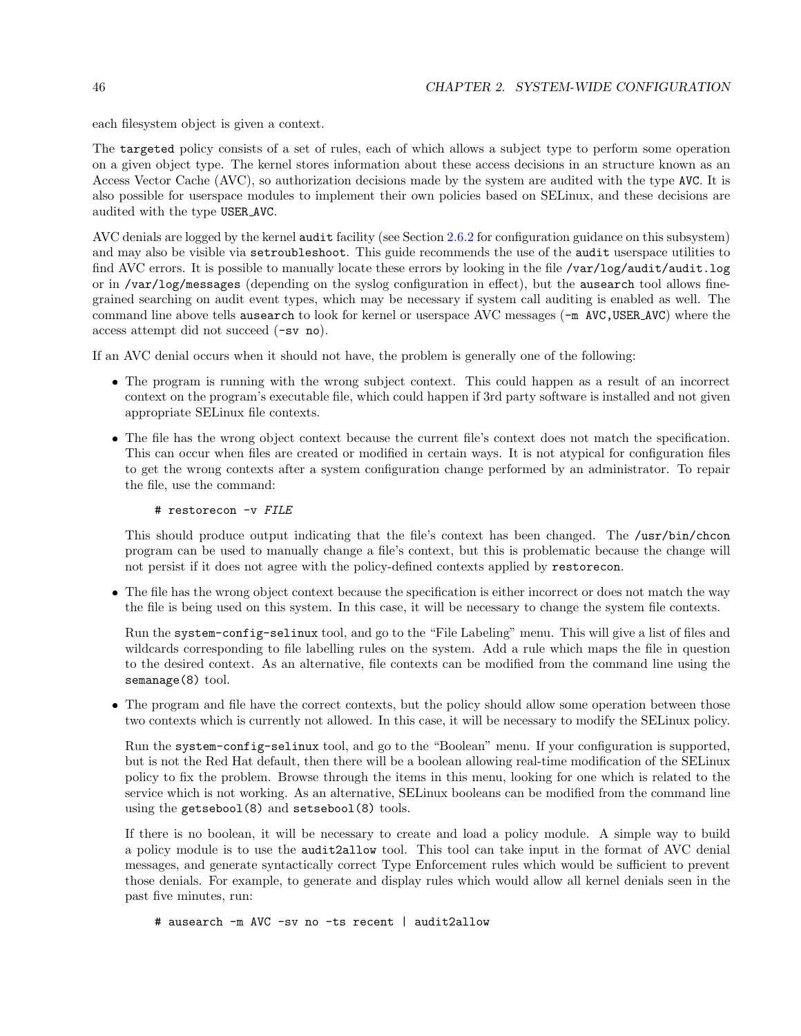each filesystem object is given a context.

The `targeted` policy consists of a set of rules, each of which allows a subject type to perform some operation on a given object type. The kernel stores information about these access decisions in an structure known as an Access Vector Cache (AVC), so authorization decisions made by the system are audited with the type `AVC`. It is also possible for userspace modules to implement their own policies based on SELinux, and these decisions are audited with the type `USER_AVC`.

AVC denials are logged by the kernel `audit` facility (see Section 2.6.2 for configuration guidance on this subsystem) and may also be visible via `setroubleshoot`. This guide recommends the use of the `audit` userspace utilities to find AVC errors. It is possible to manually locate these errors by looking in the file `/var/log/audit/audit.log` or in `/var/log/messages` (depending on the syslog configuration in effect), but the `ausearch` tool allows fine-grained searching on audit event types, which may be necessary if system call auditing is enabled as well. The command line above tells `ausearch` to look for kernel or userspace AVC messages (`-m AVC,USER_AVC`) where the access attempt did not succeed (`-sv no`).

If an AVC denial occurs when it should not have, the problem is generally one of the following:

- The program is running with the wrong subject context. This could happen as a result of an incorrect context on the program's executable file, which could happen if 3rd party software is installed and not given appropriate SELinux file contexts.
- The file has the wrong object context because the current file's context does not match the specification. This can occur when files are created or modified in certain ways. It is not atypical for configuration files to get the wrong contexts after a system configuration change performed by an administrator. To repair the file, use the command:

  ```
  # restorecon -v FILE
  ```

  This should produce output indicating that the file's context has been changed. The `/usr/bin/chcon` program can be used to manually change a file's context, but this is problematic because the change will not persist if it does not agree with the policy-defined contexts applied by `restorecon`.

- The file has the wrong object context because the specification is either incorrect or does not match the way the file is being used on this system. In this case, it will be necessary to change the system file contexts.

  Run the `system-config-selinux` tool, and go to the "File Labeling" menu. This will give a list of files and wildcards corresponding to file labelling rules on the system. Add a rule which maps the file in question to the desired context. As an alternative, file contexts can be modified from the command line using the `semanage(8)` tool.

- The program and file have the correct contexts, but the policy should allow some operation between those two contexts which is currently not allowed. In this case, it will be necessary to modify the SELinux policy.

  Run the `system-config-selinux` tool, and go to the "Boolean" menu. If your configuration is supported, but is not the Red Hat default, then there will be a boolean allowing real-time modification of the SELinux policy to fix the problem. Browse through the items in this menu, looking for one which is related to the service which is not working. As an alternative, SELinux booleans can be modified from the command line using the `getsebool(8)` and `setsebool(8)` tools.

  If there is no boolean, it will be necessary to create and load a policy module. A simple way to build a policy module is to use the `audit2allow` tool. This tool can take input in the format of AVC denial messages, and generate syntactically correct Type Enforcement rules which would be sufficient to prevent those denials. For example, to generate and display rules which would allow all kernel denials seen in the past five minutes, run:

  ```
  # ausearch -m AVC -sv no -ts recent | audit2allow
  ```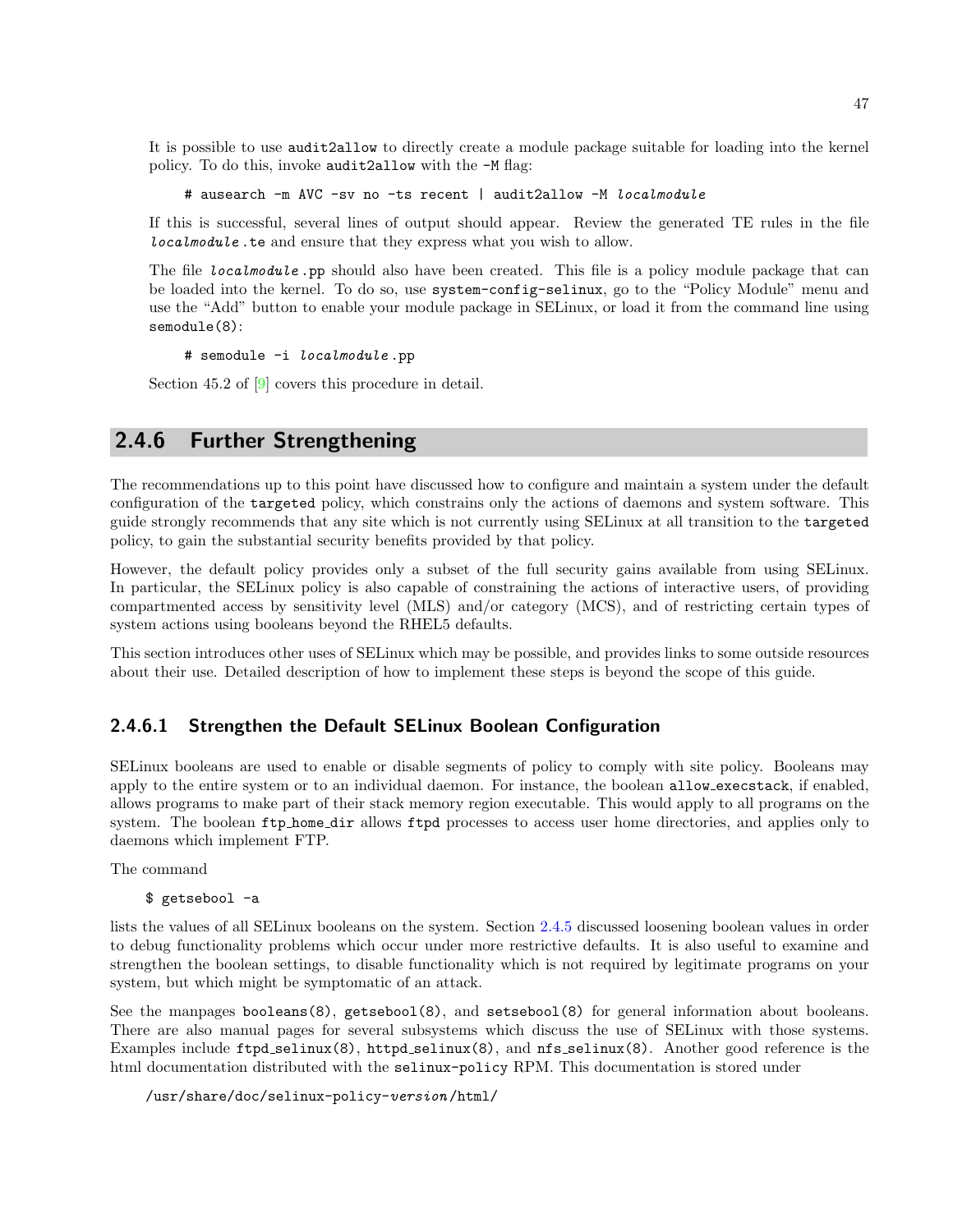It is possible to use audit2allow to directly create a module package suitable for loading into the kernel policy. To do this, invoke audit2allow with the -M flag:

```
# ausearch -m AVC -sv no -ts recent | audit2allow -M localmodule
```

If this is successful, several lines of output should appear. Review the generated TE rules in the file *localmodule*.te and ensure that they express what you wish to allow.

The file *localmodule*.pp should also have been created. This file is a policy module package that can be loaded into the kernel. To do so, use system-config-selinux, go to the "Policy Module" menu and use the "Add" button to enable your module package in SELinux, or load it from the command line using semodule(8):

```
# semodule -i localmodule.pp
```

Section 45.2 of [9] covers this procedure in detail.

### 2.4.6 Further Strengthening

The recommendations up to this point have discussed how to configure and maintain a system under the default configuration of the targeted policy, which constrains only the actions of daemons and system software. This guide strongly recommends that any site which is not currently using SELinux at all transition to the targeted policy, to gain the substantial security benefits provided by that policy.

However, the default policy provides only a subset of the full security gains available from using SELinux. In particular, the SELinux policy is also capable of constraining the actions of interactive users, of providing compartmented access by sensitivity level (MLS) and/or category (MCS), and of restricting certain types of system actions using booleans beyond the RHEL5 defaults.

This section introduces other uses of SELinux which may be possible, and provides links to some outside resources about their use. Detailed description of how to implement these steps is beyond the scope of this guide.

#### 2.4.6.1 Strengthen the Default SELinux Boolean Configuration

SELinux booleans are used to enable or disable segments of policy to comply with site policy. Booleans may apply to the entire system or to an individual daemon. For instance, the boolean allow_execstack, if enabled, allows programs to make part of their stack memory region executable. This would apply to all programs on the system. The boolean ftp_home_dir allows ftpd processes to access user home directories, and applies only to daemons which implement FTP.

The command

```
$ getsebool -a
```

lists the values of all SELinux booleans on the system. Section 2.4.5 discussed loosening boolean values in order to debug functionality problems which occur under more restrictive defaults. It is also useful to examine and strengthen the boolean settings, to disable functionality which is not required by legitimate programs on your system, but which might be symptomatic of an attack.

See the manpages booleans(8), getsebool(8), and setsebool(8) for general information about booleans. There are also manual pages for several subsystems which discuss the use of SELinux with those systems. Examples include ftpd_selinux(8), httpd_selinux(8), and nfs_selinux(8). Another good reference is the html documentation distributed with the selinux-policy RPM. This documentation is stored under

```
/usr/share/doc/selinux-policy-version/html/
```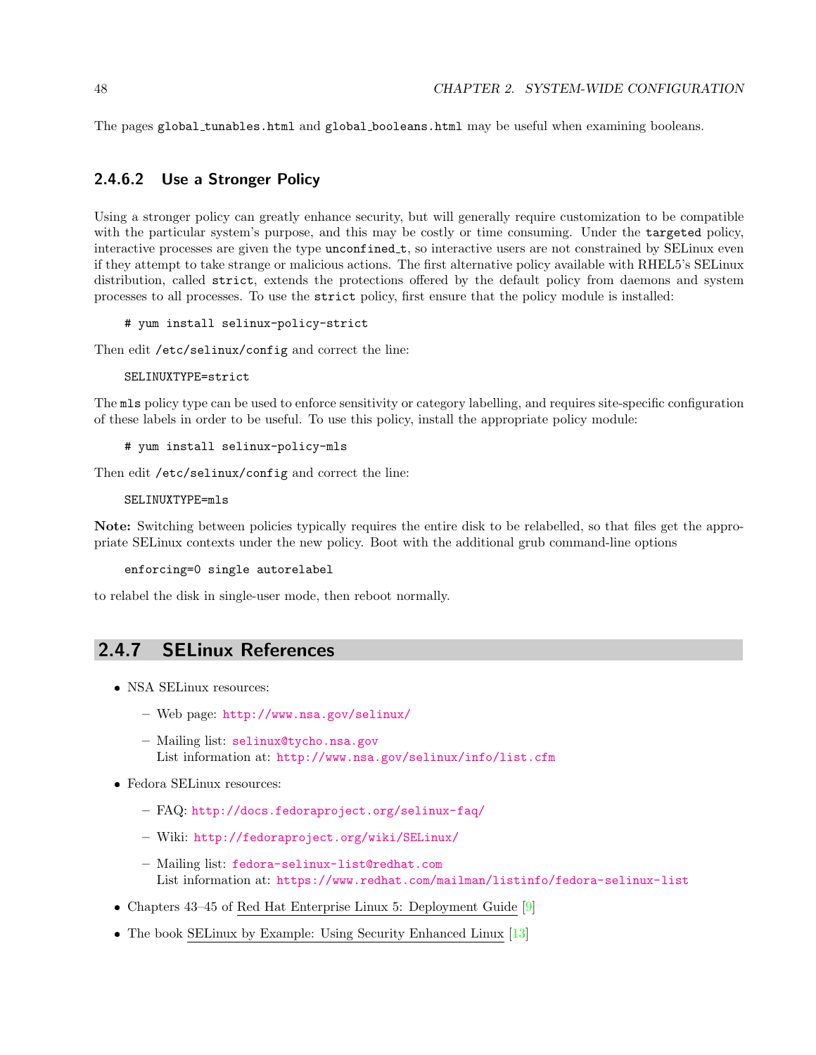The pages `global_tunables.html` and `global_booleans.html` may be useful when examining booleans.

#### 2.4.6.2 Use a Stronger Policy

Using a stronger policy can greatly enhance security, but will generally require customization to be compatible with the particular system's purpose, and this may be costly or time consuming. Under the `targeted` policy, interactive processes are given the type `unconfined_t`, so interactive users are not constrained by SELinux even if they attempt to take strange or malicious actions. The first alternative policy available with RHEL5's SELinux distribution, called `strict`, extends the protections offered by the default policy from daemons and system processes to all processes. To use the `strict` policy, first ensure that the policy module is installed:

```
# yum install selinux-policy-strict
```

Then edit `/etc/selinux/config` and correct the line:

```
SELINUXTYPE=strict
```

The `mls` policy type can be used to enforce sensitivity or category labelling, and requires site-specific configuration of these labels in order to be useful. To use this policy, install the appropriate policy module:

```
# yum install selinux-policy-mls
```

Then edit `/etc/selinux/config` and correct the line:

```
SELINUXTYPE=mls
```

**Note:** Switching between policies typically requires the entire disk to be relabelled, so that files get the appropriate SELinux contexts under the new policy. Boot with the additional grub command-line options

```
enforcing=0 single autorelabel
```

to relabel the disk in single-user mode, then reboot normally.

### 2.4.7 SELinux References

- NSA SELinux resources:
  - Web page: http://www.nsa.gov/selinux/
  - Mailing list: selinux@tycho.nsa.gov
    List information at: http://www.nsa.gov/selinux/info/list.cfm
- Fedora SELinux resources:
  - FAQ: http://docs.fedoraproject.org/selinux-faq/
  - Wiki: http://fedoraproject.org/wiki/SELinux/
  - Mailing list: fedora-selinux-list@redhat.com
    List information at: https://www.redhat.com/mailman/listinfo/fedora-selinux-list
- Chapters 43–45 of Red Hat Enterprise Linux 5: Deployment Guide [9]
- The book SELinux by Example: Using Security Enhanced Linux [13]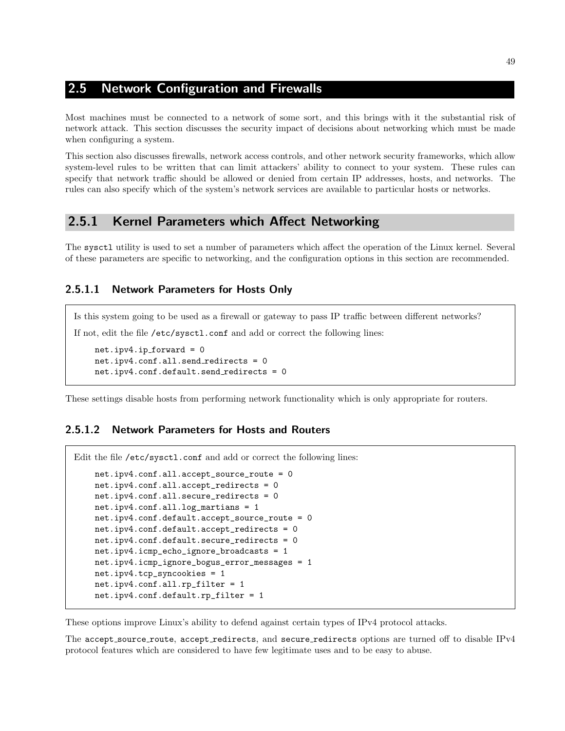## 2.5 Network Configuration and Firewalls

Most machines must be connected to a network of some sort, and this brings with it the substantial risk of network attack. This section discusses the security impact of decisions about networking which must be made when configuring a system.

This section also discusses firewalls, network access controls, and other network security frameworks, which allow system-level rules to be written that can limit attackers' ability to connect to your system. These rules can specify that network traffic should be allowed or denied from certain IP addresses, hosts, and networks. The rules can also specify which of the system's network services are available to particular hosts or networks.

### 2.5.1 Kernel Parameters which Affect Networking

The `sysctl` utility is used to set a number of parameters which affect the operation of the Linux kernel. Several of these parameters are specific to networking, and the configuration options in this section are recommended.

#### 2.5.1.1 Network Parameters for Hosts Only

Is this system going to be used as a firewall or gateway to pass IP traffic between different networks?

If not, edit the file `/etc/sysctl.conf` and add or correct the following lines:

```
net.ipv4.ip_forward = 0
net.ipv4.conf.all.send_redirects = 0
net.ipv4.conf.default.send_redirects = 0
```

These settings disable hosts from performing network functionality which is only appropriate for routers.

#### 2.5.1.2 Network Parameters for Hosts and Routers

Edit the file `/etc/sysctl.conf` and add or correct the following lines:

```
net.ipv4.conf.all.accept_source_route = 0
net.ipv4.conf.all.accept_redirects = 0
net.ipv4.conf.all.secure_redirects = 0
net.ipv4.conf.all.log_martians = 1
net.ipv4.conf.default.accept_source_route = 0
net.ipv4.conf.default.accept_redirects = 0
net.ipv4.conf.default.secure_redirects = 0
net.ipv4.icmp_echo_ignore_broadcasts = 1
net.ipv4.icmp_ignore_bogus_error_messages = 1
net.ipv4.tcp_syncookies = 1
net.ipv4.conf.all.rp_filter = 1
net.ipv4.conf.default.rp_filter = 1
```

These options improve Linux's ability to defend against certain types of IPv4 protocol attacks.

The `accept_source_route`, `accept_redirects`, and `secure_redirects` options are turned off to disable IPv4 protocol features which are considered to have few legitimate uses and to be easy to abuse.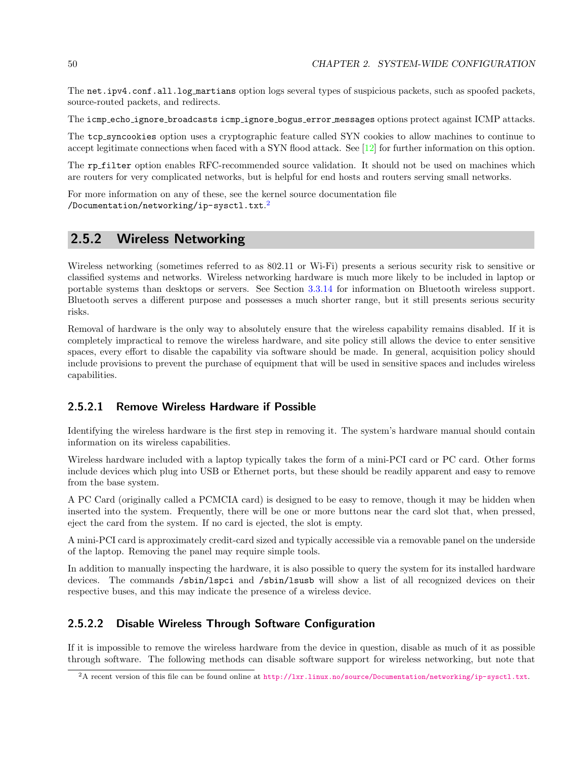The `net.ipv4.conf.all.log_martians` option logs several types of suspicious packets, such as spoofed packets, source-routed packets, and redirects.

The `icmp_echo_ignore_broadcasts` `icmp_ignore_bogus_error_messages` options protect against ICMP attacks.

The `tcp_syncookies` option uses a cryptographic feature called SYN cookies to allow machines to continue to accept legitimate connections when faced with a SYN flood attack. See [12] for further information on this option.

The `rp_filter` option enables RFC-recommended source validation. It should not be used on machines which are routers for very complicated networks, but is helpful for end hosts and routers serving small networks.

For more information on any of these, see the kernel source documentation file `/Documentation/networking/ip-sysctl.txt`.[2]

### 2.5.2 Wireless Networking

Wireless networking (sometimes referred to as 802.11 or Wi-Fi) presents a serious security risk to sensitive or classified systems and networks. Wireless networking hardware is much more likely to be included in laptop or portable systems than desktops or servers. See Section 3.3.14 for information on Bluetooth wireless support. Bluetooth serves a different purpose and possesses a much shorter range, but it still presents serious security risks.

Removal of hardware is the only way to absolutely ensure that the wireless capability remains disabled. If it is completely impractical to remove the wireless hardware, and site policy still allows the device to enter sensitive spaces, every effort to disable the capability via software should be made. In general, acquisition policy should include provisions to prevent the purchase of equipment that will be used in sensitive spaces and includes wireless capabilities.

#### 2.5.2.1 Remove Wireless Hardware if Possible

Identifying the wireless hardware is the first step in removing it. The system's hardware manual should contain information on its wireless capabilities.

Wireless hardware included with a laptop typically takes the form of a mini-PCI card or PC card. Other forms include devices which plug into USB or Ethernet ports, but these should be readily apparent and easy to remove from the base system.

A PC Card (originally called a PCMCIA card) is designed to be easy to remove, though it may be hidden when inserted into the system. Frequently, there will be one or more buttons near the card slot that, when pressed, eject the card from the system. If no card is ejected, the slot is empty.

A mini-PCI card is approximately credit-card sized and typically accessible via a removable panel on the underside of the laptop. Removing the panel may require simple tools.

In addition to manually inspecting the hardware, it is also possible to query the system for its installed hardware devices. The commands `/sbin/lspci` and `/sbin/lsusb` will show a list of all recognized devices on their respective buses, and this may indicate the presence of a wireless device.

#### 2.5.2.2 Disable Wireless Through Software Configuration

If it is impossible to remove the wireless hardware from the device in question, disable as much of it as possible through software. The following methods can disable software support for wireless networking, but note that

[2] A recent version of this file can be found online at http://lxr.linux.no/source/Documentation/networking/ip-sysctl.txt.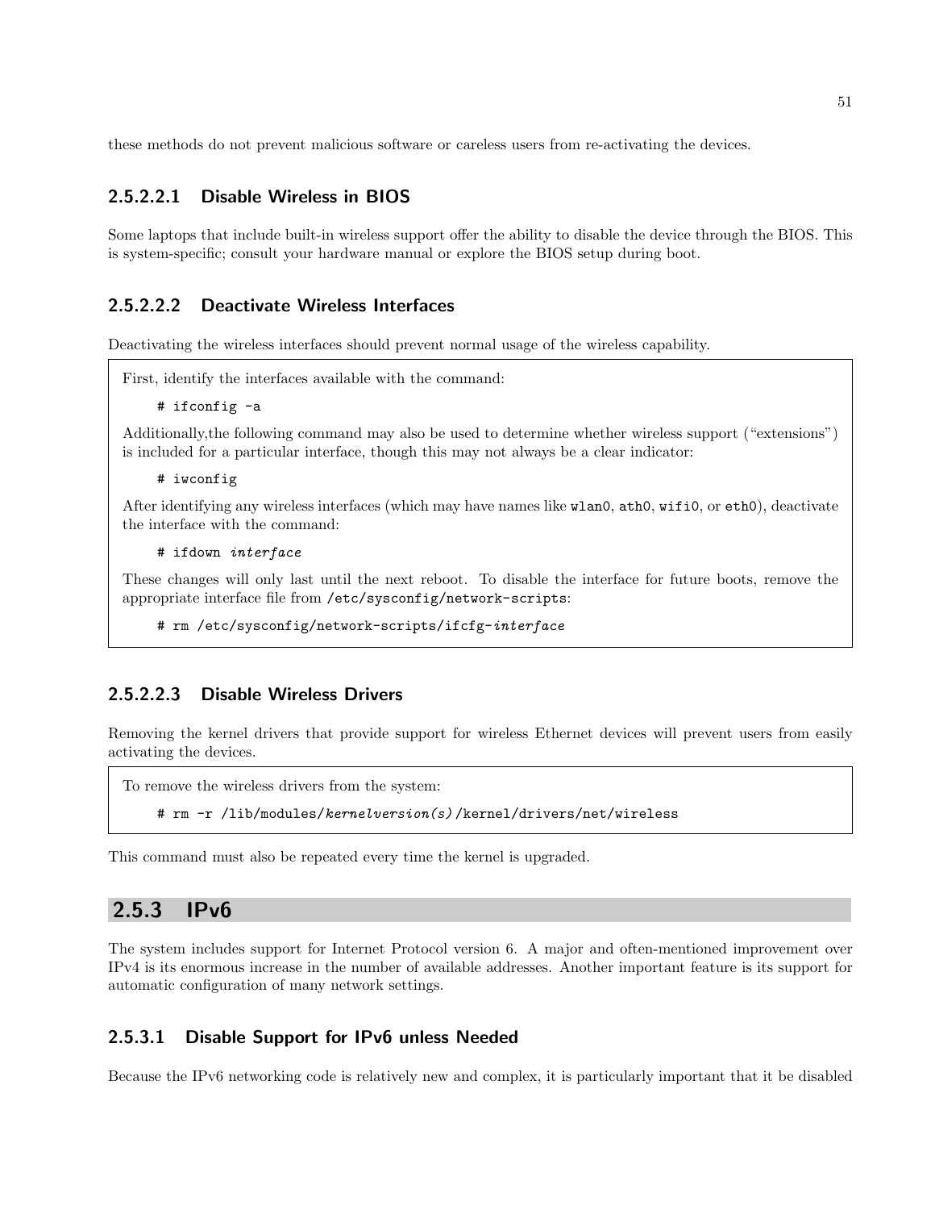these methods do not prevent malicious software or careless users from re-activating the devices.

##### 2.5.2.2.1 Disable Wireless in BIOS

Some laptops that include built-in wireless support offer the ability to disable the device through the BIOS. This is system-specific; consult your hardware manual or explore the BIOS setup during boot.

##### 2.5.2.2.2 Deactivate Wireless Interfaces

Deactivating the wireless interfaces should prevent normal usage of the wireless capability.

First, identify the interfaces available with the command:

```
# ifconfig -a
```

Additionally,the following command may also be used to determine whether wireless support ("extensions") is included for a particular interface, though this may not always be a clear indicator:

```
# iwconfig
```

After identifying any wireless interfaces (which may have names like `wlan0`, `ath0`, `wifi0`, or `eth0`), deactivate the interface with the command:

```
# ifdown interface
```

These changes will only last until the next reboot. To disable the interface for future boots, remove the appropriate interface file from `/etc/sysconfig/network-scripts`:

```
# rm /etc/sysconfig/network-scripts/ifcfg-interface
```

##### 2.5.2.2.3 Disable Wireless Drivers

Removing the kernel drivers that provide support for wireless Ethernet devices will prevent users from easily activating the devices.

To remove the wireless drivers from the system:

```
# rm -r /lib/modules/kernelversion(s)/kernel/drivers/net/wireless
```

This command must also be repeated every time the kernel is upgraded.

### 2.5.3 IPv6

The system includes support for Internet Protocol version 6. A major and often-mentioned improvement over IPv4 is its enormous increase in the number of available addresses. Another important feature is its support for automatic configuration of many network settings.

#### 2.5.3.1 Disable Support for IPv6 unless Needed

Because the IPv6 networking code is relatively new and complex, it is particularly important that it be disabled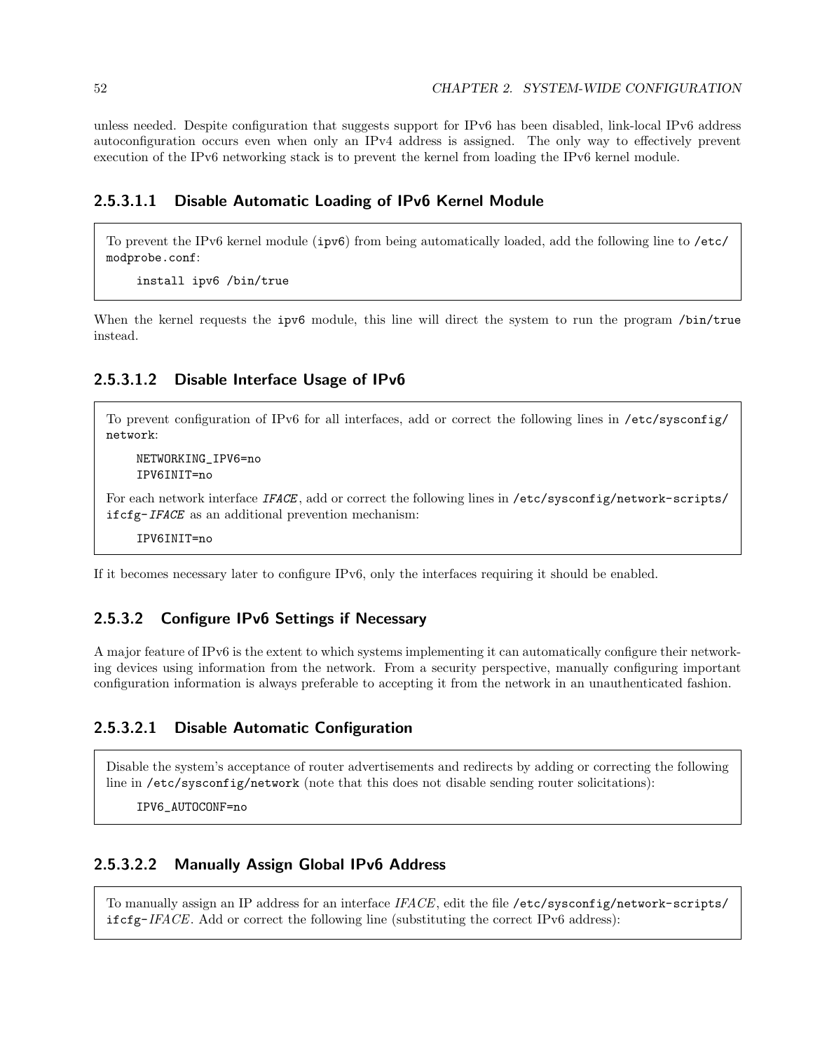unless needed. Despite configuration that suggests support for IPv6 has been disabled, link-local IPv6 address autoconfiguration occurs even when only an IPv4 address is assigned. The only way to effectively prevent execution of the IPv6 networking stack is to prevent the kernel from loading the IPv6 kernel module.

#### 2.5.3.1.1 Disable Automatic Loading of IPv6 Kernel Module

To prevent the IPv6 kernel module (`ipv6`) from being automatically loaded, add the following line to `/etc/modprobe.conf`:

```
install ipv6 /bin/true
```

When the kernel requests the `ipv6` module, this line will direct the system to run the program `/bin/true` instead.

#### 2.5.3.1.2 Disable Interface Usage of IPv6

To prevent configuration of IPv6 for all interfaces, add or correct the following lines in `/etc/sysconfig/network`:

```
NETWORKING_IPV6=no
IPV6INIT=no
```

For each network interface *IFACE*, add or correct the following lines in `/etc/sysconfig/network-scripts/ifcfg-IFACE` as an additional prevention mechanism:

```
IPV6INIT=no
```

If it becomes necessary later to configure IPv6, only the interfaces requiring it should be enabled.

### 2.5.3.2 Configure IPv6 Settings if Necessary

A major feature of IPv6 is the extent to which systems implementing it can automatically configure their networking devices using information from the network. From a security perspective, manually configuring important configuration information is always preferable to accepting it from the network in an unauthenticated fashion.

#### 2.5.3.2.1 Disable Automatic Configuration

Disable the system's acceptance of router advertisements and redirects by adding or correcting the following line in `/etc/sysconfig/network` (note that this does not disable sending router solicitations):

```
IPV6_AUTOCONF=no
```

#### 2.5.3.2.2 Manually Assign Global IPv6 Address

To manually assign an IP address for an interface *IFACE*, edit the file `/etc/sysconfig/network-scripts/ifcfg-IFACE`. Add or correct the following line (substituting the correct IPv6 address):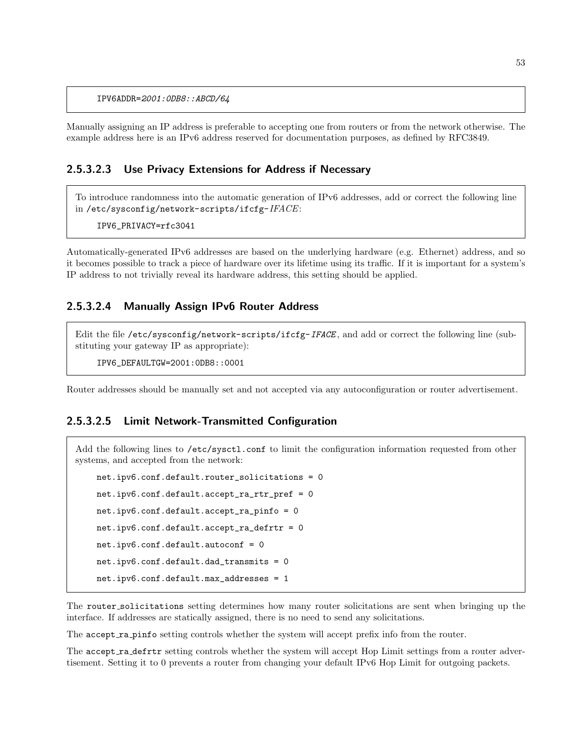```
IPV6ADDR=2001:0DB8::ABCD/64
```

Manually assigning an IP address is preferable to accepting one from routers or from the network otherwise. The example address here is an IPv6 address reserved for documentation purposes, as defined by RFC3849.

#### 2.5.3.2.3 Use Privacy Extensions for Address if Necessary

To introduce randomness into the automatic generation of IPv6 addresses, add or correct the following line in /etc/sysconfig/network-scripts/ifcfg-*IFACE*:

```
IPV6_PRIVACY=rfc3041
```

Automatically-generated IPv6 addresses are based on the underlying hardware (e.g. Ethernet) address, and so it becomes possible to track a piece of hardware over its lifetime using its traffic. If it is important for a system's IP address to not trivially reveal its hardware address, this setting should be applied.

#### 2.5.3.2.4 Manually Assign IPv6 Router Address

Edit the file /etc/sysconfig/network-scripts/ifcfg-*IFACE*, and add or correct the following line (substituting your gateway IP as appropriate):

```
IPV6_DEFAULTGW=2001:0DB8::0001
```

Router addresses should be manually set and not accepted via any autoconfiguration or router advertisement.

#### 2.5.3.2.5 Limit Network-Transmitted Configuration

Add the following lines to /etc/sysctl.conf to limit the configuration information requested from other systems, and accepted from the network:

```
net.ipv6.conf.default.router_solicitations = 0
net.ipv6.conf.default.accept_ra_rtr_pref = 0
net.ipv6.conf.default.accept_ra_pinfo = 0
net.ipv6.conf.default.accept_ra_defrtr = 0
net.ipv6.conf.default.autoconf = 0
net.ipv6.conf.default.dad_transmits = 0
net.ipv6.conf.default.max_addresses = 1
```

The router_solicitations setting determines how many router solicitations are sent when bringing up the interface. If addresses are statically assigned, there is no need to send any solicitations.

The accept_ra_pinfo setting controls whether the system will accept prefix info from the router.

The accept_ra_defrtr setting controls whether the system will accept Hop Limit settings from a router advertisement. Setting it to 0 prevents a router from changing your default IPv6 Hop Limit for outgoing packets.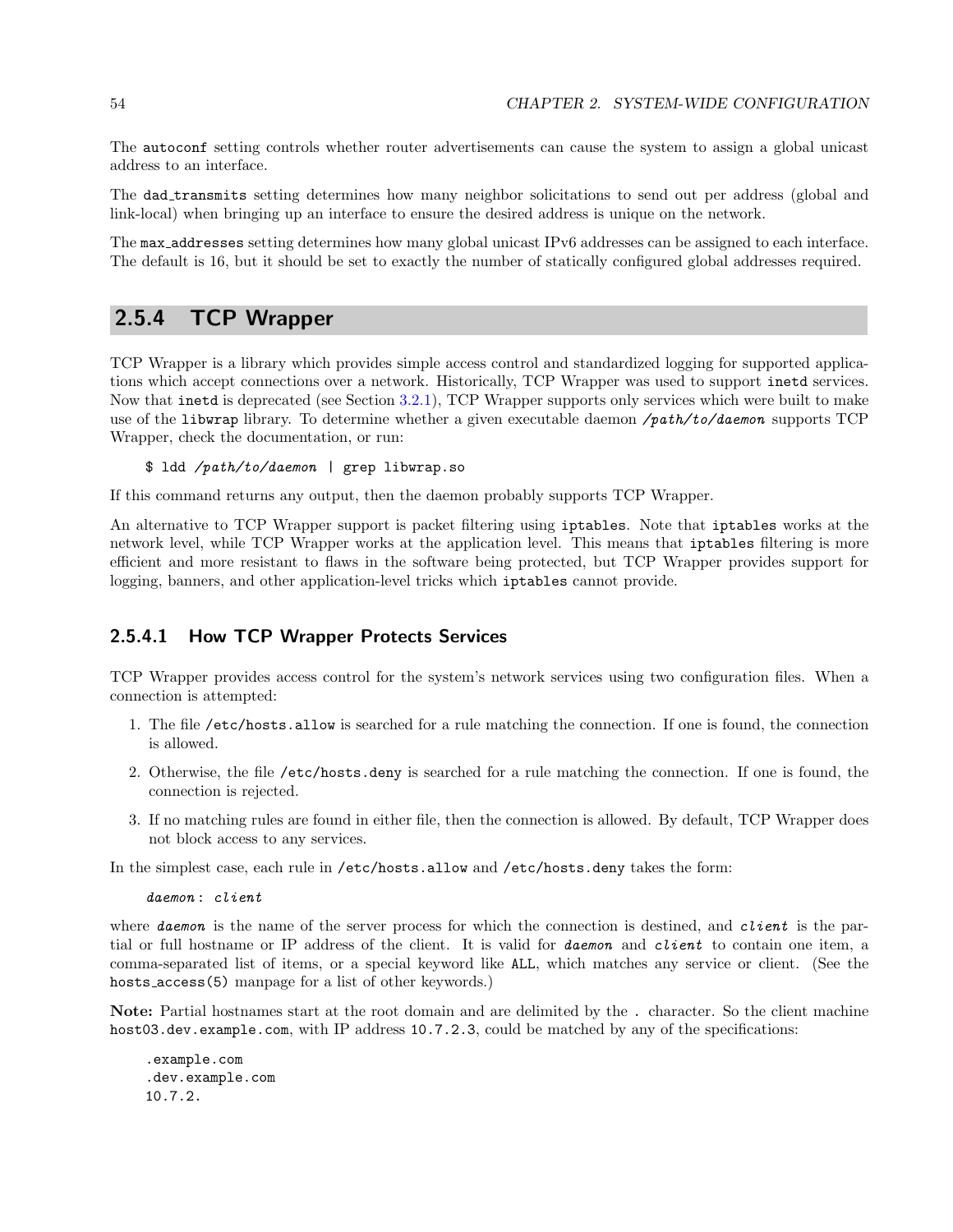The `autoconf` setting controls whether router advertisements can cause the system to assign a global unicast address to an interface.

The `dad_transmits` setting determines how many neighbor solicitations to send out per address (global and link-local) when bringing up an interface to ensure the desired address is unique on the network.

The `max_addresses` setting determines how many global unicast IPv6 addresses can be assigned to each interface. The default is 16, but it should be set to exactly the number of statically configured global addresses required.

## 2.5.4 TCP Wrapper

TCP Wrapper is a library which provides simple access control and standardized logging for supported applications which accept connections over a network. Historically, TCP Wrapper was used to support `inetd` services. Now that `inetd` is deprecated (see Section 3.2.1), TCP Wrapper supports only services which were built to make use of the `libwrap` library. To determine whether a given executable daemon */path/to/daemon* supports TCP Wrapper, check the documentation, or run:

```
$ ldd /path/to/daemon | grep libwrap.so
```

If this command returns any output, then the daemon probably supports TCP Wrapper.

An alternative to TCP Wrapper support is packet filtering using `iptables`. Note that `iptables` works at the network level, while TCP Wrapper works at the application level. This means that `iptables` filtering is more efficient and more resistant to flaws in the software being protected, but TCP Wrapper provides support for logging, banners, and other application-level tricks which `iptables` cannot provide.

### 2.5.4.1 How TCP Wrapper Protects Services

TCP Wrapper provides access control for the system's network services using two configuration files. When a connection is attempted:

1. The file `/etc/hosts.allow` is searched for a rule matching the connection. If one is found, the connection is allowed.
2. Otherwise, the file `/etc/hosts.deny` is searched for a rule matching the connection. If one is found, the connection is rejected.
3. If no matching rules are found in either file, then the connection is allowed. By default, TCP Wrapper does not block access to any services.

In the simplest case, each rule in `/etc/hosts.allow` and `/etc/hosts.deny` takes the form:

```
daemon: client
```

where *daemon* is the name of the server process for which the connection is destined, and *client* is the partial or full hostname or IP address of the client. It is valid for *daemon* and *client* to contain one item, a comma-separated list of items, or a special keyword like `ALL`, which matches any service or client. (See the `hosts_access(5)` manpage for a list of other keywords.)

**Note:** Partial hostnames start at the root domain and are delimited by the `.` character. So the client machine `host03.dev.example.com`, with IP address `10.7.2.3`, could be matched by any of the specifications:

```
.example.com
.dev.example.com
10.7.2.
```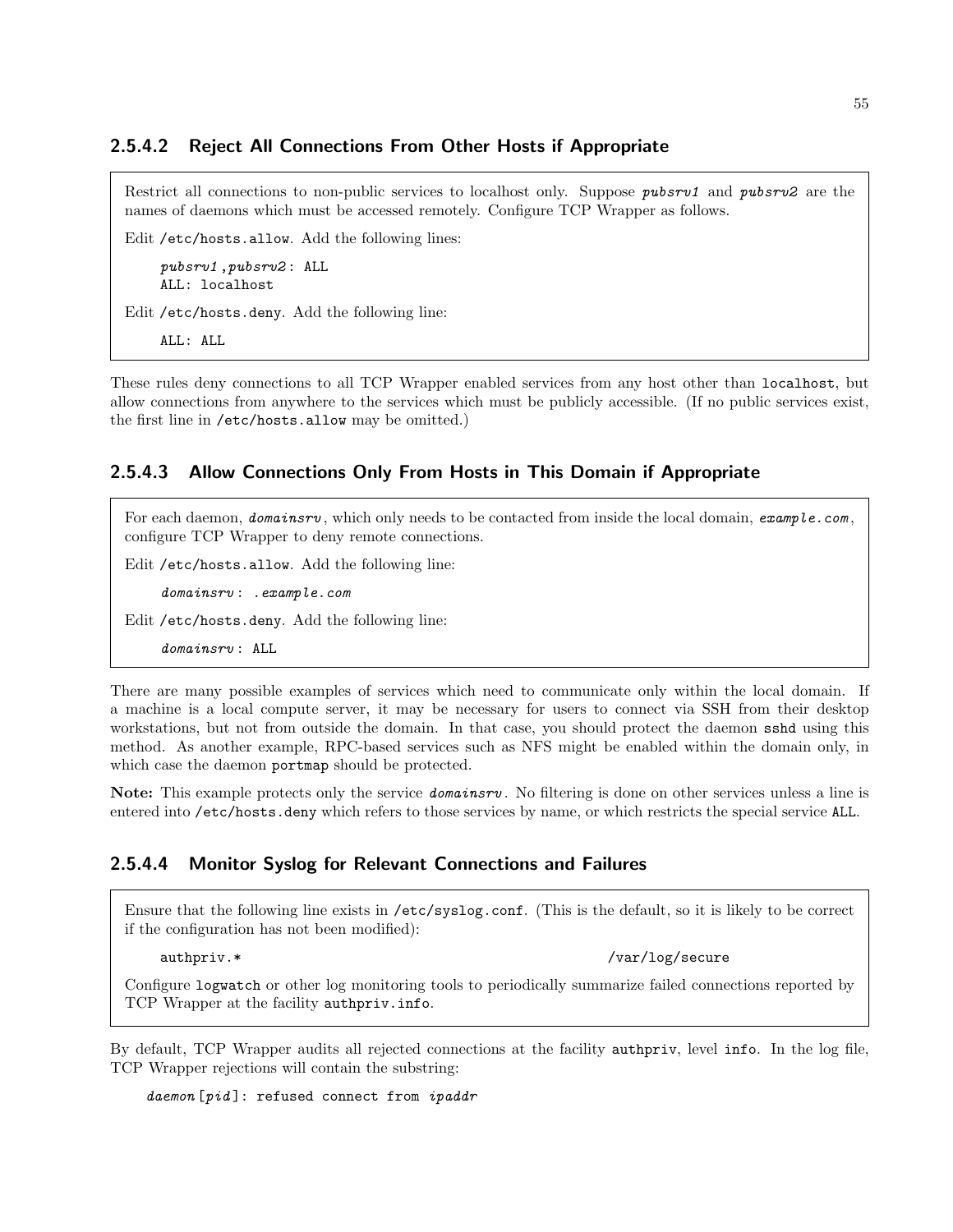#### 2.5.4.2 Reject All Connections From Other Hosts if Appropriate

Restrict all connections to non-public services to localhost only. Suppose *pubsrv1* and *pubsrv2* are the names of daemons which must be accessed remotely. Configure TCP Wrapper as follows.

Edit /etc/hosts.allow. Add the following lines:

```
pubsrv1,pubsrv2: ALL
ALL: localhost
```

Edit /etc/hosts.deny. Add the following line:

```
ALL: ALL
```

These rules deny connections to all TCP Wrapper enabled services from any host other than localhost, but allow connections from anywhere to the services which must be publicly accessible. (If no public services exist, the first line in /etc/hosts.allow may be omitted.)

#### 2.5.4.3 Allow Connections Only From Hosts in This Domain if Appropriate

For each daemon, *domainsrv*, which only needs to be contacted from inside the local domain, *example.com*, configure TCP Wrapper to deny remote connections.

Edit /etc/hosts.allow. Add the following line:

```
domainsrv: .example.com
```

Edit /etc/hosts.deny. Add the following line:

```
domainsrv: ALL
```

There are many possible examples of services which need to communicate only within the local domain. If a machine is a local compute server, it may be necessary for users to connect via SSH from their desktop workstations, but not from outside the domain. In that case, you should protect the daemon sshd using this method. As another example, RPC-based services such as NFS might be enabled within the domain only, in which case the daemon portmap should be protected.

**Note:** This example protects only the service *domainsrv*. No filtering is done on other services unless a line is entered into /etc/hosts.deny which refers to those services by name, or which restricts the special service ALL.

#### 2.5.4.4 Monitor Syslog for Relevant Connections and Failures

Ensure that the following line exists in /etc/syslog.conf. (This is the default, so it is likely to be correct if the configuration has not been modified):

```
authpriv.*                                    /var/log/secure
```

Configure logwatch or other log monitoring tools to periodically summarize failed connections reported by TCP Wrapper at the facility authpriv.info.

By default, TCP Wrapper audits all rejected connections at the facility authpriv, level info. In the log file, TCP Wrapper rejections will contain the substring:

```
daemon[pid]: refused connect from ipaddr
```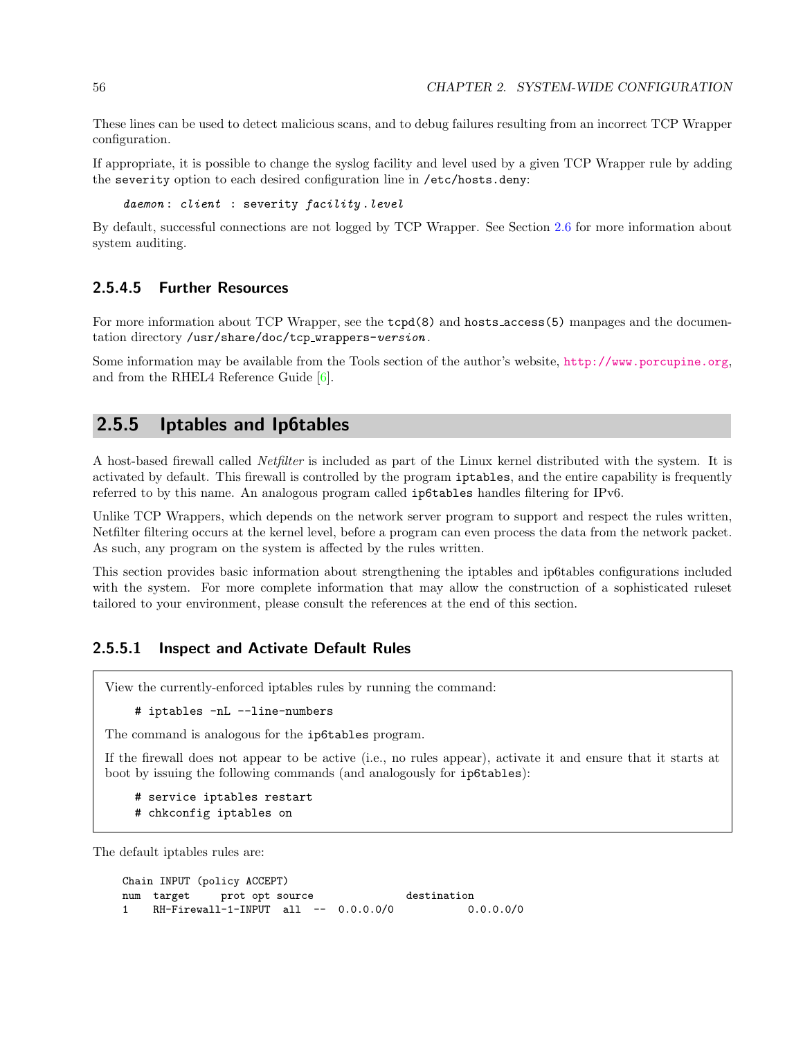These lines can be used to detect malicious scans, and to debug failures resulting from an incorrect TCP Wrapper configuration.

If appropriate, it is possible to change the syslog facility and level used by a given TCP Wrapper rule by adding the `severity` option to each desired configuration line in `/etc/hosts.deny`:

```
daemon : client : severity facility.level
```

By default, successful connections are not logged by TCP Wrapper. See Section 2.6 for more information about system auditing.

#### 2.5.4.5 Further Resources

For more information about TCP Wrapper, see the `tcpd(8)` and `hosts_access(5)` manpages and the documentation directory `/usr/share/doc/tcp_wrappers-version`.

Some information may be available from the Tools section of the author's website, http://www.porcupine.org, and from the RHEL4 Reference Guide [6].

### 2.5.5 Iptables and Ip6tables

A host-based firewall called *Netfilter* is included as part of the Linux kernel distributed with the system. It is activated by default. This firewall is controlled by the program `iptables`, and the entire capability is frequently referred to by this name. An analogous program called `ip6tables` handles filtering for IPv6.

Unlike TCP Wrappers, which depends on the network server program to support and respect the rules written, Netfilter filtering occurs at the kernel level, before a program can even process the data from the network packet. As such, any program on the system is affected by the rules written.

This section provides basic information about strengthening the iptables and ip6tables configurations included with the system. For more complete information that may allow the construction of a sophisticated ruleset tailored to your environment, please consult the references at the end of this section.

#### 2.5.5.1 Inspect and Activate Default Rules

View the currently-enforced iptables rules by running the command:

```
# iptables -nL --line-numbers
```

The command is analogous for the `ip6tables` program.

If the firewall does not appear to be active (i.e., no rules appear), activate it and ensure that it starts at boot by issuing the following commands (and analogously for `ip6tables`):

```
# service iptables restart
# chkconfig iptables on
```

The default iptables rules are:

```
Chain INPUT (policy ACCEPT)
num  target     prot opt source               destination
1    RH-Firewall-1-INPUT  all  --  0.0.0.0/0            0.0.0.0/0
```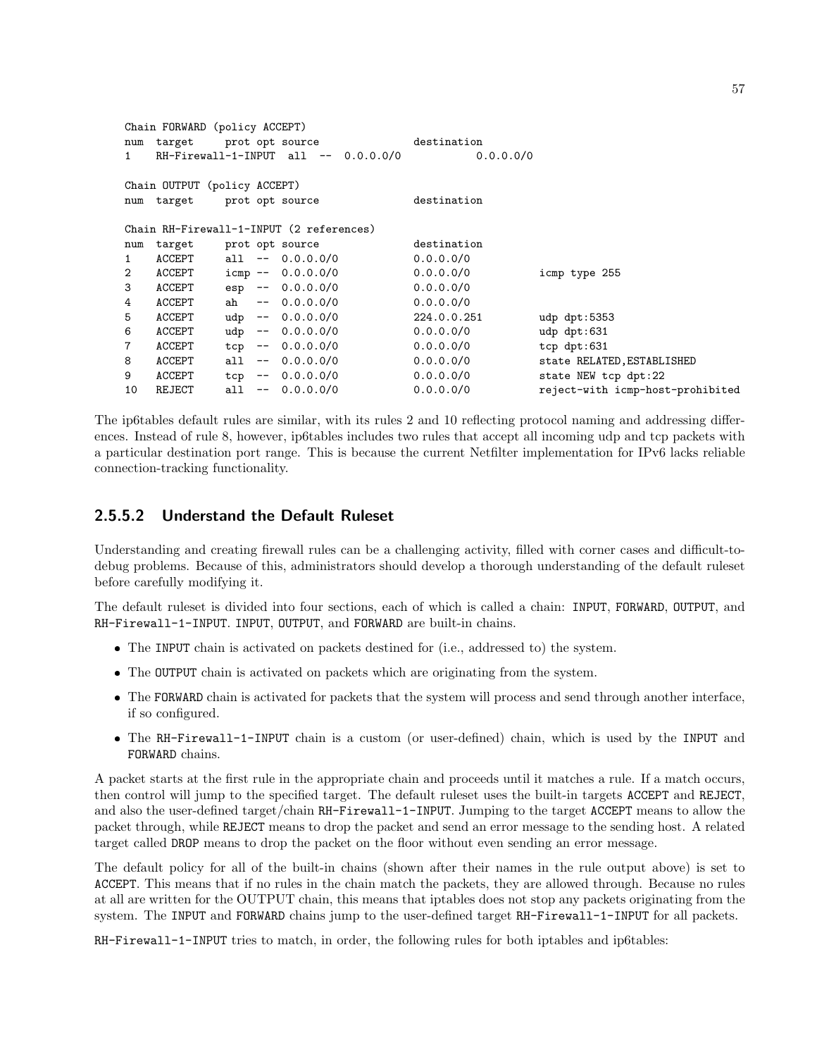```
Chain FORWARD (policy ACCEPT)
num  target     prot opt source               destination
1    RH-Firewall-1-INPUT  all  --  0.0.0.0/0            0.0.0.0/0

Chain OUTPUT (policy ACCEPT)
num  target     prot opt source               destination

Chain RH-Firewall-1-INPUT (2 references)
num  target     prot opt source               destination
1    ACCEPT     all  --  0.0.0.0/0            0.0.0.0/0
2    ACCEPT     icmp --  0.0.0.0/0            0.0.0.0/0           icmp type 255
3    ACCEPT     esp  --  0.0.0.0/0            0.0.0.0/0
4    ACCEPT     ah   --  0.0.0.0/0            0.0.0.0/0
5    ACCEPT     udp  --  0.0.0.0/0            224.0.0.251         udp dpt:5353
6    ACCEPT     udp  --  0.0.0.0/0            0.0.0.0/0           udp dpt:631
7    ACCEPT     tcp  --  0.0.0.0/0            0.0.0.0/0           tcp dpt:631
8    ACCEPT     all  --  0.0.0.0/0            0.0.0.0/0           state RELATED,ESTABLISHED
9    ACCEPT     tcp  --  0.0.0.0/0            0.0.0.0/0           state NEW tcp dpt:22
10   REJECT     all  --  0.0.0.0/0            0.0.0.0/0           reject-with icmp-host-prohibited
```

The ip6tables default rules are similar, with its rules 2 and 10 reflecting protocol naming and addressing differences. Instead of rule 8, however, ip6tables includes two rules that accept all incoming udp and tcp packets with a particular destination port range. This is because the current Netfilter implementation for IPv6 lacks reliable connection-tracking functionality.

### 2.5.5.2 Understand the Default Ruleset

Understanding and creating firewall rules can be a challenging activity, filled with corner cases and difficult-to-debug problems. Because of this, administrators should develop a thorough understanding of the default ruleset before carefully modifying it.

The default ruleset is divided into four sections, each of which is called a chain: `INPUT`, `FORWARD`, `OUTPUT`, and `RH-Firewall-1-INPUT`. `INPUT`, `OUTPUT`, and `FORWARD` are built-in chains.

- The `INPUT` chain is activated on packets destined for (i.e., addressed to) the system.
- The `OUTPUT` chain is activated on packets which are originating from the system.
- The `FORWARD` chain is activated for packets that the system will process and send through another interface, if so configured.
- The `RH-Firewall-1-INPUT` chain is a custom (or user-defined) chain, which is used by the `INPUT` and `FORWARD` chains.

A packet starts at the first rule in the appropriate chain and proceeds until it matches a rule. If a match occurs, then control will jump to the specified target. The default ruleset uses the built-in targets `ACCEPT` and `REJECT`, and also the user-defined target/chain `RH-Firewall-1-INPUT`. Jumping to the target `ACCEPT` means to allow the packet through, while `REJECT` means to drop the packet and send an error message to the sending host. A related target called `DROP` means to drop the packet on the floor without even sending an error message.

The default policy for all of the built-in chains (shown after their names in the rule output above) is set to `ACCEPT`. This means that if no rules in the chain match the packets, they are allowed through. Because no rules at all are written for the OUTPUT chain, this means that iptables does not stop any packets originating from the system. The `INPUT` and `FORWARD` chains jump to the user-defined target `RH-Firewall-1-INPUT` for all packets.

`RH-Firewall-1-INPUT` tries to match, in order, the following rules for both iptables and ip6tables: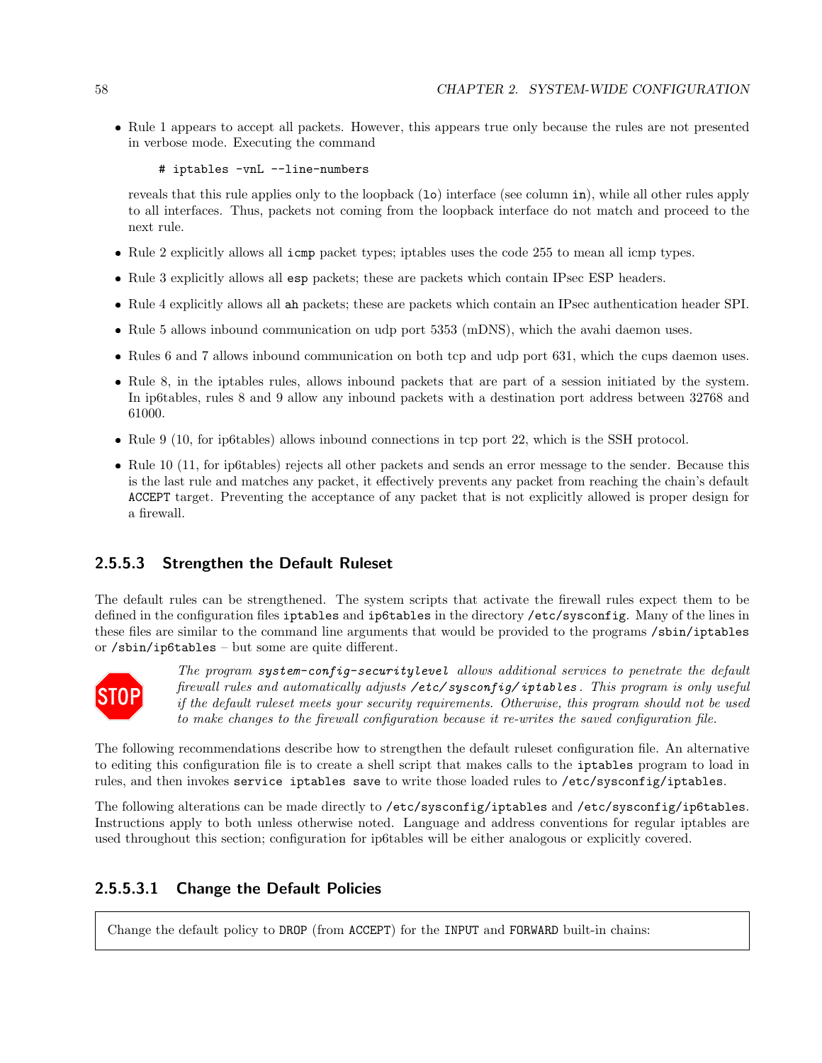- Rule 1 appears to accept all packets. However, this appears true only because the rules are not presented in verbose mode. Executing the command

  ```
  # iptables -vnL --line-numbers
  ```

  reveals that this rule applies only to the loopback (`lo`) interface (see column `in`), while all other rules apply to all interfaces. Thus, packets not coming from the loopback interface do not match and proceed to the next rule.

- Rule 2 explicitly allows all `icmp` packet types; iptables uses the code 255 to mean all icmp types.
- Rule 3 explicitly allows all `esp` packets; these are packets which contain IPsec ESP headers.
- Rule 4 explicitly allows all `ah` packets; these are packets which contain an IPsec authentication header SPI.
- Rule 5 allows inbound communication on udp port 5353 (mDNS), which the avahi daemon uses.
- Rules 6 and 7 allows inbound communication on both tcp and udp port 631, which the cups daemon uses.
- Rule 8, in the iptables rules, allows inbound packets that are part of a session initiated by the system. In ip6tables, rules 8 and 9 allow any inbound packets with a destination port address between 32768 and 61000.
- Rule 9 (10, for ip6tables) allows inbound connections in tcp port 22, which is the SSH protocol.
- Rule 10 (11, for ip6tables) rejects all other packets and sends an error message to the sender. Because this is the last rule and matches any packet, it effectively prevents any packet from reaching the chain's default `ACCEPT` target. Preventing the acceptance of any packet that is not explicitly allowed is proper design for a firewall.

#### 2.5.5.3 Strengthen the Default Ruleset

The default rules can be strengthened. The system scripts that activate the firewall rules expect them to be defined in the configuration files `iptables` and `ip6tables` in the directory `/etc/sysconfig`. Many of the lines in these files are similar to the command line arguments that would be provided to the programs `/sbin/iptables` or `/sbin/ip6tables` – but some are quite different.

STOP *The program `system-config-securitylevel` allows additional services to penetrate the default firewall rules and automatically adjusts `/etc/sysconfig/iptables`. This program is only useful if the default ruleset meets your security requirements. Otherwise, this program should not be used to make changes to the firewall configuration because it re-writes the saved configuration file.*

The following recommendations describe how to strengthen the default ruleset configuration file. An alternative to editing this configuration file is to create a shell script that makes calls to the `iptables` program to load in rules, and then invokes `service iptables save` to write those loaded rules to `/etc/sysconfig/iptables`.

The following alterations can be made directly to `/etc/sysconfig/iptables` and `/etc/sysconfig/ip6tables`. Instructions apply to both unless otherwise noted. Language and address conventions for regular iptables are used throughout this section; configuration for ip6tables will be either analogous or explicitly covered.

##### 2.5.5.3.1 Change the Default Policies

Change the default policy to `DROP` (from `ACCEPT`) for the `INPUT` and `FORWARD` built-in chains: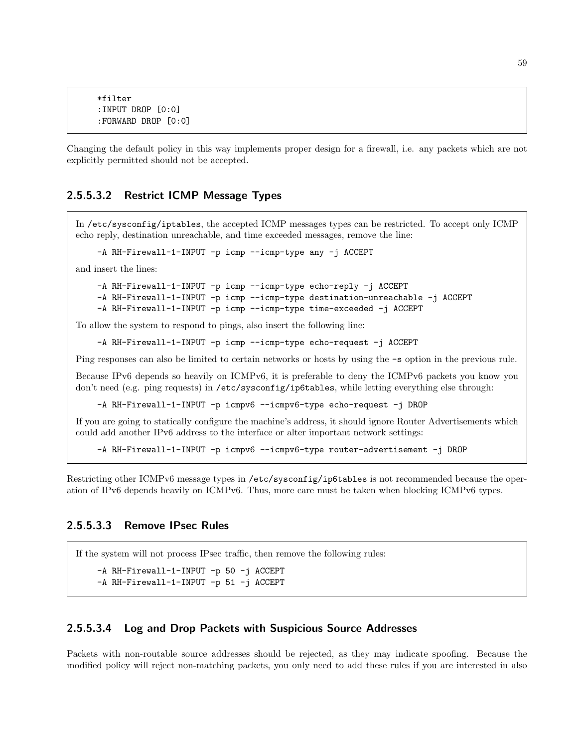```
*filter
:INPUT DROP [0:0]
:FORWARD DROP [0:0]
```

Changing the default policy in this way implements proper design for a firewall, i.e. any packets which are not explicitly permitted should not be accepted.

### 2.5.5.3.2 Restrict ICMP Message Types

In `/etc/sysconfig/iptables`, the accepted ICMP messages types can be restricted. To accept only ICMP echo reply, destination unreachable, and time exceeded messages, remove the line:

```
-A RH-Firewall-1-INPUT -p icmp --icmp-type any -j ACCEPT
```

and insert the lines:

```
-A RH-Firewall-1-INPUT -p icmp --icmp-type echo-reply -j ACCEPT
-A RH-Firewall-1-INPUT -p icmp --icmp-type destination-unreachable -j ACCEPT
-A RH-Firewall-1-INPUT -p icmp --icmp-type time-exceeded -j ACCEPT
```

To allow the system to respond to pings, also insert the following line:

```
-A RH-Firewall-1-INPUT -p icmp --icmp-type echo-request -j ACCEPT
```

Ping responses can also be limited to certain networks or hosts by using the `-s` option in the previous rule.

Because IPv6 depends so heavily on ICMPv6, it is preferable to deny the ICMPv6 packets you know you don't need (e.g. ping requests) in `/etc/sysconfig/ip6tables`, while letting everything else through:

```
-A RH-Firewall-1-INPUT -p icmpv6 --icmpv6-type echo-request -j DROP
```

If you are going to statically configure the machine's address, it should ignore Router Advertisements which could add another IPv6 address to the interface or alter important network settings:

```
-A RH-Firewall-1-INPUT -p icmpv6 --icmpv6-type router-advertisement -j DROP
```

Restricting other ICMPv6 message types in `/etc/sysconfig/ip6tables` is not recommended because the operation of IPv6 depends heavily on ICMPv6. Thus, more care must be taken when blocking ICMPv6 types.

### 2.5.5.3.3 Remove IPsec Rules

If the system will not process IPsec traffic, then remove the following rules:

```
-A RH-Firewall-1-INPUT -p 50 -j ACCEPT
-A RH-Firewall-1-INPUT -p 51 -j ACCEPT
```

### 2.5.5.3.4 Log and Drop Packets with Suspicious Source Addresses

Packets with non-routable source addresses should be rejected, as they may indicate spoofing. Because the modified policy will reject non-matching packets, you only need to add these rules if you are interested in also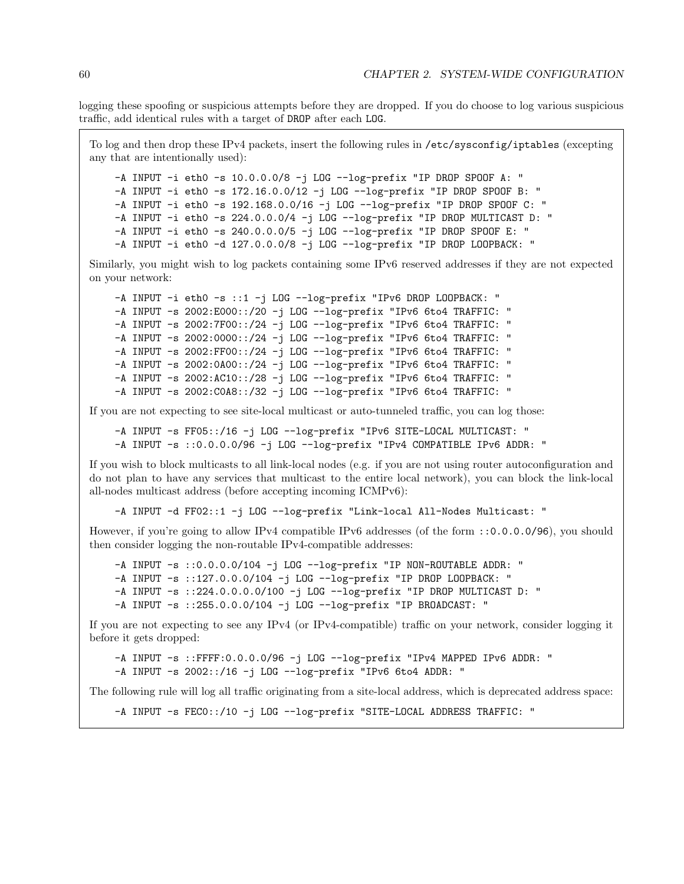logging these spoofing or suspicious attempts before they are dropped. If you do choose to log various suspicious traffic, add identical rules with a target of DROP after each LOG.

To log and then drop these IPv4 packets, insert the following rules in /etc/sysconfig/iptables (excepting any that are intentionally used):

```
-A INPUT -i eth0 -s 10.0.0.0/8 -j LOG --log-prefix "IP DROP SPOOF A: "
-A INPUT -i eth0 -s 172.16.0.0/12 -j LOG --log-prefix "IP DROP SPOOF B: "
-A INPUT -i eth0 -s 192.168.0.0/16 -j LOG --log-prefix "IP DROP SPOOF C: "
-A INPUT -i eth0 -s 224.0.0.0/4 -j LOG --log-prefix "IP DROP MULTICAST D: "
-A INPUT -i eth0 -s 240.0.0.0/5 -j LOG --log-prefix "IP DROP SPOOF E: "
-A INPUT -i eth0 -d 127.0.0.0/8 -j LOG --log-prefix "IP DROP LOOPBACK: "
```

Similarly, you might wish to log packets containing some IPv6 reserved addresses if they are not expected on your network:

```
-A INPUT -i eth0 -s ::1 -j LOG --log-prefix "IPv6 DROP LOOPBACK: "
-A INPUT -s 2002:E000::/20 -j LOG --log-prefix "IPv6 6to4 TRAFFIC: "
-A INPUT -s 2002:7F00::/24 -j LOG --log-prefix "IPv6 6to4 TRAFFIC: "
-A INPUT -s 2002:0000::/24 -j LOG --log-prefix "IPv6 6to4 TRAFFIC: "
-A INPUT -s 2002:FF00::/24 -j LOG --log-prefix "IPv6 6to4 TRAFFIC: "
-A INPUT -s 2002:0A00::/24 -j LOG --log-prefix "IPv6 6to4 TRAFFIC: "
-A INPUT -s 2002:AC10::/28 -j LOG --log-prefix "IPv6 6to4 TRAFFIC: "
-A INPUT -s 2002:C0A8::/32 -j LOG --log-prefix "IPv6 6to4 TRAFFIC: "
```

If you are not expecting to see site-local multicast or auto-tunneled traffic, you can log those:

```
-A INPUT -s FF05::/16 -j LOG --log-prefix "IPv6 SITE-LOCAL MULTICAST: "
-A INPUT -s ::0.0.0.0/96 -j LOG --log-prefix "IPv4 COMPATIBLE IPv6 ADDR: "
```

If you wish to block multicasts to all link-local nodes (e.g. if you are not using router autoconfiguration and do not plan to have any services that multicast to the entire local network), you can block the link-local all-nodes multicast address (before accepting incoming ICMPv6):

```
-A INPUT -d FF02::1 -j LOG --log-prefix "Link-local All-Nodes Multicast: "
```

However, if you're going to allow IPv4 compatible IPv6 addresses (of the form ::0.0.0.0/96), you should then consider logging the non-routable IPv4-compatible addresses:

```
-A INPUT -s ::0.0.0.0/104 -j LOG --log-prefix "IP NON-ROUTABLE ADDR: "
-A INPUT -s ::127.0.0.0/104 -j LOG --log-prefix "IP DROP LOOPBACK: "
-A INPUT -s ::224.0.0.0.0/100 -j LOG --log-prefix "IP DROP MULTICAST D: "
-A INPUT -s ::255.0.0.0/104 -j LOG --log-prefix "IP BROADCAST: "
```

If you are not expecting to see any IPv4 (or IPv4-compatible) traffic on your network, consider logging it before it gets dropped:

```
-A INPUT -s ::FFFF:0.0.0.0/96 -j LOG --log-prefix "IPv4 MAPPED IPv6 ADDR: "
-A INPUT -s 2002::/16 -j LOG --log-prefix "IPv6 6to4 ADDR: "
```

The following rule will log all traffic originating from a site-local address, which is deprecated address space:

```
-A INPUT -s FEC0::/10 -j LOG --log-prefix "SITE-LOCAL ADDRESS TRAFFIC: "
```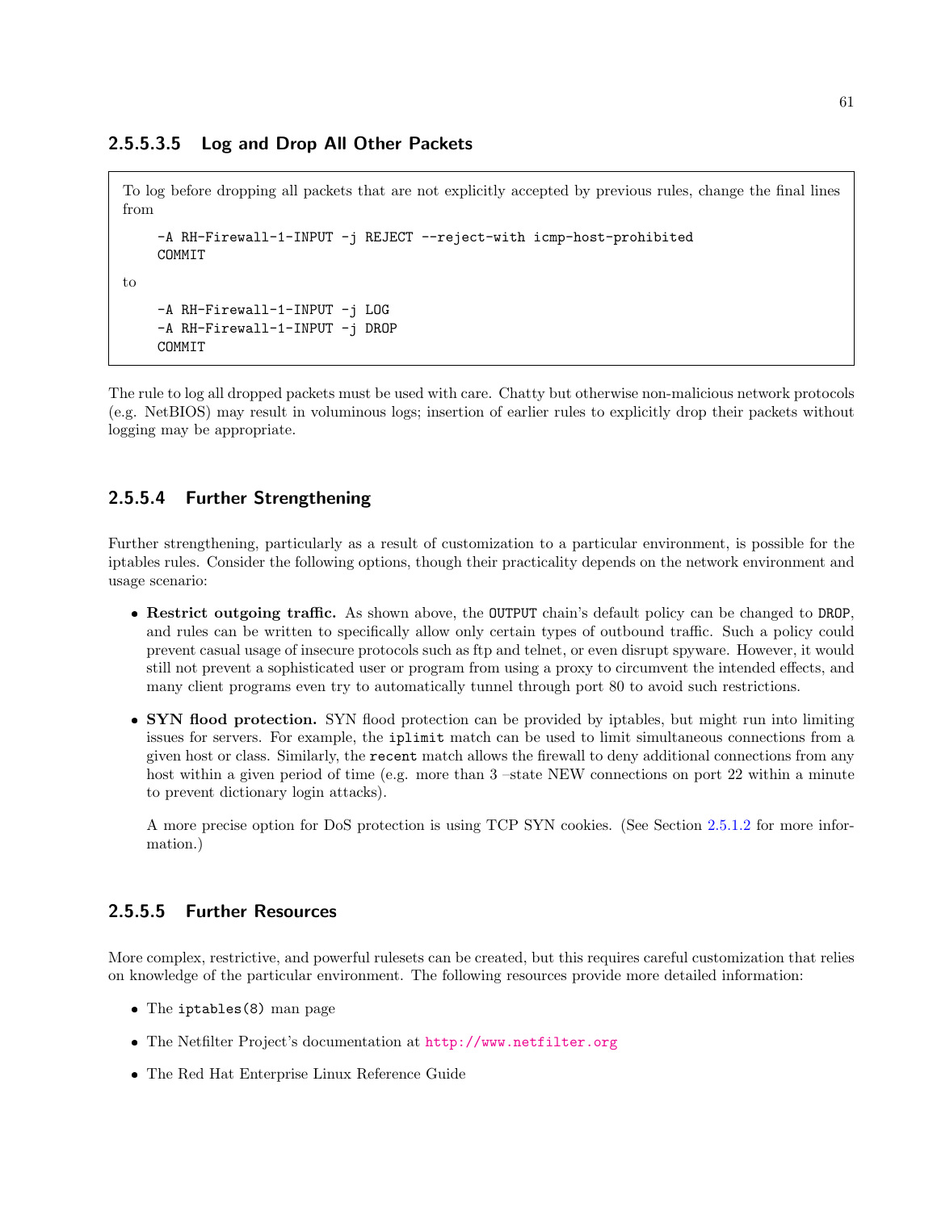#### 2.5.5.3.5 Log and Drop All Other Packets

To log before dropping all packets that are not explicitly accepted by previous rules, change the final lines from

```
-A RH-Firewall-1-INPUT -j REJECT --reject-with icmp-host-prohibited
COMMIT
```

to

```
-A RH-Firewall-1-INPUT -j LOG
-A RH-Firewall-1-INPUT -j DROP
COMMIT
```

The rule to log all dropped packets must be used with care. Chatty but otherwise non-malicious network protocols (e.g. NetBIOS) may result in voluminous logs; insertion of earlier rules to explicitly drop their packets without logging may be appropriate.

### 2.5.5.4 Further Strengthening

Further strengthening, particularly as a result of customization to a particular environment, is possible for the iptables rules. Consider the following options, though their practicality depends on the network environment and usage scenario:

- **Restrict outgoing traffic.** As shown above, the `OUTPUT` chain's default policy can be changed to `DROP`, and rules can be written to specifically allow only certain types of outbound traffic. Such a policy could prevent casual usage of insecure protocols such as ftp and telnet, or even disrupt spyware. However, it would still not prevent a sophisticated user or program from using a proxy to circumvent the intended effects, and many client programs even try to automatically tunnel through port 80 to avoid such restrictions.
- **SYN flood protection.** SYN flood protection can be provided by iptables, but might run into limiting issues for servers. For example, the `iplimit` match can be used to limit simultaneous connections from a given host or class. Similarly, the `recent` match allows the firewall to deny additional connections from any host within a given period of time (e.g. more than 3 –state NEW connections on port 22 within a minute to prevent dictionary login attacks).

  A more precise option for DoS protection is using TCP SYN cookies. (See Section 2.5.1.2 for more information.)

### 2.5.5.5 Further Resources

More complex, restrictive, and powerful rulesets can be created, but this requires careful customization that relies on knowledge of the particular environment. The following resources provide more detailed information:

- The `iptables(8)` man page
- The Netfilter Project's documentation at http://www.netfilter.org
- The Red Hat Enterprise Linux Reference Guide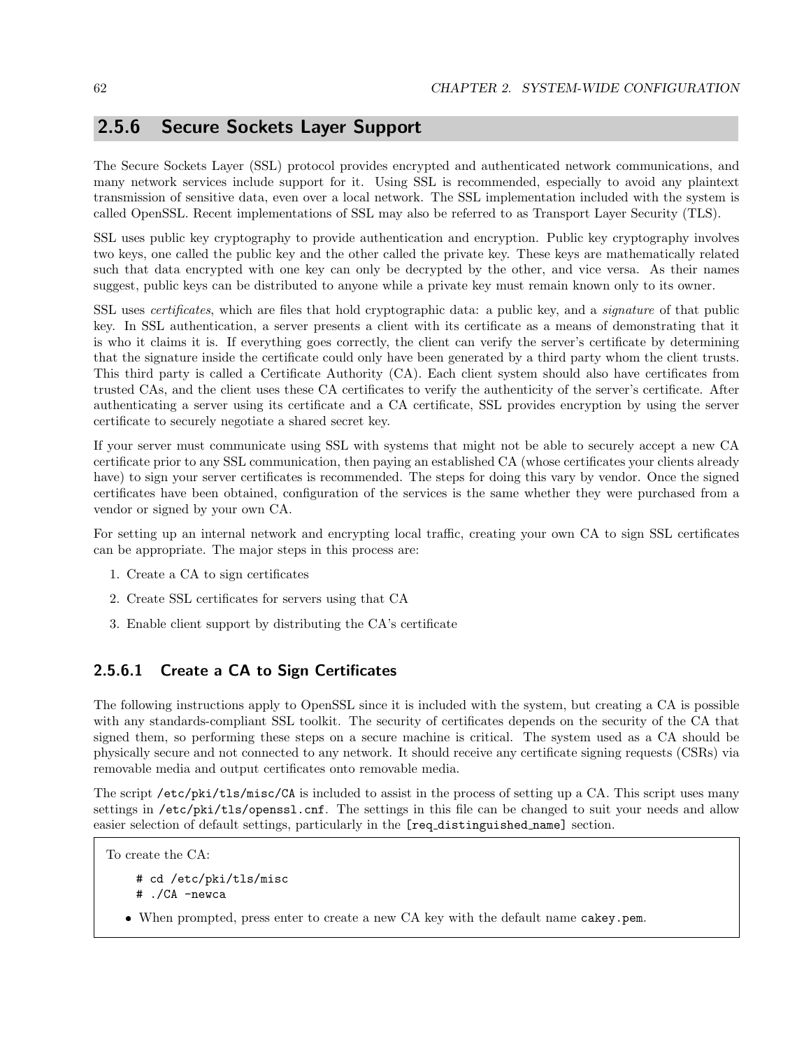## 2.5.6 Secure Sockets Layer Support

The Secure Sockets Layer (SSL) protocol provides encrypted and authenticated network communications, and many network services include support for it. Using SSL is recommended, especially to avoid any plaintext transmission of sensitive data, even over a local network. The SSL implementation included with the system is called OpenSSL. Recent implementations of SSL may also be referred to as Transport Layer Security (TLS).

SSL uses public key cryptography to provide authentication and encryption. Public key cryptography involves two keys, one called the public key and the other called the private key. These keys are mathematically related such that data encrypted with one key can only be decrypted by the other, and vice versa. As their names suggest, public keys can be distributed to anyone while a private key must remain known only to its owner.

SSL uses *certificates*, which are files that hold cryptographic data: a public key, and a *signature* of that public key. In SSL authentication, a server presents a client with its certificate as a means of demonstrating that it is who it claims it is. If everything goes correctly, the client can verify the server's certificate by determining that the signature inside the certificate could only have been generated by a third party whom the client trusts. This third party is called a Certificate Authority (CA). Each client system should also have certificates from trusted CAs, and the client uses these CA certificates to verify the authenticity of the server's certificate. After authenticating a server using its certificate and a CA certificate, SSL provides encryption by using the server certificate to securely negotiate a shared secret key.

If your server must communicate using SSL with systems that might not be able to securely accept a new CA certificate prior to any SSL communication, then paying an established CA (whose certificates your clients already have) to sign your server certificates is recommended. The steps for doing this vary by vendor. Once the signed certificates have been obtained, configuration of the services is the same whether they were purchased from a vendor or signed by your own CA.

For setting up an internal network and encrypting local traffic, creating your own CA to sign SSL certificates can be appropriate. The major steps in this process are:

1. Create a CA to sign certificates
2. Create SSL certificates for servers using that CA
3. Enable client support by distributing the CA's certificate

### 2.5.6.1 Create a CA to Sign Certificates

The following instructions apply to OpenSSL since it is included with the system, but creating a CA is possible with any standards-compliant SSL toolkit. The security of certificates depends on the security of the CA that signed them, so performing these steps on a secure machine is critical. The system used as a CA should be physically secure and not connected to any network. It should receive any certificate signing requests (CSRs) via removable media and output certificates onto removable media.

The script `/etc/pki/tls/misc/CA` is included to assist in the process of setting up a CA. This script uses many settings in `/etc/pki/tls/openssl.cnf`. The settings in this file can be changed to suit your needs and allow easier selection of default settings, particularly in the `[req_distinguished_name]` section.

To create the CA:

```
# cd /etc/pki/tls/misc
# ./CA -newca
```

- When prompted, press enter to create a new CA key with the default name `cakey.pem`.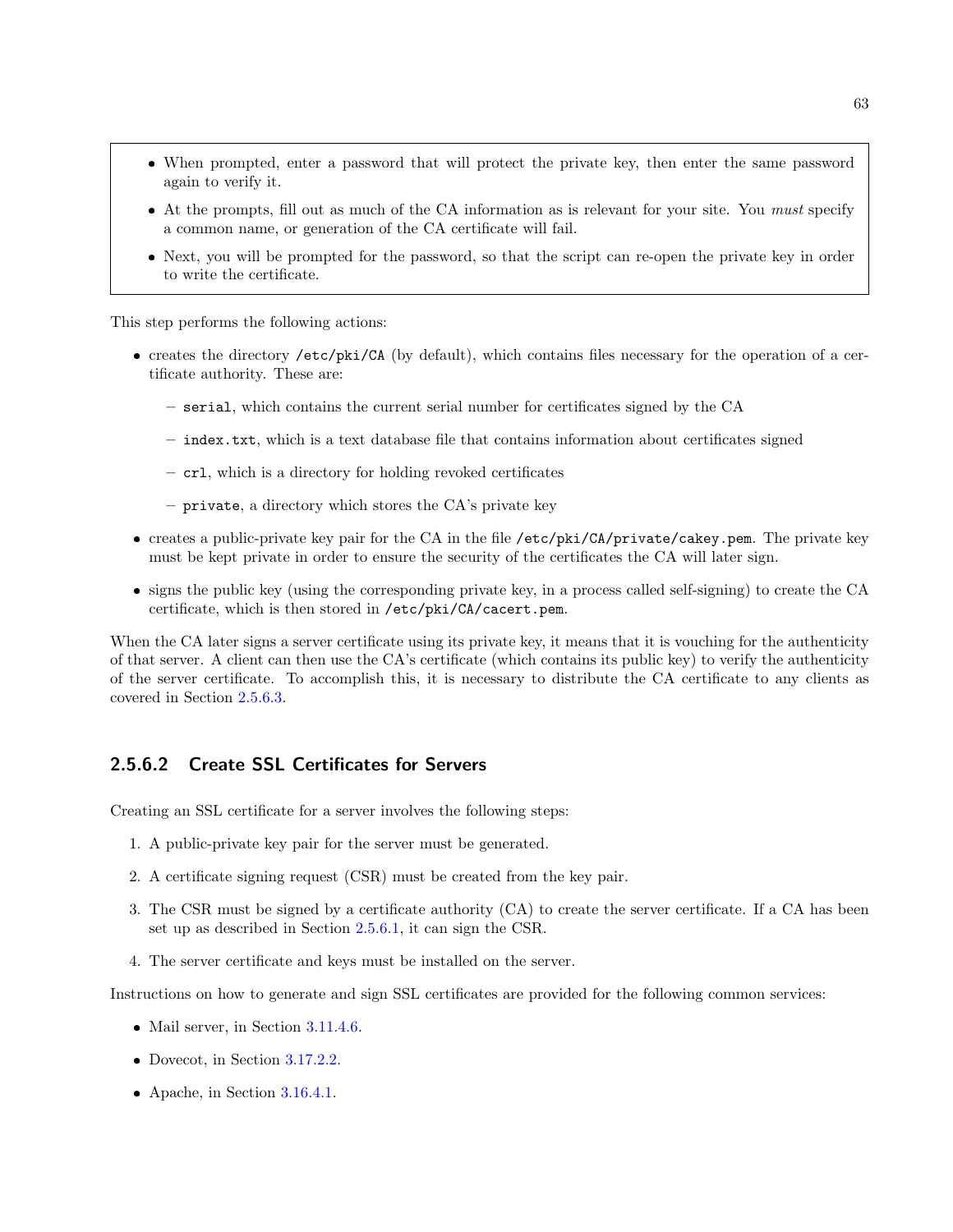- When prompted, enter a password that will protect the private key, then enter the same password again to verify it.
- At the prompts, fill out as much of the CA information as is relevant for your site. You *must* specify a common name, or generation of the CA certificate will fail.
- Next, you will be prompted for the password, so that the script can re-open the private key in order to write the certificate.

This step performs the following actions:

- creates the directory `/etc/pki/CA` (by default), which contains files necessary for the operation of a certificate authority. These are:
  - `serial`, which contains the current serial number for certificates signed by the CA
  - `index.txt`, which is a text database file that contains information about certificates signed
  - `crl`, which is a directory for holding revoked certificates
  - `private`, a directory which stores the CA's private key
- creates a public-private key pair for the CA in the file `/etc/pki/CA/private/cakey.pem`. The private key must be kept private in order to ensure the security of the certificates the CA will later sign.
- signs the public key (using the corresponding private key, in a process called self-signing) to create the CA certificate, which is then stored in `/etc/pki/CA/cacert.pem`.

When the CA later signs a server certificate using its private key, it means that it is vouching for the authenticity of that server. A client can then use the CA's certificate (which contains its public key) to verify the authenticity of the server certificate. To accomplish this, it is necessary to distribute the CA certificate to any clients as covered in Section 2.5.6.3.

#### 2.5.6.2 Create SSL Certificates for Servers

Creating an SSL certificate for a server involves the following steps:

1. A public-private key pair for the server must be generated.
2. A certificate signing request (CSR) must be created from the key pair.
3. The CSR must be signed by a certificate authority (CA) to create the server certificate. If a CA has been set up as described in Section 2.5.6.1, it can sign the CSR.
4. The server certificate and keys must be installed on the server.

Instructions on how to generate and sign SSL certificates are provided for the following common services:

- Mail server, in Section 3.11.4.6.
- Dovecot, in Section 3.17.2.2.
- Apache, in Section 3.16.4.1.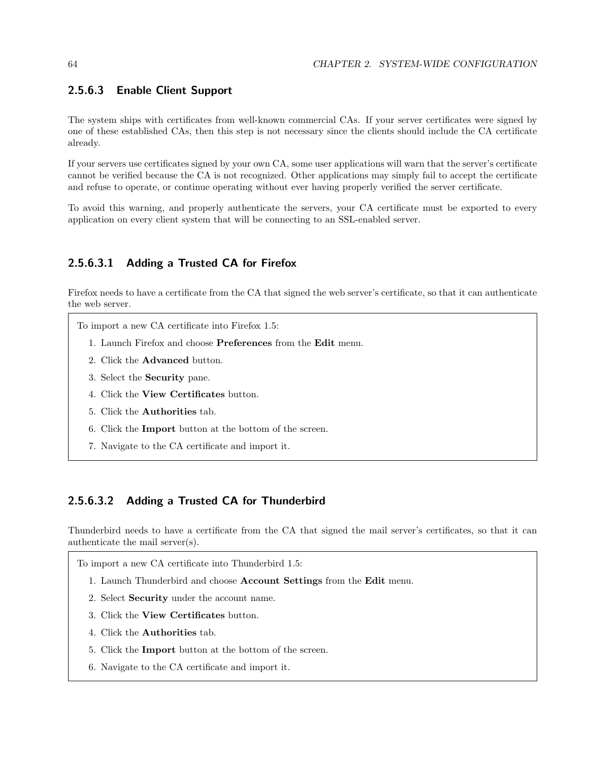### 2.5.6.3 Enable Client Support

The system ships with certificates from well-known commercial CAs. If your server certificates were signed by one of these established CAs, then this step is not necessary since the clients should include the CA certificate already.

If your servers use certificates signed by your own CA, some user applications will warn that the server's certificate cannot be verified because the CA is not recognized. Other applications may simply fail to accept the certificate and refuse to operate, or continue operating without ever having properly verified the server certificate.

To avoid this warning, and properly authenticate the servers, your CA certificate must be exported to every application on every client system that will be connecting to an SSL-enabled server.

#### 2.5.6.3.1 Adding a Trusted CA for Firefox

Firefox needs to have a certificate from the CA that signed the web server's certificate, so that it can authenticate the web server.

To import a new CA certificate into Firefox 1.5:

1. Launch Firefox and choose **Preferences** from the **Edit** menu.
2. Click the **Advanced** button.
3. Select the **Security** pane.
4. Click the **View Certificates** button.
5. Click the **Authorities** tab.
6. Click the **Import** button at the bottom of the screen.
7. Navigate to the CA certificate and import it.

#### 2.5.6.3.2 Adding a Trusted CA for Thunderbird

Thunderbird needs to have a certificate from the CA that signed the mail server's certificates, so that it can authenticate the mail server(s).

To import a new CA certificate into Thunderbird 1.5:

1. Launch Thunderbird and choose **Account Settings** from the **Edit** menu.
2. Select **Security** under the account name.
3. Click the **View Certificates** button.
4. Click the **Authorities** tab.
5. Click the **Import** button at the bottom of the screen.
6. Navigate to the CA certificate and import it.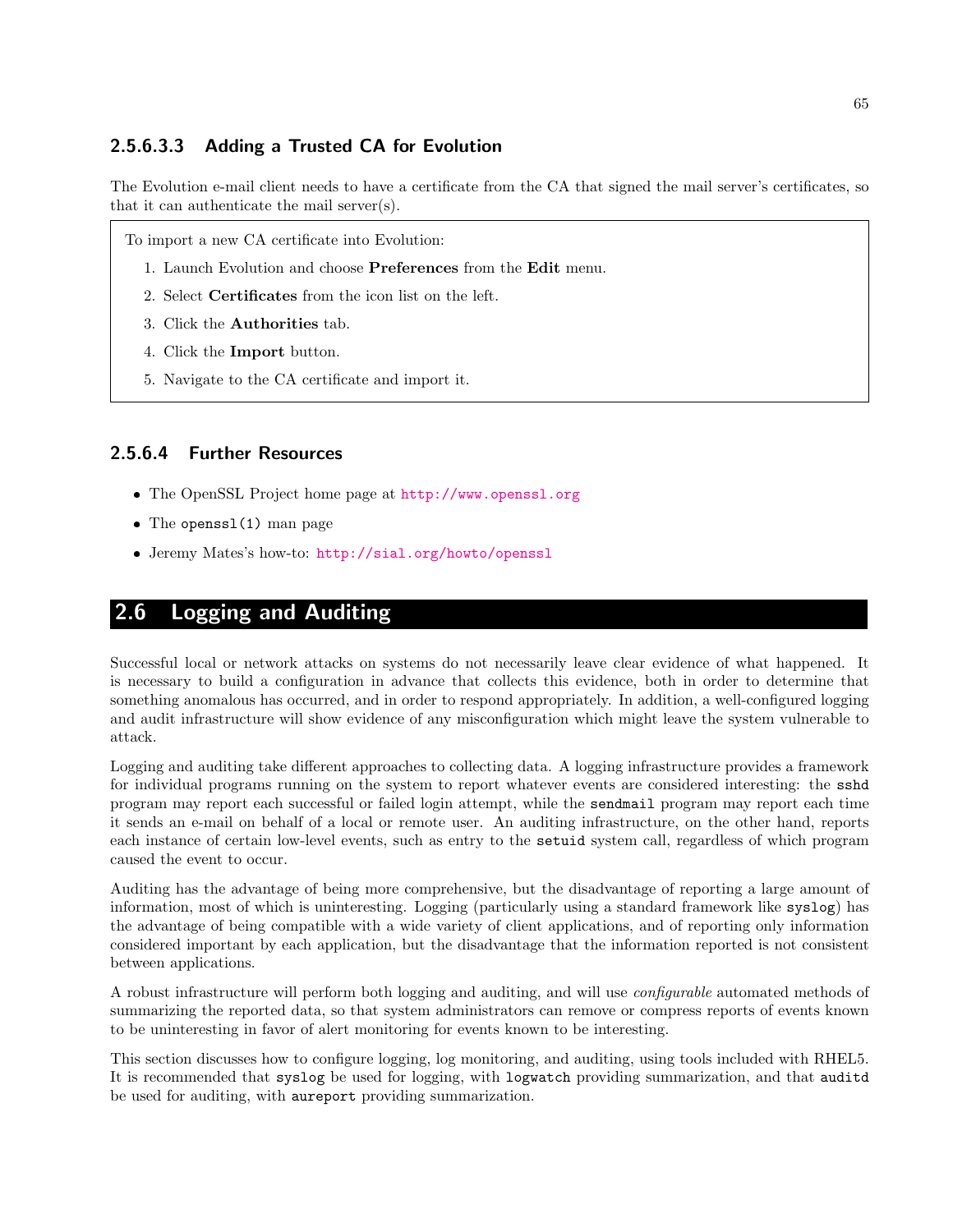#### 2.5.6.3.3 Adding a Trusted CA for Evolution

The Evolution e-mail client needs to have a certificate from the CA that signed the mail server's certificates, so that it can authenticate the mail server(s).

To import a new CA certificate into Evolution:

1. Launch Evolution and choose **Preferences** from the **Edit** menu.
2. Select **Certificates** from the icon list on the left.
3. Click the **Authorities** tab.
4. Click the **Import** button.
5. Navigate to the CA certificate and import it.

### 2.5.6.4 Further Resources

- The OpenSSL Project home page at http://www.openssl.org
- The `openssl(1)` man page
- Jeremy Mates's how-to: http://sial.org/howto/openssl

## 2.6 Logging and Auditing

Successful local or network attacks on systems do not necessarily leave clear evidence of what happened. It is necessary to build a configuration in advance that collects this evidence, both in order to determine that something anomalous has occurred, and in order to respond appropriately. In addition, a well-configured logging and audit infrastructure will show evidence of any misconfiguration which might leave the system vulnerable to attack.

Logging and auditing take different approaches to collecting data. A logging infrastructure provides a framework for individual programs running on the system to report whatever events are considered interesting: the `sshd` program may report each successful or failed login attempt, while the `sendmail` program may report each time it sends an e-mail on behalf of a local or remote user. An auditing infrastructure, on the other hand, reports each instance of certain low-level events, such as entry to the `setuid` system call, regardless of which program caused the event to occur.

Auditing has the advantage of being more comprehensive, but the disadvantage of reporting a large amount of information, most of which is uninteresting. Logging (particularly using a standard framework like `syslog`) has the advantage of being compatible with a wide variety of client applications, and of reporting only information considered important by each application, but the disadvantage that the information reported is not consistent between applications.

A robust infrastructure will perform both logging and auditing, and will use *configurable* automated methods of summarizing the reported data, so that system administrators can remove or compress reports of events known to be uninteresting in favor of alert monitoring for events known to be interesting.

This section discusses how to configure logging, log monitoring, and auditing, using tools included with RHEL5. It is recommended that `syslog` be used for logging, with `logwatch` providing summarization, and that `auditd` be used for auditing, with `aureport` providing summarization.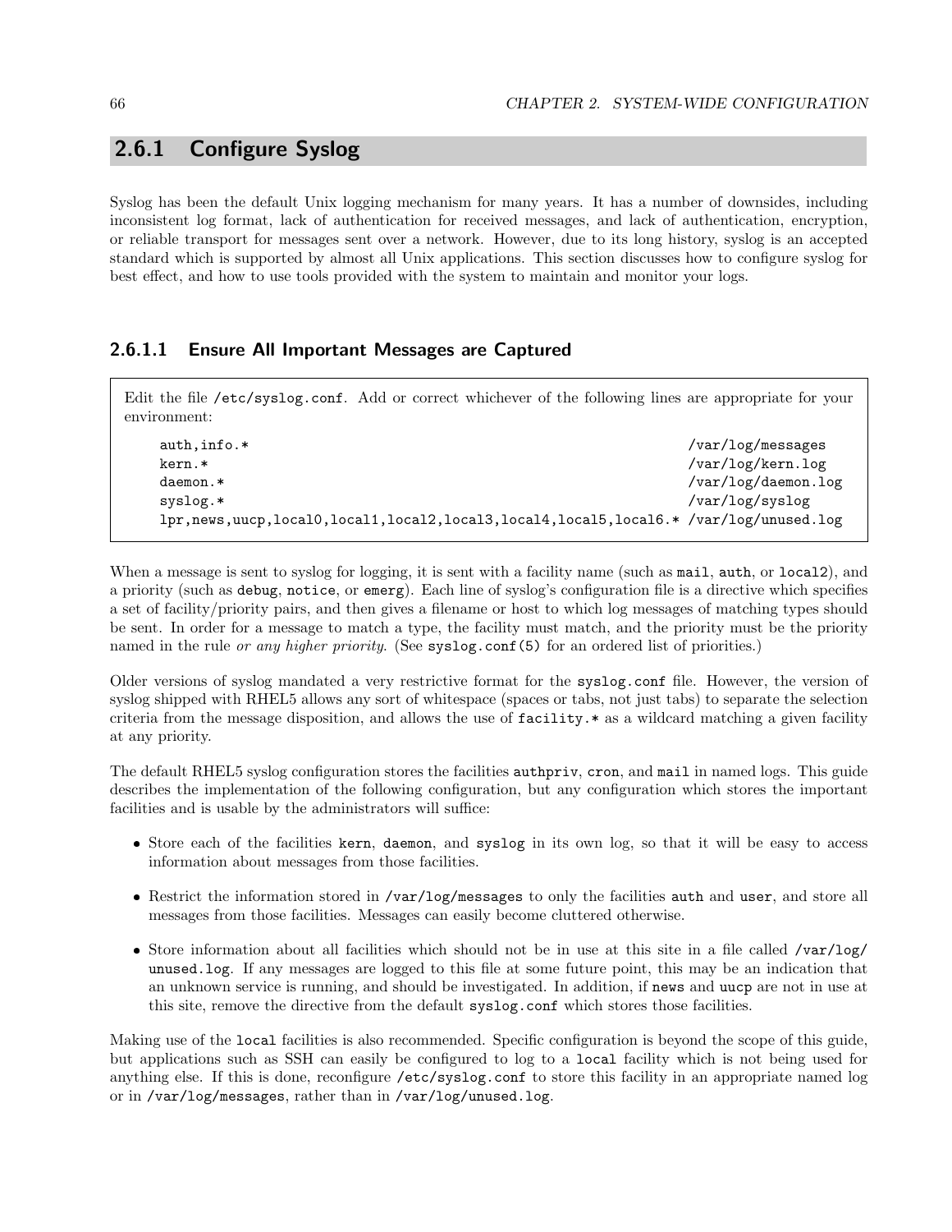## 2.6.1 Configure Syslog

Syslog has been the default Unix logging mechanism for many years. It has a number of downsides, including inconsistent log format, lack of authentication for received messages, and lack of authentication, encryption, or reliable transport for messages sent over a network. However, due to its long history, syslog is an accepted standard which is supported by almost all Unix applications. This section discusses how to configure syslog for best effect, and how to use tools provided with the system to maintain and monitor your logs.

### 2.6.1.1 Ensure All Important Messages are Captured

Edit the file `/etc/syslog.conf`. Add or correct whichever of the following lines are appropriate for your environment:

```
auth,info.*                                                           /var/log/messages
kern.*                                                                /var/log/kern.log
daemon.*                                                              /var/log/daemon.log
syslog.*                                                              /var/log/syslog
lpr,news,uucp,local0,local1,local2,local3,local4,local5,local6.* /var/log/unused.log
```

When a message is sent to syslog for logging, it is sent with a facility name (such as `mail`, `auth`, or `local2`), and a priority (such as `debug`, `notice`, or `emerg`). Each line of syslog's configuration file is a directive which specifies a set of facility/priority pairs, and then gives a filename or host to which log messages of matching types should be sent. In order for a message to match a type, the facility must match, and the priority must be the priority named in the rule *or any higher priority*. (See `syslog.conf(5)` for an ordered list of priorities.)

Older versions of syslog mandated a very restrictive format for the `syslog.conf` file. However, the version of syslog shipped with RHEL5 allows any sort of whitespace (spaces or tabs, not just tabs) to separate the selection criteria from the message disposition, and allows the use of `facility.*` as a wildcard matching a given facility at any priority.

The default RHEL5 syslog configuration stores the facilities `authpriv`, `cron`, and `mail` in named logs. This guide describes the implementation of the following configuration, but any configuration which stores the important facilities and is usable by the administrators will suffice:

- Store each of the facilities `kern`, `daemon`, and `syslog` in its own log, so that it will be easy to access information about messages from those facilities.
- Restrict the information stored in `/var/log/messages` to only the facilities `auth` and `user`, and store all messages from those facilities. Messages can easily become cluttered otherwise.
- Store information about all facilities which should not be in use at this site in a file called `/var/log/unused.log`. If any messages are logged to this file at some future point, this may be an indication that an unknown service is running, and should be investigated. In addition, if `news` and `uucp` are not in use at this site, remove the directive from the default `syslog.conf` which stores those facilities.

Making use of the `local` facilities is also recommended. Specific configuration is beyond the scope of this guide, but applications such as SSH can easily be configured to log to a `local` facility which is not being used for anything else. If this is done, reconfigure `/etc/syslog.conf` to store this facility in an appropriate named log or in `/var/log/messages`, rather than in `/var/log/unused.log`.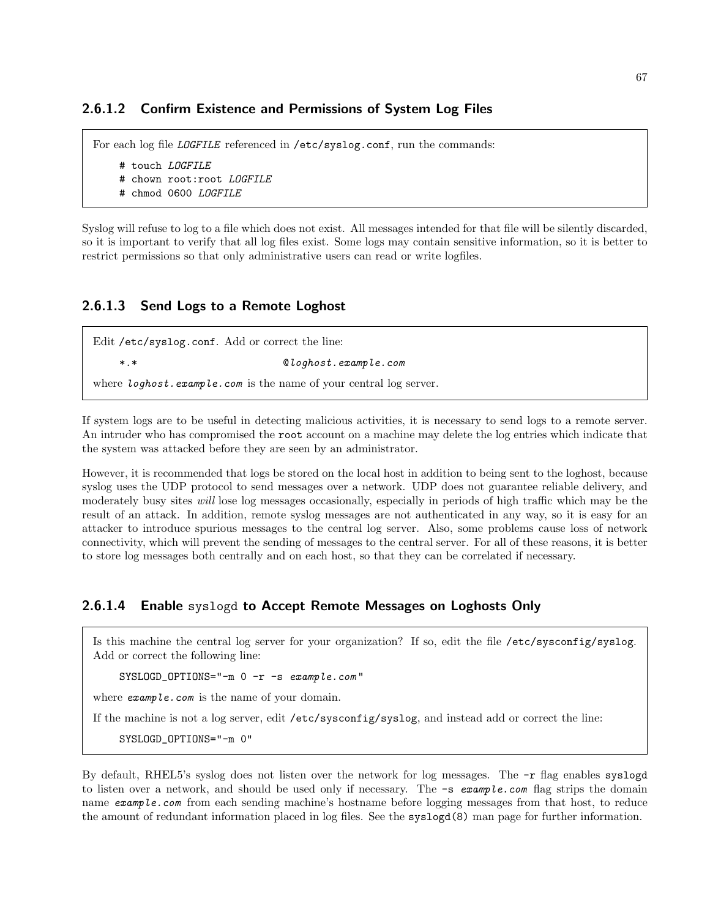#### 2.6.1.2 Confirm Existence and Permissions of System Log Files

For each log file *LOGFILE* referenced in `/etc/syslog.conf`, run the commands:

```
# touch LOGFILE
# chown root:root LOGFILE
# chmod 0600 LOGFILE
```

Syslog will refuse to log to a file which does not exist. All messages intended for that file will be silently discarded, so it is important to verify that all log files exist. Some logs may contain sensitive information, so it is better to restrict permissions so that only administrative users can read or write logfiles.

#### 2.6.1.3 Send Logs to a Remote Loghost

Edit `/etc/syslog.conf`. Add or correct the line:

```
*.*                         @loghost.example.com
```

where *loghost.example.com* is the name of your central log server.

If system logs are to be useful in detecting malicious activities, it is necessary to send logs to a remote server. An intruder who has compromised the `root` account on a machine may delete the log entries which indicate that the system was attacked before they are seen by an administrator.

However, it is recommended that logs be stored on the local host in addition to being sent to the loghost, because syslog uses the UDP protocol to send messages over a network. UDP does not guarantee reliable delivery, and moderately busy sites *will* lose log messages occasionally, especially in periods of high traffic which may be the result of an attack. In addition, remote syslog messages are not authenticated in any way, so it is easy for an attacker to introduce spurious messages to the central log server. Also, some problems cause loss of network connectivity, which will prevent the sending of messages to the central server. For all of these reasons, it is better to store log messages both centrally and on each host, so that they can be correlated if necessary.

#### 2.6.1.4 Enable `syslogd` to Accept Remote Messages on Loghosts Only

Is this machine the central log server for your organization? If so, edit the file `/etc/sysconfig/syslog`. Add or correct the following line:

```
SYSLOGD_OPTIONS="-m 0 -r -s example.com"
```

where *example.com* is the name of your domain.

If the machine is not a log server, edit `/etc/sysconfig/syslog`, and instead add or correct the line:

```
SYSLOGD_OPTIONS="-m 0"
```

By default, RHEL5's syslog does not listen over the network for log messages. The `-r` flag enables `syslogd` to listen over a network, and should be used only if necessary. The `-s` *example.com* flag strips the domain name *example.com* from each sending machine's hostname before logging messages from that host, to reduce the amount of redundant information placed in log files. See the `syslogd(8)` man page for further information.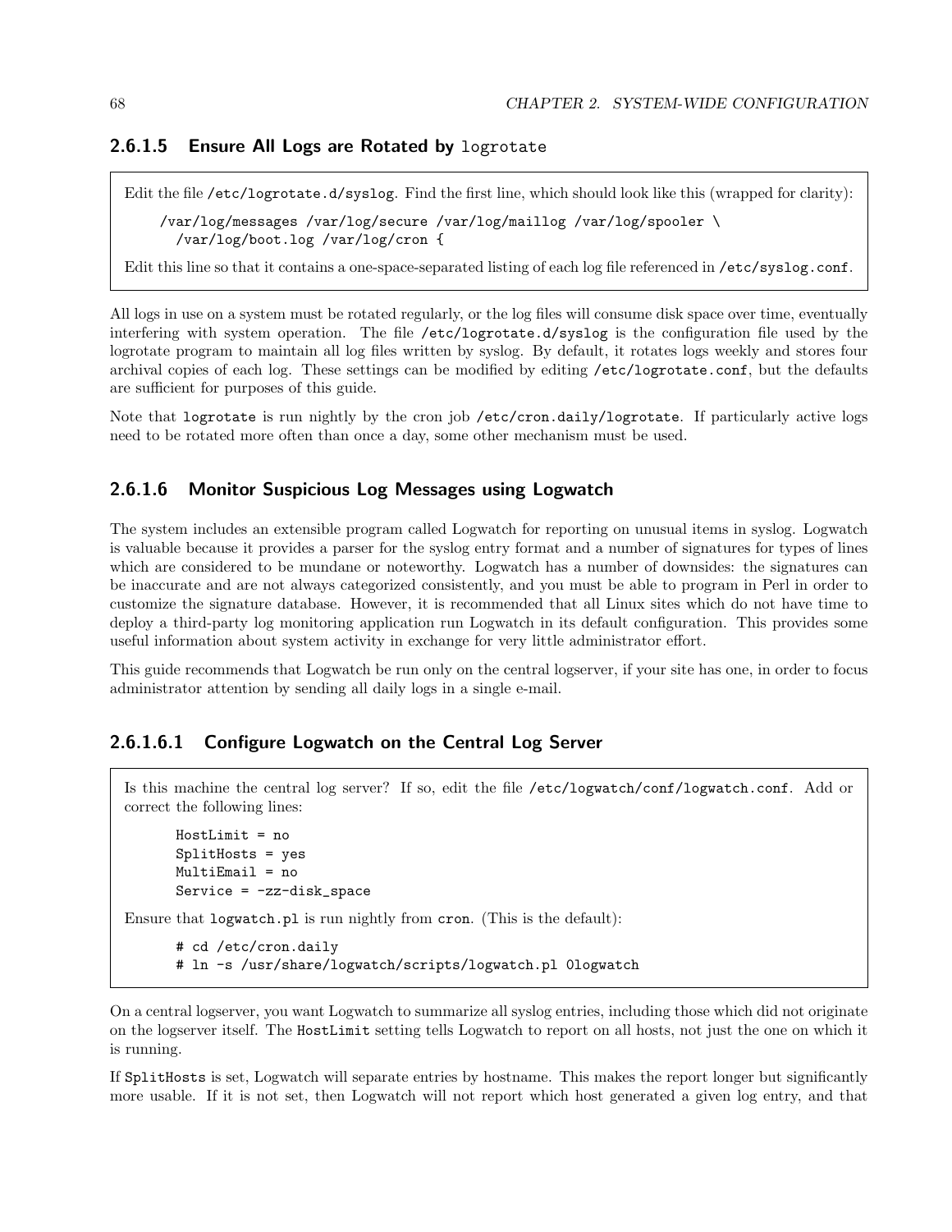#### 2.6.1.5 Ensure All Logs are Rotated by `logrotate`

Edit the file `/etc/logrotate.d/syslog`. Find the first line, which should look like this (wrapped for clarity):

```
/var/log/messages /var/log/secure /var/log/maillog /var/log/spooler \
  /var/log/boot.log /var/log/cron {
```

Edit this line so that it contains a one-space-separated listing of each log file referenced in `/etc/syslog.conf`.

All logs in use on a system must be rotated regularly, or the log files will consume disk space over time, eventually interfering with system operation. The file `/etc/logrotate.d/syslog` is the configuration file used by the logrotate program to maintain all log files written by syslog. By default, it rotates logs weekly and stores four archival copies of each log. These settings can be modified by editing `/etc/logrotate.conf`, but the defaults are sufficient for purposes of this guide.

Note that `logrotate` is run nightly by the cron job `/etc/cron.daily/logrotate`. If particularly active logs need to be rotated more often than once a day, some other mechanism must be used.

#### 2.6.1.6 Monitor Suspicious Log Messages using Logwatch

The system includes an extensible program called Logwatch for reporting on unusual items in syslog. Logwatch is valuable because it provides a parser for the syslog entry format and a number of signatures for types of lines which are considered to be mundane or noteworthy. Logwatch has a number of downsides: the signatures can be inaccurate and are not always categorized consistently, and you must be able to program in Perl in order to customize the signature database. However, it is recommended that all Linux sites which do not have time to deploy a third-party log monitoring application run Logwatch in its default configuration. This provides some useful information about system activity in exchange for very little administrator effort.

This guide recommends that Logwatch be run only on the central logserver, if your site has one, in order to focus administrator attention by sending all daily logs in a single e-mail.

##### 2.6.1.6.1 Configure Logwatch on the Central Log Server

Is this machine the central log server? If so, edit the file `/etc/logwatch/conf/logwatch.conf`. Add or correct the following lines:

```
HostLimit = no
SplitHosts = yes
MultiEmail = no
Service = -zz-disk_space
```

Ensure that `logwatch.pl` is run nightly from `cron`. (This is the default):

```
# cd /etc/cron.daily
# ln -s /usr/share/logwatch/scripts/logwatch.pl 0logwatch
```

On a central logserver, you want Logwatch to summarize all syslog entries, including those which did not originate on the logserver itself. The `HostLimit` setting tells Logwatch to report on all hosts, not just the one on which it is running.

If `SplitHosts` is set, Logwatch will separate entries by hostname. This makes the report longer but significantly more usable. If it is not set, then Logwatch will not report which host generated a given log entry, and that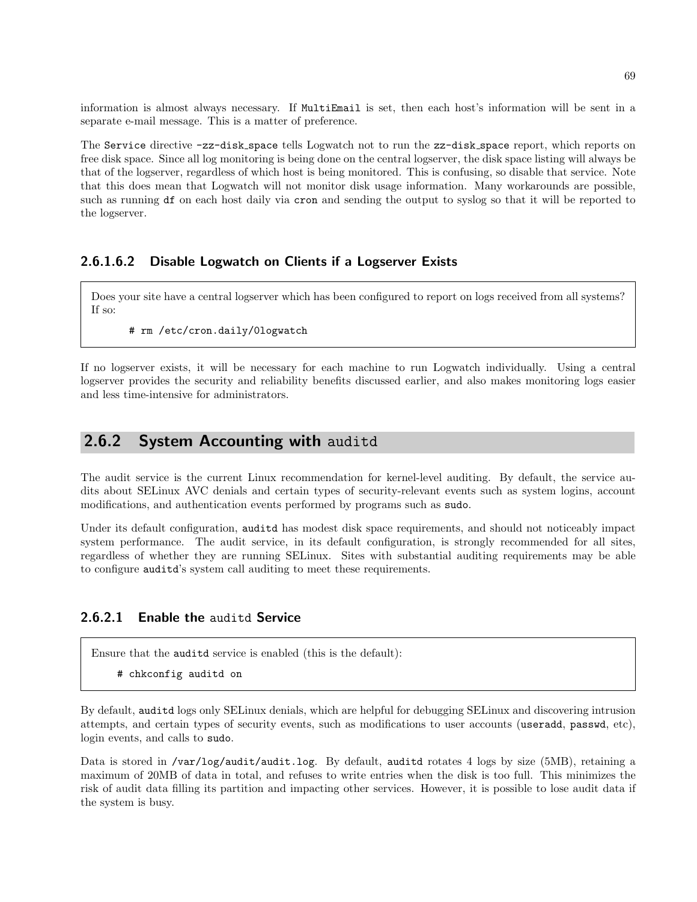information is almost always necessary. If `MultiEmail` is set, then each host's information will be sent in a separate e-mail message. This is a matter of preference.

The `Service` directive `-zz-disk_space` tells Logwatch not to run the `zz-disk_space` report, which reports on free disk space. Since all log monitoring is being done on the central logserver, the disk space listing will always be that of the logserver, regardless of which host is being monitored. This is confusing, so disable that service. Note that this does mean that Logwatch will not monitor disk usage information. Many workarounds are possible, such as running `df` on each host daily via `cron` and sending the output to syslog so that it will be reported to the logserver.

#### 2.6.1.6.2 Disable Logwatch on Clients if a Logserver Exists

Does your site have a central logserver which has been configured to report on logs received from all systems? If so:

```
# rm /etc/cron.daily/0logwatch
```

If no logserver exists, it will be necessary for each machine to run Logwatch individually. Using a central logserver provides the security and reliability benefits discussed earlier, and also makes monitoring logs easier and less time-intensive for administrators.

## 2.6.2 System Accounting with `auditd`

The audit service is the current Linux recommendation for kernel-level auditing. By default, the service audits about SELinux AVC denials and certain types of security-relevant events such as system logins, account modifications, and authentication events performed by programs such as `sudo`.

Under its default configuration, `auditd` has modest disk space requirements, and should not noticeably impact system performance. The audit service, in its default configuration, is strongly recommended for all sites, regardless of whether they are running SELinux. Sites with substantial auditing requirements may be able to configure `auditd`'s system call auditing to meet these requirements.

### 2.6.2.1 Enable the `auditd` Service

Ensure that the `auditd` service is enabled (this is the default):

```
# chkconfig auditd on
```

By default, `auditd` logs only SELinux denials, which are helpful for debugging SELinux and discovering intrusion attempts, and certain types of security events, such as modifications to user accounts (`useradd`, `passwd`, etc), login events, and calls to `sudo`.

Data is stored in `/var/log/audit/audit.log`. By default, `auditd` rotates 4 logs by size (5MB), retaining a maximum of 20MB of data in total, and refuses to write entries when the disk is too full. This minimizes the risk of audit data filling its partition and impacting other services. However, it is possible to lose audit data if the system is busy.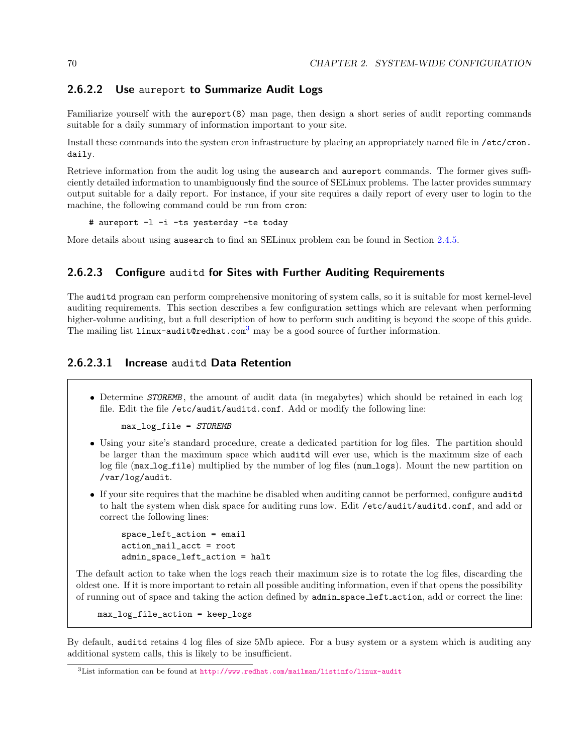#### 2.6.2.2 Use aureport to Summarize Audit Logs

Familiarize yourself with the aureport(8) man page, then design a short series of audit reporting commands suitable for a daily summary of information important to your site.

Install these commands into the system cron infrastructure by placing an appropriately named file in /etc/cron.daily.

Retrieve information from the audit log using the ausearch and aureport commands. The former gives sufficiently detailed information to unambiguously find the source of SELinux problems. The latter provides summary output suitable for a daily report. For instance, if your site requires a daily report of every user to login to the machine, the following command could be run from cron:

```
# aureport -l -i -ts yesterday -te today
```

More details about using ausearch to find an SELinux problem can be found in Section 2.4.5.

#### 2.6.2.3 Configure auditd for Sites with Further Auditing Requirements

The auditd program can perform comprehensive monitoring of system calls, so it is suitable for most kernel-level auditing requirements. This section describes a few configuration settings which are relevant when performing higher-volume auditing, but a full description of how to perform such auditing is beyond the scope of this guide. The mailing list linux-audit@redhat.com[3] may be a good source of further information.

##### 2.6.2.3.1 Increase auditd Data Retention

- Determine *STOREMB*, the amount of audit data (in megabytes) which should be retained in each log file. Edit the file /etc/audit/auditd.conf. Add or modify the following line:

  ```
  max_log_file = STOREMB
  ```

- Using your site's standard procedure, create a dedicated partition for log files. The partition should be larger than the maximum space which auditd will ever use, which is the maximum size of each log file (max_log_file) multiplied by the number of log files (num_logs). Mount the new partition on /var/log/audit.

- If your site requires that the machine be disabled when auditing cannot be performed, configure auditd to halt the system when disk space for auditing runs low. Edit /etc/audit/auditd.conf, and add or correct the following lines:

  ```
  space_left_action = email
  action_mail_acct = root
  admin_space_left_action = halt
  ```

The default action to take when the logs reach their maximum size is to rotate the log files, discarding the oldest one. If it is more important to retain all possible auditing information, even if that opens the possibility of running out of space and taking the action defined by admin_space_left_action, add or correct the line:

```
max_log_file_action = keep_logs
```

By default, auditd retains 4 log files of size 5Mb apiece. For a busy system or a system which is auditing any additional system calls, this is likely to be insufficient.

[3] List information can be found at http://www.redhat.com/mailman/listinfo/linux-audit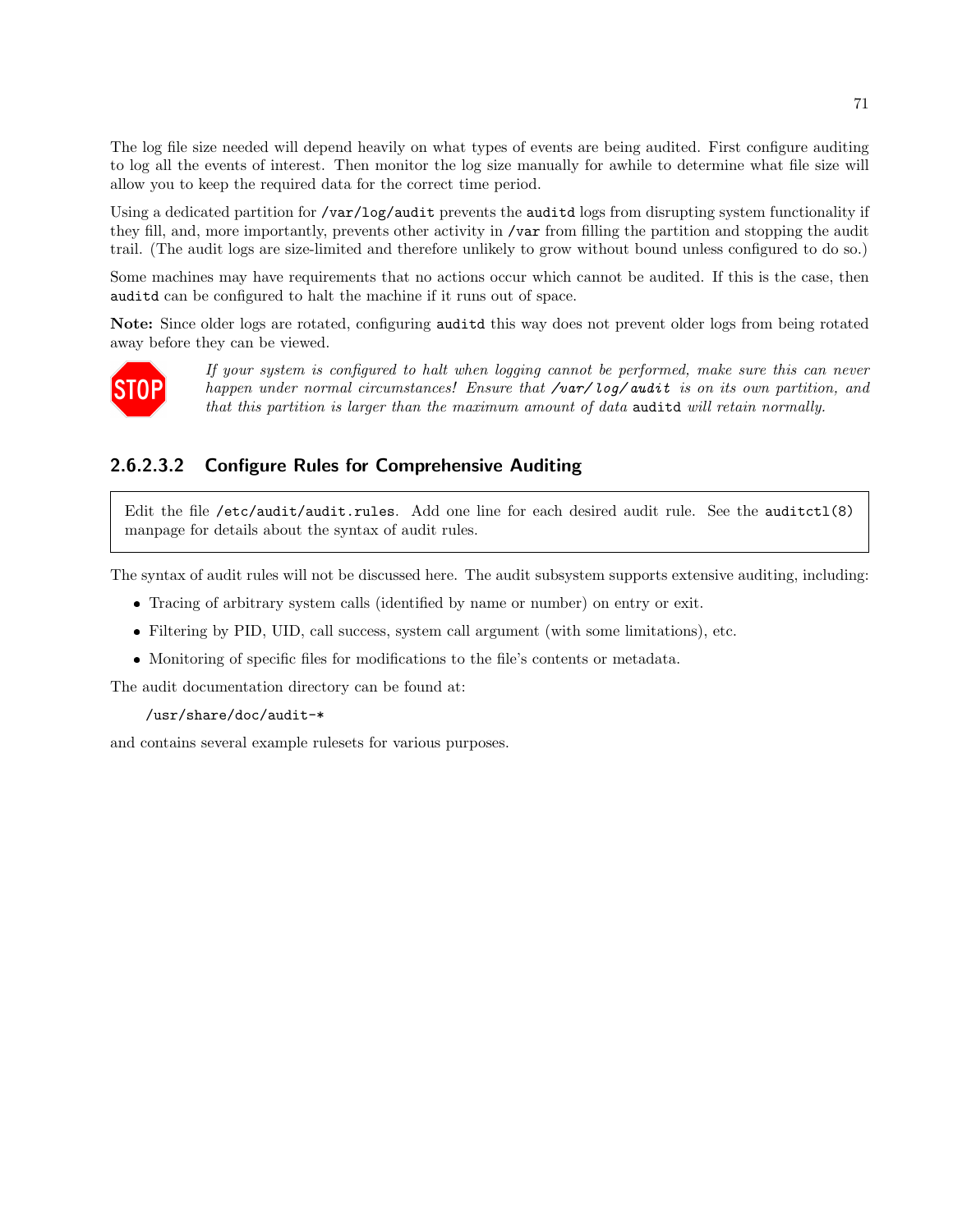The log file size needed will depend heavily on what types of events are being audited. First configure auditing to log all the events of interest. Then monitor the log size manually for awhile to determine what file size will allow you to keep the required data for the correct time period.

Using a dedicated partition for `/var/log/audit` prevents the `auditd` logs from disrupting system functionality if they fill, and, more importantly, prevents other activity in `/var` from filling the partition and stopping the audit trail. (The audit logs are size-limited and therefore unlikely to grow without bound unless configured to do so.)

Some machines may have requirements that no actions occur which cannot be audited. If this is the case, then `auditd` can be configured to halt the machine if it runs out of space.

**Note:** Since older logs are rotated, configuring `auditd` this way does not prevent older logs from being rotated away before they can be viewed.

STOP *If your system is configured to halt when logging cannot be performed, make sure this can never happen under normal circumstances! Ensure that `/var/log/audit` is on its own partition, and that this partition is larger than the maximum amount of data `auditd` will retain normally.*

### 2.6.2.3.2 Configure Rules for Comprehensive Auditing

> Edit the file `/etc/audit/audit.rules`. Add one line for each desired audit rule. See the `auditctl(8)` manpage for details about the syntax of audit rules.

The syntax of audit rules will not be discussed here. The audit subsystem supports extensive auditing, including:

- Tracing of arbitrary system calls (identified by name or number) on entry or exit.
- Filtering by PID, UID, call success, system call argument (with some limitations), etc.
- Monitoring of specific files for modifications to the file's contents or metadata.

The audit documentation directory can be found at:

```
/usr/share/doc/audit-*
```

and contains several example rulesets for various purposes.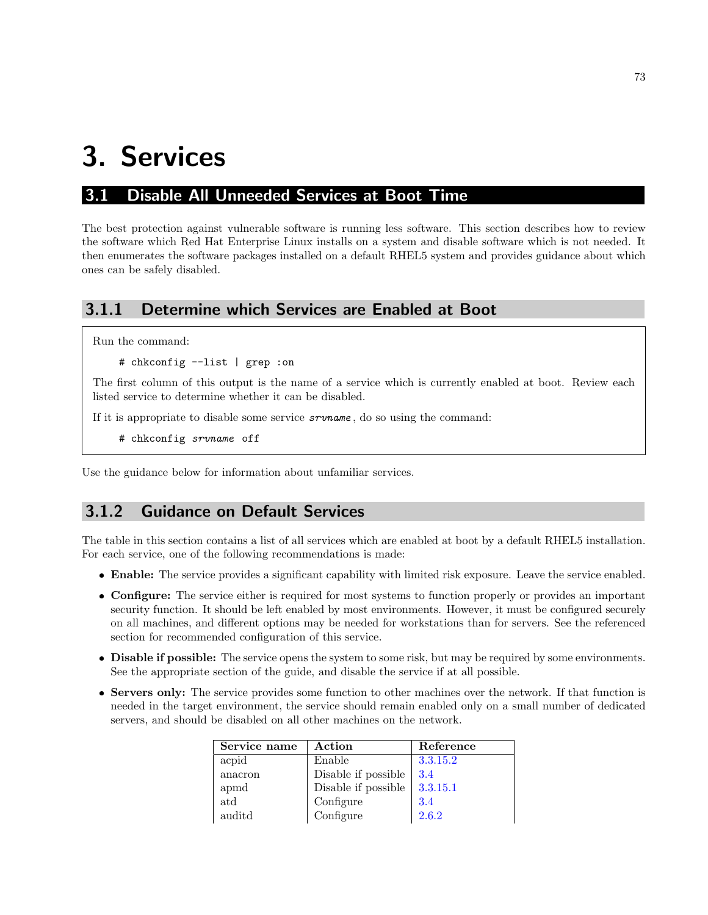# 3. Services

## 3.1 Disable All Unneeded Services at Boot Time

The best protection against vulnerable software is running less software. This section describes how to review the software which Red Hat Enterprise Linux installs on a system and disable software which is not needed. It then enumerates the software packages installed on a default RHEL5 system and provides guidance about which ones can be safely disabled.

### 3.1.1 Determine which Services are Enabled at Boot

Run the command:

```
# chkconfig --list | grep :on
```

The first column of this output is the name of a service which is currently enabled at boot. Review each listed service to determine whether it can be disabled.

If it is appropriate to disable some service *srvname*, do so using the command:

```
# chkconfig srvname off
```

Use the guidance below for information about unfamiliar services.

### 3.1.2 Guidance on Default Services

The table in this section contains a list of all services which are enabled at boot by a default RHEL5 installation. For each service, one of the following recommendations is made:

- **Enable:** The service provides a significant capability with limited risk exposure. Leave the service enabled.
- **Configure:** The service either is required for most systems to function properly or provides an important security function. It should be left enabled by most environments. However, it must be configured securely on all machines, and different options may be needed for workstations than for servers. See the referenced section for recommended configuration of this service.
- **Disable if possible:** The service opens the system to some risk, but may be required by some environments. See the appropriate section of the guide, and disable the service if at all possible.
- **Servers only:** The service provides some function to other machines over the network. If that function is needed in the target environment, the service should remain enabled only on a small number of dedicated servers, and should be disabled on all other machines on the network.

| Service name | Action | Reference |
|---|---|---|
| acpid | Enable | 3.3.15.2 |
| anacron | Disable if possible | 3.4 |
| apmd | Disable if possible | 3.3.15.1 |
| atd | Configure | 3.4 |
| auditd | Configure | 2.6.2 |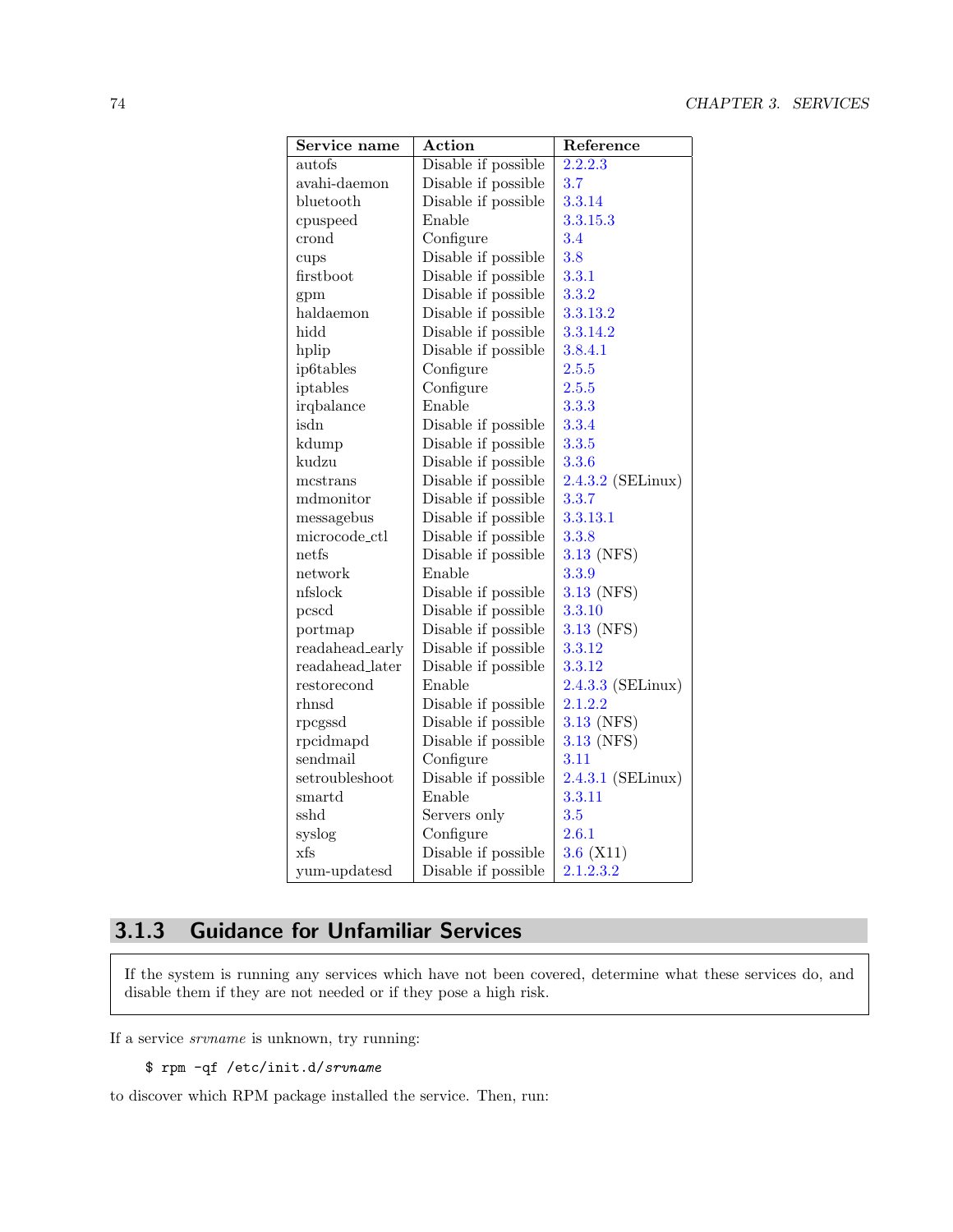| Service name | Action | Reference |
| --- | --- | --- |
| autofs | Disable if possible | 2.2.2.3 |
| avahi-daemon | Disable if possible | 3.7 |
| bluetooth | Disable if possible | 3.3.14 |
| cpuspeed | Enable | 3.3.15.3 |
| crond | Configure | 3.4 |
| cups | Disable if possible | 3.8 |
| firstboot | Disable if possible | 3.3.1 |
| gpm | Disable if possible | 3.3.2 |
| haldaemon | Disable if possible | 3.3.13.2 |
| hidd | Disable if possible | 3.3.14.2 |
| hplip | Disable if possible | 3.8.4.1 |
| ip6tables | Configure | 2.5.5 |
| iptables | Configure | 2.5.5 |
| irqbalance | Enable | 3.3.3 |
| isdn | Disable if possible | 3.3.4 |
| kdump | Disable if possible | 3.3.5 |
| kudzu | Disable if possible | 3.3.6 |
| mcstrans | Disable if possible | 2.4.3.2 (SELinux) |
| mdmonitor | Disable if possible | 3.3.7 |
| messagebus | Disable if possible | 3.3.13.1 |
| microcode_ctl | Disable if possible | 3.3.8 |
| netfs | Disable if possible | 3.13 (NFS) |
| network | Enable | 3.3.9 |
| nfslock | Disable if possible | 3.13 (NFS) |
| pcscd | Disable if possible | 3.3.10 |
| portmap | Disable if possible | 3.13 (NFS) |
| readahead_early | Disable if possible | 3.3.12 |
| readahead_later | Disable if possible | 3.3.12 |
| restorecond | Enable | 2.4.3.3 (SELinux) |
| rhnsd | Disable if possible | 2.1.2.2 |
| rpcgssd | Disable if possible | 3.13 (NFS) |
| rpcidmapd | Disable if possible | 3.13 (NFS) |
| sendmail | Configure | 3.11 |
| setroubleshoot | Disable if possible | 2.4.3.1 (SELinux) |
| smartd | Enable | 3.3.11 |
| sshd | Servers only | 3.5 |
| syslog | Configure | 2.6.1 |
| xfs | Disable if possible | 3.6 (X11) |
| yum-updatesd | Disable if possible | 2.1.2.3.2 |

### 3.1.3 Guidance for Unfamiliar Services

If the system is running any services which have not been covered, determine what these services do, and disable them if they are not needed or if they pose a high risk.

If a service *srvname* is unknown, try running:

```
$ rpm -qf /etc/init.d/srvname
```

to discover which RPM package installed the service. Then, run: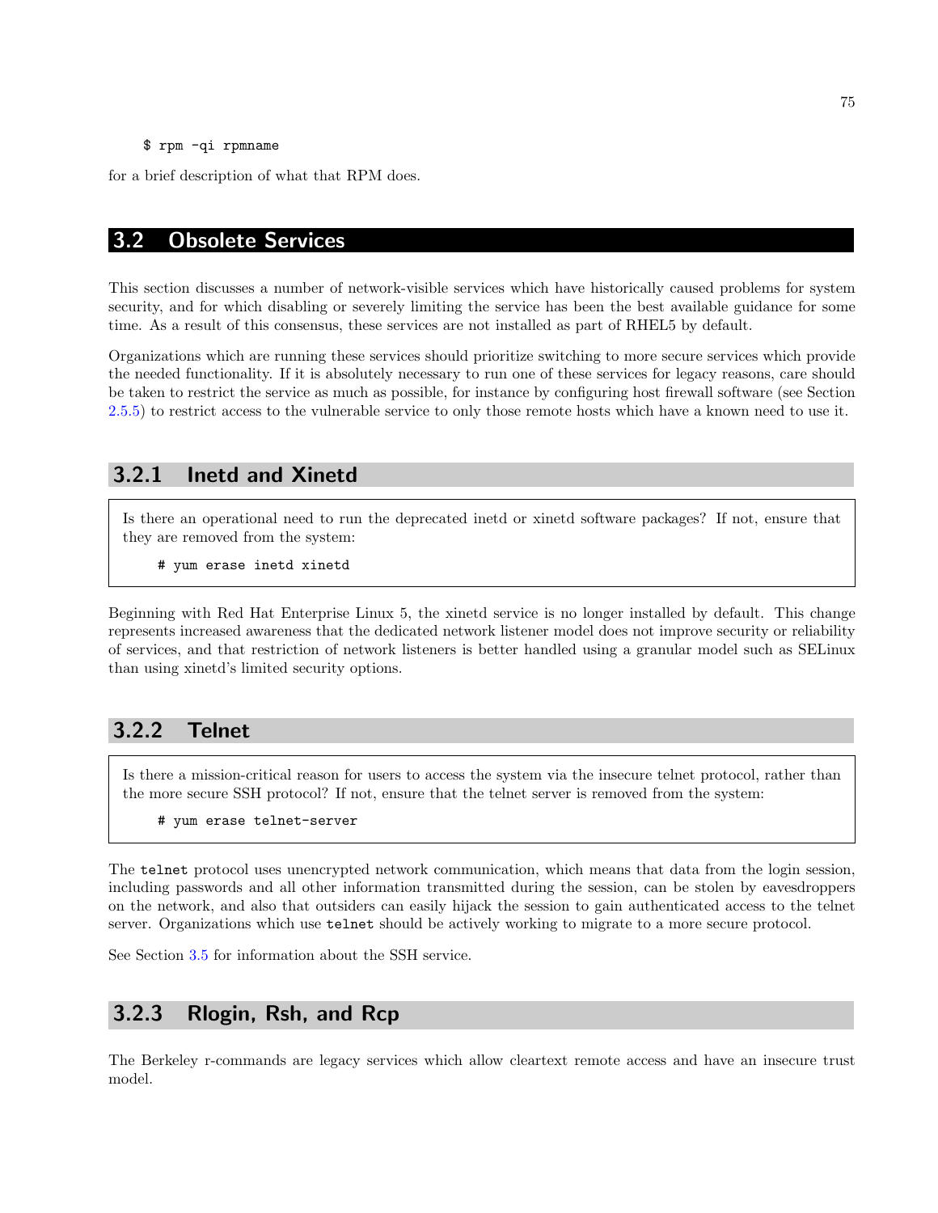```
$ rpm -qi rpmname
```

for a brief description of what that RPM does.

## 3.2 Obsolete Services

This section discusses a number of network-visible services which have historically caused problems for system security, and for which disabling or severely limiting the service has been the best available guidance for some time. As a result of this consensus, these services are not installed as part of RHEL5 by default.

Organizations which are running these services should prioritize switching to more secure services which provide the needed functionality. If it is absolutely necessary to run one of these services for legacy reasons, care should be taken to restrict the service as much as possible, for instance by configuring host firewall software (see Section 2.5.5) to restrict access to the vulnerable service to only those remote hosts which have a known need to use it.

### 3.2.1 Inetd and Xinetd

Is there an operational need to run the deprecated inetd or xinetd software packages? If not, ensure that they are removed from the system:

```
# yum erase inetd xinetd
```

Beginning with Red Hat Enterprise Linux 5, the xinetd service is no longer installed by default. This change represents increased awareness that the dedicated network listener model does not improve security or reliability of services, and that restriction of network listeners is better handled using a granular model such as SELinux than using xinetd's limited security options.

### 3.2.2 Telnet

Is there a mission-critical reason for users to access the system via the insecure telnet protocol, rather than the more secure SSH protocol? If not, ensure that the telnet server is removed from the system:

```
# yum erase telnet-server
```

The `telnet` protocol uses unencrypted network communication, which means that data from the login session, including passwords and all other information transmitted during the session, can be stolen by eavesdroppers on the network, and also that outsiders can easily hijack the session to gain authenticated access to the telnet server. Organizations which use `telnet` should be actively working to migrate to a more secure protocol.

See Section 3.5 for information about the SSH service.

### 3.2.3 Rlogin, Rsh, and Rcp

The Berkeley r-commands are legacy services which allow cleartext remote access and have an insecure trust model.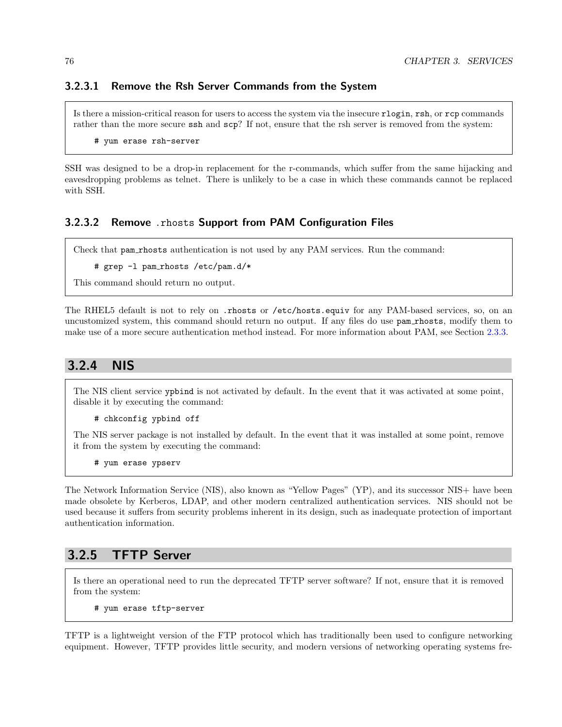#### 3.2.3.1 Remove the Rsh Server Commands from the System

Is there a mission-critical reason for users to access the system via the insecure `rlogin`, `rsh`, or `rcp` commands rather than the more secure `ssh` and `scp`? If not, ensure that the rsh server is removed from the system:

```
# yum erase rsh-server
```

SSH was designed to be a drop-in replacement for the r-commands, which suffer from the same hijacking and eavesdropping problems as telnet. There is unlikely to be a case in which these commands cannot be replaced with SSH.

#### 3.2.3.2 Remove .rhosts Support from PAM Configuration Files

Check that `pam_rhosts` authentication is not used by any PAM services. Run the command:

```
# grep -l pam_rhosts /etc/pam.d/*
```

This command should return no output.

The RHEL5 default is not to rely on `.rhosts` or `/etc/hosts.equiv` for any PAM-based services, so, on an uncustomized system, this command should return no output. If any files do use `pam_rhosts`, modify them to make use of a more secure authentication method instead. For more information about PAM, see Section 2.3.3.

### 3.2.4 NIS

The NIS client service `ypbind` is not activated by default. In the event that it was activated at some point, disable it by executing the command:

```
# chkconfig ypbind off
```

The NIS server package is not installed by default. In the event that it was installed at some point, remove it from the system by executing the command:

```
# yum erase ypserv
```

The Network Information Service (NIS), also known as "Yellow Pages" (YP), and its successor NIS+ have been made obsolete by Kerberos, LDAP, and other modern centralized authentication services. NIS should not be used because it suffers from security problems inherent in its design, such as inadequate protection of important authentication information.

### 3.2.5 TFTP Server

Is there an operational need to run the deprecated TFTP server software? If not, ensure that it is removed from the system:

```
# yum erase tftp-server
```

TFTP is a lightweight version of the FTP protocol which has traditionally been used to configure networking equipment. However, TFTP provides little security, and modern versions of networking operating systems fre-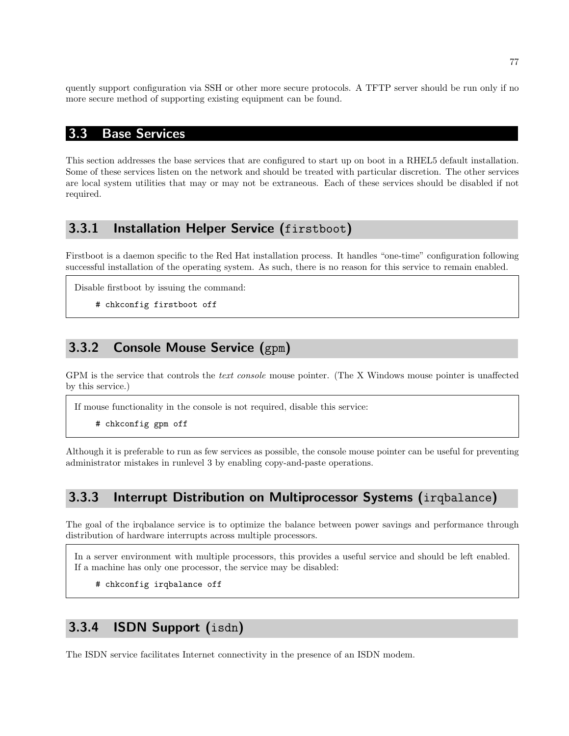quently support configuration via SSH or other more secure protocols. A TFTP server should be run only if no more secure method of supporting existing equipment can be found.

## 3.3 Base Services

This section addresses the base services that are configured to start up on boot in a RHEL5 default installation. Some of these services listen on the network and should be treated with particular discretion. The other services are local system utilities that may or may not be extraneous. Each of these services should be disabled if not required.

### 3.3.1 Installation Helper Service (`firstboot`)

Firstboot is a daemon specific to the Red Hat installation process. It handles "one-time" configuration following successful installation of the operating system. As such, there is no reason for this service to remain enabled.

Disable firstboot by issuing the command:

```
# chkconfig firstboot off
```

### 3.3.2 Console Mouse Service (`gpm`)

GPM is the service that controls the *text console* mouse pointer. (The X Windows mouse pointer is unaffected by this service.)

If mouse functionality in the console is not required, disable this service:

```
# chkconfig gpm off
```

Although it is preferable to run as few services as possible, the console mouse pointer can be useful for preventing administrator mistakes in runlevel 3 by enabling copy-and-paste operations.

### 3.3.3 Interrupt Distribution on Multiprocessor Systems (`irqbalance`)

The goal of the irqbalance service is to optimize the balance between power savings and performance through distribution of hardware interrupts across multiple processors.

In a server environment with multiple processors, this provides a useful service and should be left enabled. If a machine has only one processor, the service may be disabled:

```
# chkconfig irqbalance off
```

### 3.3.4 ISDN Support (`isdn`)

The ISDN service facilitates Internet connectivity in the presence of an ISDN modem.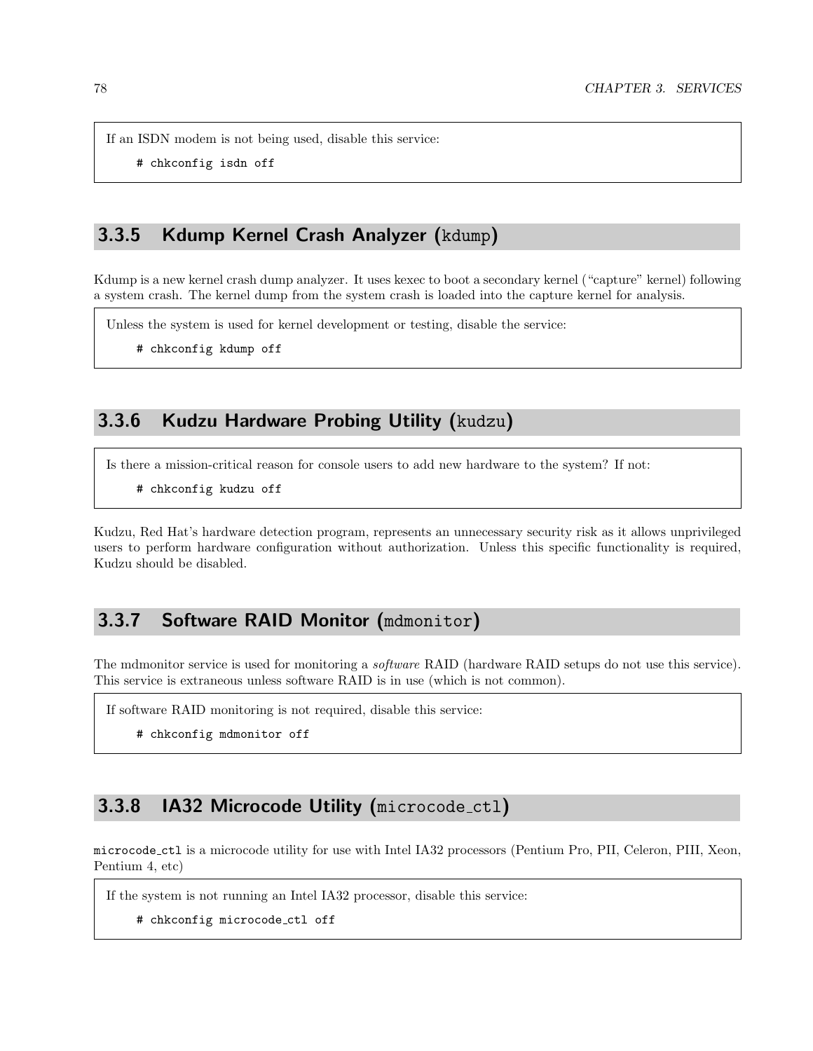If an ISDN modem is not being used, disable this service:

```
# chkconfig isdn off
```

### 3.3.5 Kdump Kernel Crash Analyzer (kdump)

Kdump is a new kernel crash dump analyzer. It uses kexec to boot a secondary kernel ("capture" kernel) following a system crash. The kernel dump from the system crash is loaded into the capture kernel for analysis.

Unless the system is used for kernel development or testing, disable the service:

```
# chkconfig kdump off
```

### 3.3.6 Kudzu Hardware Probing Utility (kudzu)

Is there a mission-critical reason for console users to add new hardware to the system? If not:

```
# chkconfig kudzu off
```

Kudzu, Red Hat's hardware detection program, represents an unnecessary security risk as it allows unprivileged users to perform hardware configuration without authorization. Unless this specific functionality is required, Kudzu should be disabled.

### 3.3.7 Software RAID Monitor (mdmonitor)

The mdmonitor service is used for monitoring a *software* RAID (hardware RAID setups do not use this service). This service is extraneous unless software RAID is in use (which is not common).

If software RAID monitoring is not required, disable this service:

```
# chkconfig mdmonitor off
```

### 3.3.8 IA32 Microcode Utility (microcode_ctl)

`microcode_ctl` is a microcode utility for use with Intel IA32 processors (Pentium Pro, PII, Celeron, PIII, Xeon, Pentium 4, etc)

If the system is not running an Intel IA32 processor, disable this service:

```
# chkconfig microcode_ctl off
```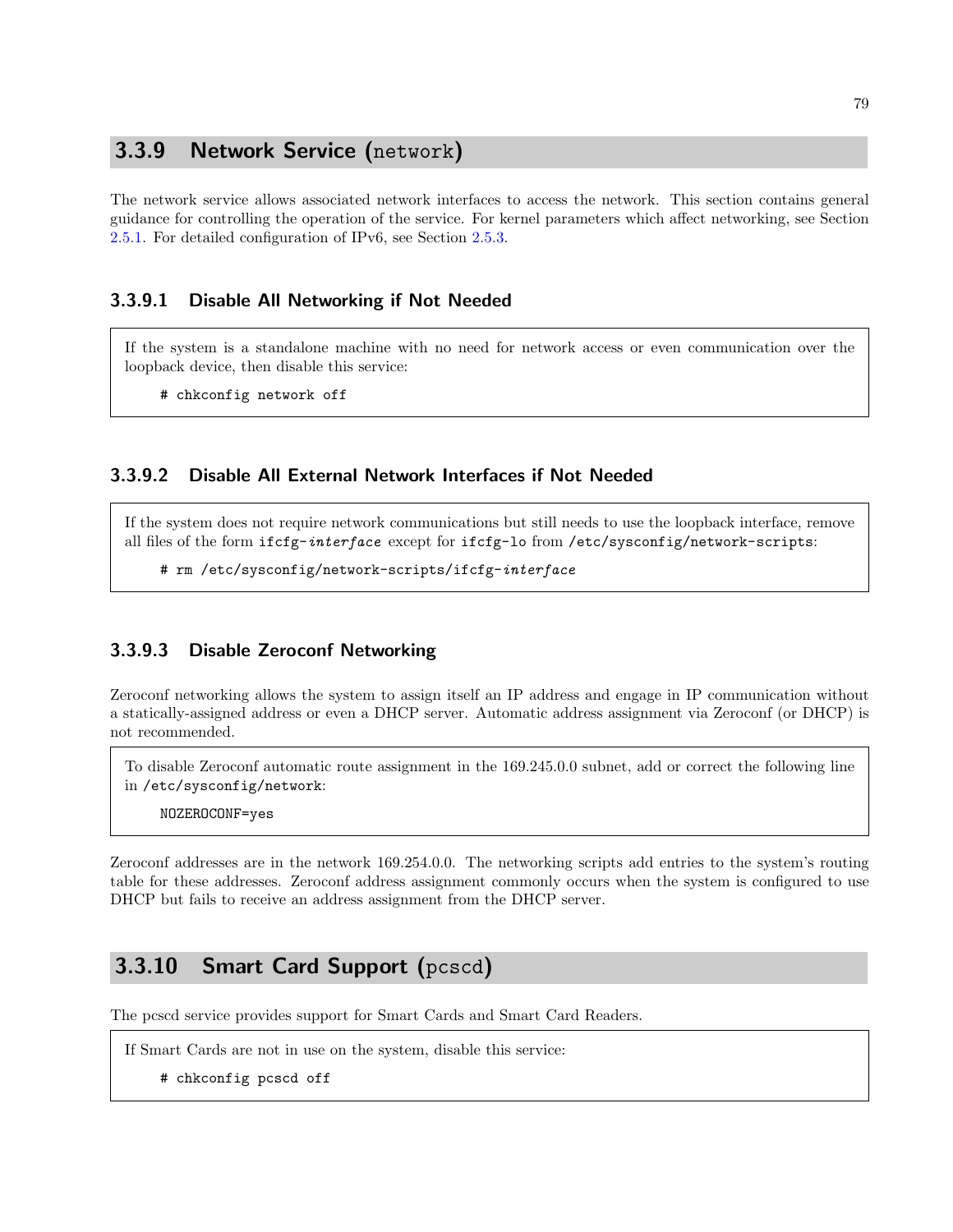### 3.3.9 Network Service (`network`)

The network service allows associated network interfaces to access the network. This section contains general guidance for controlling the operation of the service. For kernel parameters which affect networking, see Section 2.5.1. For detailed configuration of IPv6, see Section 2.5.3.

#### 3.3.9.1 Disable All Networking if Not Needed

If the system is a standalone machine with no need for network access or even communication over the loopback device, then disable this service:

```
# chkconfig network off
```

#### 3.3.9.2 Disable All External Network Interfaces if Not Needed

If the system does not require network communications but still needs to use the loopback interface, remove all files of the form `ifcfg-`*`interface`* except for `ifcfg-lo` from `/etc/sysconfig/network-scripts`:

```
# rm /etc/sysconfig/network-scripts/ifcfg-interface
```

#### 3.3.9.3 Disable Zeroconf Networking

Zeroconf networking allows the system to assign itself an IP address and engage in IP communication without a statically-assigned address or even a DHCP server. Automatic address assignment via Zeroconf (or DHCP) is not recommended.

To disable Zeroconf automatic route assignment in the 169.245.0.0 subnet, add or correct the following line in `/etc/sysconfig/network`:

```
NOZEROCONF=yes
```

Zeroconf addresses are in the network 169.254.0.0. The networking scripts add entries to the system's routing table for these addresses. Zeroconf address assignment commonly occurs when the system is configured to use DHCP but fails to receive an address assignment from the DHCP server.

### 3.3.10 Smart Card Support (`pcscd`)

The pcscd service provides support for Smart Cards and Smart Card Readers.

If Smart Cards are not in use on the system, disable this service:

```
# chkconfig pcscd off
```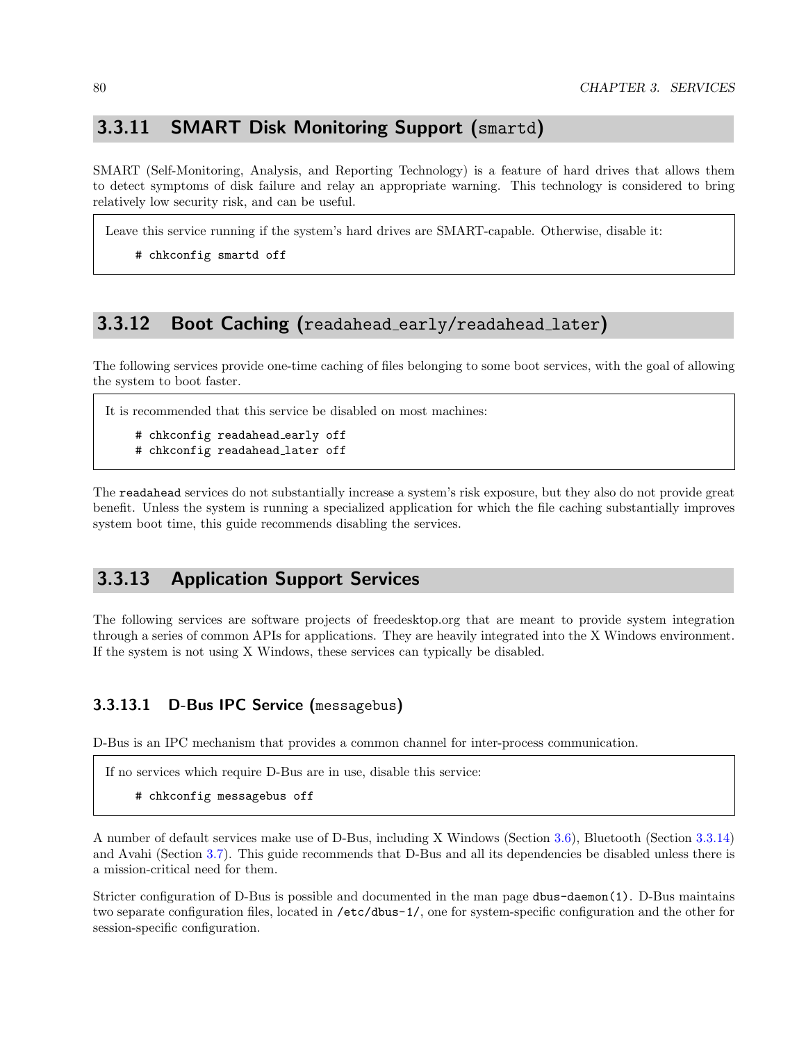### 3.3.11 SMART Disk Monitoring Support (`smartd`)

SMART (Self-Monitoring, Analysis, and Reporting Technology) is a feature of hard drives that allows them to detect symptoms of disk failure and relay an appropriate warning. This technology is considered to bring relatively low security risk, and can be useful.

> Leave this service running if the system's hard drives are SMART-capable. Otherwise, disable it:
>
> ```
> # chkconfig smartd off
> ```

### 3.3.12 Boot Caching (`readahead_early/readahead_later`)

The following services provide one-time caching of files belonging to some boot services, with the goal of allowing the system to boot faster.

> It is recommended that this service be disabled on most machines:
>
> ```
> # chkconfig readahead_early off
> # chkconfig readahead_later off
> ```

The `readahead` services do not substantially increase a system's risk exposure, but they also do not provide great benefit. Unless the system is running a specialized application for which the file caching substantially improves system boot time, this guide recommends disabling the services.

### 3.3.13 Application Support Services

The following services are software projects of freedesktop.org that are meant to provide system integration through a series of common APIs for applications. They are heavily integrated into the X Windows environment. If the system is not using X Windows, these services can typically be disabled.

#### 3.3.13.1 D-Bus IPC Service (`messagebus`)

D-Bus is an IPC mechanism that provides a common channel for inter-process communication.

> If no services which require D-Bus are in use, disable this service:
>
> ```
> # chkconfig messagebus off
> ```

A number of default services make use of D-Bus, including X Windows (Section 3.6), Bluetooth (Section 3.3.14) and Avahi (Section 3.7). This guide recommends that D-Bus and all its dependencies be disabled unless there is a mission-critical need for them.

Stricter configuration of D-Bus is possible and documented in the man page `dbus-daemon(1)`. D-Bus maintains two separate configuration files, located in `/etc/dbus-1/`, one for system-specific configuration and the other for session-specific configuration.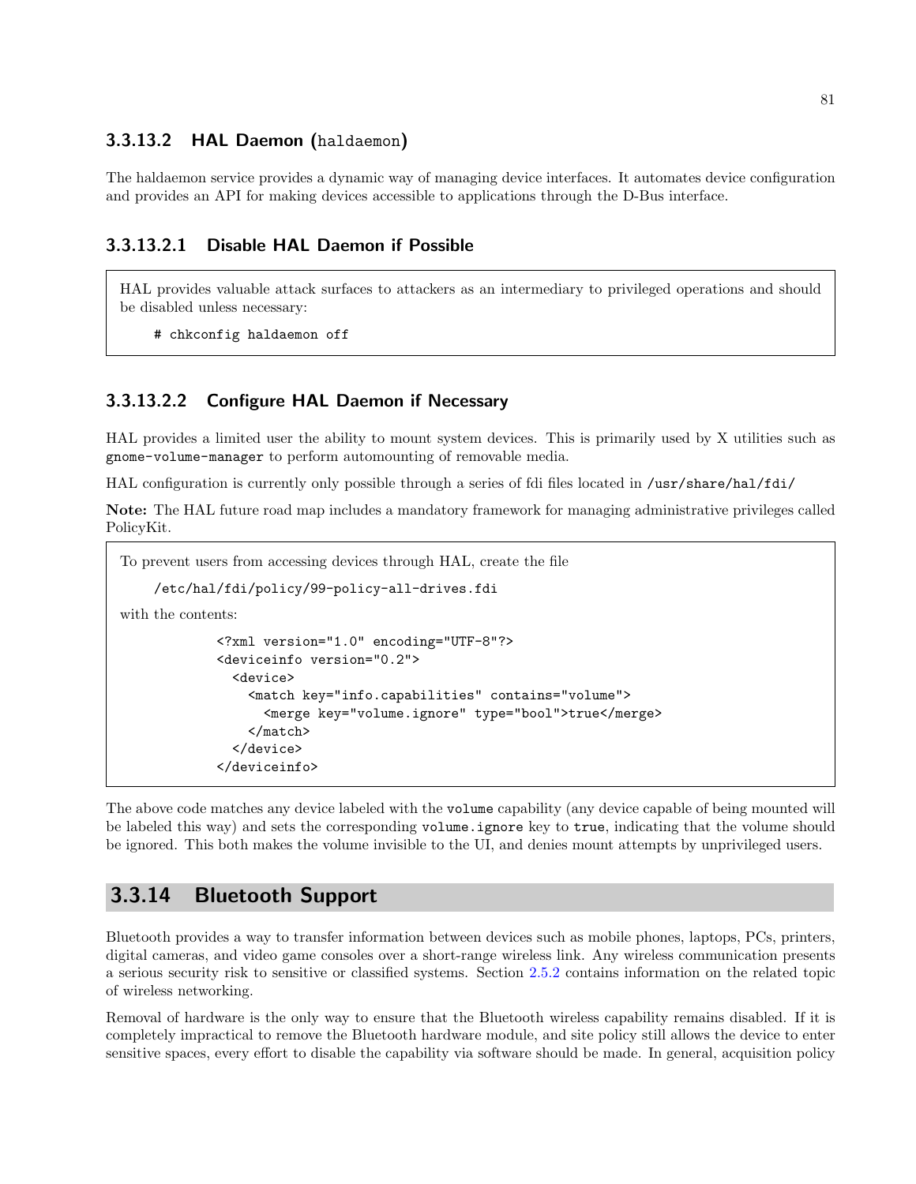#### 3.3.13.2 HAL Daemon (`haldaemon`)

The haldaemon service provides a dynamic way of managing device interfaces. It automates device configuration and provides an API for making devices accessible to applications through the D-Bus interface.

##### 3.3.13.2.1 Disable HAL Daemon if Possible

HAL provides valuable attack surfaces to attackers as an intermediary to privileged operations and should be disabled unless necessary:

```
# chkconfig haldaemon off
```

##### 3.3.13.2.2 Configure HAL Daemon if Necessary

HAL provides a limited user the ability to mount system devices. This is primarily used by X utilities such as `gnome-volume-manager` to perform automounting of removable media.

HAL configuration is currently only possible through a series of fdi files located in `/usr/share/hal/fdi/`

**Note:** The HAL future road map includes a mandatory framework for managing administrative privileges called PolicyKit.

To prevent users from accessing devices through HAL, create the file

```
/etc/hal/fdi/policy/99-policy-all-drives.fdi
```

with the contents:

```
<?xml version="1.0" encoding="UTF-8"?>
<deviceinfo version="0.2">
  <device>
    <match key="info.capabilities" contains="volume">
      <merge key="volume.ignore" type="bool">true</merge>
    </match>
  </device>
</deviceinfo>
```

The above code matches any device labeled with the `volume` capability (any device capable of being mounted will be labeled this way) and sets the corresponding `volume.ignore` key to `true`, indicating that the volume should be ignored. This both makes the volume invisible to the UI, and denies mount attempts by unprivileged users.

### 3.3.14 Bluetooth Support

Bluetooth provides a way to transfer information between devices such as mobile phones, laptops, PCs, printers, digital cameras, and video game consoles over a short-range wireless link. Any wireless communication presents a serious security risk to sensitive or classified systems. Section 2.5.2 contains information on the related topic of wireless networking.

Removal of hardware is the only way to ensure that the Bluetooth wireless capability remains disabled. If it is completely impractical to remove the Bluetooth hardware module, and site policy still allows the device to enter sensitive spaces, every effort to disable the capability via software should be made. In general, acquisition policy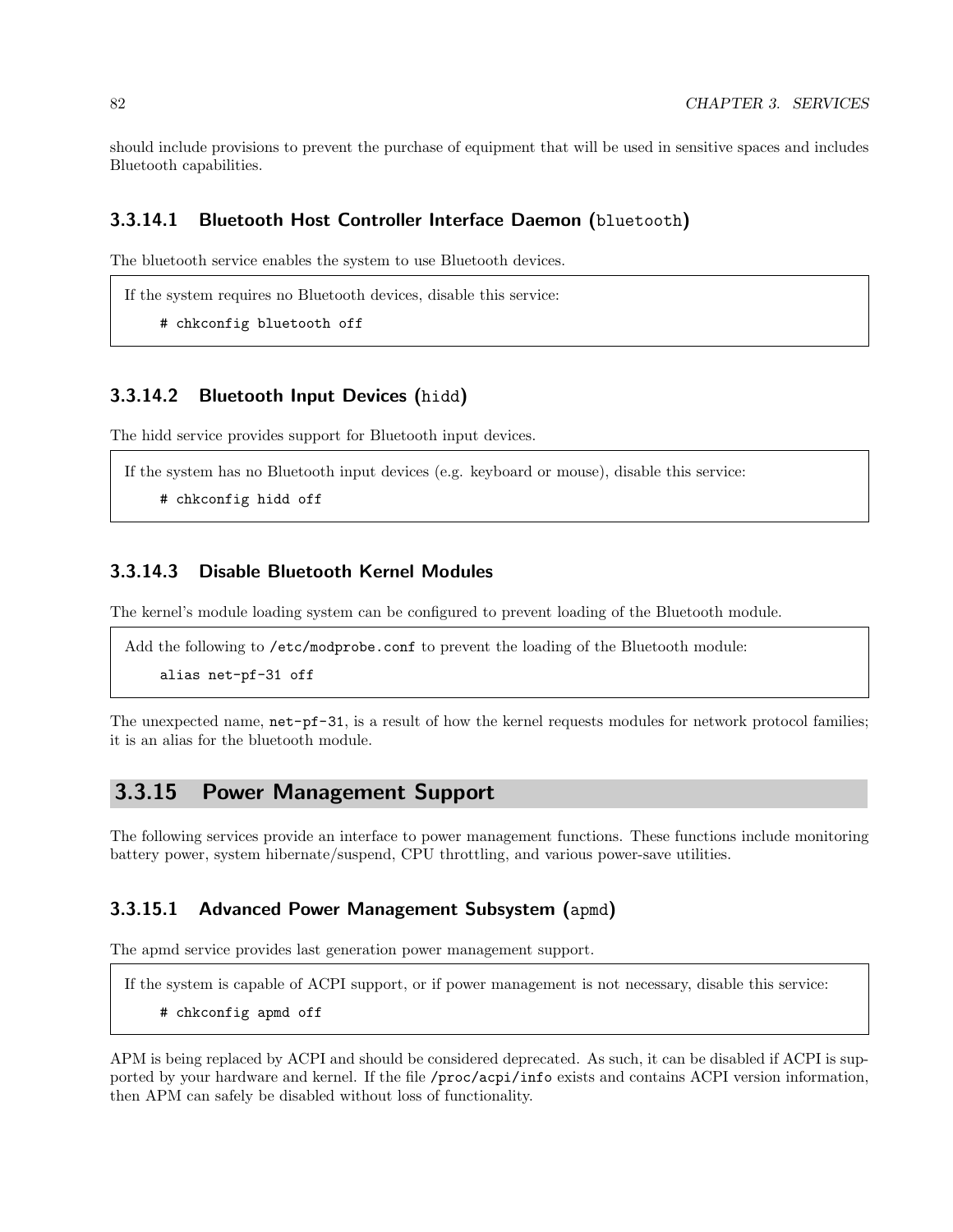should include provisions to prevent the purchase of equipment that will be used in sensitive spaces and includes Bluetooth capabilities.

#### 3.3.14.1 Bluetooth Host Controller Interface Daemon (`bluetooth`)

The bluetooth service enables the system to use Bluetooth devices.

If the system requires no Bluetooth devices, disable this service:

```
# chkconfig bluetooth off
```

#### 3.3.14.2 Bluetooth Input Devices (`hidd`)

The hidd service provides support for Bluetooth input devices.

If the system has no Bluetooth input devices (e.g. keyboard or mouse), disable this service:

```
# chkconfig hidd off
```

#### 3.3.14.3 Disable Bluetooth Kernel Modules

The kernel's module loading system can be configured to prevent loading of the Bluetooth module.

Add the following to `/etc/modprobe.conf` to prevent the loading of the Bluetooth module:

```
alias net-pf-31 off
```

The unexpected name, `net-pf-31`, is a result of how the kernel requests modules for network protocol families; it is an alias for the bluetooth module.

### 3.3.15 Power Management Support

The following services provide an interface to power management functions. These functions include monitoring battery power, system hibernate/suspend, CPU throttling, and various power-save utilities.

#### 3.3.15.1 Advanced Power Management Subsystem (`apmd`)

The apmd service provides last generation power management support.

If the system is capable of ACPI support, or if power management is not necessary, disable this service:

```
# chkconfig apmd off
```

APM is being replaced by ACPI and should be considered deprecated. As such, it can be disabled if ACPI is supported by your hardware and kernel. If the file `/proc/acpi/info` exists and contains ACPI version information, then APM can safely be disabled without loss of functionality.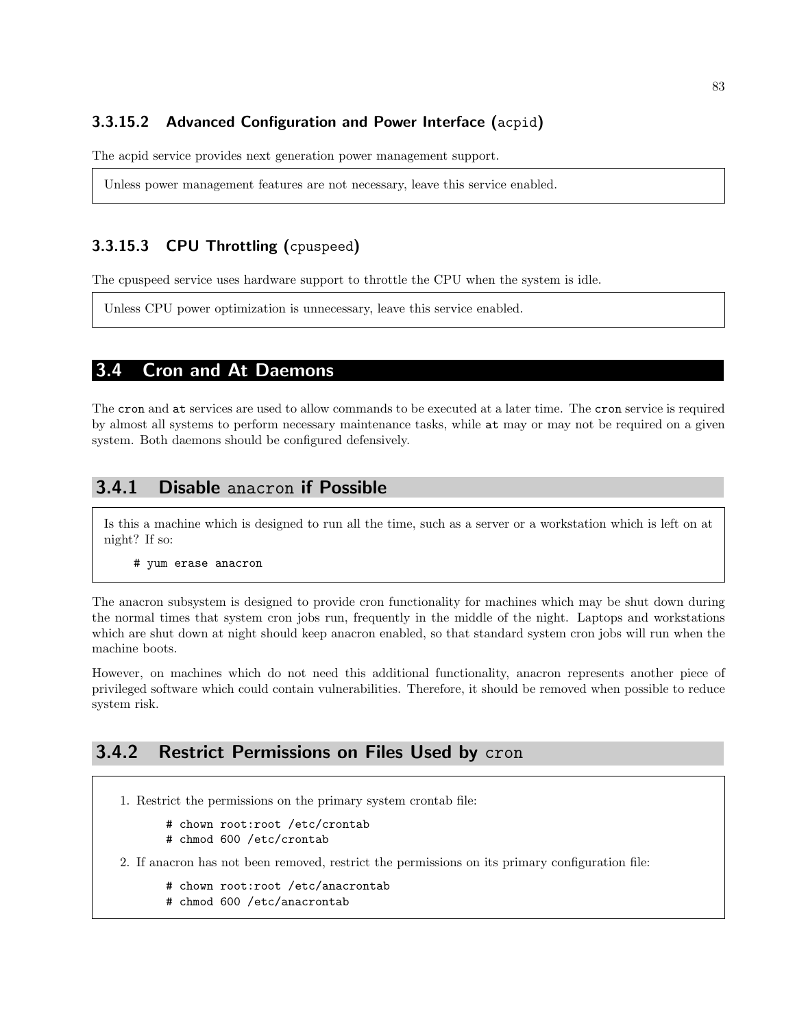#### 3.3.15.2 Advanced Configuration and Power Interface (`acpid`)

The acpid service provides next generation power management support.

> Unless power management features are not necessary, leave this service enabled.

#### 3.3.15.3 CPU Throttling (`cpuspeed`)

The cpuspeed service uses hardware support to throttle the CPU when the system is idle.

> Unless CPU power optimization is unnecessary, leave this service enabled.

## 3.4 Cron and At Daemons

The `cron` and `at` services are used to allow commands to be executed at a later time. The `cron` service is required by almost all systems to perform necessary maintenance tasks, while `at` may or may not be required on a given system. Both daemons should be configured defensively.

### 3.4.1 Disable `anacron` if Possible

> Is this a machine which is designed to run all the time, such as a server or a workstation which is left on at night? If so:
>
> ```
> # yum erase anacron
> ```

The anacron subsystem is designed to provide cron functionality for machines which may be shut down during the normal times that system cron jobs run, frequently in the middle of the night. Laptops and workstations which are shut down at night should keep anacron enabled, so that standard system cron jobs will run when the machine boots.

However, on machines which do not need this additional functionality, anacron represents another piece of privileged software which could contain vulnerabilities. Therefore, it should be removed when possible to reduce system risk.

### 3.4.2 Restrict Permissions on Files Used by `cron`

1. Restrict the permissions on the primary system crontab file:

   ```
   # chown root:root /etc/crontab
   # chmod 600 /etc/crontab
   ```

2. If anacron has not been removed, restrict the permissions on its primary configuration file:

   ```
   # chown root:root /etc/anacrontab
   # chmod 600 /etc/anacrontab
   ```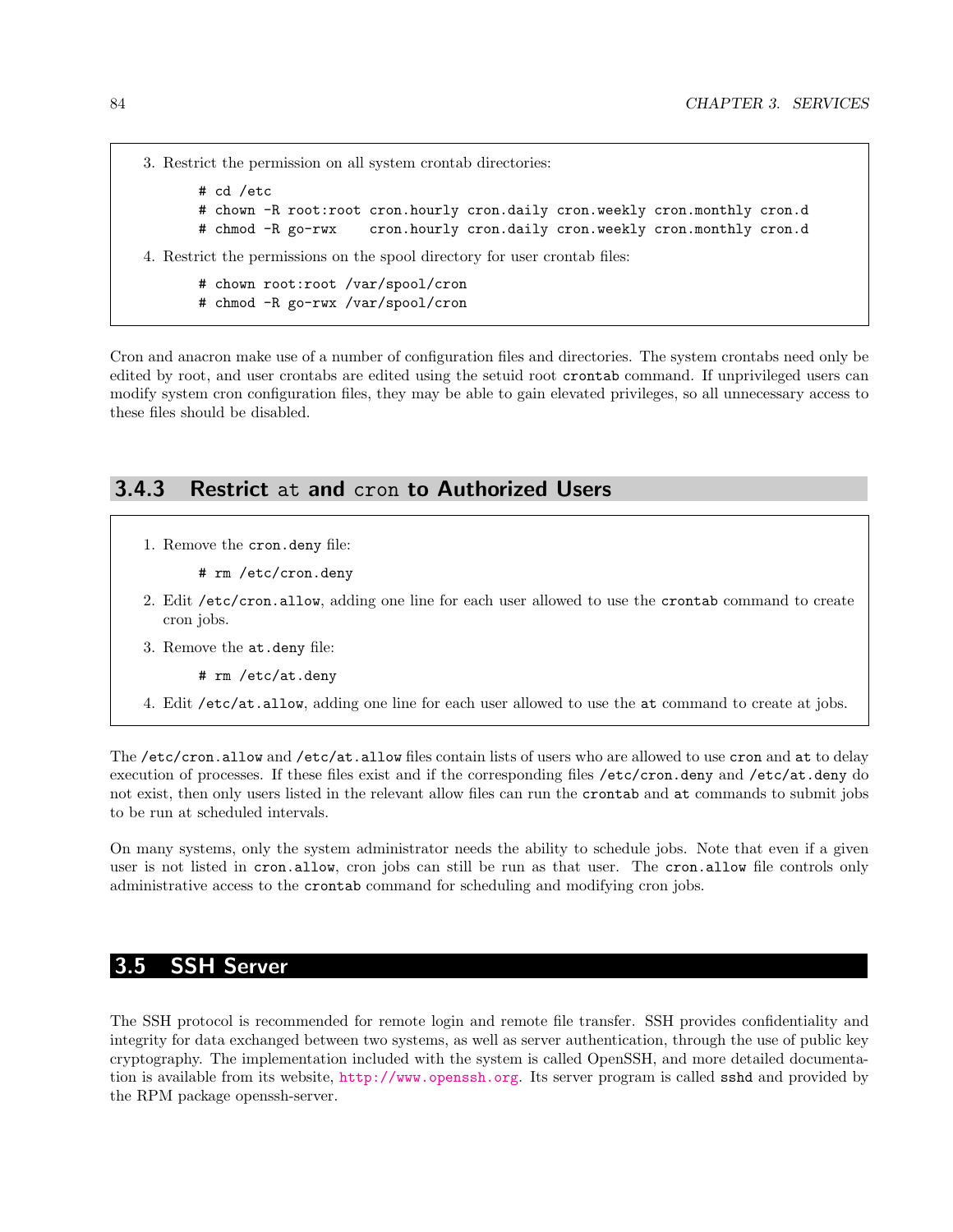3. Restrict the permission on all system crontab directories:

```
# cd /etc
# chown -R root:root cron.hourly cron.daily cron.weekly cron.monthly cron.d
# chmod -R go-rwx    cron.hourly cron.daily cron.weekly cron.monthly cron.d
```

4. Restrict the permissions on the spool directory for user crontab files:

```
# chown root:root /var/spool/cron
# chmod -R go-rwx /var/spool/cron
```

Cron and anacron make use of a number of configuration files and directories. The system crontabs need only be edited by root, and user crontabs are edited using the setuid root `crontab` command. If unprivileged users can modify system cron configuration files, they may be able to gain elevated privileges, so all unnecessary access to these files should be disabled.

### 3.4.3 Restrict `at` and `cron` to Authorized Users

1. Remove the `cron.deny` file:

```
# rm /etc/cron.deny
```

2. Edit `/etc/cron.allow`, adding one line for each user allowed to use the `crontab` command to create cron jobs.

3. Remove the `at.deny` file:

```
# rm /etc/at.deny
```

4. Edit `/etc/at.allow`, adding one line for each user allowed to use the `at` command to create at jobs.

The `/etc/cron.allow` and `/etc/at.allow` files contain lists of users who are allowed to use `cron` and `at` to delay execution of processes. If these files exist and if the corresponding files `/etc/cron.deny` and `/etc/at.deny` do not exist, then only users listed in the relevant allow files can run the `crontab` and `at` commands to submit jobs to be run at scheduled intervals.

On many systems, only the system administrator needs the ability to schedule jobs. Note that even if a given user is not listed in `cron.allow`, cron jobs can still be run as that user. The `cron.allow` file controls only administrative access to the `crontab` command for scheduling and modifying cron jobs.

## 3.5 SSH Server

The SSH protocol is recommended for remote login and remote file transfer. SSH provides confidentiality and integrity for data exchanged between two systems, as well as server authentication, through the use of public key cryptography. The implementation included with the system is called OpenSSH, and more detailed documentation is available from its website, http://www.openssh.org. Its server program is called `sshd` and provided by the RPM package openssh-server.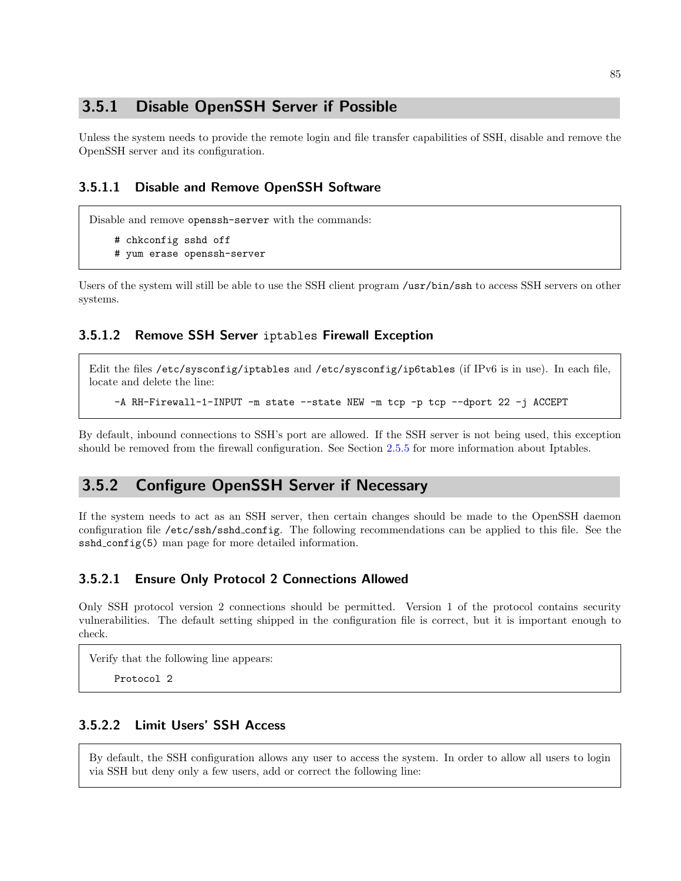### 3.5.1 Disable OpenSSH Server if Possible

Unless the system needs to provide the remote login and file transfer capabilities of SSH, disable and remove the OpenSSH server and its configuration.

#### 3.5.1.1 Disable and Remove OpenSSH Software

Disable and remove `openssh-server` with the commands:

```
# chkconfig sshd off
# yum erase openssh-server
```

Users of the system will still be able to use the SSH client program `/usr/bin/ssh` to access SSH servers on other systems.

#### 3.5.1.2 Remove SSH Server `iptables` Firewall Exception

Edit the files `/etc/sysconfig/iptables` and `/etc/sysconfig/ip6tables` (if IPv6 is in use). In each file, locate and delete the line:

```
-A RH-Firewall-1-INPUT -m state --state NEW -m tcp -p tcp --dport 22 -j ACCEPT
```

By default, inbound connections to SSH's port are allowed. If the SSH server is not being used, this exception should be removed from the firewall configuration. See Section 2.5.5 for more information about Iptables.

### 3.5.2 Configure OpenSSH Server if Necessary

If the system needs to act as an SSH server, then certain changes should be made to the OpenSSH daemon configuration file `/etc/ssh/sshd_config`. The following recommendations can be applied to this file. See the `sshd_config(5)` man page for more detailed information.

#### 3.5.2.1 Ensure Only Protocol 2 Connections Allowed

Only SSH protocol version 2 connections should be permitted. Version 1 of the protocol contains security vulnerabilities. The default setting shipped in the configuration file is correct, but it is important enough to check.

Verify that the following line appears:

```
Protocol 2
```

#### 3.5.2.2 Limit Users' SSH Access

By default, the SSH configuration allows any user to access the system. In order to allow all users to login via SSH but deny only a few users, add or correct the following line: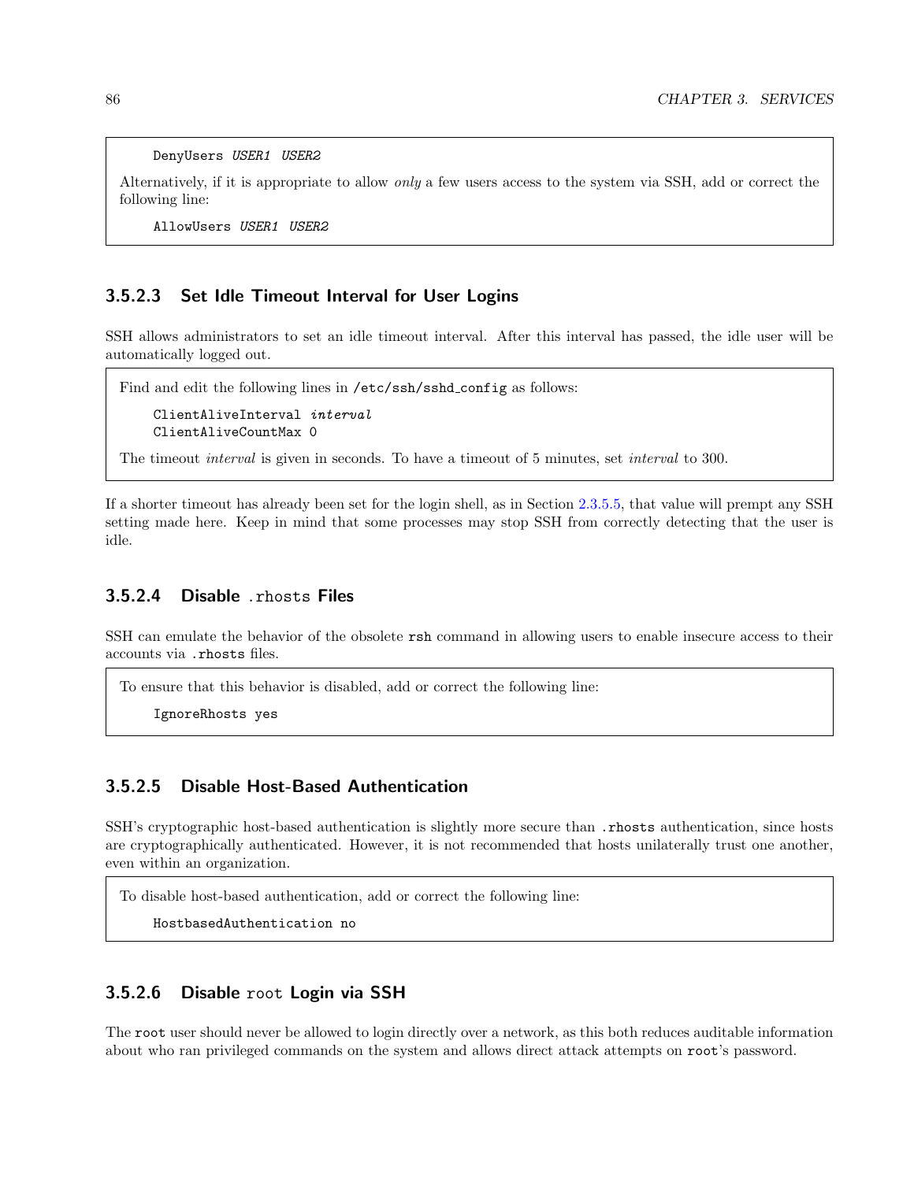```
DenyUsers USER1 USER2
```

Alternatively, if it is appropriate to allow *only* a few users access to the system via SSH, add or correct the following line:

```
AllowUsers USER1 USER2
```

#### 3.5.2.3 Set Idle Timeout Interval for User Logins

SSH allows administrators to set an idle timeout interval. After this interval has passed, the idle user will be automatically logged out.

Find and edit the following lines in `/etc/ssh/sshd_config` as follows:

```
ClientAliveInterval interval
ClientAliveCountMax 0
```

The timeout *interval* is given in seconds. To have a timeout of 5 minutes, set *interval* to 300.

If a shorter timeout has already been set for the login shell, as in Section 2.3.5.5, that value will prempt any SSH setting made here. Keep in mind that some processes may stop SSH from correctly detecting that the user is idle.

#### 3.5.2.4 Disable `.rhosts` Files

SSH can emulate the behavior of the obsolete `rsh` command in allowing users to enable insecure access to their accounts via `.rhosts` files.

To ensure that this behavior is disabled, add or correct the following line:

```
IgnoreRhosts yes
```

#### 3.5.2.5 Disable Host-Based Authentication

SSH's cryptographic host-based authentication is slightly more secure than `.rhosts` authentication, since hosts are cryptographically authenticated. However, it is not recommended that hosts unilaterally trust one another, even within an organization.

To disable host-based authentication, add or correct the following line:

```
HostbasedAuthentication no
```

#### 3.5.2.6 Disable `root` Login via SSH

The `root` user should never be allowed to login directly over a network, as this both reduces auditable information about who ran privileged commands on the system and allows direct attack attempts on `root`'s password.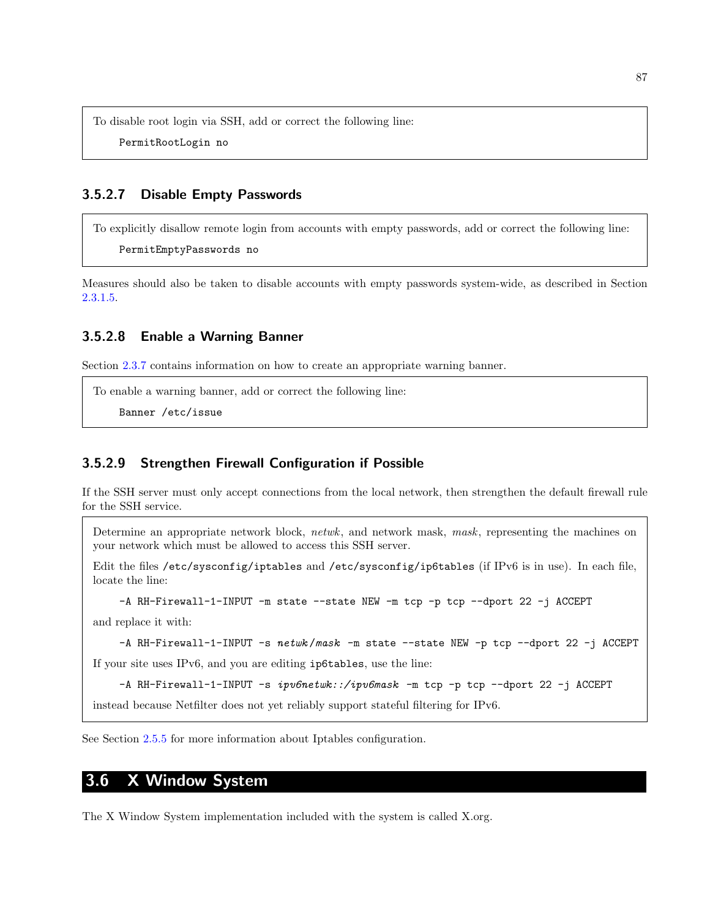To disable root login via SSH, add or correct the following line:

```
PermitRootLogin no
```

#### 3.5.2.7 Disable Empty Passwords

To explicitly disallow remote login from accounts with empty passwords, add or correct the following line:

```
PermitEmptyPasswords no
```

Measures should also be taken to disable accounts with empty passwords system-wide, as described in Section 2.3.1.5.

#### 3.5.2.8 Enable a Warning Banner

Section 2.3.7 contains information on how to create an appropriate warning banner.

To enable a warning banner, add or correct the following line:

```
Banner /etc/issue
```

#### 3.5.2.9 Strengthen Firewall Configuration if Possible

If the SSH server must only accept connections from the local network, then strengthen the default firewall rule for the SSH service.

Determine an appropriate network block, *netwk*, and network mask, *mask*, representing the machines on your network which must be allowed to access this SSH server.

Edit the files `/etc/sysconfig/iptables` and `/etc/sysconfig/ip6tables` (if IPv6 is in use). In each file, locate the line:

```
-A RH-Firewall-1-INPUT -m state --state NEW -m tcp -p tcp --dport 22 -j ACCEPT
```

and replace it with:

```
-A RH-Firewall-1-INPUT -s netwk/mask -m state --state NEW -p tcp --dport 22 -j ACCEPT
```

If your site uses IPv6, and you are editing `ip6tables`, use the line:

```
-A RH-Firewall-1-INPUT -s ipv6netwk::/ipv6mask -m tcp -p tcp --dport 22 -j ACCEPT
```

instead because Netfilter does not yet reliably support stateful filtering for IPv6.

See Section 2.5.5 for more information about Iptables configuration.

## 3.6 X Window System

The X Window System implementation included with the system is called X.org.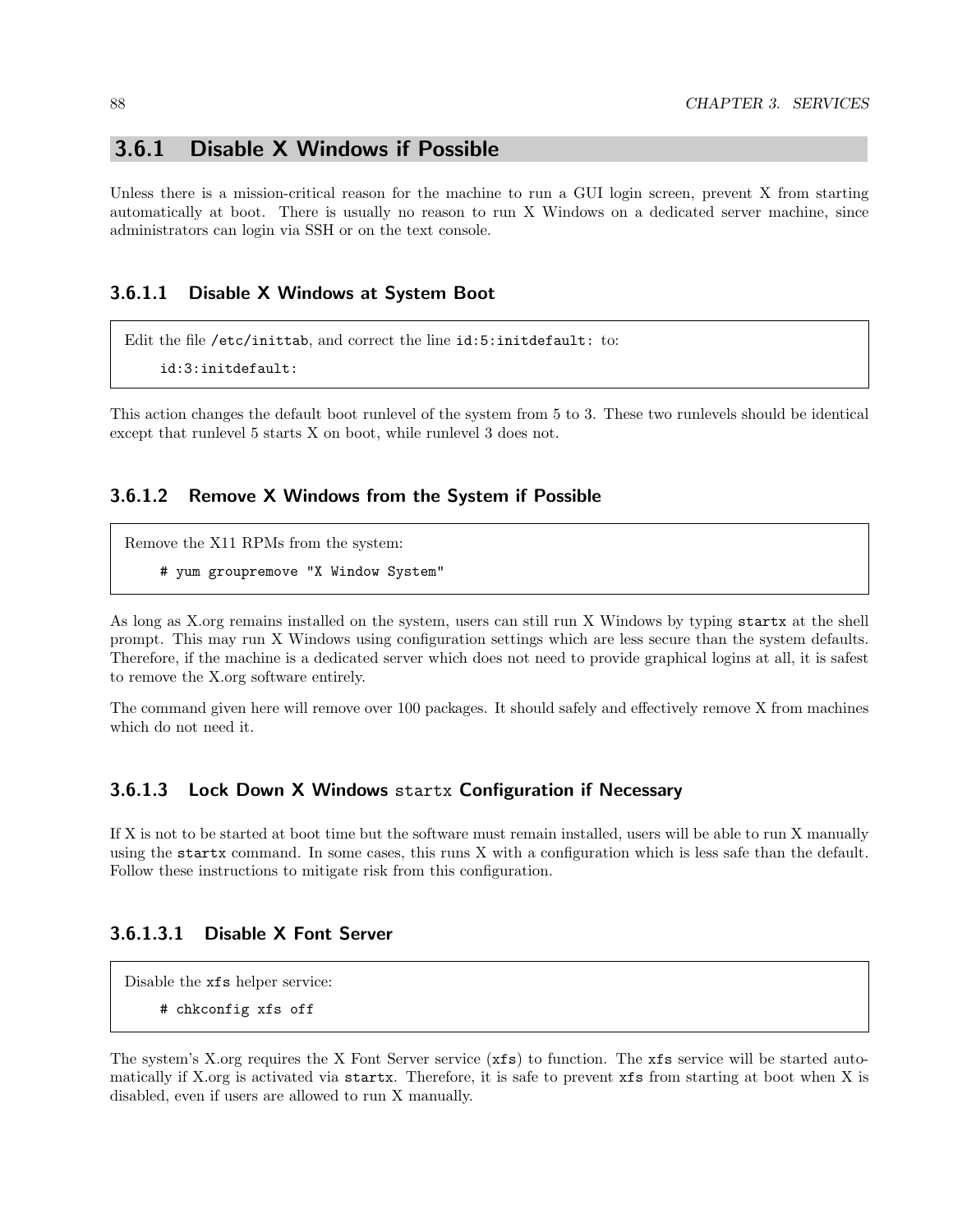### 3.6.1 Disable X Windows if Possible

Unless there is a mission-critical reason for the machine to run a GUI login screen, prevent X from starting automatically at boot. There is usually no reason to run X Windows on a dedicated server machine, since administrators can login via SSH or on the text console.

#### 3.6.1.1 Disable X Windows at System Boot

Edit the file `/etc/inittab`, and correct the line `id:5:initdefault:` to:

```
id:3:initdefault:
```

This action changes the default boot runlevel of the system from 5 to 3. These two runlevels should be identical except that runlevel 5 starts X on boot, while runlevel 3 does not.

#### 3.6.1.2 Remove X Windows from the System if Possible

Remove the X11 RPMs from the system:

```
# yum groupremove "X Window System"
```

As long as X.org remains installed on the system, users can still run X Windows by typing `startx` at the shell prompt. This may run X Windows using configuration settings which are less secure than the system defaults. Therefore, if the machine is a dedicated server which does not need to provide graphical logins at all, it is safest to remove the X.org software entirely.

The command given here will remove over 100 packages. It should safely and effectively remove X from machines which do not need it.

#### 3.6.1.3 Lock Down X Windows `startx` Configuration if Necessary

If X is not to be started at boot time but the software must remain installed, users will be able to run X manually using the `startx` command. In some cases, this runs X with a configuration which is less safe than the default. Follow these instructions to mitigate risk from this configuration.

##### 3.6.1.3.1 Disable X Font Server

Disable the `xfs` helper service:

```
# chkconfig xfs off
```

The system's X.org requires the X Font Server service (`xfs`) to function. The `xfs` service will be started automatically if X.org is activated via `startx`. Therefore, it is safe to prevent `xfs` from starting at boot when X is disabled, even if users are allowed to run X manually.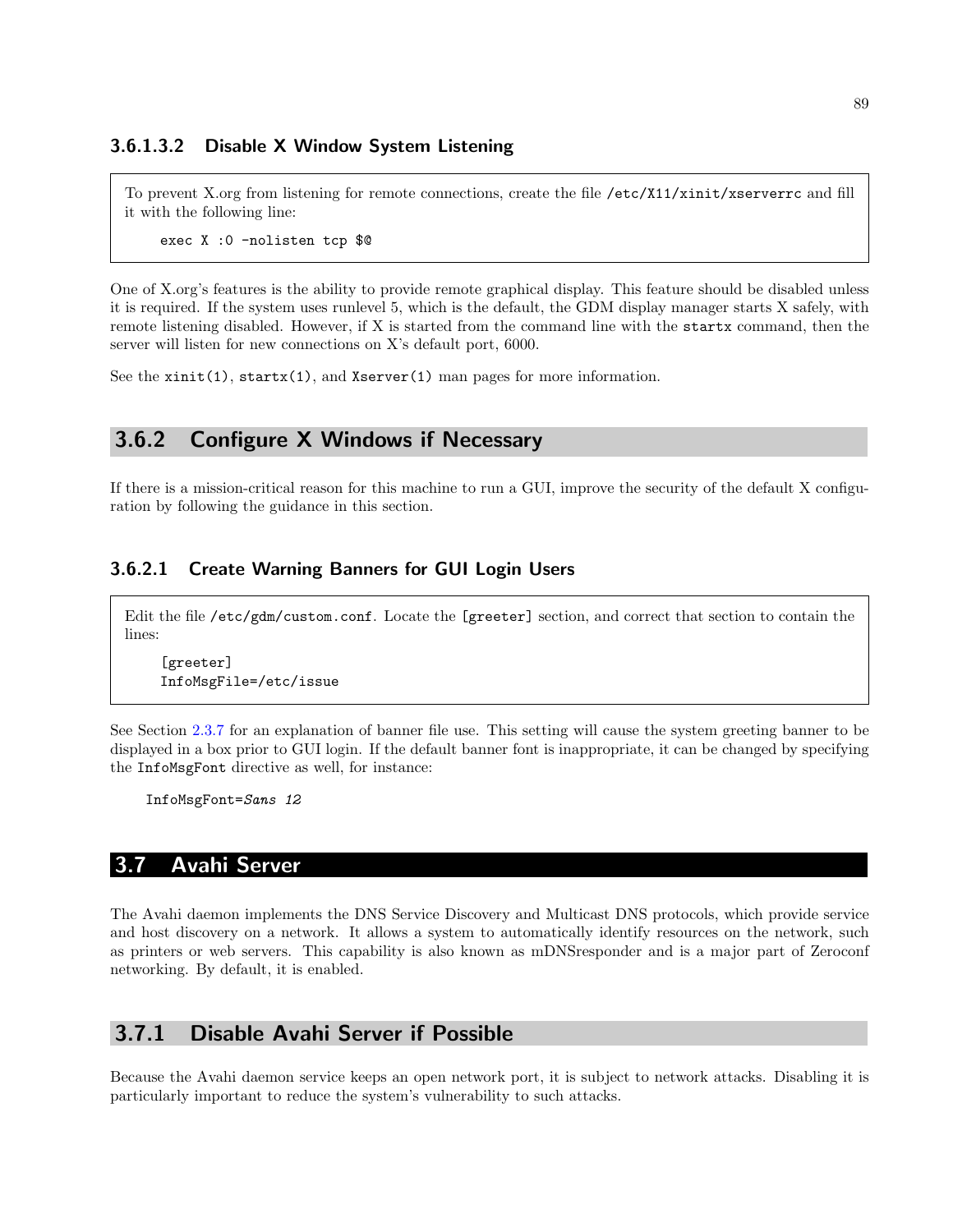#### 3.6.1.3.2 Disable X Window System Listening

To prevent X.org from listening for remote connections, create the file `/etc/X11/xinit/xserverrc` and fill it with the following line:

```
exec X :0 -nolisten tcp $@
```

One of X.org's features is the ability to provide remote graphical display. This feature should be disabled unless it is required. If the system uses runlevel 5, which is the default, the GDM display manager starts X safely, with remote listening disabled. However, if X is started from the command line with the `startx` command, then the server will listen for new connections on X's default port, 6000.

See the `xinit(1)`, `startx(1)`, and `Xserver(1)` man pages for more information.

### 3.6.2 Configure X Windows if Necessary

If there is a mission-critical reason for this machine to run a GUI, improve the security of the default X configuration by following the guidance in this section.

#### 3.6.2.1 Create Warning Banners for GUI Login Users

Edit the file `/etc/gdm/custom.conf`. Locate the `[greeter]` section, and correct that section to contain the lines:

```
[greeter]
InfoMsgFile=/etc/issue
```

See Section 2.3.7 for an explanation of banner file use. This setting will cause the system greeting banner to be displayed in a box prior to GUI login. If the default banner font is inappropriate, it can be changed by specifying the `InfoMsgFont` directive as well, for instance:

```
InfoMsgFont=Sans 12
```

## 3.7 Avahi Server

The Avahi daemon implements the DNS Service Discovery and Multicast DNS protocols, which provide service and host discovery on a network. It allows a system to automatically identify resources on the network, such as printers or web servers. This capability is also known as mDNSresponder and is a major part of Zeroconf networking. By default, it is enabled.

### 3.7.1 Disable Avahi Server if Possible

Because the Avahi daemon service keeps an open network port, it is subject to network attacks. Disabling it is particularly important to reduce the system's vulnerability to such attacks.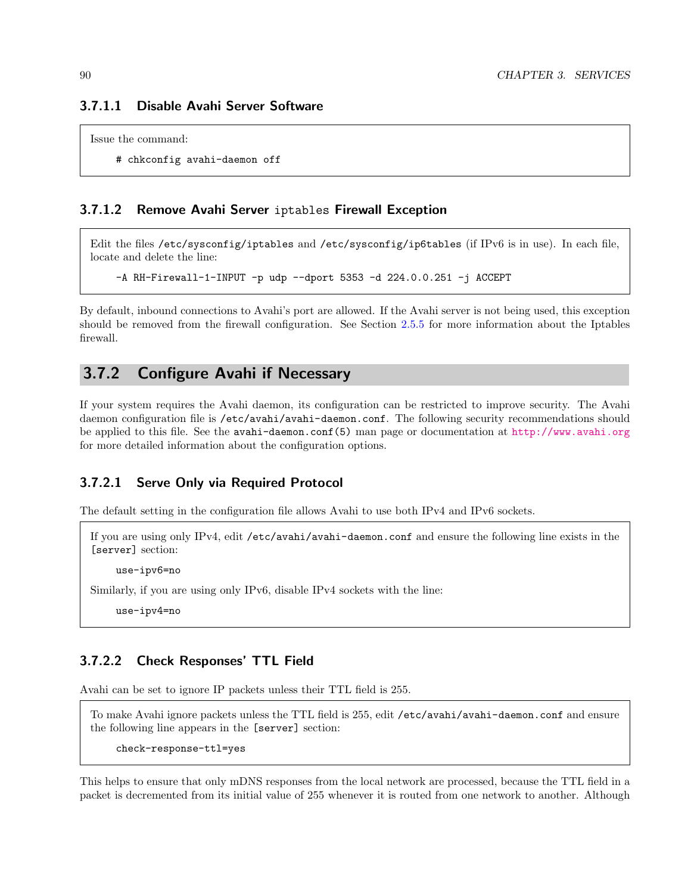#### 3.7.1.1 Disable Avahi Server Software

Issue the command:

```
# chkconfig avahi-daemon off
```

#### 3.7.1.2 Remove Avahi Server `iptables` Firewall Exception

Edit the files `/etc/sysconfig/iptables` and `/etc/sysconfig/ip6tables` (if IPv6 is in use). In each file, locate and delete the line:

```
-A RH-Firewall-1-INPUT -p udp --dport 5353 -d 224.0.0.251 -j ACCEPT
```

By default, inbound connections to Avahi's port are allowed. If the Avahi server is not being used, this exception should be removed from the firewall configuration. See Section 2.5.5 for more information about the Iptables firewall.

### 3.7.2 Configure Avahi if Necessary

If your system requires the Avahi daemon, its configuration can be restricted to improve security. The Avahi daemon configuration file is `/etc/avahi/avahi-daemon.conf`. The following security recommendations should be applied to this file. See the `avahi-daemon.conf(5)` man page or documentation at http://www.avahi.org for more detailed information about the configuration options.

#### 3.7.2.1 Serve Only via Required Protocol

The default setting in the configuration file allows Avahi to use both IPv4 and IPv6 sockets.

If you are using only IPv4, edit `/etc/avahi/avahi-daemon.conf` and ensure the following line exists in the `[server]` section:

```
use-ipv6=no
```

Similarly, if you are using only IPv6, disable IPv4 sockets with the line:

```
use-ipv4=no
```

#### 3.7.2.2 Check Responses' TTL Field

Avahi can be set to ignore IP packets unless their TTL field is 255.

To make Avahi ignore packets unless the TTL field is 255, edit `/etc/avahi/avahi-daemon.conf` and ensure the following line appears in the `[server]` section:

```
check-response-ttl=yes
```

This helps to ensure that only mDNS responses from the local network are processed, because the TTL field in a packet is decremented from its initial value of 255 whenever it is routed from one network to another. Although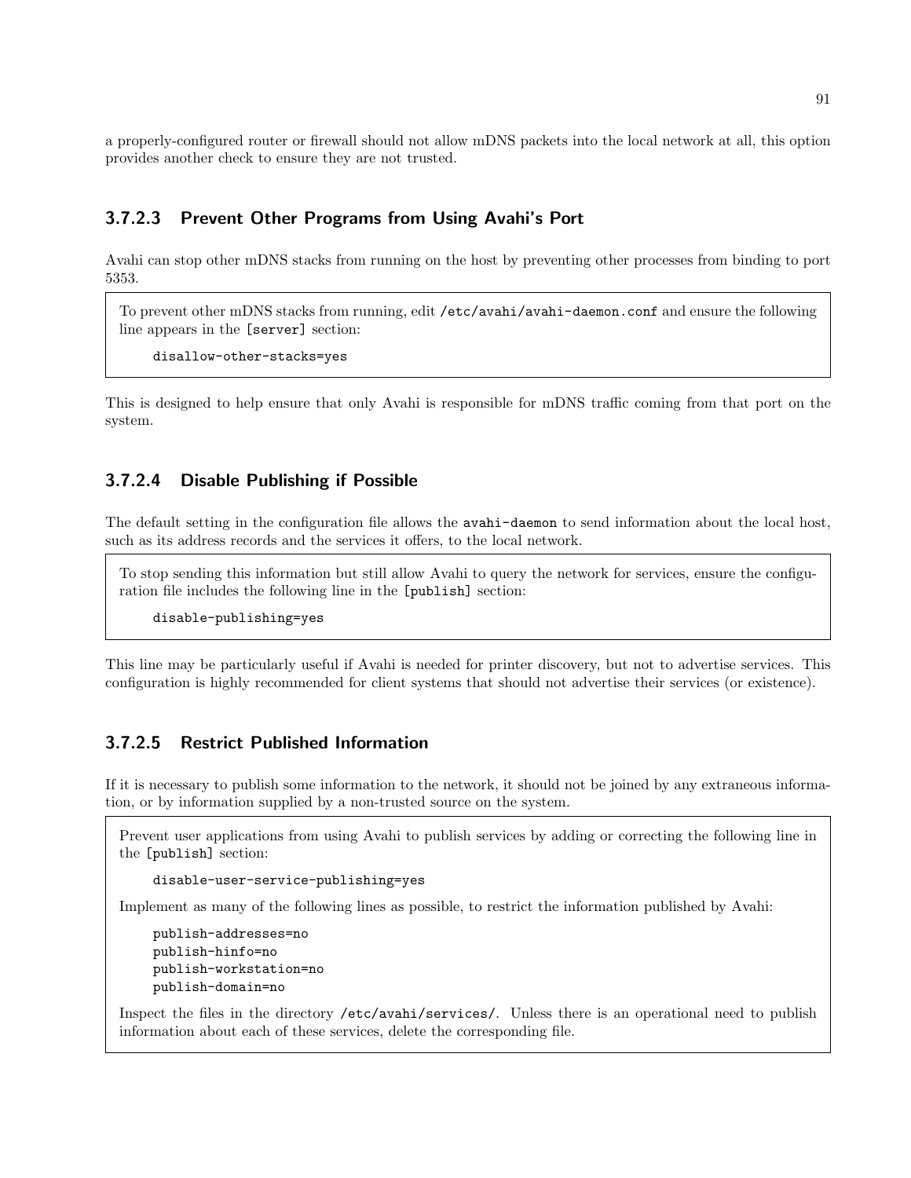a properly-configured router or firewall should not allow mDNS packets into the local network at all, this option provides another check to ensure they are not trusted.

#### 3.7.2.3 Prevent Other Programs from Using Avahi's Port

Avahi can stop other mDNS stacks from running on the host by preventing other processes from binding to port 5353.

To prevent other mDNS stacks from running, edit `/etc/avahi/avahi-daemon.conf` and ensure the following line appears in the `[server]` section:

```
disallow-other-stacks=yes
```

This is designed to help ensure that only Avahi is responsible for mDNS traffic coming from that port on the system.

#### 3.7.2.4 Disable Publishing if Possible

The default setting in the configuration file allows the `avahi-daemon` to send information about the local host, such as its address records and the services it offers, to the local network.

To stop sending this information but still allow Avahi to query the network for services, ensure the configuration file includes the following line in the `[publish]` section:

```
disable-publishing=yes
```

This line may be particularly useful if Avahi is needed for printer discovery, but not to advertise services. This configuration is highly recommended for client systems that should not advertise their services (or existence).

#### 3.7.2.5 Restrict Published Information

If it is necessary to publish some information to the network, it should not be joined by any extraneous information, or by information supplied by a non-trusted source on the system.

Prevent user applications from using Avahi to publish services by adding or correcting the following line in the `[publish]` section:

```
disable-user-service-publishing=yes
```

Implement as many of the following lines as possible, to restrict the information published by Avahi:

```
publish-addresses=no
publish-hinfo=no
publish-workstation=no
publish-domain=no
```

Inspect the files in the directory `/etc/avahi/services/`. Unless there is an operational need to publish information about each of these services, delete the corresponding file.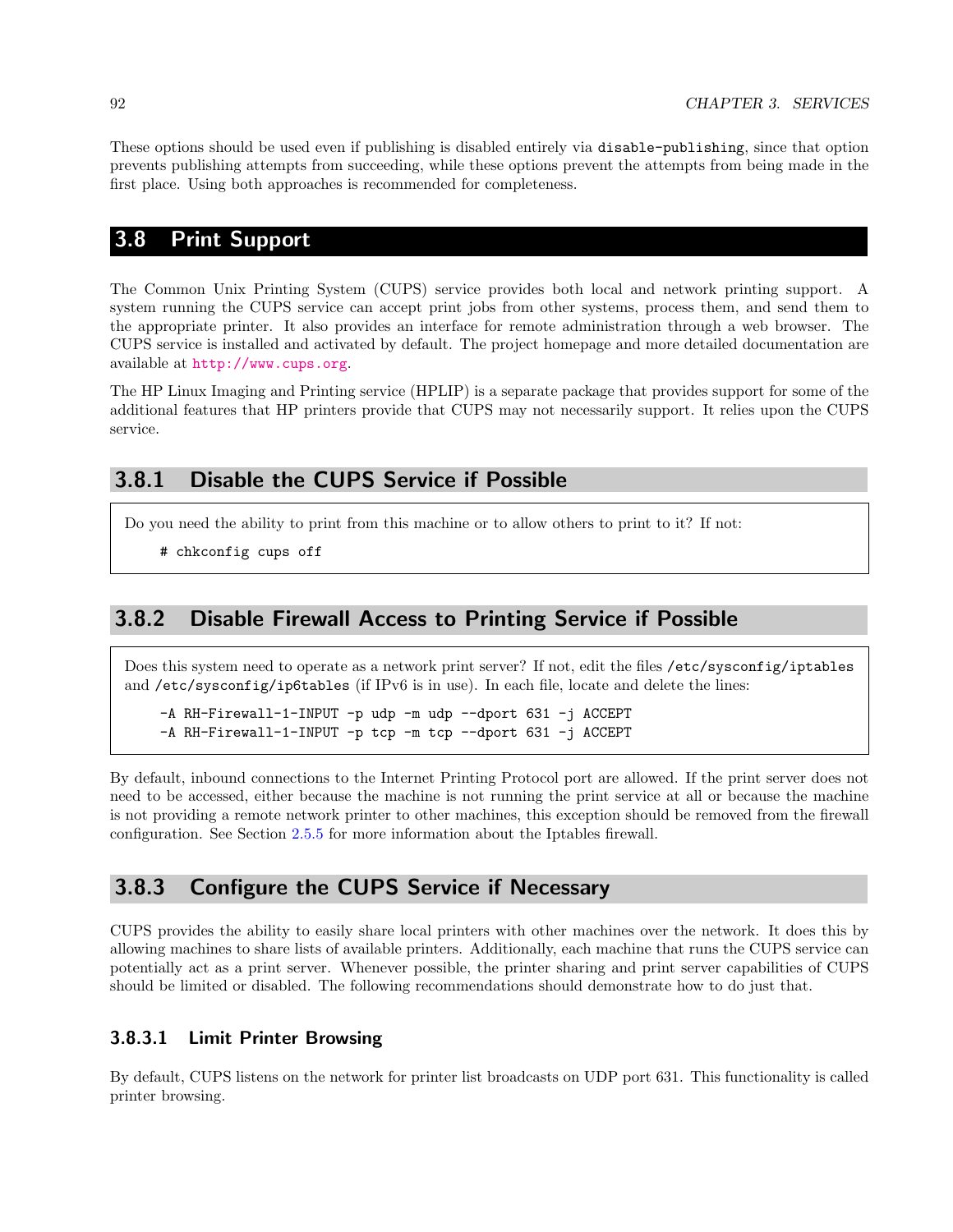These options should be used even if publishing is disabled entirely via `disable-publishing`, since that option prevents publishing attempts from succeeding, while these options prevent the attempts from being made in the first place. Using both approaches is recommended for completeness.

## 3.8 Print Support

The Common Unix Printing System (CUPS) service provides both local and network printing support. A system running the CUPS service can accept print jobs from other systems, process them, and send them to the appropriate printer. It also provides an interface for remote administration through a web browser. The CUPS service is installed and activated by default. The project homepage and more detailed documentation are available at http://www.cups.org.

The HP Linux Imaging and Printing service (HPLIP) is a separate package that provides support for some of the additional features that HP printers provide that CUPS may not necessarily support. It relies upon the CUPS service.

### 3.8.1 Disable the CUPS Service if Possible

Do you need the ability to print from this machine or to allow others to print to it? If not:

```
# chkconfig cups off
```

### 3.8.2 Disable Firewall Access to Printing Service if Possible

Does this system need to operate as a network print server? If not, edit the files `/etc/sysconfig/iptables` and `/etc/sysconfig/ip6tables` (if IPv6 is in use). In each file, locate and delete the lines:

```
-A RH-Firewall-1-INPUT -p udp -m udp --dport 631 -j ACCEPT
-A RH-Firewall-1-INPUT -p tcp -m tcp --dport 631 -j ACCEPT
```

By default, inbound connections to the Internet Printing Protocol port are allowed. If the print server does not need to be accessed, either because the machine is not running the print service at all or because the machine is not providing a remote network printer to other machines, this exception should be removed from the firewall configuration. See Section 2.5.5 for more information about the Iptables firewall.

### 3.8.3 Configure the CUPS Service if Necessary

CUPS provides the ability to easily share local printers with other machines over the network. It does this by allowing machines to share lists of available printers. Additionally, each machine that runs the CUPS service can potentially act as a print server. Whenever possible, the printer sharing and print server capabilities of CUPS should be limited or disabled. The following recommendations should demonstrate how to do just that.

#### 3.8.3.1 Limit Printer Browsing

By default, CUPS listens on the network for printer list broadcasts on UDP port 631. This functionality is called printer browsing.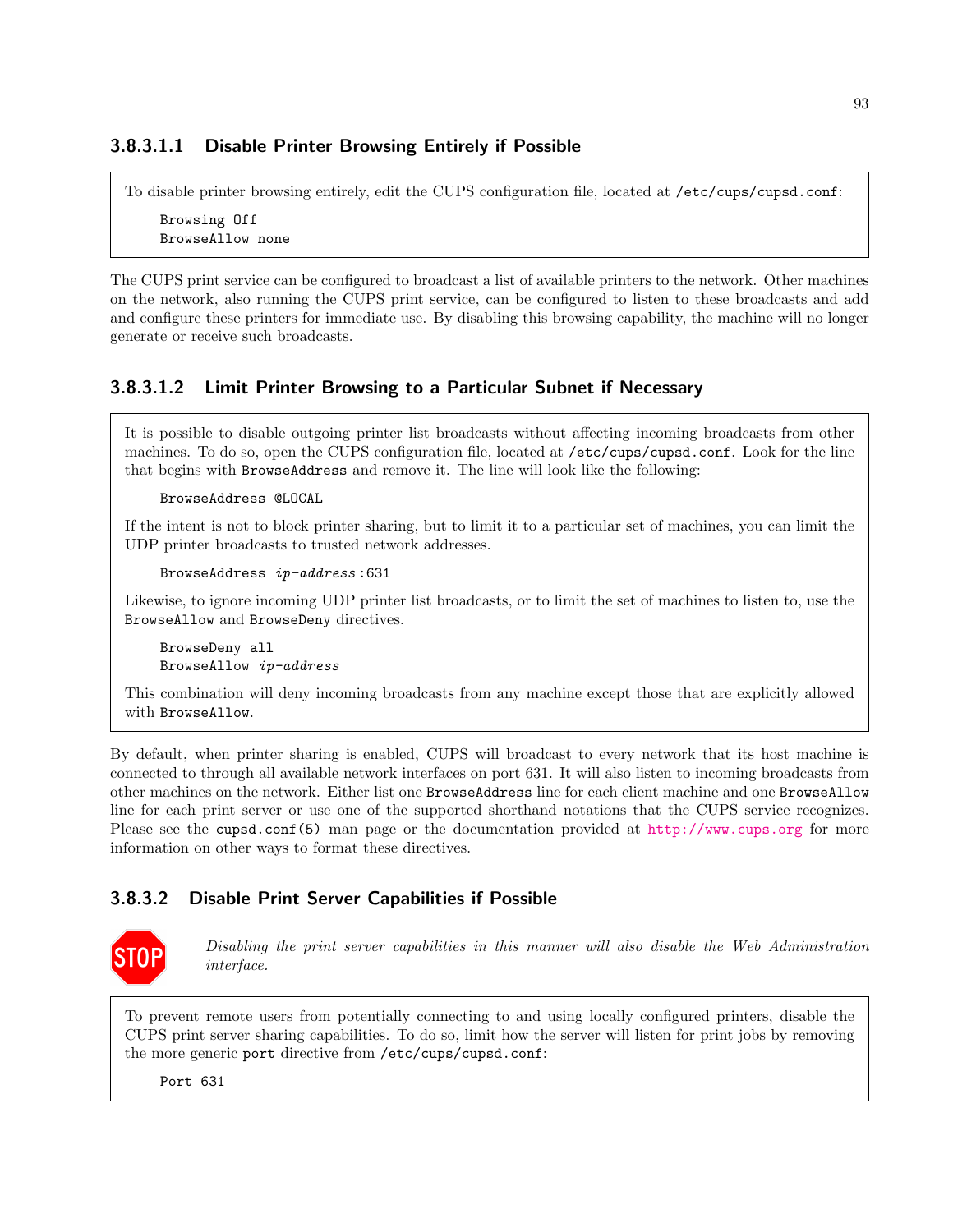#### 3.8.3.1.1 Disable Printer Browsing Entirely if Possible

To disable printer browsing entirely, edit the CUPS configuration file, located at /etc/cups/cupsd.conf:

```
Browsing Off
BrowseAllow none
```

The CUPS print service can be configured to broadcast a list of available printers to the network. Other machines on the network, also running the CUPS print service, can be configured to listen to these broadcasts and add and configure these printers for immediate use. By disabling this browsing capability, the machine will no longer generate or receive such broadcasts.

#### 3.8.3.1.2 Limit Printer Browsing to a Particular Subnet if Necessary

It is possible to disable outgoing printer list broadcasts without affecting incoming broadcasts from other machines. To do so, open the CUPS configuration file, located at /etc/cups/cupsd.conf. Look for the line that begins with BrowseAddress and remove it. The line will look like the following:

```
BrowseAddress @LOCAL
```

If the intent is not to block printer sharing, but to limit it to a particular set of machines, you can limit the UDP printer broadcasts to trusted network addresses.

```
BrowseAddress ip-address:631
```

Likewise, to ignore incoming UDP printer list broadcasts, or to limit the set of machines to listen to, use the BrowseAllow and BrowseDeny directives.

```
BrowseDeny all
BrowseAllow ip-address
```

This combination will deny incoming broadcasts from any machine except those that are explicitly allowed with BrowseAllow.

By default, when printer sharing is enabled, CUPS will broadcast to every network that its host machine is connected to through all available network interfaces on port 631. It will also listen to incoming broadcasts from other machines on the network. Either list one BrowseAddress line for each client machine and one BrowseAllow line for each print server or use one of the supported shorthand notations that the CUPS service recognizes. Please see the cupsd.conf(5) man page or the documentation provided at http://www.cups.org for more information on other ways to format these directives.

### 3.8.3.2 Disable Print Server Capabilities if Possible

STOP *Disabling the print server capabilities in this manner will also disable the Web Administration interface.*

To prevent remote users from potentially connecting to and using locally configured printers, disable the CUPS print server sharing capabilities. To do so, limit how the server will listen for print jobs by removing the more generic port directive from /etc/cups/cupsd.conf:

```
Port 631
```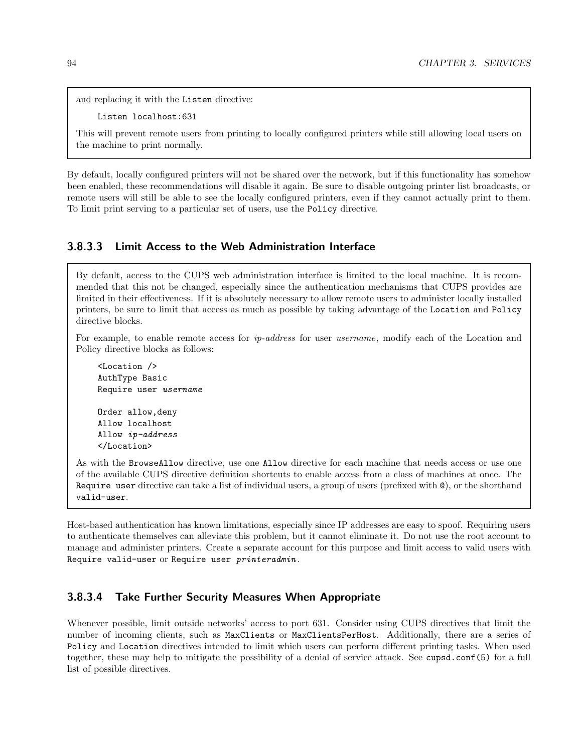and replacing it with the Listen directive:

```
Listen localhost:631
```

This will prevent remote users from printing to locally configured printers while still allowing local users on the machine to print normally.

By default, locally configured printers will not be shared over the network, but if this functionality has somehow been enabled, these recommendations will disable it again. Be sure to disable outgoing printer list broadcasts, or remote users will still be able to see the locally configured printers, even if they cannot actually print to them. To limit print serving to a particular set of users, use the `Policy` directive.

#### 3.8.3.3 Limit Access to the Web Administration Interface

By default, access to the CUPS web administration interface is limited to the local machine. It is recommended that this not be changed, especially since the authentication mechanisms that CUPS provides are limited in their effectiveness. If it is absolutely necessary to allow remote users to administer locally installed printers, be sure to limit that access as much as possible by taking advantage of the `Location` and `Policy` directive blocks.

For example, to enable remote access for *ip-address* for user *username*, modify each of the Location and Policy directive blocks as follows:

```
<Location />
AuthType Basic
Require user username

Order allow,deny
Allow localhost
Allow ip-address
</Location>
```

As with the `BrowseAllow` directive, use one `Allow` directive for each machine that needs access or use one of the available CUPS directive definition shortcuts to enable access from a class of machines at once. The `Require user` directive can take a list of individual users, a group of users (prefixed with `@`), or the shorthand `valid-user`.

Host-based authentication has known limitations, especially since IP addresses are easy to spoof. Requiring users to authenticate themselves can alleviate this problem, but it cannot eliminate it. Do not use the root account to manage and administer printers. Create a separate account for this purpose and limit access to valid users with `Require valid-user` or `Require user printeradmin`.

#### 3.8.3.4 Take Further Security Measures When Appropriate

Whenever possible, limit outside networks' access to port 631. Consider using CUPS directives that limit the number of incoming clients, such as `MaxClients` or `MaxClientsPerHost`. Additionally, there are a series of `Policy` and `Location` directives intended to limit which users can perform different printing tasks. When used together, these may help to mitigate the possibility of a denial of service attack. See `cupsd.conf(5)` for a full list of possible directives.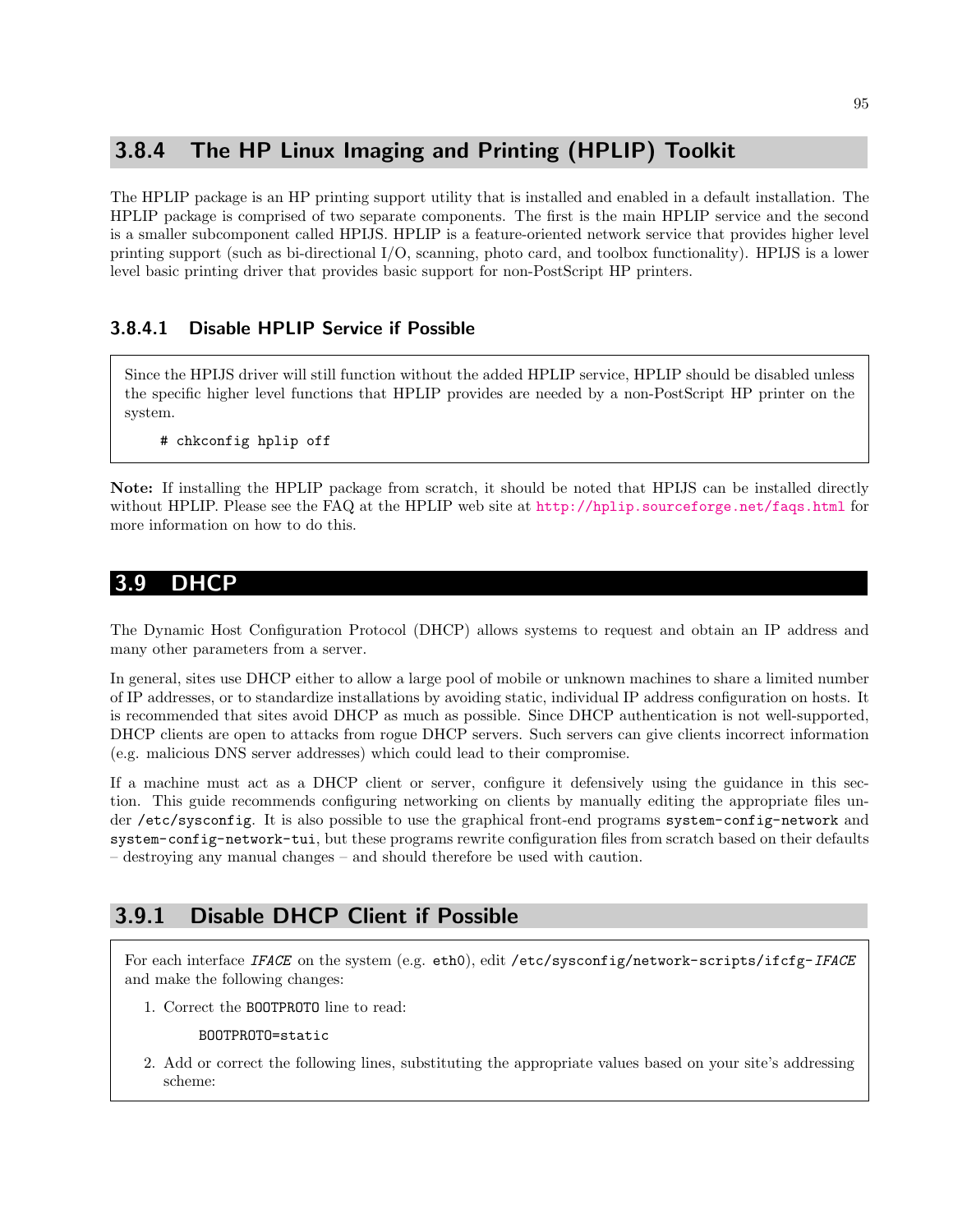### 3.8.4 The HP Linux Imaging and Printing (HPLIP) Toolkit

The HPLIP package is an HP printing support utility that is installed and enabled in a default installation. The HPLIP package is comprised of two separate components. The first is the main HPLIP service and the second is a smaller subcomponent called HPIJS. HPLIP is a feature-oriented network service that provides higher level printing support (such as bi-directional I/O, scanning, photo card, and toolbox functionality). HPIJS is a lower level basic printing driver that provides basic support for non-PostScript HP printers.

#### 3.8.4.1 Disable HPLIP Service if Possible

Since the HPIJS driver will still function without the added HPLIP service, HPLIP should be disabled unless the specific higher level functions that HPLIP provides are needed by a non-PostScript HP printer on the system.

```
# chkconfig hplip off
```

**Note:** If installing the HPLIP package from scratch, it should be noted that HPIJS can be installed directly without HPLIP. Please see the FAQ at the HPLIP web site at http://hplip.sourceforge.net/faqs.html for more information on how to do this.

## 3.9 DHCP

The Dynamic Host Configuration Protocol (DHCP) allows systems to request and obtain an IP address and many other parameters from a server.

In general, sites use DHCP either to allow a large pool of mobile or unknown machines to share a limited number of IP addresses, or to standardize installations by avoiding static, individual IP address configuration on hosts. It is recommended that sites avoid DHCP as much as possible. Since DHCP authentication is not well-supported, DHCP clients are open to attacks from rogue DHCP servers. Such servers can give clients incorrect information (e.g. malicious DNS server addresses) which could lead to their compromise.

If a machine must act as a DHCP client or server, configure it defensively using the guidance in this section. This guide recommends configuring networking on clients by manually editing the appropriate files under `/etc/sysconfig`. It is also possible to use the graphical front-end programs `system-config-network` and `system-config-network-tui`, but these programs rewrite configuration files from scratch based on their defaults – destroying any manual changes – and should therefore be used with caution.

### 3.9.1 Disable DHCP Client if Possible

For each interface *IFACE* on the system (e.g. `eth0`), edit `/etc/sysconfig/network-scripts/ifcfg-`*IFACE* and make the following changes:

1. Correct the `BOOTPROTO` line to read:

   ```
   BOOTPROTO=static
   ```

2. Add or correct the following lines, substituting the appropriate values based on your site's addressing scheme: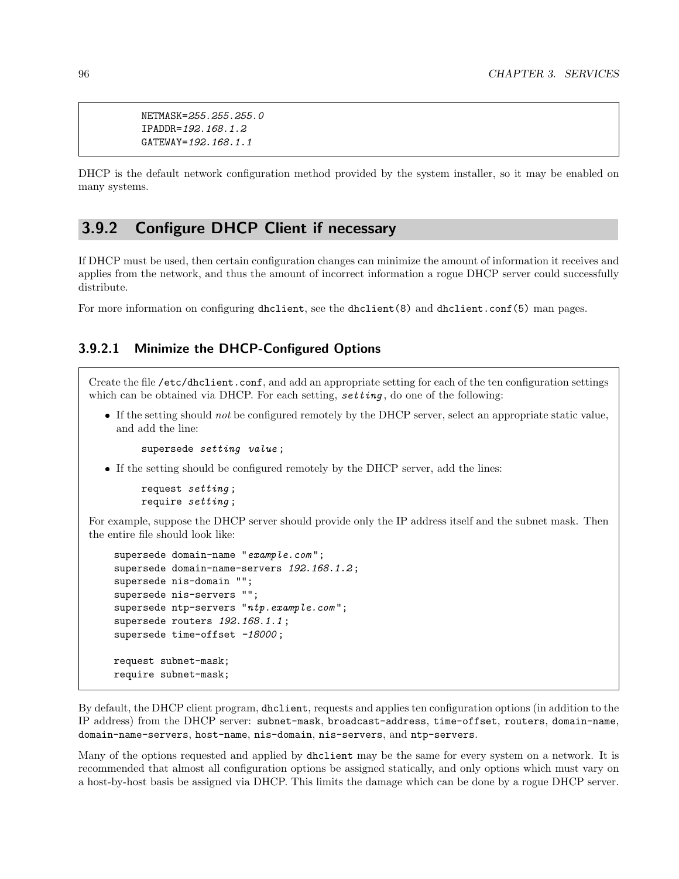```
NETMASK=255.255.255.0
IPADDR=192.168.1.2
GATEWAY=192.168.1.1
```

DHCP is the default network configuration method provided by the system installer, so it may be enabled on many systems.

## 3.9.2 Configure DHCP Client if necessary

If DHCP must be used, then certain configuration changes can minimize the amount of information it receives and applies from the network, and thus the amount of incorrect information a rogue DHCP server could successfully distribute.

For more information on configuring `dhclient`, see the `dhclient(8)` and `dhclient.conf(5)` man pages.

### 3.9.2.1 Minimize the DHCP-Configured Options

Create the file `/etc/dhclient.conf`, and add an appropriate setting for each of the ten configuration settings which can be obtained via DHCP. For each setting, *setting*, do one of the following:

- If the setting should *not* be configured remotely by the DHCP server, select an appropriate static value, and add the line:

  ```
  supersede setting value;
  ```

- If the setting should be configured remotely by the DHCP server, add the lines:

  ```
  request setting;
  require setting;
  ```

For example, suppose the DHCP server should provide only the IP address itself and the subnet mask. Then the entire file should look like:

```
supersede domain-name "example.com";
supersede domain-name-servers 192.168.1.2;
supersede nis-domain "";
supersede nis-servers "";
supersede ntp-servers "ntp.example.com";
supersede routers 192.168.1.1;
supersede time-offset -18000;

request subnet-mask;
require subnet-mask;
```

By default, the DHCP client program, `dhclient`, requests and applies ten configuration options (in addition to the IP address) from the DHCP server: `subnet-mask`, `broadcast-address`, `time-offset`, `routers`, `domain-name`, `domain-name-servers`, `host-name`, `nis-domain`, `nis-servers`, and `ntp-servers`.

Many of the options requested and applied by `dhclient` may be the same for every system on a network. It is recommended that almost all configuration options be assigned statically, and only options which must vary on a host-by-host basis be assigned via DHCP. This limits the damage which can be done by a rogue DHCP server.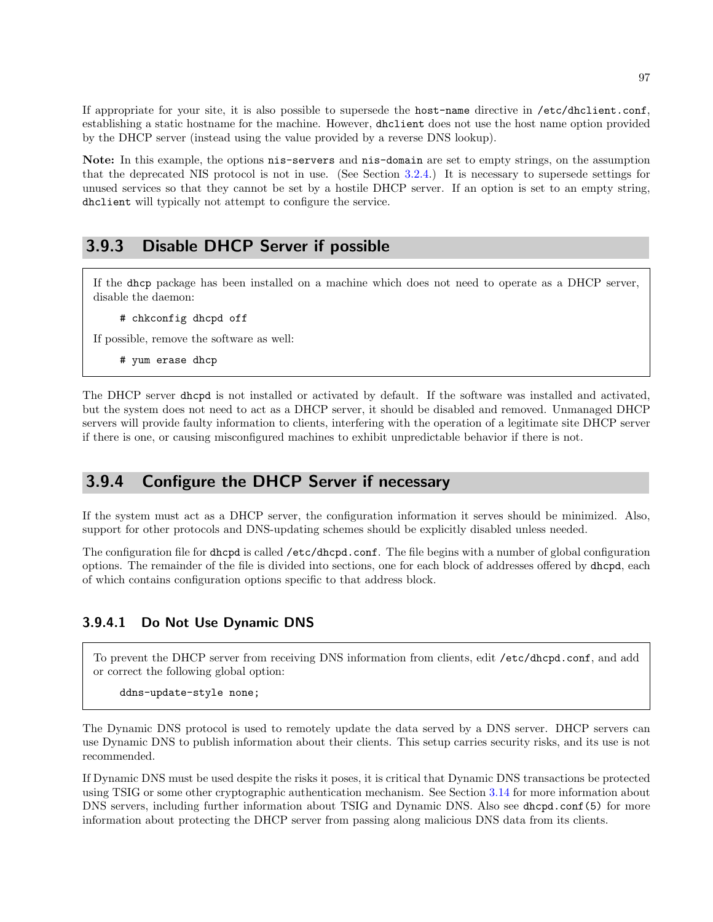If appropriate for your site, it is also possible to supersede the `host-name` directive in `/etc/dhclient.conf`, establishing a static hostname for the machine. However, `dhclient` does not use the host name option provided by the DHCP server (instead using the value provided by a reverse DNS lookup).

**Note:** In this example, the options `nis-servers` and `nis-domain` are set to empty strings, on the assumption that the deprecated NIS protocol is not in use. (See Section 3.2.4.) It is necessary to supersede settings for unused services so that they cannot be set by a hostile DHCP server. If an option is set to an empty string, `dhclient` will typically not attempt to configure the service.

### 3.9.3 Disable DHCP Server if possible

If the `dhcp` package has been installed on a machine which does not need to operate as a DHCP server, disable the daemon:

```
# chkconfig dhcpd off
```

If possible, remove the software as well:

```
# yum erase dhcp
```

The DHCP server `dhcpd` is not installed or activated by default. If the software was installed and activated, but the system does not need to act as a DHCP server, it should be disabled and removed. Unmanaged DHCP servers will provide faulty information to clients, interfering with the operation of a legitimate site DHCP server if there is one, or causing misconfigured machines to exhibit unpredictable behavior if there is not.

### 3.9.4 Configure the DHCP Server if necessary

If the system must act as a DHCP server, the configuration information it serves should be minimized. Also, support for other protocols and DNS-updating schemes should be explicitly disabled unless needed.

The configuration file for `dhcpd` is called `/etc/dhcpd.conf`. The file begins with a number of global configuration options. The remainder of the file is divided into sections, one for each block of addresses offered by `dhcpd`, each of which contains configuration options specific to that address block.

#### 3.9.4.1 Do Not Use Dynamic DNS

To prevent the DHCP server from receiving DNS information from clients, edit `/etc/dhcpd.conf`, and add or correct the following global option:

```
ddns-update-style none;
```

The Dynamic DNS protocol is used to remotely update the data served by a DNS server. DHCP servers can use Dynamic DNS to publish information about their clients. This setup carries security risks, and its use is not recommended.

If Dynamic DNS must be used despite the risks it poses, it is critical that Dynamic DNS transactions be protected using TSIG or some other cryptographic authentication mechanism. See Section 3.14 for more information about DNS servers, including further information about TSIG and Dynamic DNS. Also see `dhcpd.conf(5)` for more information about protecting the DHCP server from passing along malicious DNS data from its clients.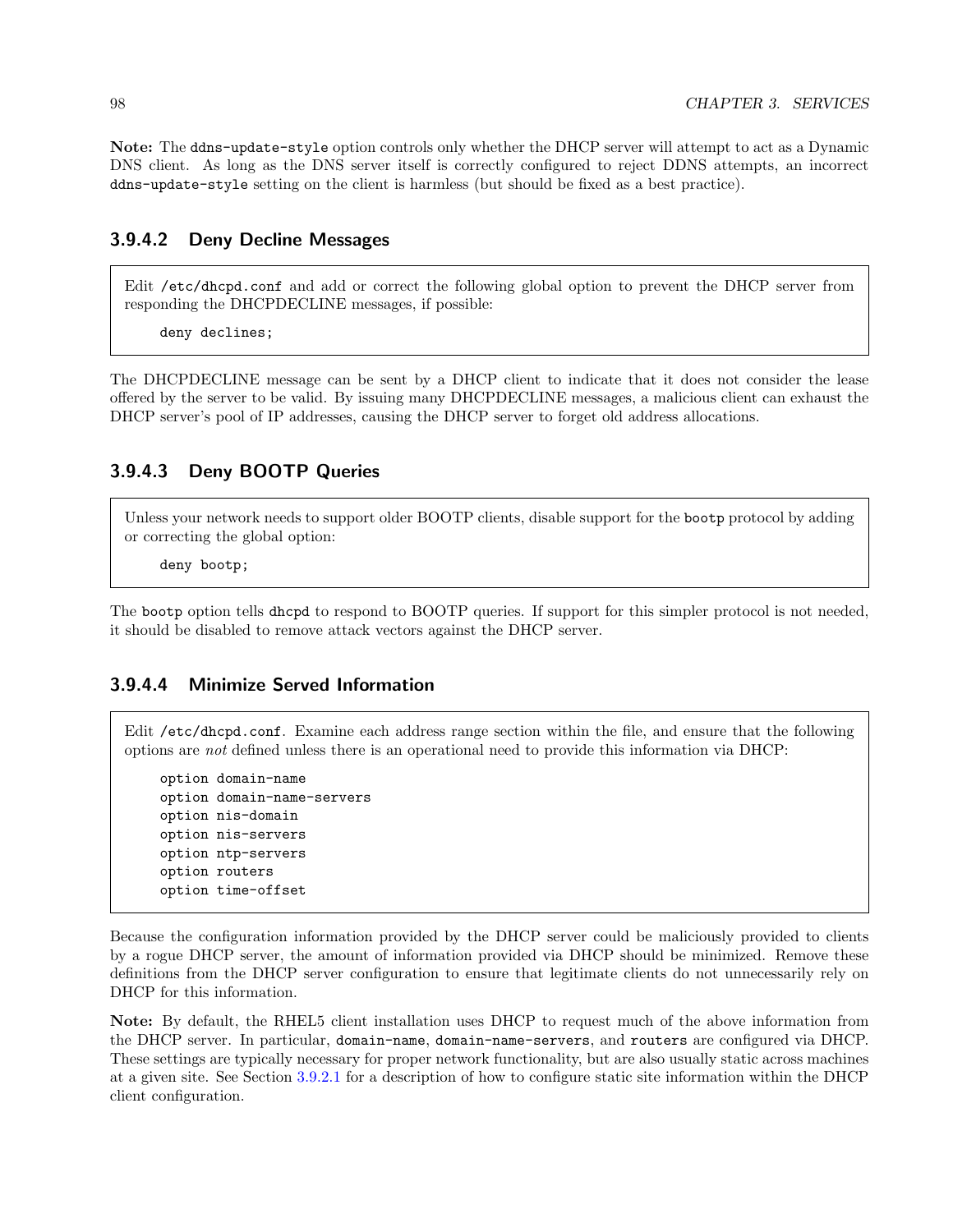**Note:** The `ddns-update-style` option controls only whether the DHCP server will attempt to act as a Dynamic DNS client. As long as the DNS server itself is correctly configured to reject DDNS attempts, an incorrect `ddns-update-style` setting on the client is harmless (but should be fixed as a best practice).

#### 3.9.4.2 Deny Decline Messages

Edit `/etc/dhcpd.conf` and add or correct the following global option to prevent the DHCP server from responding the DHCPDECLINE messages, if possible:

```
deny declines;
```

The DHCPDECLINE message can be sent by a DHCP client to indicate that it does not consider the lease offered by the server to be valid. By issuing many DHCPDECLINE messages, a malicious client can exhaust the DHCP server's pool of IP addresses, causing the DHCP server to forget old address allocations.

#### 3.9.4.3 Deny BOOTP Queries

Unless your network needs to support older BOOTP clients, disable support for the `bootp` protocol by adding or correcting the global option:

```
deny bootp;
```

The `bootp` option tells `dhcpd` to respond to BOOTP queries. If support for this simpler protocol is not needed, it should be disabled to remove attack vectors against the DHCP server.

#### 3.9.4.4 Minimize Served Information

Edit `/etc/dhcpd.conf`. Examine each address range section within the file, and ensure that the following options are *not* defined unless there is an operational need to provide this information via DHCP:

```
option domain-name
option domain-name-servers
option nis-domain
option nis-servers
option ntp-servers
option routers
option time-offset
```

Because the configuration information provided by the DHCP server could be maliciously provided to clients by a rogue DHCP server, the amount of information provided via DHCP should be minimized. Remove these definitions from the DHCP server configuration to ensure that legitimate clients do not unnecessarily rely on DHCP for this information.

**Note:** By default, the RHEL5 client installation uses DHCP to request much of the above information from the DHCP server. In particular, `domain-name`, `domain-name-servers`, and `routers` are configured via DHCP. These settings are typically necessary for proper network functionality, but are also usually static across machines at a given site. See Section 3.9.2.1 for a description of how to configure static site information within the DHCP client configuration.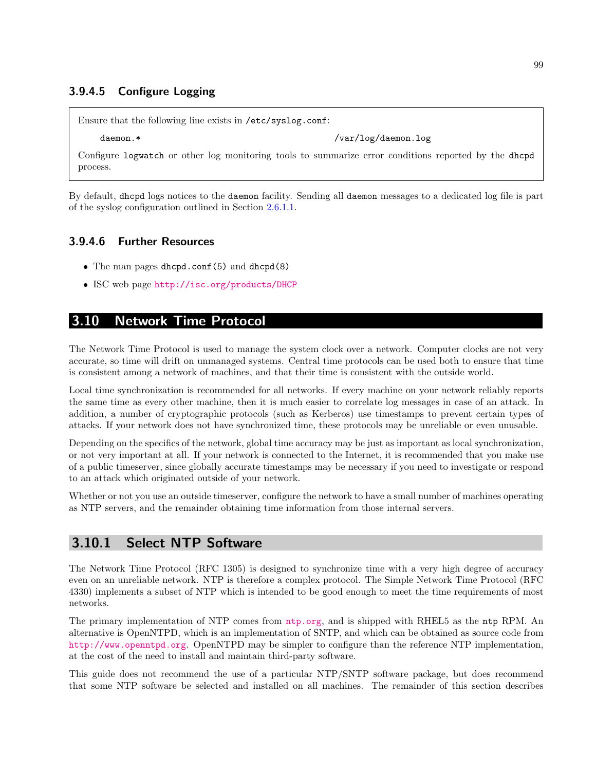#### 3.9.4.5 Configure Logging

> Ensure that the following line exists in `/etc/syslog.conf`:
>
> ```
> daemon.*                                    /var/log/daemon.log
> ```
>
> Configure `logwatch` or other log monitoring tools to summarize error conditions reported by the `dhcpd` process.

By default, `dhcpd` logs notices to the `daemon` facility. Sending all `daemon` messages to a dedicated log file is part of the syslog configuration outlined in Section 2.6.1.1.

#### 3.9.4.6 Further Resources

- The man pages `dhcpd.conf(5)` and `dhcpd(8)`
- ISC web page http://isc.org/products/DHCP

## 3.10 Network Time Protocol

The Network Time Protocol is used to manage the system clock over a network. Computer clocks are not very accurate, so time will drift on unmanaged systems. Central time protocols can be used both to ensure that time is consistent among a network of machines, and that their time is consistent with the outside world.

Local time synchronization is recommended for all networks. If every machine on your network reliably reports the same time as every other machine, then it is much easier to correlate log messages in case of an attack. In addition, a number of cryptographic protocols (such as Kerberos) use timestamps to prevent certain types of attacks. If your network does not have synchronized time, these protocols may be unreliable or even unusable.

Depending on the specifics of the network, global time accuracy may be just as important as local synchronization, or not very important at all. If your network is connected to the Internet, it is recommended that you make use of a public timeserver, since globally accurate timestamps may be necessary if you need to investigate or respond to an attack which originated outside of your network.

Whether or not you use an outside timeserver, configure the network to have a small number of machines operating as NTP servers, and the remainder obtaining time information from those internal servers.

### 3.10.1 Select NTP Software

The Network Time Protocol (RFC 1305) is designed to synchronize time with a very high degree of accuracy even on an unreliable network. NTP is therefore a complex protocol. The Simple Network Time Protocol (RFC 4330) implements a subset of NTP which is intended to be good enough to meet the time requirements of most networks.

The primary implementation of NTP comes from ntp.org, and is shipped with RHEL5 as the `ntp` RPM. An alternative is OpenNTPD, which is an implementation of SNTP, and which can be obtained as source code from http://www.openntpd.org. OpenNTPD may be simpler to configure than the reference NTP implementation, at the cost of the need to install and maintain third-party software.

This guide does not recommend the use of a particular NTP/SNTP software package, but does recommend that some NTP software be selected and installed on all machines. The remainder of this section describes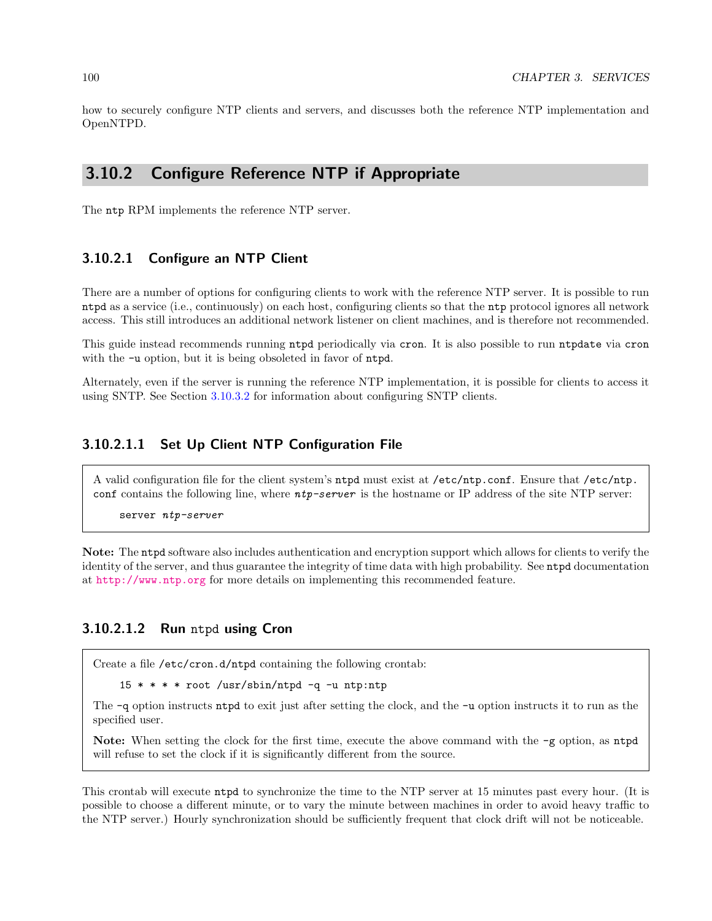how to securely configure NTP clients and servers, and discusses both the reference NTP implementation and OpenNTPD.

## 3.10.2 Configure Reference NTP if Appropriate

The `ntp` RPM implements the reference NTP server.

### 3.10.2.1 Configure an NTP Client

There are a number of options for configuring clients to work with the reference NTP server. It is possible to run `ntpd` as a service (i.e., continuously) on each host, configuring clients so that the `ntp` protocol ignores all network access. This still introduces an additional network listener on client machines, and is therefore not recommended.

This guide instead recommends running `ntpd` periodically via `cron`. It is also possible to run `ntpdate` via `cron` with the `-u` option, but it is being obsoleted in favor of `ntpd`.

Alternately, even if the server is running the reference NTP implementation, it is possible for clients to access it using SNTP. See Section 3.10.3.2 for information about configuring SNTP clients.

#### 3.10.2.1.1 Set Up Client NTP Configuration File

A valid configuration file for the client system's `ntpd` must exist at `/etc/ntp.conf`. Ensure that `/etc/ntp.conf` contains the following line, where *`ntp-server`* is the hostname or IP address of the site NTP server:

```
server ntp-server
```

**Note:** The `ntpd` software also includes authentication and encryption support which allows for clients to verify the identity of the server, and thus guarantee the integrity of time data with high probability. See `ntpd` documentation at http://www.ntp.org for more details on implementing this recommended feature.

#### 3.10.2.1.2 Run `ntpd` using Cron

Create a file `/etc/cron.d/ntpd` containing the following crontab:

```
15 * * * * root /usr/sbin/ntpd -q -u ntp:ntp
```

The `-q` option instructs `ntpd` to exit just after setting the clock, and the `-u` option instructs it to run as the specified user.

**Note:** When setting the clock for the first time, execute the above command with the `-g` option, as `ntpd` will refuse to set the clock if it is significantly different from the source.

This crontab will execute `ntpd` to synchronize the time to the NTP server at 15 minutes past every hour. (It is possible to choose a different minute, or to vary the minute between machines in order to avoid heavy traffic to the NTP server.) Hourly synchronization should be sufficiently frequent that clock drift will not be noticeable.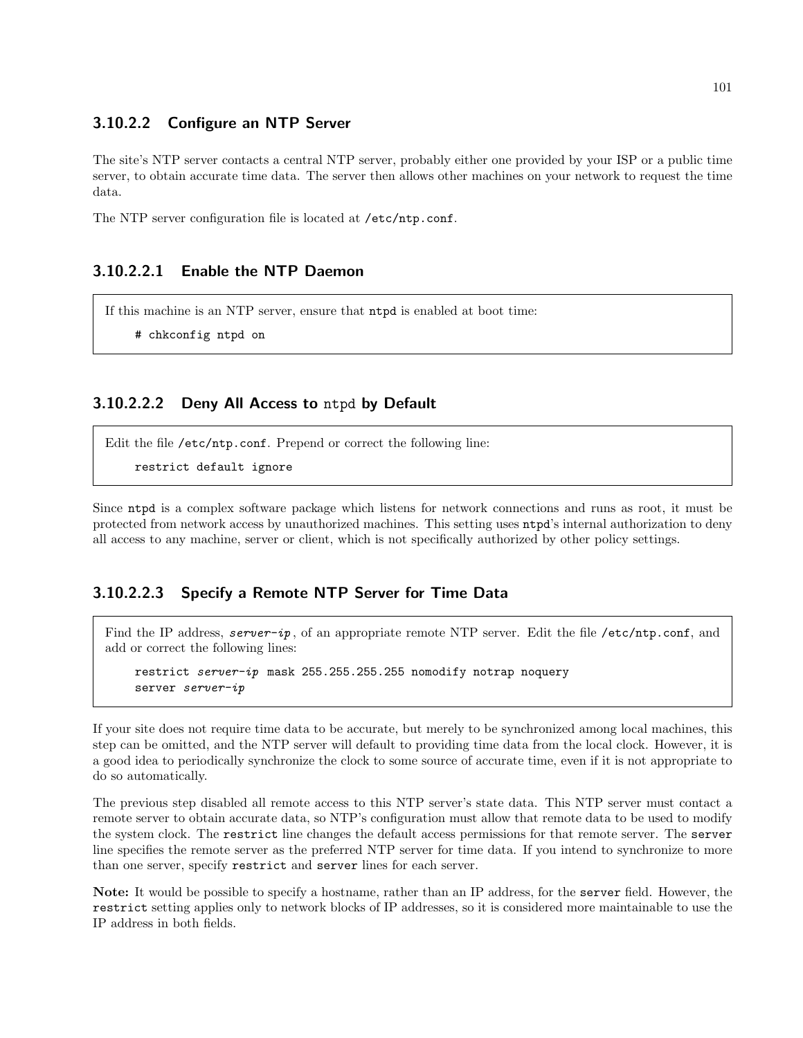#### 3.10.2.2 Configure an NTP Server

The site's NTP server contacts a central NTP server, probably either one provided by your ISP or a public time server, to obtain accurate time data. The server then allows other machines on your network to request the time data.

The NTP server configuration file is located at `/etc/ntp.conf`.

##### 3.10.2.2.1 Enable the NTP Daemon

If this machine is an NTP server, ensure that `ntpd` is enabled at boot time:

```
# chkconfig ntpd on
```

##### 3.10.2.2.2 Deny All Access to ntpd by Default

Edit the file `/etc/ntp.conf`. Prepend or correct the following line:

```
restrict default ignore
```

Since `ntpd` is a complex software package which listens for network connections and runs as root, it must be protected from network access by unauthorized machines. This setting uses `ntpd`'s internal authorization to deny all access to any machine, server or client, which is not specifically authorized by other policy settings.

##### 3.10.2.2.3 Specify a Remote NTP Server for Time Data

Find the IP address, *server-ip*, of an appropriate remote NTP server. Edit the file `/etc/ntp.conf`, and add or correct the following lines:

```
restrict server-ip mask 255.255.255.255 nomodify notrap noquery
server server-ip
```

If your site does not require time data to be accurate, but merely to be synchronized among local machines, this step can be omitted, and the NTP server will default to providing time data from the local clock. However, it is a good idea to periodically synchronize the clock to some source of accurate time, even if it is not appropriate to do so automatically.

The previous step disabled all remote access to this NTP server's state data. This NTP server must contact a remote server to obtain accurate data, so NTP's configuration must allow that remote data to be used to modify the system clock. The `restrict` line changes the default access permissions for that remote server. The `server` line specifies the remote server as the preferred NTP server for time data. If you intend to synchronize to more than one server, specify `restrict` and `server` lines for each server.

**Note:** It would be possible to specify a hostname, rather than an IP address, for the `server` field. However, the `restrict` setting applies only to network blocks of IP addresses, so it is considered more maintainable to use the IP address in both fields.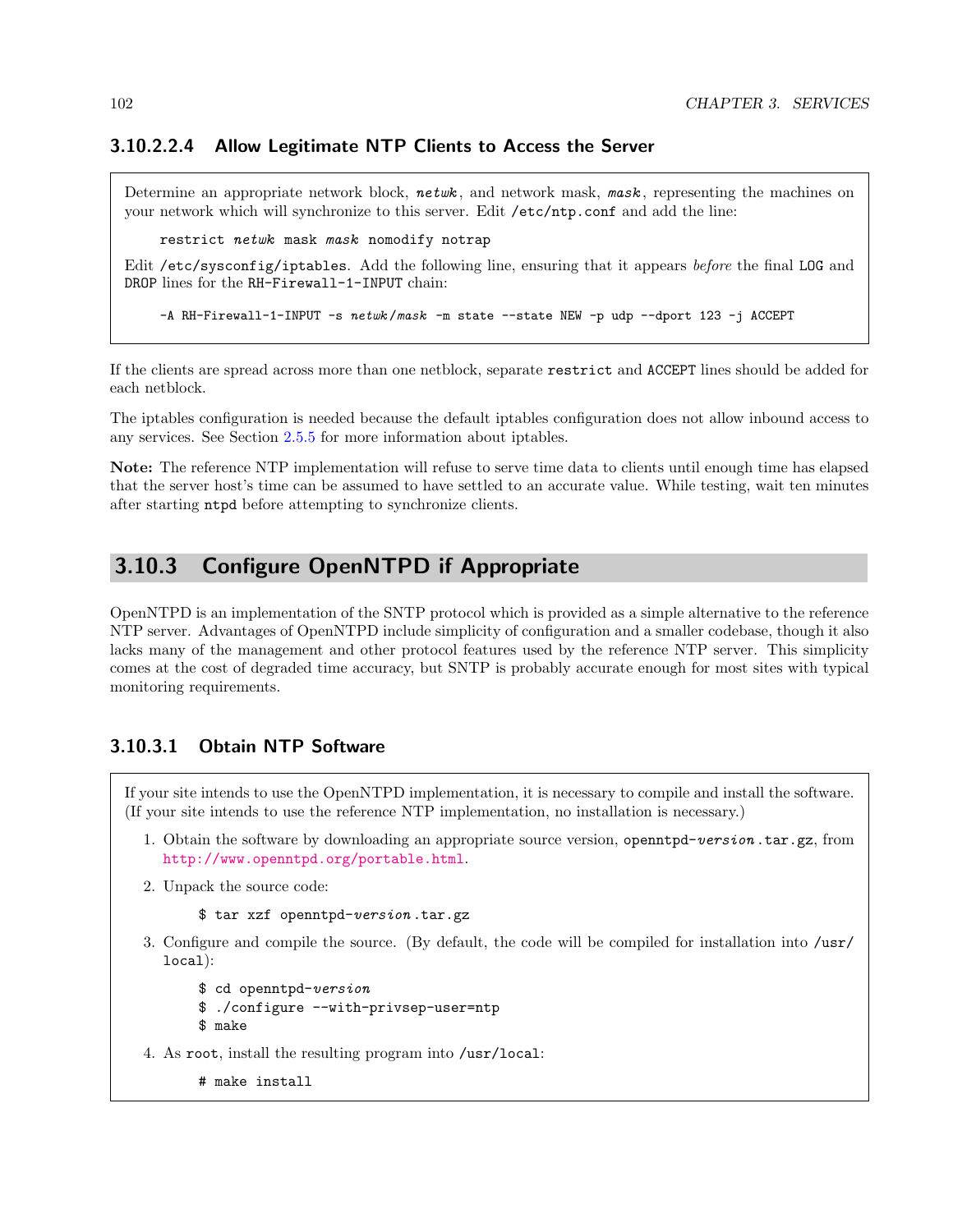#### 3.10.2.2.4 Allow Legitimate NTP Clients to Access the Server

Determine an appropriate network block, ***netwk***, and network mask, ***mask***, representing the machines on your network which will synchronize to this server. Edit `/etc/ntp.conf` and add the line:

```
restrict netwk mask mask nomodify notrap
```

Edit `/etc/sysconfig/iptables`. Add the following line, ensuring that it appears *before* the final `LOG` and `DROP` lines for the `RH-Firewall-1-INPUT` chain:

```
-A RH-Firewall-1-INPUT -s netwk/mask -m state --state NEW -p udp --dport 123 -j ACCEPT
```

If the clients are spread across more than one netblock, separate `restrict` and `ACCEPT` lines should be added for each netblock.

The iptables configuration is needed because the default iptables configuration does not allow inbound access to any services. See Section 2.5.5 for more information about iptables.

**Note:** The reference NTP implementation will refuse to serve time data to clients until enough time has elapsed that the server host's time can be assumed to have settled to an accurate value. While testing, wait ten minutes after starting `ntpd` before attempting to synchronize clients.

## 3.10.3 Configure OpenNTPD if Appropriate

OpenNTPD is an implementation of the SNTP protocol which is provided as a simple alternative to the reference NTP server. Advantages of OpenNTPD include simplicity of configuration and a smaller codebase, though it also lacks many of the management and other protocol features used by the reference NTP server. This simplicity comes at the cost of degraded time accuracy, but SNTP is probably accurate enough for most sites with typical monitoring requirements.

### 3.10.3.1 Obtain NTP Software

If your site intends to use the OpenNTPD implementation, it is necessary to compile and install the software. (If your site intends to use the reference NTP implementation, no installation is necessary.)

1. Obtain the software by downloading an appropriate source version, `openntpd-`*`version`*`.tar.gz`, from http://www.openntpd.org/portable.html.

2. Unpack the source code:

   ```
   $ tar xzf openntpd-version.tar.gz
   ```

3. Configure and compile the source. (By default, the code will be compiled for installation into `/usr/local`):

   ```
   $ cd openntpd-version
   $ ./configure --with-privsep-user=ntp
   $ make
   ```

4. As `root`, install the resulting program into `/usr/local`:

   ```
   # make install
   ```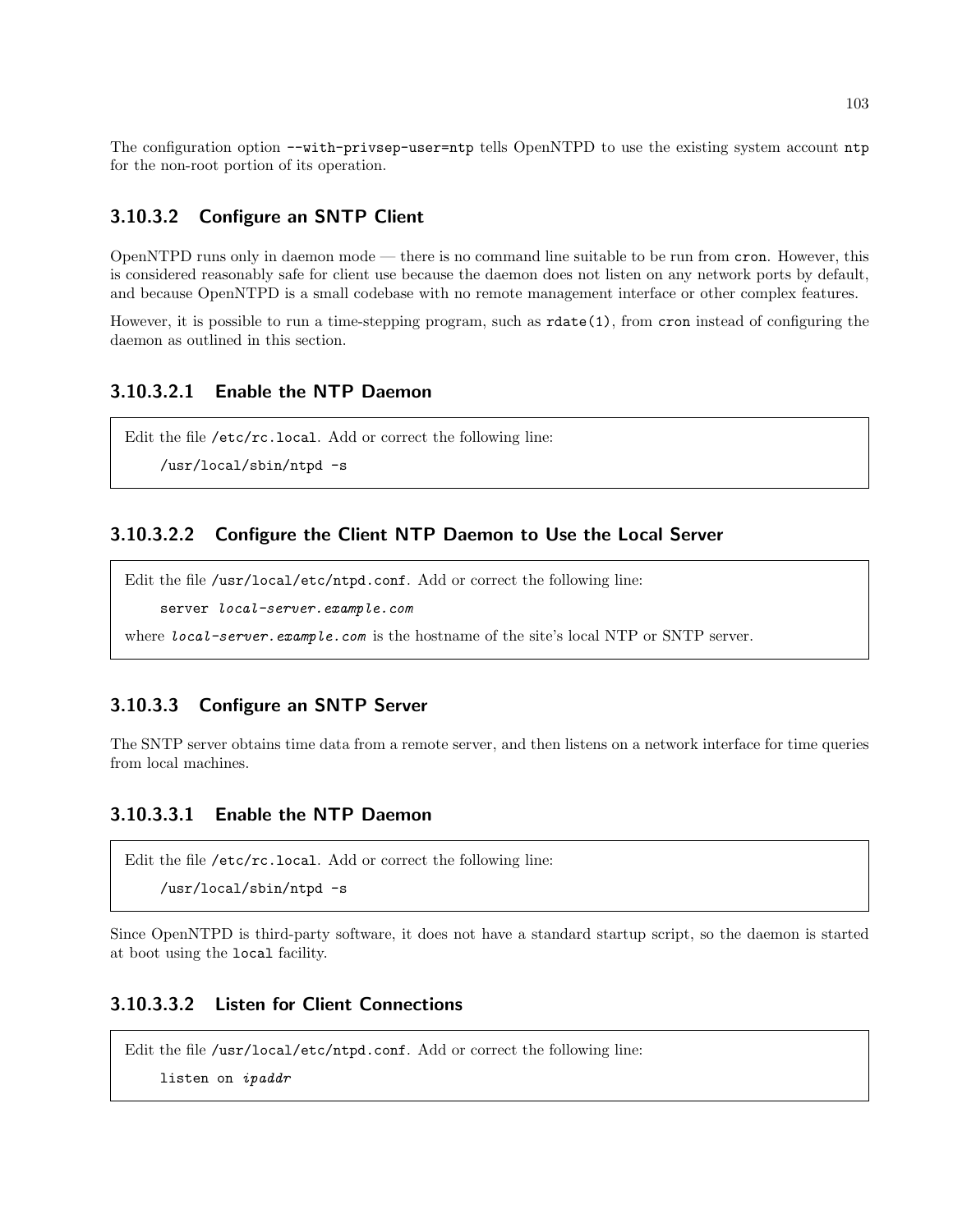The configuration option `--with-privsep-user=ntp` tells OpenNTPD to use the existing system account `ntp` for the non-root portion of its operation.

### 3.10.3.2 Configure an SNTP Client

OpenNTPD runs only in daemon mode — there is no command line suitable to be run from `cron`. However, this is considered reasonably safe for client use because the daemon does not listen on any network ports by default, and because OpenNTPD is a small codebase with no remote management interface or other complex features.

However, it is possible to run a time-stepping program, such as `rdate(1)`, from `cron` instead of configuring the daemon as outlined in this section.

#### 3.10.3.2.1 Enable the NTP Daemon

Edit the file `/etc/rc.local`. Add or correct the following line:

```
/usr/local/sbin/ntpd -s
```

#### 3.10.3.2.2 Configure the Client NTP Daemon to Use the Local Server

Edit the file `/usr/local/etc/ntpd.conf`. Add or correct the following line:

```
server local-server.example.com
```

where *`local-server.example.com`* is the hostname of the site's local NTP or SNTP server.

### 3.10.3.3 Configure an SNTP Server

The SNTP server obtains time data from a remote server, and then listens on a network interface for time queries from local machines.

#### 3.10.3.3.1 Enable the NTP Daemon

Edit the file `/etc/rc.local`. Add or correct the following line:

```
/usr/local/sbin/ntpd -s
```

Since OpenNTPD is third-party software, it does not have a standard startup script, so the daemon is started at boot using the `local` facility.

#### 3.10.3.3.2 Listen for Client Connections

Edit the file `/usr/local/etc/ntpd.conf`. Add or correct the following line:

```
listen on ipaddr
```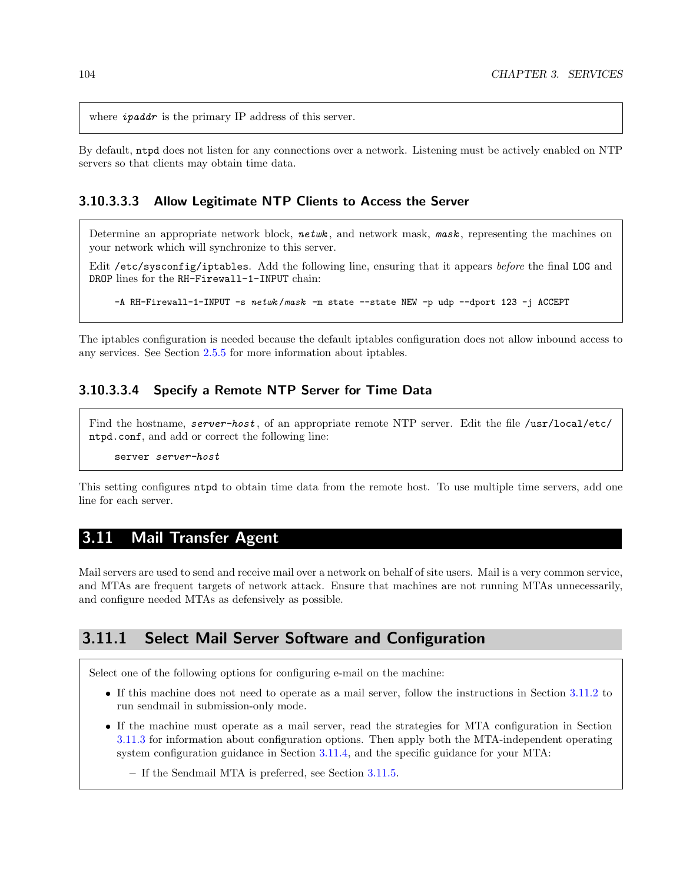where *ipaddr* is the primary IP address of this server.

By default, ntpd does not listen for any connections over a network. Listening must be actively enabled on NTP servers so that clients may obtain time data.

#### 3.10.3.3.3 Allow Legitimate NTP Clients to Access the Server

Determine an appropriate network block, *netwk*, and network mask, *mask*, representing the machines on your network which will synchronize to this server.

Edit /etc/sysconfig/iptables. Add the following line, ensuring that it appears *before* the final LOG and DROP lines for the RH-Firewall-1-INPUT chain:

```
-A RH-Firewall-1-INPUT -s netwk/mask -m state --state NEW -p udp --dport 123 -j ACCEPT
```

The iptables configuration is needed because the default iptables configuration does not allow inbound access to any services. See Section 2.5.5 for more information about iptables.

#### 3.10.3.3.4 Specify a Remote NTP Server for Time Data

Find the hostname, *server-host*, of an appropriate remote NTP server. Edit the file /usr/local/etc/ntpd.conf, and add or correct the following line:

```
server server-host
```

This setting configures ntpd to obtain time data from the remote host. To use multiple time servers, add one line for each server.

## 3.11 Mail Transfer Agent

Mail servers are used to send and receive mail over a network on behalf of site users. Mail is a very common service, and MTAs are frequent targets of network attack. Ensure that machines are not running MTAs unnecessarily, and configure needed MTAs as defensively as possible.

### 3.11.1 Select Mail Server Software and Configuration

Select one of the following options for configuring e-mail on the machine:

- If this machine does not need to operate as a mail server, follow the instructions in Section 3.11.2 to run sendmail in submission-only mode.
- If the machine must operate as a mail server, read the strategies for MTA configuration in Section 3.11.3 for information about configuration options. Then apply both the MTA-independent operating system configuration guidance in Section 3.11.4, and the specific guidance for your MTA:
  - If the Sendmail MTA is preferred, see Section 3.11.5.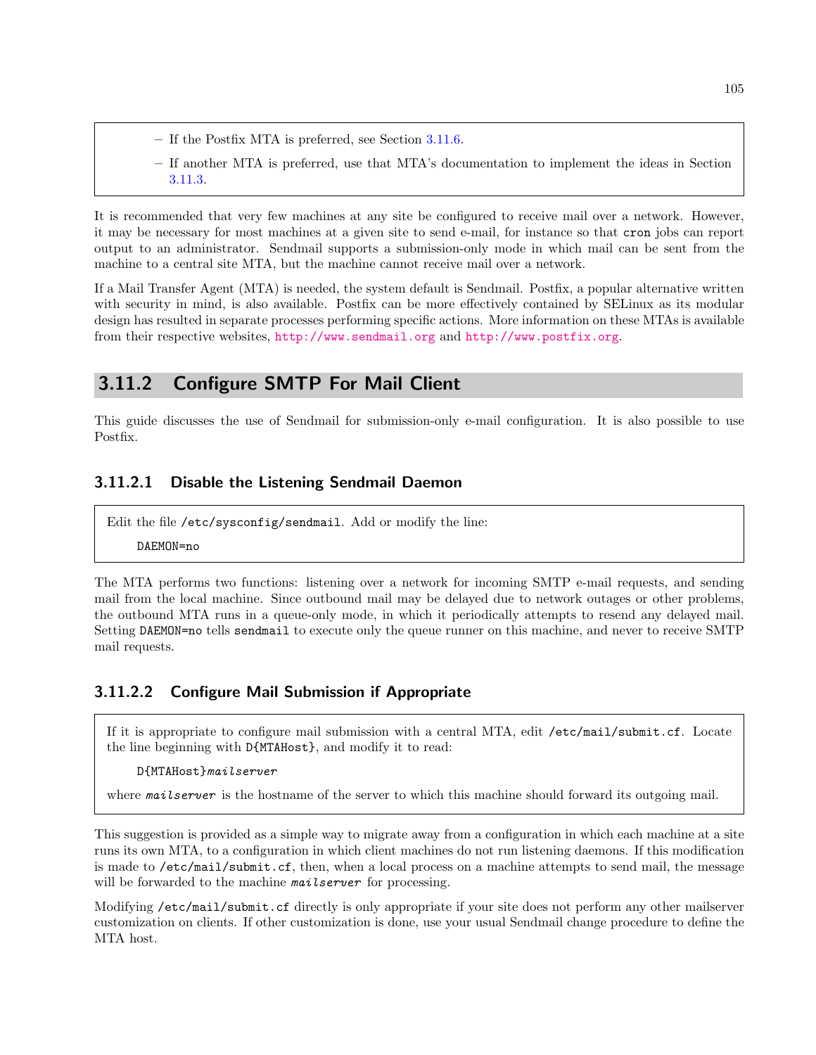- If the Postfix MTA is preferred, see Section 3.11.6.
- If another MTA is preferred, use that MTA's documentation to implement the ideas in Section 3.11.3.

It is recommended that very few machines at any site be configured to receive mail over a network. However, it may be necessary for most machines at a given site to send e-mail, for instance so that `cron` jobs can report output to an administrator. Sendmail supports a submission-only mode in which mail can be sent from the machine to a central site MTA, but the machine cannot receive mail over a network.

If a Mail Transfer Agent (MTA) is needed, the system default is Sendmail. Postfix, a popular alternative written with security in mind, is also available. Postfix can be more effectively contained by SELinux as its modular design has resulted in separate processes performing specific actions. More information on these MTAs is available from their respective websites, http://www.sendmail.org and http://www.postfix.org.

## 3.11.2 Configure SMTP For Mail Client

This guide discusses the use of Sendmail for submission-only e-mail configuration. It is also possible to use Postfix.

### 3.11.2.1 Disable the Listening Sendmail Daemon

Edit the file `/etc/sysconfig/sendmail`. Add or modify the line:

```
DAEMON=no
```

The MTA performs two functions: listening over a network for incoming SMTP e-mail requests, and sending mail from the local machine. Since outbound mail may be delayed due to network outages or other problems, the outbound MTA runs in a queue-only mode, in which it periodically attempts to resend any delayed mail. Setting `DAEMON=no` tells `sendmail` to execute only the queue runner on this machine, and never to receive SMTP mail requests.

### 3.11.2.2 Configure Mail Submission if Appropriate

If it is appropriate to configure mail submission with a central MTA, edit `/etc/mail/submit.cf`. Locate the line beginning with `D{MTAHost}`, and modify it to read:

```
D{MTAHost}mailserver
```

where *mailserver* is the hostname of the server to which this machine should forward its outgoing mail.

This suggestion is provided as a simple way to migrate away from a configuration in which each machine at a site runs its own MTA, to a configuration in which client machines do not run listening daemons. If this modification is made to `/etc/mail/submit.cf`, then, when a local process on a machine attempts to send mail, the message will be forwarded to the machine *mailserver* for processing.

Modifying `/etc/mail/submit.cf` directly is only appropriate if your site does not perform any other mailserver customization on clients. If other customization is done, use your usual Sendmail change procedure to define the MTA host.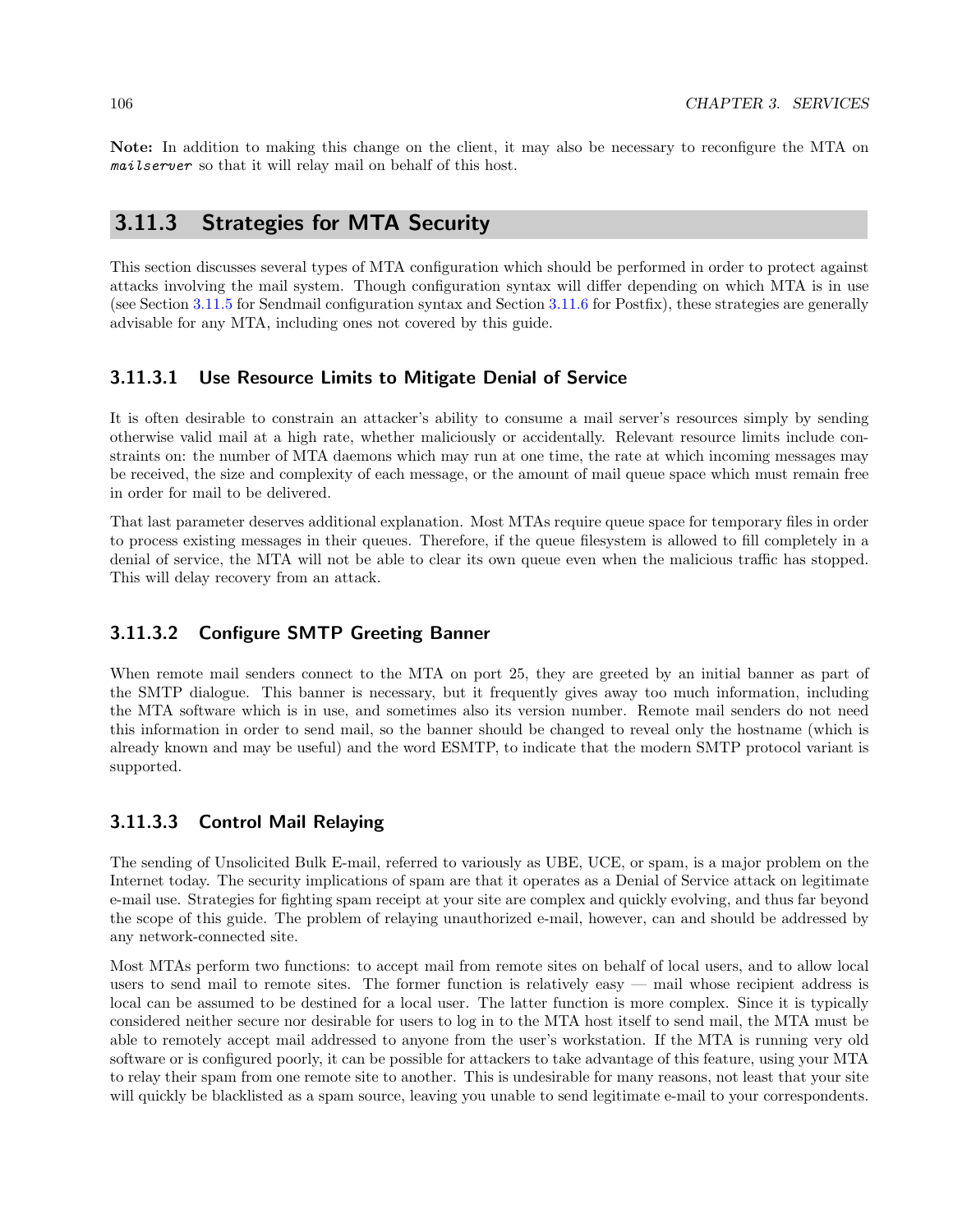**Note:** In addition to making this change on the client, it may also be necessary to reconfigure the MTA on *mailserver* so that it will relay mail on behalf of this host.

## 3.11.3 Strategies for MTA Security

This section discusses several types of MTA configuration which should be performed in order to protect against attacks involving the mail system. Though configuration syntax will differ depending on which MTA is in use (see Section 3.11.5 for Sendmail configuration syntax and Section 3.11.6 for Postfix), these strategies are generally advisable for any MTA, including ones not covered by this guide.

### 3.11.3.1 Use Resource Limits to Mitigate Denial of Service

It is often desirable to constrain an attacker's ability to consume a mail server's resources simply by sending otherwise valid mail at a high rate, whether maliciously or accidentally. Relevant resource limits include constraints on: the number of MTA daemons which may run at one time, the rate at which incoming messages may be received, the size and complexity of each message, or the amount of mail queue space which must remain free in order for mail to be delivered.

That last parameter deserves additional explanation. Most MTAs require queue space for temporary files in order to process existing messages in their queues. Therefore, if the queue filesystem is allowed to fill completely in a denial of service, the MTA will not be able to clear its own queue even when the malicious traffic has stopped. This will delay recovery from an attack.

### 3.11.3.2 Configure SMTP Greeting Banner

When remote mail senders connect to the MTA on port 25, they are greeted by an initial banner as part of the SMTP dialogue. This banner is necessary, but it frequently gives away too much information, including the MTA software which is in use, and sometimes also its version number. Remote mail senders do not need this information in order to send mail, so the banner should be changed to reveal only the hostname (which is already known and may be useful) and the word ESMTP, to indicate that the modern SMTP protocol variant is supported.

### 3.11.3.3 Control Mail Relaying

The sending of Unsolicited Bulk E-mail, referred to variously as UBE, UCE, or spam, is a major problem on the Internet today. The security implications of spam are that it operates as a Denial of Service attack on legitimate e-mail use. Strategies for fighting spam receipt at your site are complex and quickly evolving, and thus far beyond the scope of this guide. The problem of relaying unauthorized e-mail, however, can and should be addressed by any network-connected site.

Most MTAs perform two functions: to accept mail from remote sites on behalf of local users, and to allow local users to send mail to remote sites. The former function is relatively easy — mail whose recipient address is local can be assumed to be destined for a local user. The latter function is more complex. Since it is typically considered neither secure nor desirable for users to log in to the MTA host itself to send mail, the MTA must be able to remotely accept mail addressed to anyone from the user's workstation. If the MTA is running very old software or is configured poorly, it can be possible for attackers to take advantage of this feature, using your MTA to relay their spam from one remote site to another. This is undesirable for many reasons, not least that your site will quickly be blacklisted as a spam source, leaving you unable to send legitimate e-mail to your correspondents.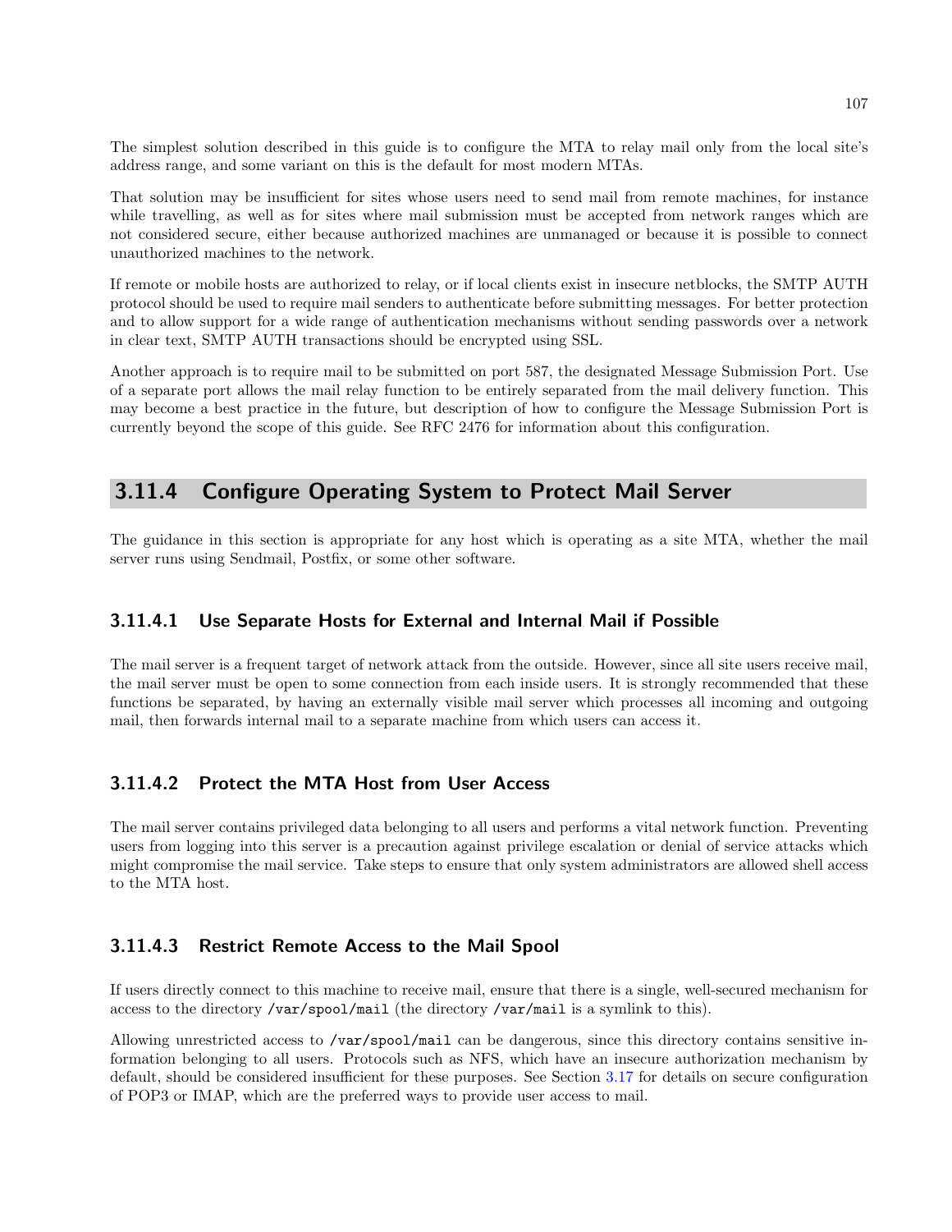The simplest solution described in this guide is to configure the MTA to relay mail only from the local site's address range, and some variant on this is the default for most modern MTAs.

That solution may be insufficient for sites whose users need to send mail from remote machines, for instance while travelling, as well as for sites where mail submission must be accepted from network ranges which are not considered secure, either because authorized machines are unmanaged or because it is possible to connect unauthorized machines to the network.

If remote or mobile hosts are authorized to relay, or if local clients exist in insecure netblocks, the SMTP AUTH protocol should be used to require mail senders to authenticate before submitting messages. For better protection and to allow support for a wide range of authentication mechanisms without sending passwords over a network in clear text, SMTP AUTH transactions should be encrypted using SSL.

Another approach is to require mail to be submitted on port 587, the designated Message Submission Port. Use of a separate port allows the mail relay function to be entirely separated from the mail delivery function. This may become a best practice in the future, but description of how to configure the Message Submission Port is currently beyond the scope of this guide. See RFC 2476 for information about this configuration.

## 3.11.4 Configure Operating System to Protect Mail Server

The guidance in this section is appropriate for any host which is operating as a site MTA, whether the mail server runs using Sendmail, Postfix, or some other software.

### 3.11.4.1 Use Separate Hosts for External and Internal Mail if Possible

The mail server is a frequent target of network attack from the outside. However, since all site users receive mail, the mail server must be open to some connection from each inside users. It is strongly recommended that these functions be separated, by having an externally visible mail server which processes all incoming and outgoing mail, then forwards internal mail to a separate machine from which users can access it.

### 3.11.4.2 Protect the MTA Host from User Access

The mail server contains privileged data belonging to all users and performs a vital network function. Preventing users from logging into this server is a precaution against privilege escalation or denial of service attacks which might compromise the mail service. Take steps to ensure that only system administrators are allowed shell access to the MTA host.

### 3.11.4.3 Restrict Remote Access to the Mail Spool

If users directly connect to this machine to receive mail, ensure that there is a single, well-secured mechanism for access to the directory `/var/spool/mail` (the directory `/var/mail` is a symlink to this).

Allowing unrestricted access to `/var/spool/mail` can be dangerous, since this directory contains sensitive information belonging to all users. Protocols such as NFS, which have an insecure authorization mechanism by default, should be considered insufficient for these purposes. See Section 3.17 for details on secure configuration of POP3 or IMAP, which are the preferred ways to provide user access to mail.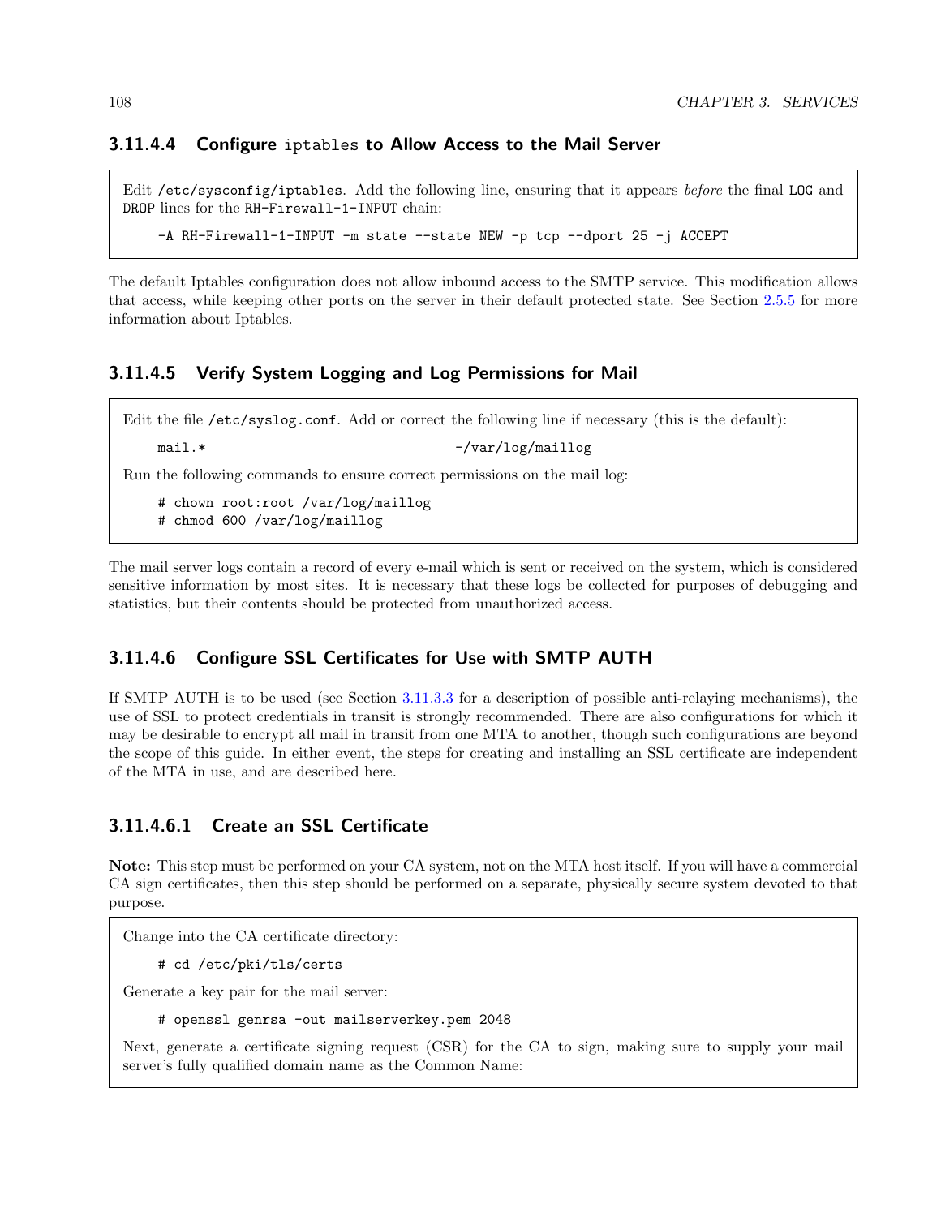#### 3.11.4.4 Configure `iptables` to Allow Access to the Mail Server

Edit `/etc/sysconfig/iptables`. Add the following line, ensuring that it appears *before* the final `LOG` and `DROP` lines for the `RH-Firewall-1-INPUT` chain:

```
-A RH-Firewall-1-INPUT -m state --state NEW -p tcp --dport 25 -j ACCEPT
```

The default Iptables configuration does not allow inbound access to the SMTP service. This modification allows that access, while keeping other ports on the server in their default protected state. See Section 2.5.5 for more information about Iptables.

#### 3.11.4.5 Verify System Logging and Log Permissions for Mail

Edit the file `/etc/syslog.conf`. Add or correct the following line if necessary (this is the default):

```
mail.*                                  -/var/log/maillog
```

Run the following commands to ensure correct permissions on the mail log:

```
# chown root:root /var/log/maillog
# chmod 600 /var/log/maillog
```

The mail server logs contain a record of every e-mail which is sent or received on the system, which is considered sensitive information by most sites. It is necessary that these logs be collected for purposes of debugging and statistics, but their contents should be protected from unauthorized access.

#### 3.11.4.6 Configure SSL Certificates for Use with SMTP AUTH

If SMTP AUTH is to be used (see Section 3.11.3.3 for a description of possible anti-relaying mechanisms), the use of SSL to protect credentials in transit is strongly recommended. There are also configurations for which it may be desirable to encrypt all mail in transit from one MTA to another, though such configurations are beyond the scope of this guide. In either event, the steps for creating and installing an SSL certificate are independent of the MTA in use, and are described here.

#### 3.11.4.6.1 Create an SSL Certificate

**Note:** This step must be performed on your CA system, not on the MTA host itself. If you will have a commercial CA sign certificates, then this step should be performed on a separate, physically secure system devoted to that purpose.

Change into the CA certificate directory:

```
# cd /etc/pki/tls/certs
```

Generate a key pair for the mail server:

```
# openssl genrsa -out mailserverkey.pem 2048
```

Next, generate a certificate signing request (CSR) for the CA to sign, making sure to supply your mail server's fully qualified domain name as the Common Name: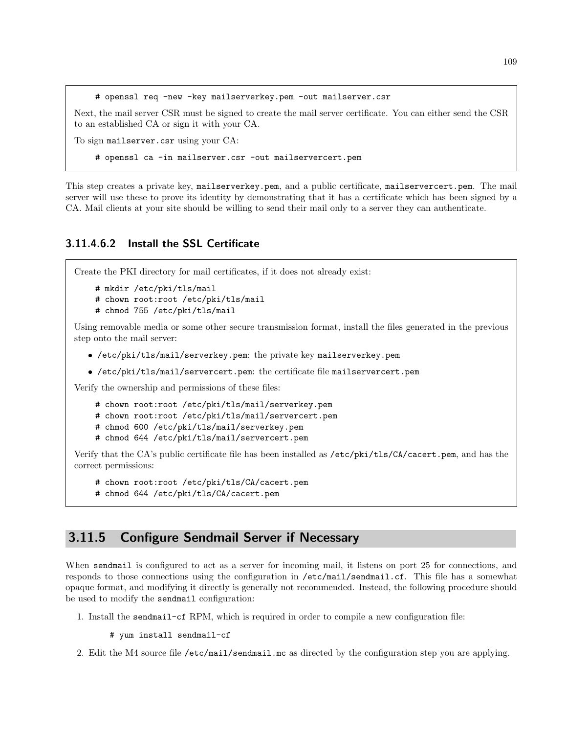```
# openssl req -new -key mailserverkey.pem -out mailserver.csr
```

Next, the mail server CSR must be signed to create the mail server certificate. You can either send the CSR to an established CA or sign it with your CA.

To sign `mailserver.csr` using your CA:

```
# openssl ca -in mailserver.csr -out mailservercert.pem
```

This step creates a private key, `mailserverkey.pem`, and a public certificate, `mailservercert.pem`. The mail server will use these to prove its identity by demonstrating that it has a certificate which has been signed by a CA. Mail clients at your site should be willing to send their mail only to a server they can authenticate.

#### 3.11.4.6.2 Install the SSL Certificate

Create the PKI directory for mail certificates, if it does not already exist:

```
# mkdir /etc/pki/tls/mail
# chown root:root /etc/pki/tls/mail
# chmod 755 /etc/pki/tls/mail
```

Using removable media or some other secure transmission format, install the files generated in the previous step onto the mail server:

- `/etc/pki/tls/mail/serverkey.pem`: the private key `mailserverkey.pem`
- `/etc/pki/tls/mail/servercert.pem`: the certificate file `mailservercert.pem`

Verify the ownership and permissions of these files:

```
# chown root:root /etc/pki/tls/mail/serverkey.pem
# chown root:root /etc/pki/tls/mail/servercert.pem
# chmod 600 /etc/pki/tls/mail/serverkey.pem
# chmod 644 /etc/pki/tls/mail/servercert.pem
```

Verify that the CA's public certificate file has been installed as `/etc/pki/tls/CA/cacert.pem`, and has the correct permissions:

```
# chown root:root /etc/pki/tls/CA/cacert.pem
# chmod 644 /etc/pki/tls/CA/cacert.pem
```

## 3.11.5 Configure Sendmail Server if Necessary

When `sendmail` is configured to act as a server for incoming mail, it listens on port 25 for connections, and responds to those connections using the configuration in `/etc/mail/sendmail.cf`. This file has a somewhat opaque format, and modifying it directly is generally not recommended. Instead, the following procedure should be used to modify the `sendmail` configuration:

1. Install the `sendmail-cf` RPM, which is required in order to compile a new configuration file:

   ```
   # yum install sendmail-cf
   ```

2. Edit the M4 source file `/etc/mail/sendmail.mc` as directed by the configuration step you are applying.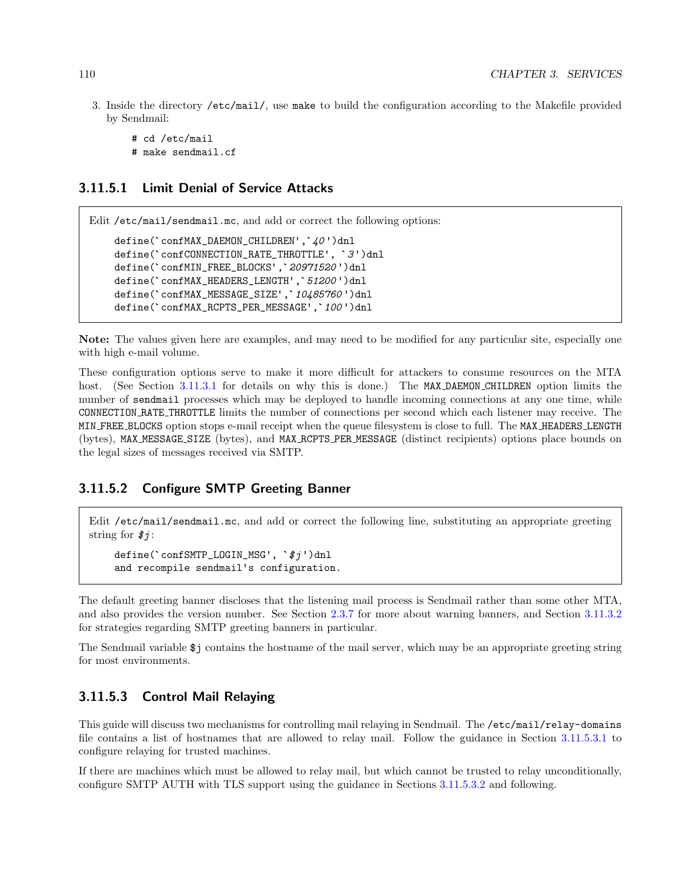3. Inside the directory /etc/mail/, use make to build the configuration according to the Makefile provided by Sendmail:

```
# cd /etc/mail
# make sendmail.cf
```

#### 3.11.5.1 Limit Denial of Service Attacks

Edit /etc/mail/sendmail.mc, and add or correct the following options:

```
define(`confMAX_DAEMON_CHILDREN',`40')dnl
define(`confCONNECTION_RATE_THROTTLE', `3')dnl
define(`confMIN_FREE_BLOCKS',`20971520')dnl
define(`confMAX_HEADERS_LENGTH',`51200')dnl
define(`confMAX_MESSAGE_SIZE',`10485760')dnl
define(`confMAX_RCPTS_PER_MESSAGE',`100')dnl
```

**Note:** The values given here are examples, and may need to be modified for any particular site, especially one with high e-mail volume.

These configuration options serve to make it more difficult for attackers to consume resources on the MTA host. (See Section 3.11.3.1 for details on why this is done.) The MAX_DAEMON_CHILDREN option limits the number of sendmail processes which may be deployed to handle incoming connections at any one time, while CONNECTION_RATE_THROTTLE limits the number of connections per second which each listener may receive. The MIN_FREE_BLOCKS option stops e-mail receipt when the queue filesystem is close to full. The MAX_HEADERS_LENGTH (bytes), MAX_MESSAGE_SIZE (bytes), and MAX_RCPTS_PER_MESSAGE (distinct recipients) options place bounds on the legal sizes of messages received via SMTP.

#### 3.11.5.2 Configure SMTP Greeting Banner

Edit /etc/mail/sendmail.mc, and add or correct the following line, substituting an appropriate greeting string for *$j*:

```
define(`confSMTP_LOGIN_MSG', `$j')dnl
and recompile sendmail's configuration.
```

The default greeting banner discloses that the listening mail process is Sendmail rather than some other MTA, and also provides the version number. See Section 2.3.7 for more about warning banners, and Section 3.11.3.2 for strategies regarding SMTP greeting banners in particular.

The Sendmail variable $j contains the hostname of the mail server, which may be an appropriate greeting string for most environments.

#### 3.11.5.3 Control Mail Relaying

This guide will discuss two mechanisms for controlling mail relaying in Sendmail. The /etc/mail/relay-domains file contains a list of hostnames that are allowed to relay mail. Follow the guidance in Section 3.11.5.3.1 to configure relaying for trusted machines.

If there are machines which must be allowed to relay mail, but which cannot be trusted to relay unconditionally, configure SMTP AUTH with TLS support using the guidance in Sections 3.11.5.3.2 and following.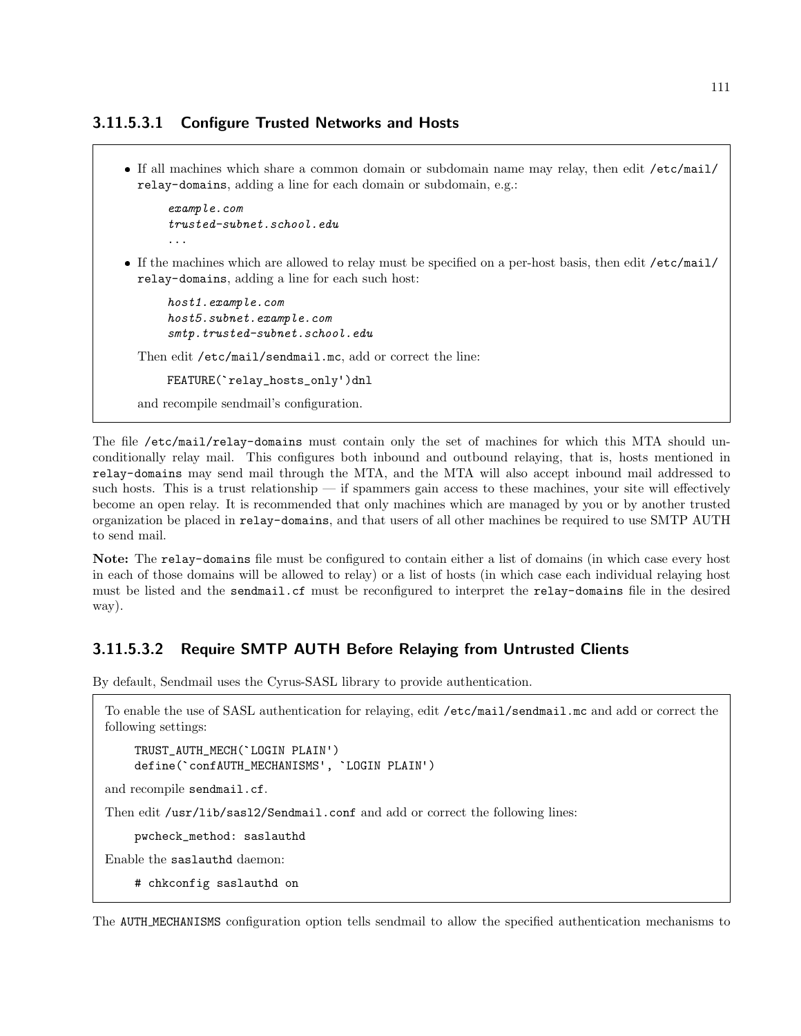#### 3.11.5.3.1 Configure Trusted Networks and Hosts

- If all machines which share a common domain or subdomain name may relay, then edit `/etc/mail/relay-domains`, adding a line for each domain or subdomain, e.g.:

  ```
  example.com
  trusted-subnet.school.edu
  ...
  ```

- If the machines which are allowed to relay must be specified on a per-host basis, then edit `/etc/mail/relay-domains`, adding a line for each such host:

  ```
  host1.example.com
  host5.subnet.example.com
  smtp.trusted-subnet.school.edu
  ```

  Then edit `/etc/mail/sendmail.mc`, add or correct the line:

  ```
  FEATURE(`relay_hosts_only')dnl
  ```

  and recompile sendmail's configuration.

The file `/etc/mail/relay-domains` must contain only the set of machines for which this MTA should unconditionally relay mail. This configures both inbound and outbound relaying, that is, hosts mentioned in `relay-domains` may send mail through the MTA, and the MTA will also accept inbound mail addressed to such hosts. This is a trust relationship — if spammers gain access to these machines, your site will effectively become an open relay. It is recommended that only machines which are managed by you or by another trusted organization be placed in `relay-domains`, and that users of all other machines be required to use SMTP AUTH to send mail.

**Note:** The `relay-domains` file must be configured to contain either a list of domains (in which case every host in each of those domains will be allowed to relay) or a list of hosts (in which case each individual relaying host must be listed and the `sendmail.cf` must be reconfigured to interpret the `relay-domains` file in the desired way).

#### 3.11.5.3.2 Require SMTP AUTH Before Relaying from Untrusted Clients

By default, Sendmail uses the Cyrus-SASL library to provide authentication.

To enable the use of SASL authentication for relaying, edit `/etc/mail/sendmail.mc` and add or correct the following settings:

```
TRUST_AUTH_MECH(`LOGIN PLAIN')
define(`confAUTH_MECHANISMS', `LOGIN PLAIN')
```

and recompile `sendmail.cf`.

Then edit `/usr/lib/sasl2/Sendmail.conf` and add or correct the following lines:

```
pwcheck_method: saslauthd
```

Enable the `saslauthd` daemon:

```
# chkconfig saslauthd on
```

The `AUTH_MECHANISMS` configuration option tells sendmail to allow the specified authentication mechanisms to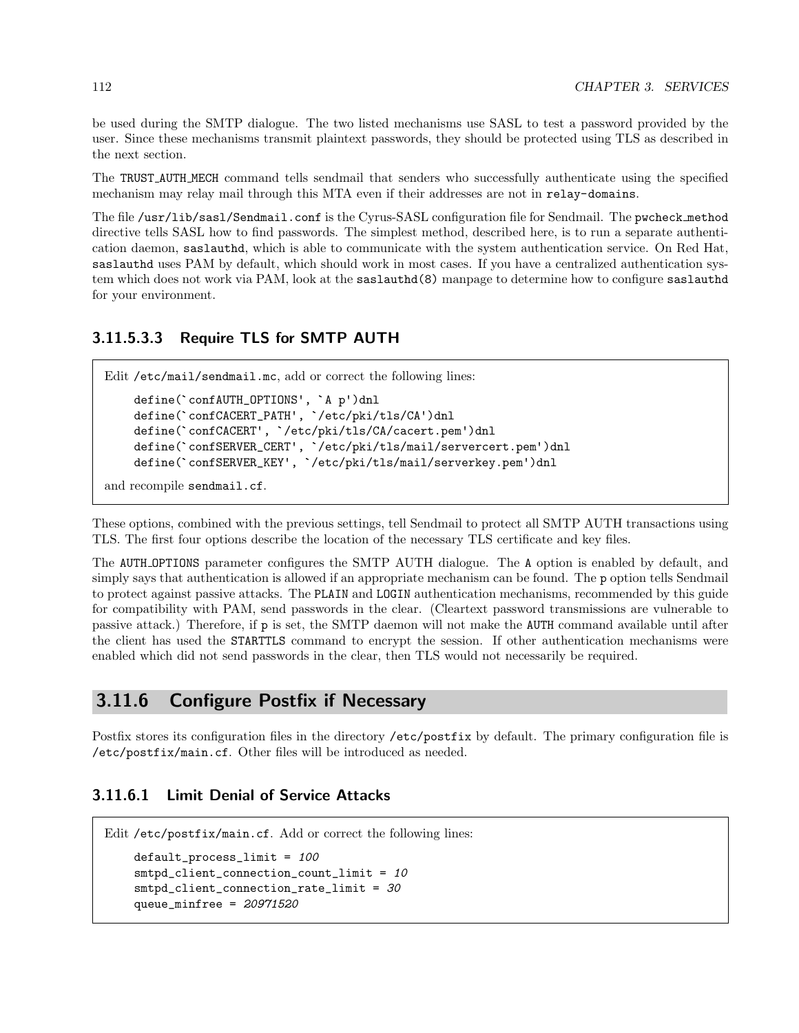be used during the SMTP dialogue. The two listed mechanisms use SASL to test a password provided by the user. Since these mechanisms transmit plaintext passwords, they should be protected using TLS as described in the next section.

The `TRUST_AUTH_MECH` command tells sendmail that senders who successfully authenticate using the specified mechanism may relay mail through this MTA even if their addresses are not in `relay-domains`.

The file `/usr/lib/sasl/Sendmail.conf` is the Cyrus-SASL configuration file for Sendmail. The `pwcheck_method` directive tells SASL how to find passwords. The simplest method, described here, is to run a separate authentication daemon, `saslauthd`, which is able to communicate with the system authentication service. On Red Hat, `saslauthd` uses PAM by default, which should work in most cases. If you have a centralized authentication system which does not work via PAM, look at the `saslauthd(8)` manpage to determine how to configure `saslauthd` for your environment.

#### 3.11.5.3.3 Require TLS for SMTP AUTH

Edit `/etc/mail/sendmail.mc`, add or correct the following lines:

```
define(`confAUTH_OPTIONS', `A p')dnl
define(`confCACERT_PATH', `/etc/pki/tls/CA')dnl
define(`confCACERT', `/etc/pki/tls/CA/cacert.pem')dnl
define(`confSERVER_CERT', `/etc/pki/tls/mail/servercert.pem')dnl
define(`confSERVER_KEY', `/etc/pki/tls/mail/serverkey.pem')dnl
```

and recompile `sendmail.cf`.

These options, combined with the previous settings, tell Sendmail to protect all SMTP AUTH transactions using TLS. The first four options describe the location of the necessary TLS certificate and key files.

The `AUTH_OPTIONS` parameter configures the SMTP AUTH dialogue. The `A` option is enabled by default, and simply says that authentication is allowed if an appropriate mechanism can be found. The `p` option tells Sendmail to protect against passive attacks. The `PLAIN` and `LOGIN` authentication mechanisms, recommended by this guide for compatibility with PAM, send passwords in the clear. (Cleartext password transmissions are vulnerable to passive attack.) Therefore, if `p` is set, the SMTP daemon will not make the `AUTH` command available until after the client has used the `STARTTLS` command to encrypt the session. If other authentication mechanisms were enabled which did not send passwords in the clear, then TLS would not necessarily be required.

## 3.11.6 Configure Postfix if Necessary

Postfix stores its configuration files in the directory `/etc/postfix` by default. The primary configuration file is `/etc/postfix/main.cf`. Other files will be introduced as needed.

### 3.11.6.1 Limit Denial of Service Attacks

Edit `/etc/postfix/main.cf`. Add or correct the following lines:

```
default_process_limit = 100
smtpd_client_connection_count_limit = 10
smtpd_client_connection_rate_limit = 30
queue_minfree = 20971520
```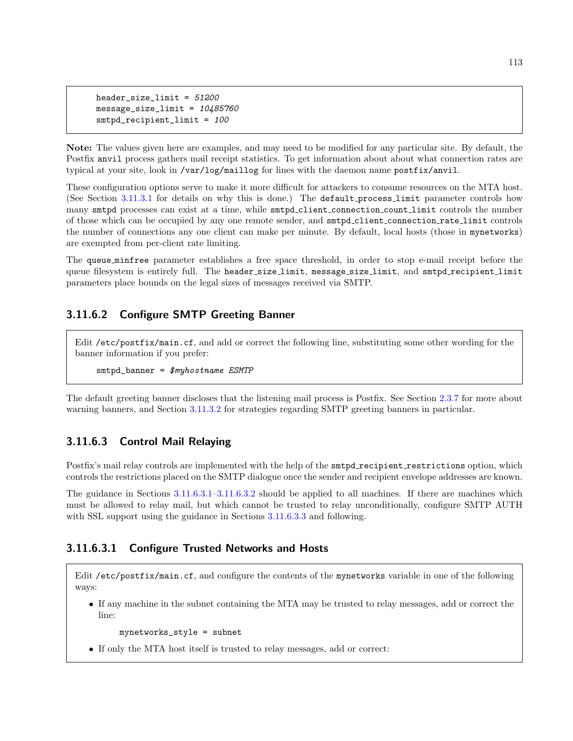```
header_size_limit = 51200
message_size_limit = 10485760
smtpd_recipient_limit = 100
```

**Note:** The values given here are examples, and may need to be modified for any particular site. By default, the Postfix `anvil` process gathers mail receipt statistics. To get information about about what connection rates are typical at your site, look in `/var/log/maillog` for lines with the daemon name `postfix/anvil`.

These configuration options serve to make it more difficult for attackers to consume resources on the MTA host. (See Section 3.11.3.1 for details on why this is done.) The `default_process_limit` parameter controls how many `smtpd` processes can exist at a time, while `smtpd_client_connection_count_limit` controls the number of those which can be occupied by any one remote sender, and `smtpd_client_connection_rate_limit` controls the number of connections any one client can make per minute. By default, local hosts (those in `mynetworks`) are exempted from per-client rate limiting.

The `queue_minfree` parameter establishes a free space threshold, in order to stop e-mail receipt before the queue filesystem is entirely full. The `header_size_limit`, `message_size_limit`, and `smtpd_recipient_limit` parameters place bounds on the legal sizes of messages received via SMTP.

#### 3.11.6.2 Configure SMTP Greeting Banner

Edit `/etc/postfix/main.cf`, and add or correct the following line, substituting some other wording for the banner information if you prefer:

```
smtpd_banner = $myhostname ESMTP
```

The default greeting banner discloses that the listening mail process is Postfix. See Section 2.3.7 for more about warning banners, and Section 3.11.3.2 for strategies regarding SMTP greeting banners in particular.

#### 3.11.6.3 Control Mail Relaying

Postfix's mail relay controls are implemented with the help of the `smtpd_recipient_restrictions` option, which controls the restrictions placed on the SMTP dialogue once the sender and recipient envelope addresses are known.

The guidance in Sections 3.11.6.3.1–3.11.6.3.2 should be applied to all machines. If there are machines which must be allowed to relay mail, but which cannot be trusted to relay unconditionally, configure SMTP AUTH with SSL support using the guidance in Sections 3.11.6.3.3 and following.

##### 3.11.6.3.1 Configure Trusted Networks and Hosts

Edit `/etc/postfix/main.cf`, and configure the contents of the `mynetworks` variable in one of the following ways:

- If any machine in the subnet containing the MTA may be trusted to relay messages, add or correct the line:

  ```
  mynetworks_style = subnet
  ```

- If only the MTA host itself is trusted to relay messages, add or correct: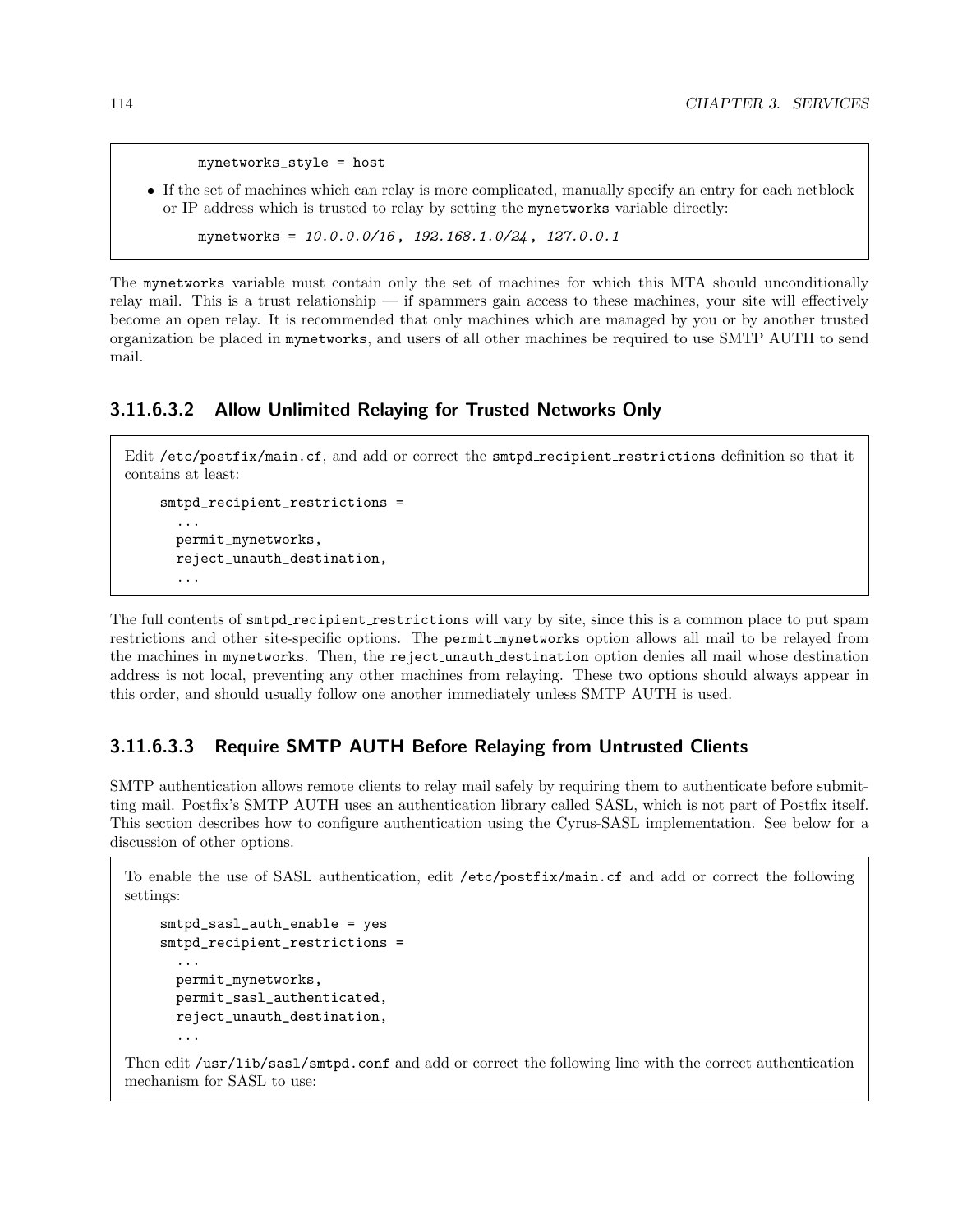```
mynetworks_style = host
```

- If the set of machines which can relay is more complicated, manually specify an entry for each netblock or IP address which is trusted to relay by setting the mynetworks variable directly:

```
mynetworks = 10.0.0.0/16 , 192.168.1.0/24 , 127.0.0.1
```

The mynetworks variable must contain only the set of machines for which this MTA should unconditionally relay mail. This is a trust relationship — if spammers gain access to these machines, your site will effectively become an open relay. It is recommended that only machines which are managed by you or by another trusted organization be placed in mynetworks, and users of all other machines be required to use SMTP AUTH to send mail.

#### 3.11.6.3.2 Allow Unlimited Relaying for Trusted Networks Only

Edit /etc/postfix/main.cf, and add or correct the smtpd_recipient_restrictions definition so that it contains at least:

```
smtpd_recipient_restrictions =
  ...
  permit_mynetworks,
  reject_unauth_destination,
  ...
```

The full contents of smtpd_recipient_restrictions will vary by site, since this is a common place to put spam restrictions and other site-specific options. The permit_mynetworks option allows all mail to be relayed from the machines in mynetworks. Then, the reject_unauth_destination option denies all mail whose destination address is not local, preventing any other machines from relaying. These two options should always appear in this order, and should usually follow one another immediately unless SMTP AUTH is used.

#### 3.11.6.3.3 Require SMTP AUTH Before Relaying from Untrusted Clients

SMTP authentication allows remote clients to relay mail safely by requiring them to authenticate before submitting mail. Postfix's SMTP AUTH uses an authentication library called SASL, which is not part of Postfix itself. This section describes how to configure authentication using the Cyrus-SASL implementation. See below for a discussion of other options.

To enable the use of SASL authentication, edit /etc/postfix/main.cf and add or correct the following settings:

```
smtpd_sasl_auth_enable = yes
smtpd_recipient_restrictions =
  ...
  permit_mynetworks,
  permit_sasl_authenticated,
  reject_unauth_destination,
  ...
```

Then edit /usr/lib/sasl/smtpd.conf and add or correct the following line with the correct authentication mechanism for SASL to use: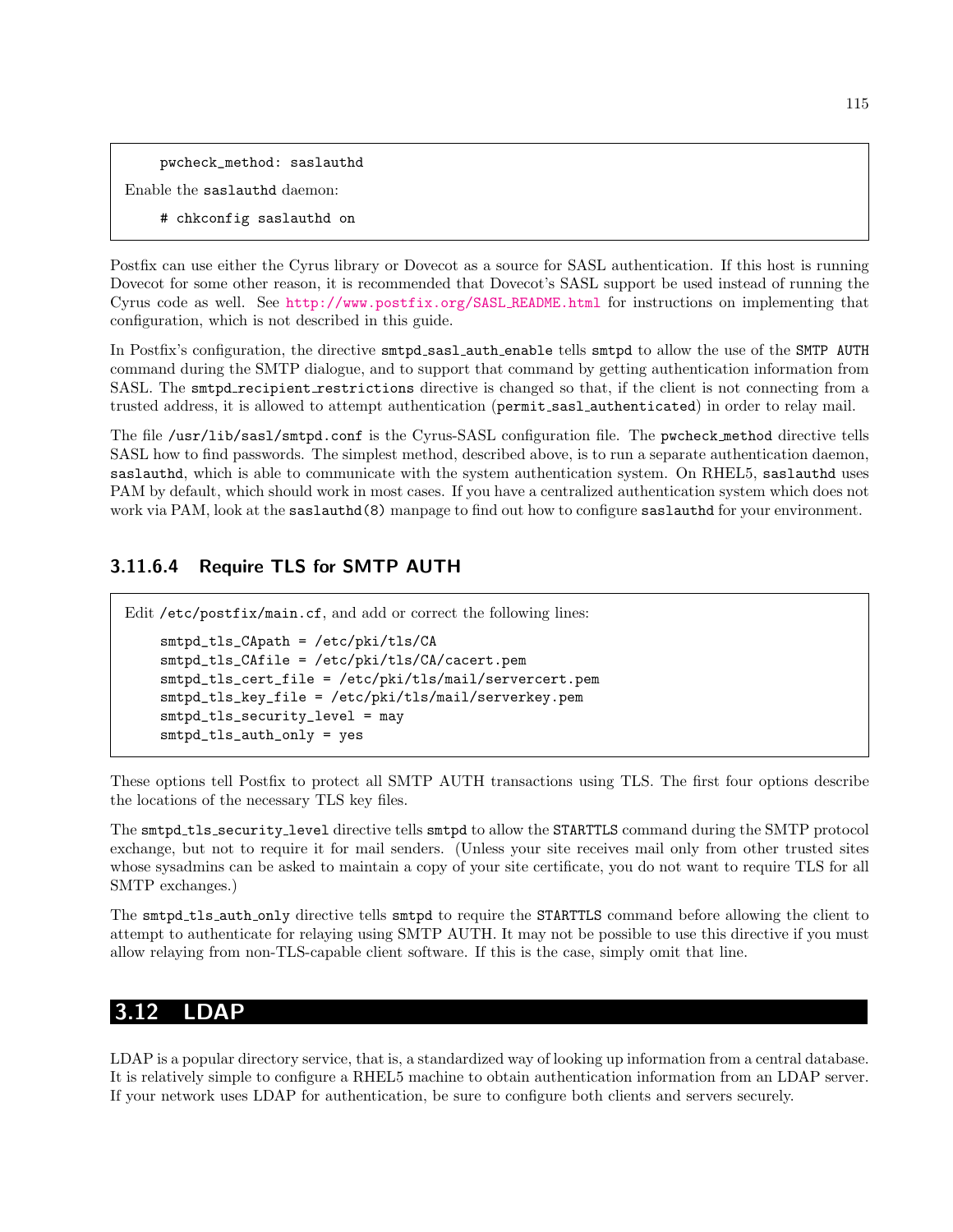```
pwcheck_method: saslauthd
```

Enable the `saslauthd` daemon:

```
# chkconfig saslauthd on
```

Postfix can use either the Cyrus library or Dovecot as a source for SASL authentication. If this host is running Dovecot for some other reason, it is recommended that Dovecot's SASL support be used instead of running the Cyrus code as well. See http://www.postfix.org/SASL_README.html for instructions on implementing that configuration, which is not described in this guide.

In Postfix's configuration, the directive `smtpd_sasl_auth_enable` tells `smtpd` to allow the use of the `SMTP AUTH` command during the SMTP dialogue, and to support that command by getting authentication information from SASL. The `smtpd_recipient_restrictions` directive is changed so that, if the client is not connecting from a trusted address, it is allowed to attempt authentication (`permit_sasl_authenticated`) in order to relay mail.

The file `/usr/lib/sasl/smtpd.conf` is the Cyrus-SASL configuration file. The `pwcheck_method` directive tells SASL how to find passwords. The simplest method, described above, is to run a separate authentication daemon, `saslauthd`, which is able to communicate with the system authentication system. On RHEL5, `saslauthd` uses PAM by default, which should work in most cases. If you have a centralized authentication system which does not work via PAM, look at the `saslauthd(8)` manpage to find out how to configure `saslauthd` for your environment.

#### 3.11.6.4 Require TLS for SMTP AUTH

Edit `/etc/postfix/main.cf`, and add or correct the following lines:

```
smtpd_tls_CApath = /etc/pki/tls/CA
smtpd_tls_CAfile = /etc/pki/tls/CA/cacert.pem
smtpd_tls_cert_file = /etc/pki/tls/mail/servercert.pem
smtpd_tls_key_file = /etc/pki/tls/mail/serverkey.pem
smtpd_tls_security_level = may
smtpd_tls_auth_only = yes
```

These options tell Postfix to protect all SMTP AUTH transactions using TLS. The first four options describe the locations of the necessary TLS key files.

The `smtpd_tls_security_level` directive tells `smtpd` to allow the `STARTTLS` command during the SMTP protocol exchange, but not to require it for mail senders. (Unless your site receives mail only from other trusted sites whose sysadmins can be asked to maintain a copy of your site certificate, you do not want to require TLS for all SMTP exchanges.)

The `smtpd_tls_auth_only` directive tells `smtpd` to require the `STARTTLS` command before allowing the client to attempt to authenticate for relaying using SMTP AUTH. It may not be possible to use this directive if you must allow relaying from non-TLS-capable client software. If this is the case, simply omit that line.

## 3.12 LDAP

LDAP is a popular directory service, that is, a standardized way of looking up information from a central database. It is relatively simple to configure a RHEL5 machine to obtain authentication information from an LDAP server. If your network uses LDAP for authentication, be sure to configure both clients and servers securely.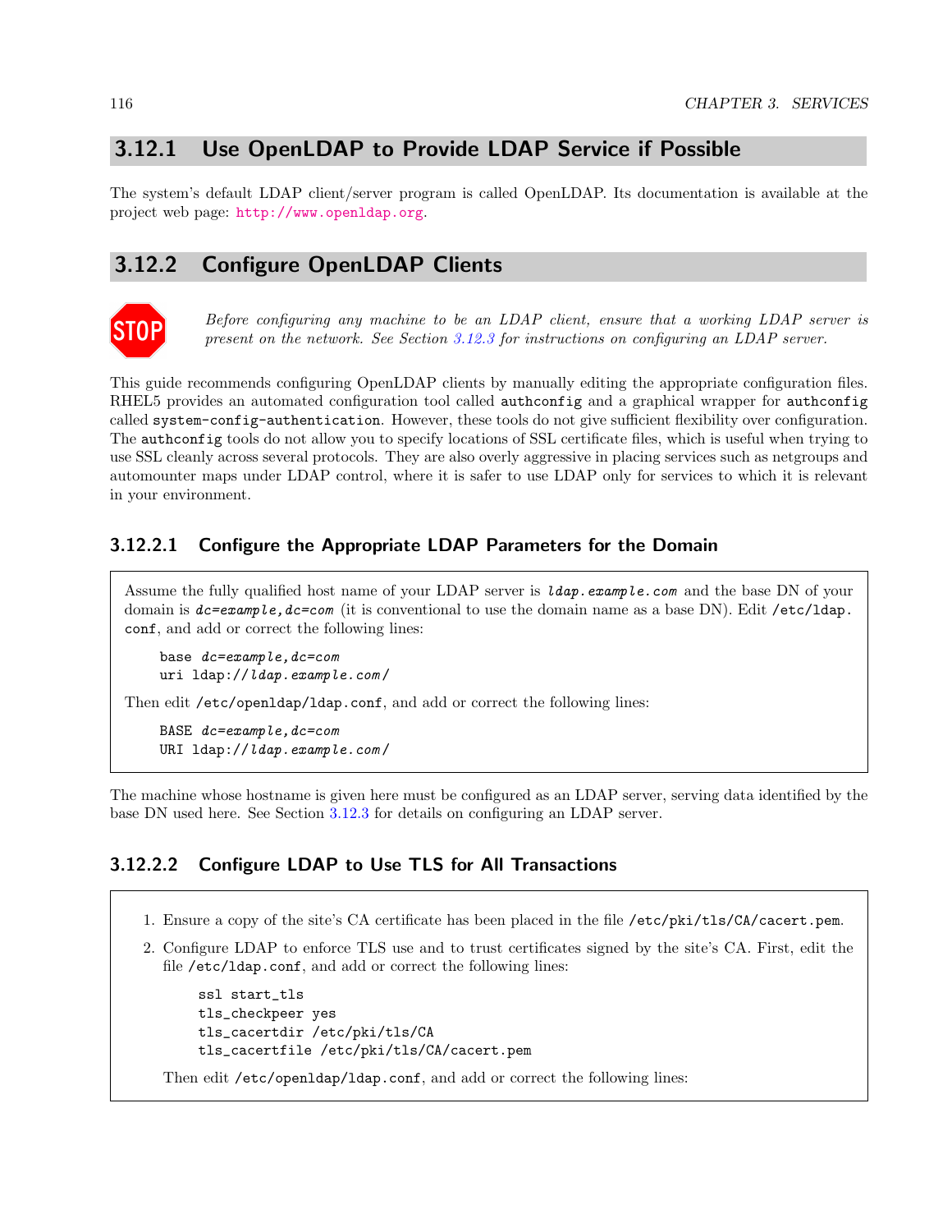## 3.12.1 Use OpenLDAP to Provide LDAP Service if Possible

The system's default LDAP client/server program is called OpenLDAP. Its documentation is available at the project web page: http://www.openldap.org.

## 3.12.2 Configure OpenLDAP Clients

STOP *Before configuring any machine to be an LDAP client, ensure that a working LDAP server is present on the network. See Section 3.12.3 for instructions on configuring an LDAP server.*

This guide recommends configuring OpenLDAP clients by manually editing the appropriate configuration files. RHEL5 provides an automated configuration tool called `authconfig` and a graphical wrapper for `authconfig` called `system-config-authentication`. However, these tools do not give sufficient flexibility over configuration. The `authconfig` tools do not allow you to specify locations of SSL certificate files, which is useful when trying to use SSL cleanly across several protocols. They are also overly aggressive in placing services such as netgroups and automounter maps under LDAP control, where it is safer to use LDAP only for services to which it is relevant in your environment.

### 3.12.2.1 Configure the Appropriate LDAP Parameters for the Domain

Assume the fully qualified host name of your LDAP server is *ldap.example.com* and the base DN of your domain is *dc=example,dc=com* (it is conventional to use the domain name as a base DN). Edit `/etc/ldap.conf`, and add or correct the following lines:

```
base dc=example,dc=com
uri ldap://ldap.example.com/
```

Then edit `/etc/openldap/ldap.conf`, and add or correct the following lines:

```
BASE dc=example,dc=com
URI ldap://ldap.example.com/
```

The machine whose hostname is given here must be configured as an LDAP server, serving data identified by the base DN used here. See Section 3.12.3 for details on configuring an LDAP server.

### 3.12.2.2 Configure LDAP to Use TLS for All Transactions

1. Ensure a copy of the site's CA certificate has been placed in the file `/etc/pki/tls/CA/cacert.pem`.
2. Configure LDAP to enforce TLS use and to trust certificates signed by the site's CA. First, edit the file `/etc/ldap.conf`, and add or correct the following lines:

   ```
   ssl start_tls
   tls_checkpeer yes
   tls_cacertdir /etc/pki/tls/CA
   tls_cacertfile /etc/pki/tls/CA/cacert.pem
   ```

   Then edit `/etc/openldap/ldap.conf`, and add or correct the following lines: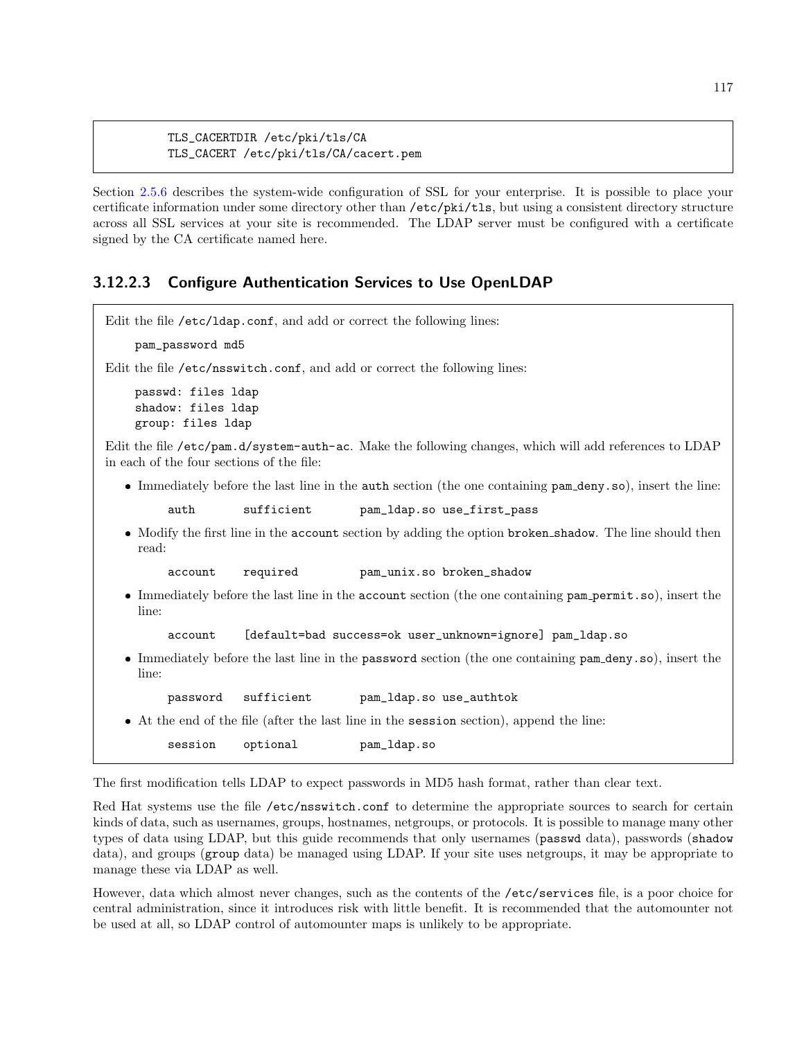```
TLS_CACERTDIR /etc/pki/tls/CA
TLS_CACERT /etc/pki/tls/CA/cacert.pem
```

Section 2.5.6 describes the system-wide configuration of SSL for your enterprise. It is possible to place your certificate information under some directory other than /etc/pki/tls, but using a consistent directory structure across all SSL services at your site is recommended. The LDAP server must be configured with a certificate signed by the CA certificate named here.

#### 3.12.2.3 Configure Authentication Services to Use OpenLDAP

Edit the file /etc/ldap.conf, and add or correct the following lines:

```
pam_password md5
```

Edit the file /etc/nsswitch.conf, and add or correct the following lines:

```
passwd: files ldap
shadow: files ldap
group: files ldap
```

Edit the file /etc/pam.d/system-auth-ac. Make the following changes, which will add references to LDAP in each of the four sections of the file:

- Immediately before the last line in the auth section (the one containing pam_deny.so), insert the line:

  ```
  auth        sufficient      pam_ldap.so use_first_pass
  ```

- Modify the first line in the account section by adding the option broken_shadow. The line should then read:

  ```
  account     required        pam_unix.so broken_shadow
  ```

- Immediately before the last line in the account section (the one containing pam_permit.so), insert the line:

  ```
  account     [default=bad success=ok user_unknown=ignore] pam_ldap.so
  ```

- Immediately before the last line in the password section (the one containing pam_deny.so), insert the line:

  ```
  password    sufficient      pam_ldap.so use_authtok
  ```

- At the end of the file (after the last line in the session section), append the line:

  ```
  session     optional        pam_ldap.so
  ```

The first modification tells LDAP to expect passwords in MD5 hash format, rather than clear text.

Red Hat systems use the file /etc/nsswitch.conf to determine the appropriate sources to search for certain kinds of data, such as usernames, groups, hostnames, netgroups, or protocols. It is possible to manage many other types of data using LDAP, but this guide recommends that only usernames (passwd data), passwords (shadow data), and groups (group data) be managed using LDAP. If your site uses netgroups, it may be appropriate to manage these via LDAP as well.

However, data which almost never changes, such as the contents of the /etc/services file, is a poor choice for central administration, since it introduces risk with little benefit. It is recommended that the automounter not be used at all, so LDAP control of automounter maps is unlikely to be appropriate.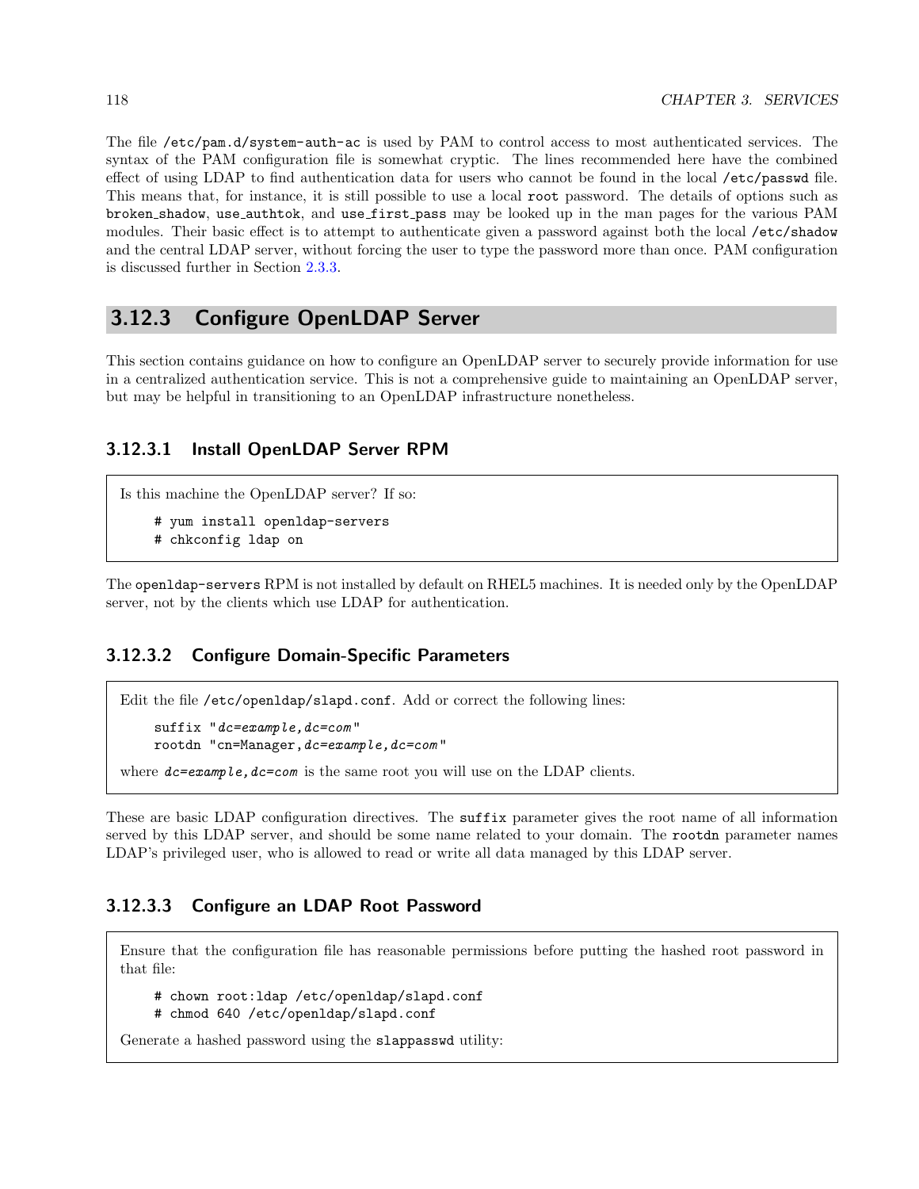The file /etc/pam.d/system-auth-ac is used by PAM to control access to most authenticated services. The syntax of the PAM configuration file is somewhat cryptic. The lines recommended here have the combined effect of using LDAP to find authentication data for users who cannot be found in the local /etc/passwd file. This means that, for instance, it is still possible to use a local root password. The details of options such as broken_shadow, use_authtok, and use_first_pass may be looked up in the man pages for the various PAM modules. Their basic effect is to attempt to authenticate given a password against both the local /etc/shadow and the central LDAP server, without forcing the user to type the password more than once. PAM configuration is discussed further in Section 2.3.3.

## 3.12.3 Configure OpenLDAP Server

This section contains guidance on how to configure an OpenLDAP server to securely provide information for use in a centralized authentication service. This is not a comprehensive guide to maintaining an OpenLDAP server, but may be helpful in transitioning to an OpenLDAP infrastructure nonetheless.

### 3.12.3.1 Install OpenLDAP Server RPM

Is this machine the OpenLDAP server? If so:

```
# yum install openldap-servers
# chkconfig ldap on
```

The openldap-servers RPM is not installed by default on RHEL5 machines. It is needed only by the OpenLDAP server, not by the clients which use LDAP for authentication.

### 3.12.3.2 Configure Domain-Specific Parameters

Edit the file /etc/openldap/slapd.conf. Add or correct the following lines:

```
suffix "dc=example,dc=com"
rootdn "cn=Manager,dc=example,dc=com"
```

where *dc=example,dc=com* is the same root you will use on the LDAP clients.

These are basic LDAP configuration directives. The suffix parameter gives the root name of all information served by this LDAP server, and should be some name related to your domain. The rootdn parameter names LDAP's privileged user, who is allowed to read or write all data managed by this LDAP server.

### 3.12.3.3 Configure an LDAP Root Password

Ensure that the configuration file has reasonable permissions before putting the hashed root password in that file:

```
# chown root:ldap /etc/openldap/slapd.conf
# chmod 640 /etc/openldap/slapd.conf
```

Generate a hashed password using the slappasswd utility: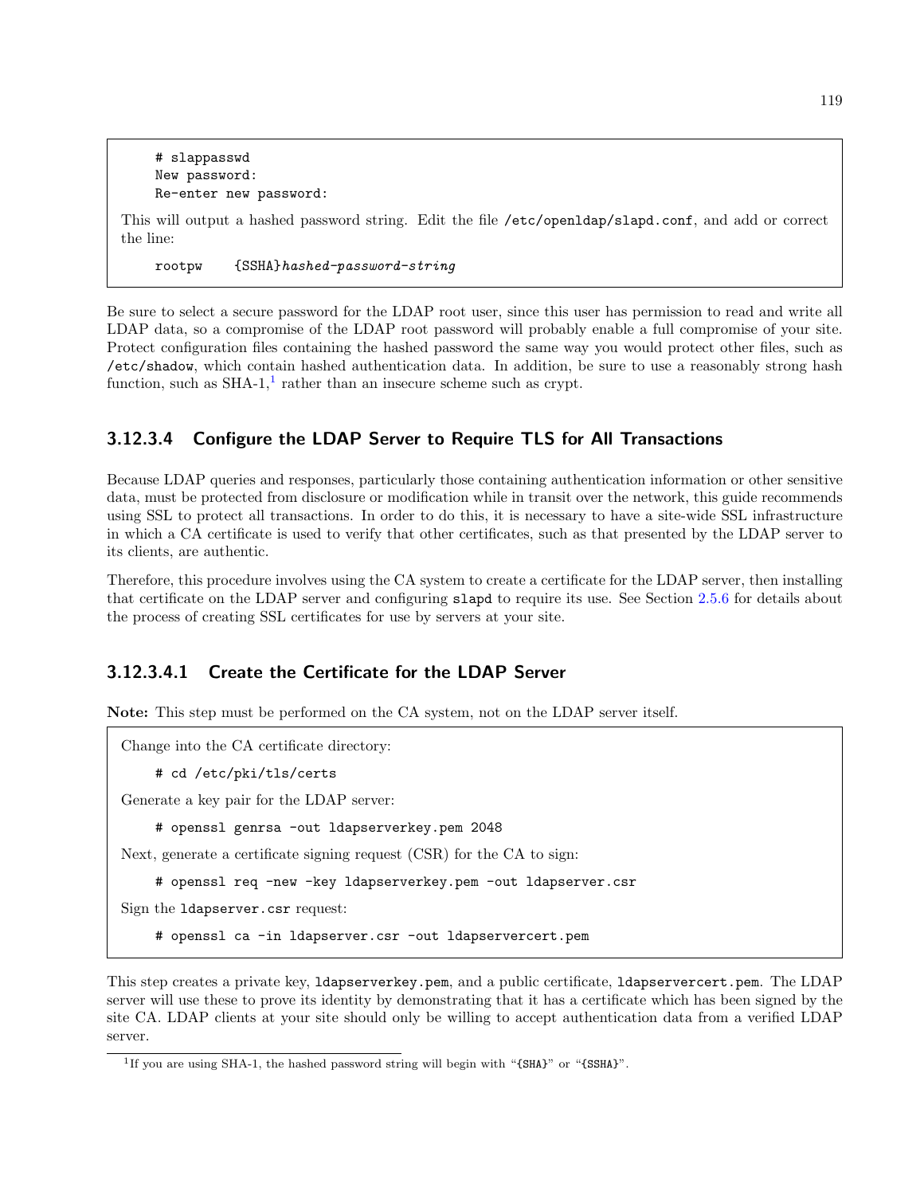```
# slappasswd
New password:
Re-enter new password:
```

This will output a hashed password string. Edit the file `/etc/openldap/slapd.conf`, and add or correct the line:

```
rootpw    {SSHA}hashed-password-string
```

Be sure to select a secure password for the LDAP root user, since this user has permission to read and write all LDAP data, so a compromise of the LDAP root password will probably enable a full compromise of your site. Protect configuration files containing the hashed password the same way you would protect other files, such as `/etc/shadow`, which contain hashed authentication data. In addition, be sure to use a reasonably strong hash function, such as SHA-1,[1] rather than an insecure scheme such as crypt.

#### 3.12.3.4 Configure the LDAP Server to Require TLS for All Transactions

Because LDAP queries and responses, particularly those containing authentication information or other sensitive data, must be protected from disclosure or modification while in transit over the network, this guide recommends using SSL to protect all transactions. In order to do this, it is necessary to have a site-wide SSL infrastructure in which a CA certificate is used to verify that other certificates, such as that presented by the LDAP server to its clients, are authentic.

Therefore, this procedure involves using the CA system to create a certificate for the LDAP server, then installing that certificate on the LDAP server and configuring `slapd` to require its use. See Section 2.5.6 for details about the process of creating SSL certificates for use by servers at your site.

##### 3.12.3.4.1 Create the Certificate for the LDAP Server

**Note:** This step must be performed on the CA system, not on the LDAP server itself.

Change into the CA certificate directory:

```
# cd /etc/pki/tls/certs
```

Generate a key pair for the LDAP server:

```
# openssl genrsa -out ldapserverkey.pem 2048
```

Next, generate a certificate signing request (CSR) for the CA to sign:

```
# openssl req -new -key ldapserverkey.pem -out ldapserver.csr
```

Sign the `ldapserver.csr` request:

```
# openssl ca -in ldapserver.csr -out ldapservercert.pem
```

This step creates a private key, `ldapserverkey.pem`, and a public certificate, `ldapservercert.pem`. The LDAP server will use these to prove its identity by demonstrating that it has a certificate which has been signed by the site CA. LDAP clients at your site should only be willing to accept authentication data from a verified LDAP server.

[1] If you are using SHA-1, the hashed password string will begin with "`{SHA}`" or "`{SSHA}`".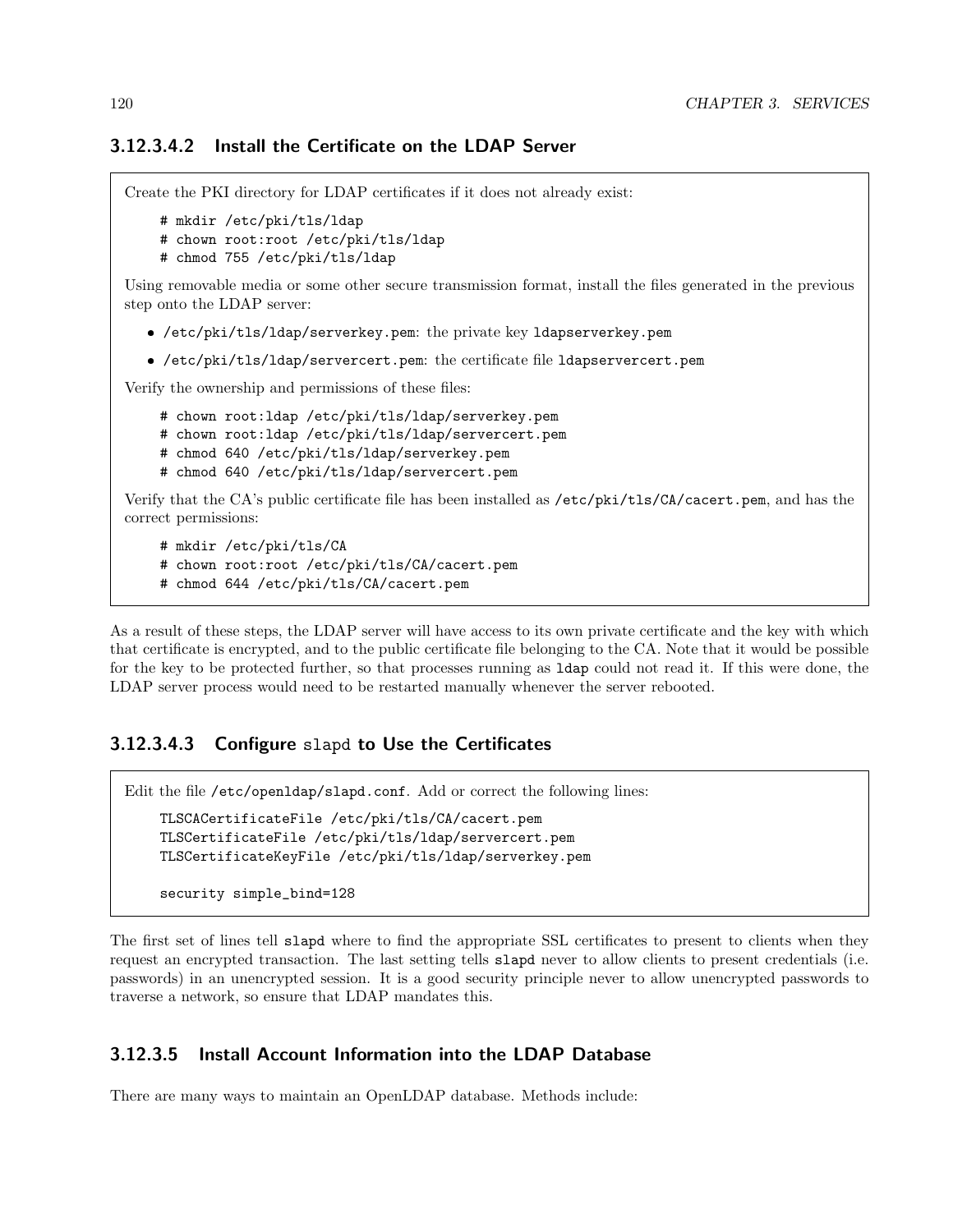#### 3.12.3.4.2 Install the Certificate on the LDAP Server

Create the PKI directory for LDAP certificates if it does not already exist:

```
# mkdir /etc/pki/tls/ldap
# chown root:root /etc/pki/tls/ldap
# chmod 755 /etc/pki/tls/ldap
```

Using removable media or some other secure transmission format, install the files generated in the previous step onto the LDAP server:

- `/etc/pki/tls/ldap/serverkey.pem`: the private key `ldapserverkey.pem`
- `/etc/pki/tls/ldap/servercert.pem`: the certificate file `ldapservercert.pem`

Verify the ownership and permissions of these files:

```
# chown root:ldap /etc/pki/tls/ldap/serverkey.pem
# chown root:ldap /etc/pki/tls/ldap/servercert.pem
# chmod 640 /etc/pki/tls/ldap/serverkey.pem
# chmod 640 /etc/pki/tls/ldap/servercert.pem
```

Verify that the CA's public certificate file has been installed as `/etc/pki/tls/CA/cacert.pem`, and has the correct permissions:

```
# mkdir /etc/pki/tls/CA
# chown root:root /etc/pki/tls/CA/cacert.pem
# chmod 644 /etc/pki/tls/CA/cacert.pem
```

As a result of these steps, the LDAP server will have access to its own private certificate and the key with which that certificate is encrypted, and to the public certificate file belonging to the CA. Note that it would be possible for the key to be protected further, so that processes running as `ldap` could not read it. If this were done, the LDAP server process would need to be restarted manually whenever the server rebooted.

#### 3.12.3.4.3 Configure slapd to Use the Certificates

Edit the file `/etc/openldap/slapd.conf`. Add or correct the following lines:

```
TLSCACertificateFile /etc/pki/tls/CA/cacert.pem
TLSCertificateFile /etc/pki/tls/ldap/servercert.pem
TLSCertificateKeyFile /etc/pki/tls/ldap/serverkey.pem

security simple_bind=128
```

The first set of lines tell `slapd` where to find the appropriate SSL certificates to present to clients when they request an encrypted transaction. The last setting tells `slapd` never to allow clients to present credentials (i.e. passwords) in an unencrypted session. It is a good security principle never to allow unencrypted passwords to traverse a network, so ensure that LDAP mandates this.

### 3.12.3.5 Install Account Information into the LDAP Database

There are many ways to maintain an OpenLDAP database. Methods include: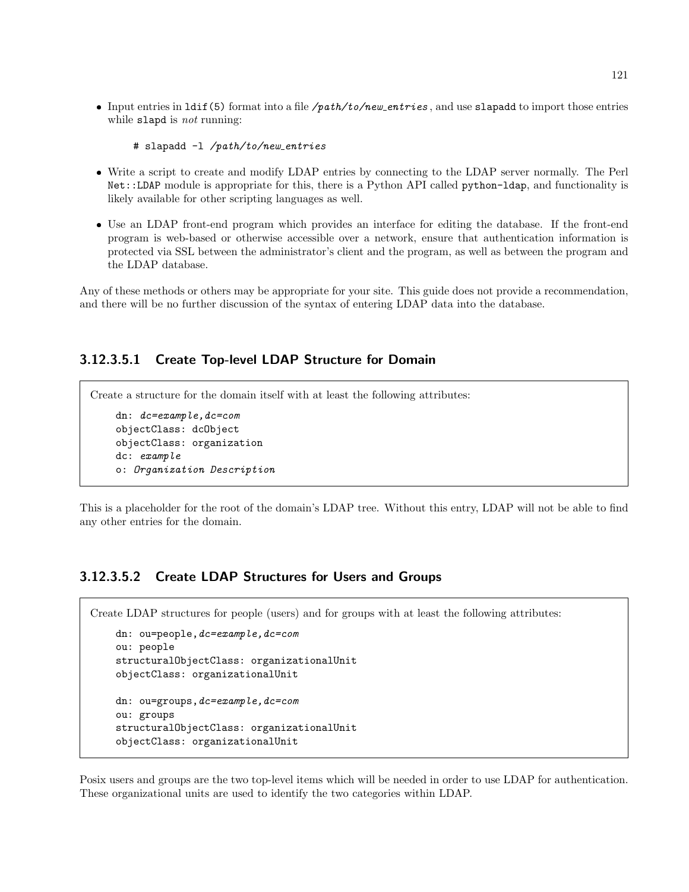- Input entries in `ldif(5)` format into a file */path/to/new_entries*, and use `slapadd` to import those entries while `slapd` is *not* running:

```
# slapadd -l /path/to/new_entries
```

- Write a script to create and modify LDAP entries by connecting to the LDAP server normally. The Perl `Net::LDAP` module is appropriate for this, there is a Python API called `python-ldap`, and functionality is likely available for other scripting languages as well.

- Use an LDAP front-end program which provides an interface for editing the database. If the front-end program is web-based or otherwise accessible over a network, ensure that authentication information is protected via SSL between the administrator's client and the program, as well as between the program and the LDAP database.

Any of these methods or others may be appropriate for your site. This guide does not provide a recommendation, and there will be no further discussion of the syntax of entering LDAP data into the database.

#### 3.12.3.5.1 Create Top-level LDAP Structure for Domain

Create a structure for the domain itself with at least the following attributes:

```
dn: dc=example,dc=com
objectClass: dcObject
objectClass: organization
dc: example
o: Organization Description
```

This is a placeholder for the root of the domain's LDAP tree. Without this entry, LDAP will not be able to find any other entries for the domain.

#### 3.12.3.5.2 Create LDAP Structures for Users and Groups

Create LDAP structures for people (users) and for groups with at least the following attributes:

```
dn: ou=people,dc=example,dc=com
ou: people
structuralObjectClass: organizationalUnit
objectClass: organizationalUnit

dn: ou=groups,dc=example,dc=com
ou: groups
structuralObjectClass: organizationalUnit
objectClass: organizationalUnit
```

Posix users and groups are the two top-level items which will be needed in order to use LDAP for authentication. These organizational units are used to identify the two categories within LDAP.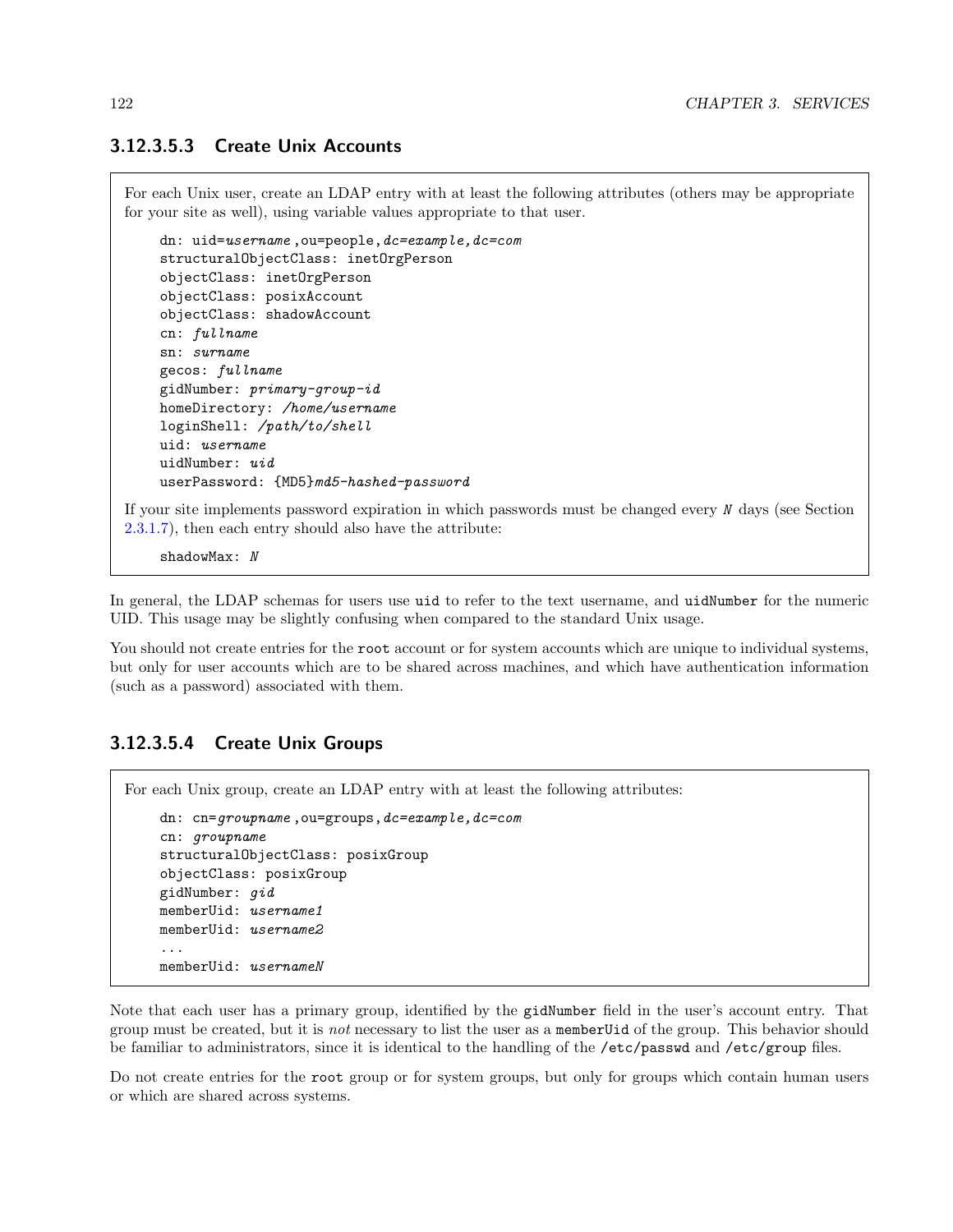#### 3.12.3.5.3 Create Unix Accounts

For each Unix user, create an LDAP entry with at least the following attributes (others may be appropriate for your site as well), using variable values appropriate to that user.

```
dn: uid=username,ou=people,dc=example,dc=com
structuralObjectClass: inetOrgPerson
objectClass: inetOrgPerson
objectClass: posixAccount
objectClass: shadowAccount
cn: fullname
sn: surname
gecos: fullname
gidNumber: primary-group-id
homeDirectory: /home/username
loginShell: /path/to/shell
uid: username
uidNumber: uid
userPassword: {MD5}md5-hashed-password
```

If your site implements password expiration in which passwords must be changed every *N* days (see Section 2.3.1.7), then each entry should also have the attribute:

```
shadowMax: N
```

In general, the LDAP schemas for users use `uid` to refer to the text username, and `uidNumber` for the numeric UID. This usage may be slightly confusing when compared to the standard Unix usage.

You should not create entries for the `root` account or for system accounts which are unique to individual systems, but only for user accounts which are to be shared across machines, and which have authentication information (such as a password) associated with them.

#### 3.12.3.5.4 Create Unix Groups

For each Unix group, create an LDAP entry with at least the following attributes:

```
dn: cn=groupname,ou=groups,dc=example,dc=com
cn: groupname
structuralObjectClass: posixGroup
objectClass: posixGroup
gidNumber: gid
memberUid: username1
memberUid: username2
...
memberUid: usernameN
```

Note that each user has a primary group, identified by the `gidNumber` field in the user's account entry. That group must be created, but it is *not* necessary to list the user as a `memberUid` of the group. This behavior should be familiar to administrators, since it is identical to the handling of the `/etc/passwd` and `/etc/group` files.

Do not create entries for the `root` group or for system groups, but only for groups which contain human users or which are shared across systems.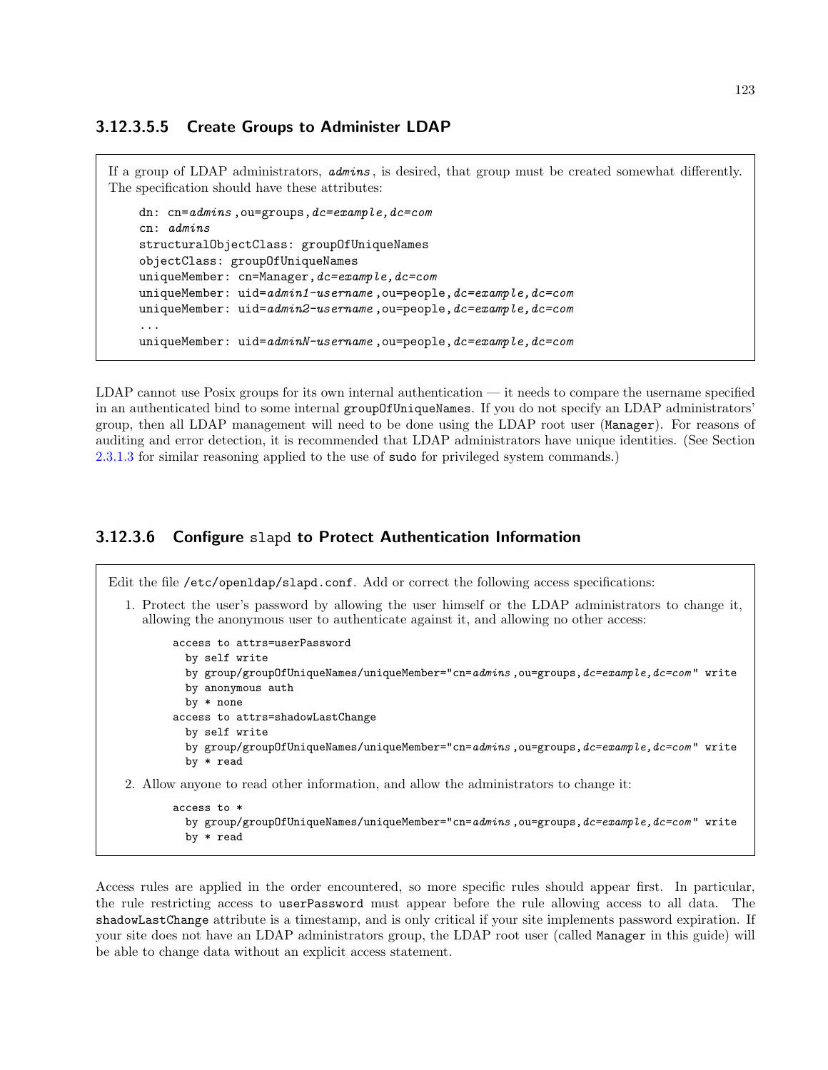#### 3.12.3.5.5 Create Groups to Administer LDAP

If a group of LDAP administrators, *admins*, is desired, that group must be created somewhat differently. The specification should have these attributes:

```
dn: cn=admins,ou=groups,dc=example,dc=com
cn: admins
structuralObjectClass: groupOfUniqueNames
objectClass: groupOfUniqueNames
uniqueMember: cn=Manager,dc=example,dc=com
uniqueMember: uid=admin1-username,ou=people,dc=example,dc=com
uniqueMember: uid=admin2-username,ou=people,dc=example,dc=com
...
uniqueMember: uid=adminN-username,ou=people,dc=example,dc=com
```

LDAP cannot use Posix groups for its own internal authentication — it needs to compare the username specified in an authenticated bind to some internal `groupOfUniqueNames`. If you do not specify an LDAP administrators' group, then all LDAP management will need to be done using the LDAP root user (`Manager`). For reasons of auditing and error detection, it is recommended that LDAP administrators have unique identities. (See Section 2.3.1.3 for similar reasoning applied to the use of `sudo` for privileged system commands.)

### 3.12.3.6 Configure `slapd` to Protect Authentication Information

Edit the file `/etc/openldap/slapd.conf`. Add or correct the following access specifications:

1. Protect the user's password by allowing the user himself or the LDAP administrators to change it, allowing the anonymous user to authenticate against it, and allowing no other access:

   ```
   access to attrs=userPassword
     by self write
     by group/groupOfUniqueNames/uniqueMember="cn=admins,ou=groups,dc=example,dc=com" write
     by anonymous auth
     by * none
   access to attrs=shadowLastChange
     by self write
     by group/groupOfUniqueNames/uniqueMember="cn=admins,ou=groups,dc=example,dc=com" write
     by * read
   ```

2. Allow anyone to read other information, and allow the administrators to change it:

   ```
   access to *
     by group/groupOfUniqueNames/uniqueMember="cn=admins,ou=groups,dc=example,dc=com" write
     by * read
   ```

Access rules are applied in the order encountered, so more specific rules should appear first. In particular, the rule restricting access to `userPassword` must appear before the rule allowing access to all data. The `shadowLastChange` attribute is a timestamp, and is only critical if your site implements password expiration. If your site does not have an LDAP administrators group, the LDAP root user (called `Manager` in this guide) will be able to change data without an explicit access statement.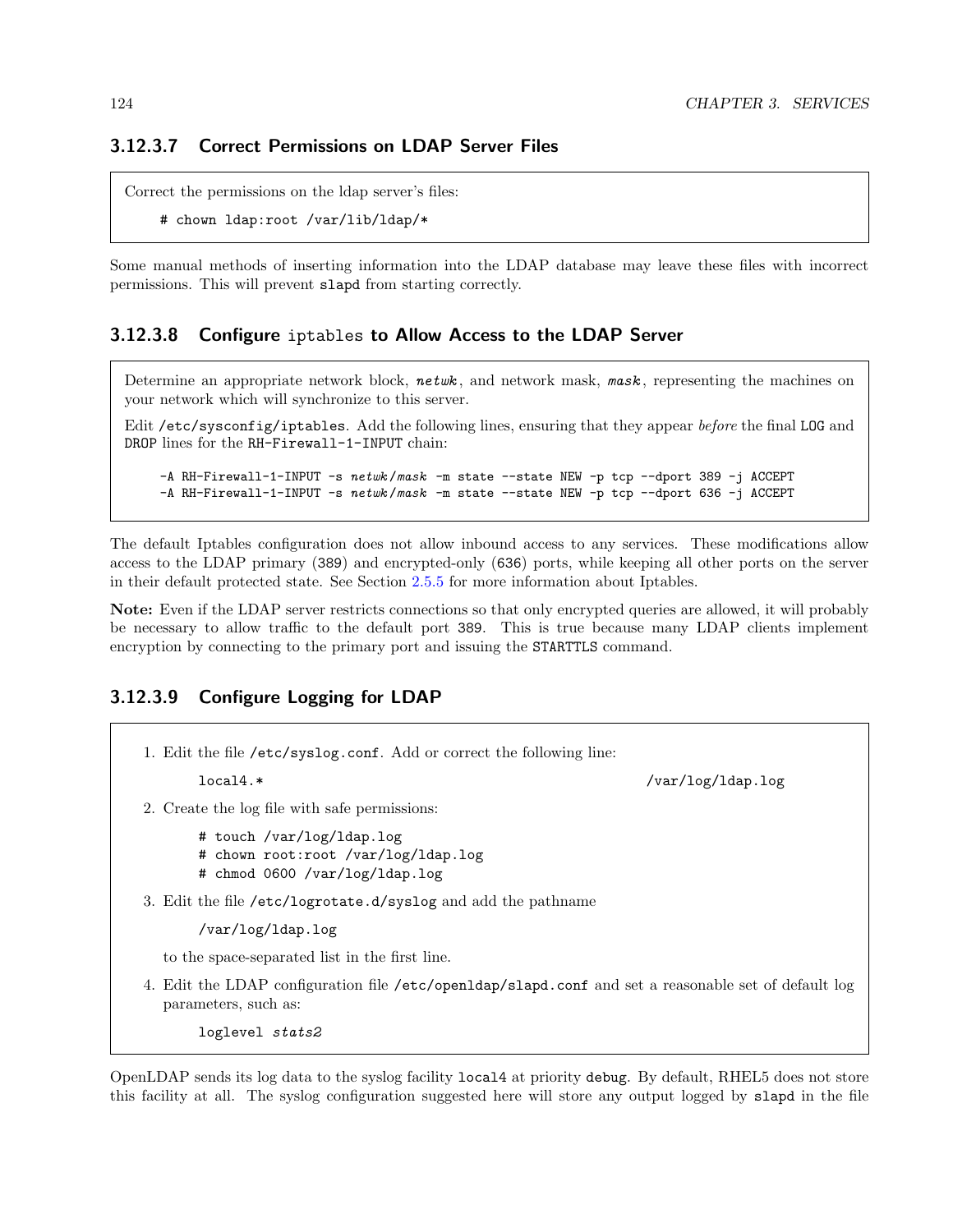#### 3.12.3.7 Correct Permissions on LDAP Server Files

Correct the permissions on the ldap server's files:

```
# chown ldap:root /var/lib/ldap/*
```

Some manual methods of inserting information into the LDAP database may leave these files with incorrect permissions. This will prevent `slapd` from starting correctly.

#### 3.12.3.8 Configure `iptables` to Allow Access to the LDAP Server

Determine an appropriate network block, *netwk*, and network mask, *mask*, representing the machines on your network which will synchronize to this server.

Edit `/etc/sysconfig/iptables`. Add the following lines, ensuring that they appear *before* the final `LOG` and `DROP` lines for the `RH-Firewall-1-INPUT` chain:

```
-A RH-Firewall-1-INPUT -s netwk/mask -m state --state NEW -p tcp --dport 389 -j ACCEPT
-A RH-Firewall-1-INPUT -s netwk/mask -m state --state NEW -p tcp --dport 636 -j ACCEPT
```

The default Iptables configuration does not allow inbound access to any services. These modifications allow access to the LDAP primary (`389`) and encrypted-only (`636`) ports, while keeping all other ports on the server in their default protected state. See Section 2.5.5 for more information about Iptables.

**Note:** Even if the LDAP server restricts connections so that only encrypted queries are allowed, it will probably be necessary to allow traffic to the default port `389`. This is true because many LDAP clients implement encryption by connecting to the primary port and issuing the `STARTTLS` command.

#### 3.12.3.9 Configure Logging for LDAP

1. Edit the file `/etc/syslog.conf`. Add or correct the following line:

   ```
   local4.*                                                /var/log/ldap.log
   ```

2. Create the log file with safe permissions:

   ```
   # touch /var/log/ldap.log
   # chown root:root /var/log/ldap.log
   # chmod 0600 /var/log/ldap.log
   ```

3. Edit the file `/etc/logrotate.d/syslog` and add the pathname

   ```
   /var/log/ldap.log
   ```

   to the space-separated list in the first line.

4. Edit the LDAP configuration file `/etc/openldap/slapd.conf` and set a reasonable set of default log parameters, such as:

   ```
   loglevel stats2
   ```

OpenLDAP sends its log data to the syslog facility `local4` at priority `debug`. By default, RHEL5 does not store this facility at all. The syslog configuration suggested here will store any output logged by `slapd` in the file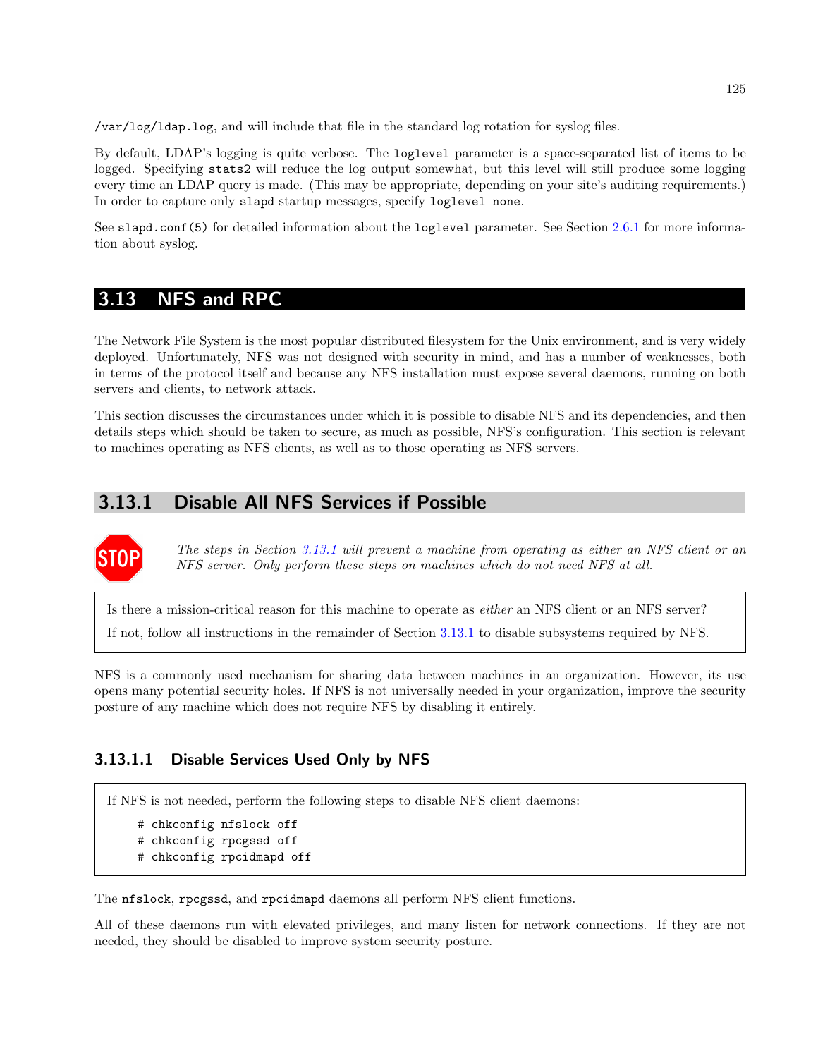`/var/log/ldap.log`, and will include that file in the standard log rotation for syslog files.

By default, LDAP's logging is quite verbose. The `loglevel` parameter is a space-separated list of items to be logged. Specifying `stats2` will reduce the log output somewhat, but this level will still produce some logging every time an LDAP query is made. (This may be appropriate, depending on your site's auditing requirements.) In order to capture only `slapd` startup messages, specify `loglevel none`.

See `slapd.conf(5)` for detailed information about the `loglevel` parameter. See Section 2.6.1 for more information about syslog.

## 3.13 NFS and RPC

The Network File System is the most popular distributed filesystem for the Unix environment, and is very widely deployed. Unfortunately, NFS was not designed with security in mind, and has a number of weaknesses, both in terms of the protocol itself and because any NFS installation must expose several daemons, running on both servers and clients, to network attack.

This section discusses the circumstances under which it is possible to disable NFS and its dependencies, and then details steps which should be taken to secure, as much as possible, NFS's configuration. This section is relevant to machines operating as NFS clients, as well as to those operating as NFS servers.

### 3.13.1 Disable All NFS Services if Possible

STOP *The steps in Section 3.13.1 will prevent a machine from operating as either an NFS client or an NFS server. Only perform these steps on machines which do not need NFS at all.*

> Is there a mission-critical reason for this machine to operate as *either* an NFS client or an NFS server?
>
> If not, follow all instructions in the remainder of Section 3.13.1 to disable subsystems required by NFS.

NFS is a commonly used mechanism for sharing data between machines in an organization. However, its use opens many potential security holes. If NFS is not universally needed in your organization, improve the security posture of any machine which does not require NFS by disabling it entirely.

#### 3.13.1.1 Disable Services Used Only by NFS

> If NFS is not needed, perform the following steps to disable NFS client daemons:
>
> ```
> # chkconfig nfslock off
> # chkconfig rpcgssd off
> # chkconfig rpcidmapd off
> ```

The `nfslock`, `rpcgssd`, and `rpcidmapd` daemons all perform NFS client functions.

All of these daemons run with elevated privileges, and many listen for network connections. If they are not needed, they should be disabled to improve system security posture.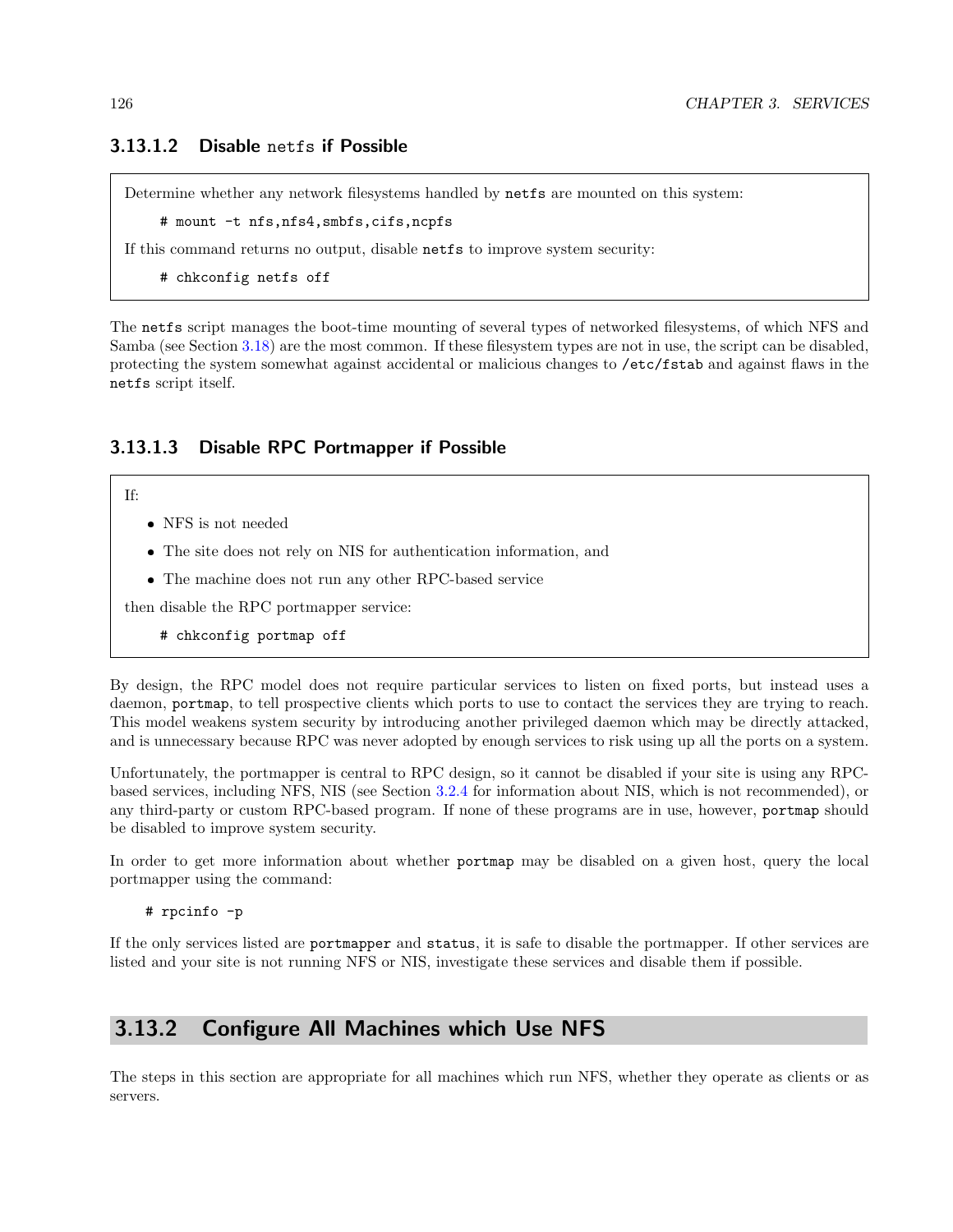#### 3.13.1.2 Disable `netfs` if Possible

Determine whether any network filesystems handled by `netfs` are mounted on this system:

```
# mount -t nfs,nfs4,smbfs,cifs,ncpfs
```

If this command returns no output, disable `netfs` to improve system security:

```
# chkconfig netfs off
```

The `netfs` script manages the boot-time mounting of several types of networked filesystems, of which NFS and Samba (see Section 3.18) are the most common. If these filesystem types are not in use, the script can be disabled, protecting the system somewhat against accidental or malicious changes to `/etc/fstab` and against flaws in the `netfs` script itself.

#### 3.13.1.3 Disable RPC Portmapper if Possible

If:

- NFS is not needed
- The site does not rely on NIS for authentication information, and
- The machine does not run any other RPC-based service

then disable the RPC portmapper service:

```
# chkconfig portmap off
```

By design, the RPC model does not require particular services to listen on fixed ports, but instead uses a daemon, `portmap`, to tell prospective clients which ports to use to contact the services they are trying to reach. This model weakens system security by introducing another privileged daemon which may be directly attacked, and is unnecessary because RPC was never adopted by enough services to risk using up all the ports on a system.

Unfortunately, the portmapper is central to RPC design, so it cannot be disabled if your site is using any RPC-based services, including NFS, NIS (see Section 3.2.4 for information about NIS, which is not recommended), or any third-party or custom RPC-based program. If none of these programs are in use, however, `portmap` should be disabled to improve system security.

In order to get more information about whether `portmap` may be disabled on a given host, query the local portmapper using the command:

```
# rpcinfo -p
```

If the only services listed are `portmapper` and `status`, it is safe to disable the portmapper. If other services are listed and your site is not running NFS or NIS, investigate these services and disable them if possible.

### 3.13.2 Configure All Machines which Use NFS

The steps in this section are appropriate for all machines which run NFS, whether they operate as clients or as servers.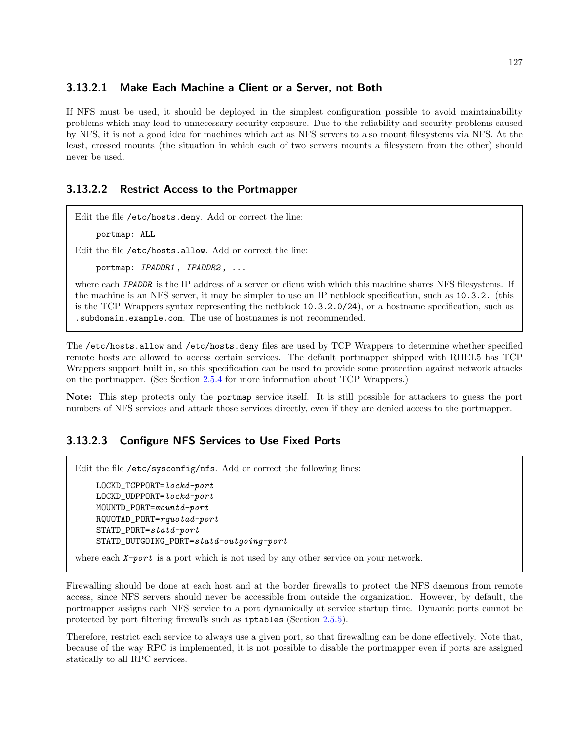#### 3.13.2.1 Make Each Machine a Client or a Server, not Both

If NFS must be used, it should be deployed in the simplest configuration possible to avoid maintainability problems which may lead to unnecessary security exposure. Due to the reliability and security problems caused by NFS, it is not a good idea for machines which act as NFS servers to also mount filesystems via NFS. At the least, crossed mounts (the situation in which each of two servers mounts a filesystem from the other) should never be used.

#### 3.13.2.2 Restrict Access to the Portmapper

Edit the file `/etc/hosts.deny`. Add or correct the line:

```
portmap: ALL
```

Edit the file `/etc/hosts.allow`. Add or correct the line:

```
portmap: IPADDR1, IPADDR2, ...
```

where each *IPADDR* is the IP address of a server or client with which this machine shares NFS filesystems. If the machine is an NFS server, it may be simpler to use an IP netblock specification, such as `10.3.2.` (this is the TCP Wrappers syntax representing the netblock `10.3.2.0/24`), or a hostname specification, such as `.subdomain.example.com`. The use of hostnames is not recommended.

The `/etc/hosts.allow` and `/etc/hosts.deny` files are used by TCP Wrappers to determine whether specified remote hosts are allowed to access certain services. The default portmapper shipped with RHEL5 has TCP Wrappers support built in, so this specification can be used to provide some protection against network attacks on the portmapper. (See Section 2.5.4 for more information about TCP Wrappers.)

**Note:** This step protects only the `portmap` service itself. It is still possible for attackers to guess the port numbers of NFS services and attack those services directly, even if they are denied access to the portmapper.

#### 3.13.2.3 Configure NFS Services to Use Fixed Ports

Edit the file `/etc/sysconfig/nfs`. Add or correct the following lines:

```
LOCKD_TCPPORT=lockd-port
LOCKD_UDPPORT=lockd-port
MOUNTD_PORT=mountd-port
RQUOTAD_PORT=rquotad-port
STATD_PORT=statd-port
STATD_OUTGOING_PORT=statd-outgoing-port
```

where each *X-port* is a port which is not used by any other service on your network.

Firewalling should be done at each host and at the border firewalls to protect the NFS daemons from remote access, since NFS servers should never be accessible from outside the organization. However, by default, the portmapper assigns each NFS service to a port dynamically at service startup time. Dynamic ports cannot be protected by port filtering firewalls such as `iptables` (Section 2.5.5).

Therefore, restrict each service to always use a given port, so that firewalling can be done effectively. Note that, because of the way RPC is implemented, it is not possible to disable the portmapper even if ports are assigned statically to all RPC services.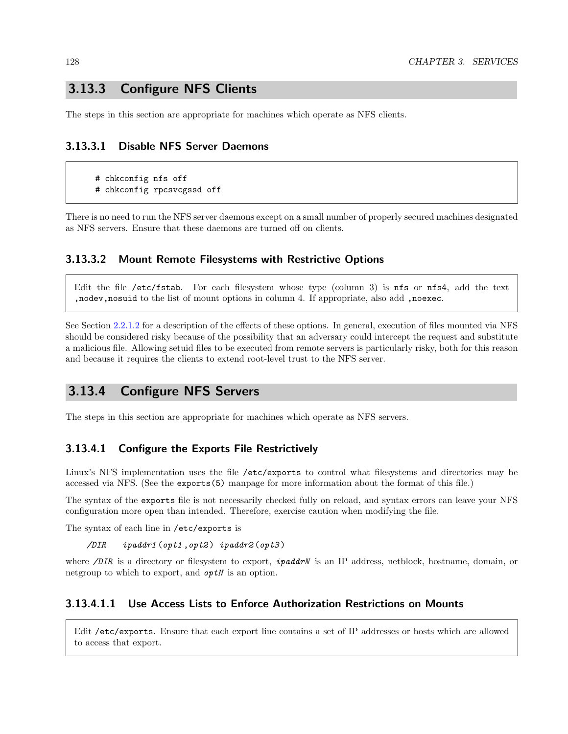## 3.13.3 Configure NFS Clients

The steps in this section are appropriate for machines which operate as NFS clients.

### 3.13.3.1 Disable NFS Server Daemons

```
# chkconfig nfs off
# chkconfig rpcsvcgssd off
```

There is no need to run the NFS server daemons except on a small number of properly secured machines designated as NFS servers. Ensure that these daemons are turned off on clients.

### 3.13.3.2 Mount Remote Filesystems with Restrictive Options

> Edit the file `/etc/fstab`. For each filesystem whose type (column 3) is `nfs` or `nfs4`, add the text `,nodev,nosuid` to the list of mount options in column 4. If appropriate, also add `,noexec`.

See Section 2.2.1.2 for a description of the effects of these options. In general, execution of files mounted via NFS should be considered risky because of the possibility that an adversary could intercept the request and substitute a malicious file. Allowing setuid files to be executed from remote servers is particularly risky, both for this reason and because it requires the clients to extend root-level trust to the NFS server.

## 3.13.4 Configure NFS Servers

The steps in this section are appropriate for machines which operate as NFS servers.

### 3.13.4.1 Configure the Exports File Restrictively

Linux's NFS implementation uses the file `/etc/exports` to control what filesystems and directories may be accessed via NFS. (See the `exports(5)` manpage for more information about the format of this file.)

The syntax of the `exports` file is not necessarily checked fully on reload, and syntax errors can leave your NFS configuration more open than intended. Therefore, exercise caution when modifying the file.

The syntax of each line in `/etc/exports` is

```
/DIR    ipaddr1(opt1,opt2) ipaddr2(opt3)
```

where */DIR* is a directory or filesystem to export, *ipaddrN* is an IP address, netblock, hostname, domain, or netgroup to which to export, and *optN* is an option.

#### 3.13.4.1.1 Use Access Lists to Enforce Authorization Restrictions on Mounts

> Edit `/etc/exports`. Ensure that each export line contains a set of IP addresses or hosts which are allowed to access that export.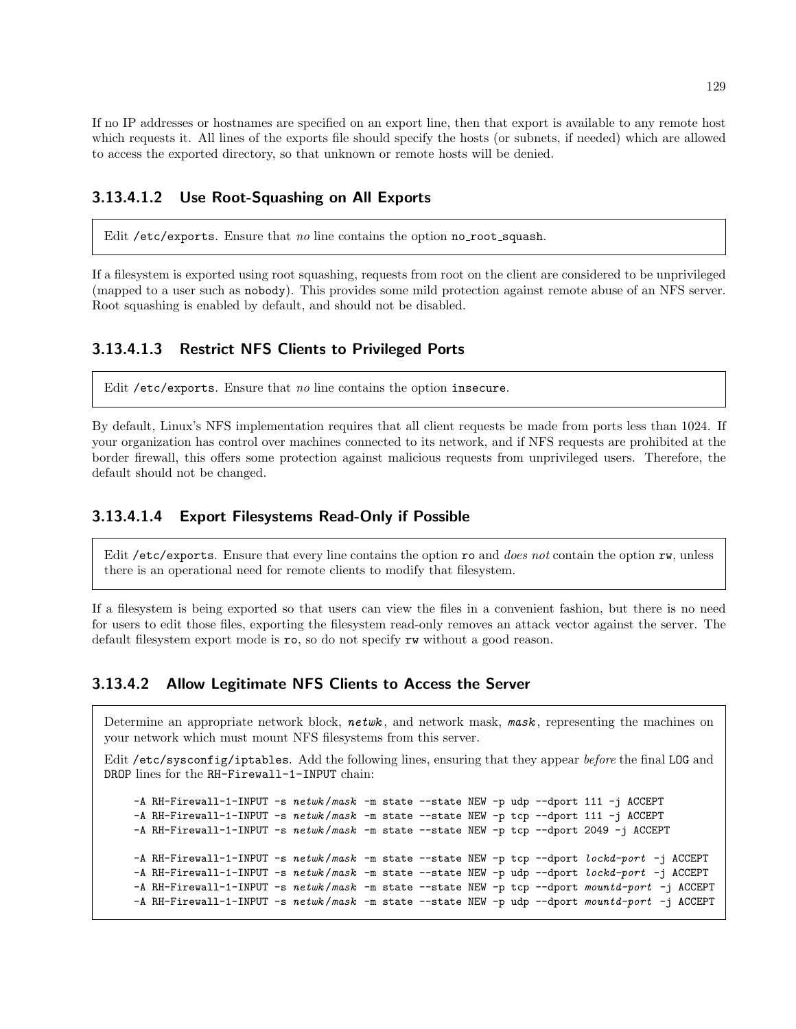If no IP addresses or hostnames are specified on an export line, then that export is available to any remote host which requests it. All lines of the exports file should specify the hosts (or subnets, if needed) which are allowed to access the exported directory, so that unknown or remote hosts will be denied.

#### 3.13.4.1.2 Use Root-Squashing on All Exports

> Edit `/etc/exports`. Ensure that *no* line contains the option `no_root_squash`.

If a filesystem is exported using root squashing, requests from root on the client are considered to be unprivileged (mapped to a user such as `nobody`). This provides some mild protection against remote abuse of an NFS server. Root squashing is enabled by default, and should not be disabled.

#### 3.13.4.1.3 Restrict NFS Clients to Privileged Ports

> Edit `/etc/exports`. Ensure that *no* line contains the option `insecure`.

By default, Linux's NFS implementation requires that all client requests be made from ports less than 1024. If your organization has control over machines connected to its network, and if NFS requests are prohibited at the border firewall, this offers some protection against malicious requests from unprivileged users. Therefore, the default should not be changed.

#### 3.13.4.1.4 Export Filesystems Read-Only if Possible

> Edit `/etc/exports`. Ensure that every line contains the option `ro` and *does not* contain the option `rw`, unless there is an operational need for remote clients to modify that filesystem.

If a filesystem is being exported so that users can view the files in a convenient fashion, but there is no need for users to edit those files, exporting the filesystem read-only removes an attack vector against the server. The default filesystem export mode is `ro`, so do not specify `rw` without a good reason.

### 3.13.4.2 Allow Legitimate NFS Clients to Access the Server

> Determine an appropriate network block, ***netwk***, and network mask, ***mask***, representing the machines on your network which must mount NFS filesystems from this server.
>
> Edit `/etc/sysconfig/iptables`. Add the following lines, ensuring that they appear *before* the final `LOG` and `DROP` lines for the `RH-Firewall-1-INPUT` chain:
>
> ```
> -A RH-Firewall-1-INPUT -s netwk/mask -m state --state NEW -p udp --dport 111 -j ACCEPT
> -A RH-Firewall-1-INPUT -s netwk/mask -m state --state NEW -p tcp --dport 111 -j ACCEPT
> -A RH-Firewall-1-INPUT -s netwk/mask -m state --state NEW -p tcp --dport 2049 -j ACCEPT
>
> -A RH-Firewall-1-INPUT -s netwk/mask -m state --state NEW -p tcp --dport lockd-port -j ACCEPT
> -A RH-Firewall-1-INPUT -s netwk/mask -m state --state NEW -p udp --dport lockd-port -j ACCEPT
> -A RH-Firewall-1-INPUT -s netwk/mask -m state --state NEW -p tcp --dport mountd-port -j ACCEPT
> -A RH-Firewall-1-INPUT -s netwk/mask -m state --state NEW -p udp --dport mountd-port -j ACCEPT
> ```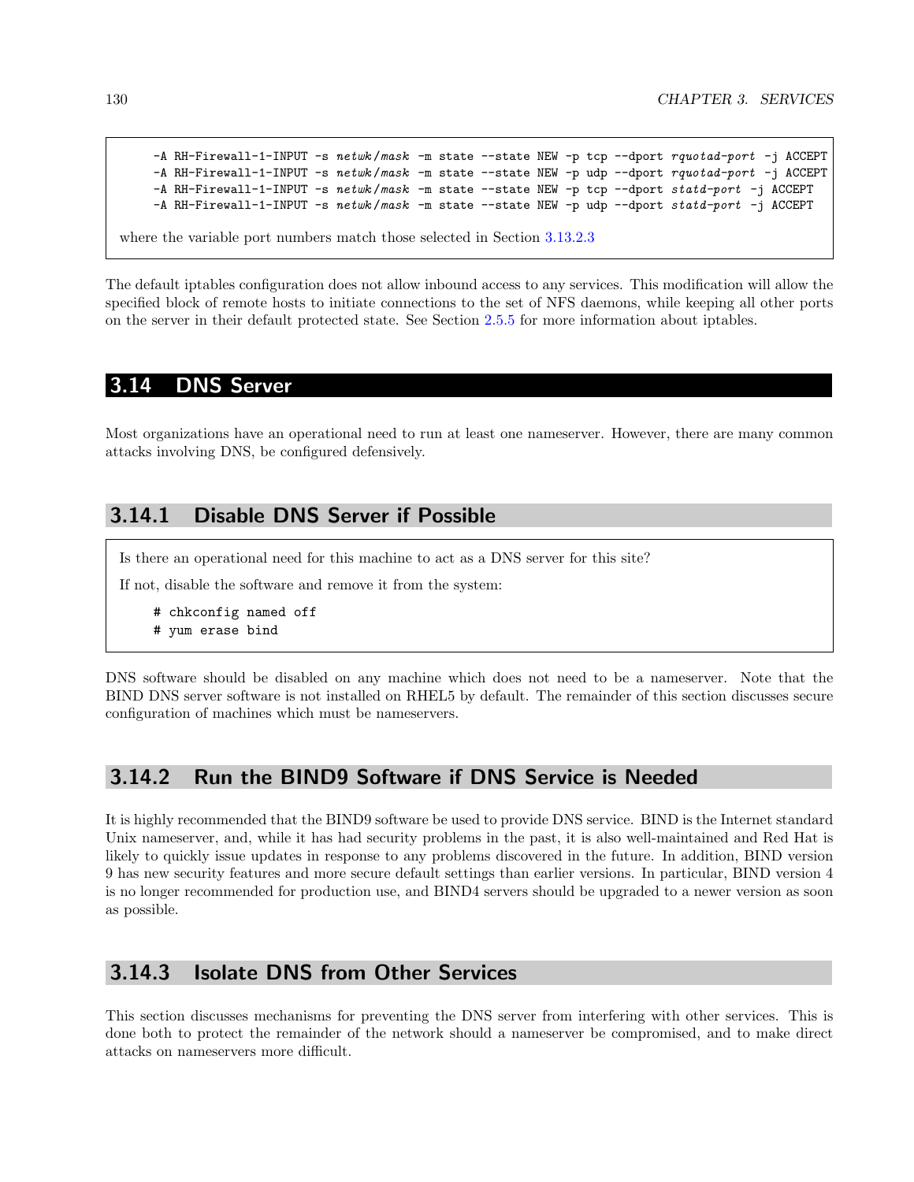```
-A RH-Firewall-1-INPUT -s netwk/mask -m state --state NEW -p tcp --dport rquotad-port -j ACCEPT
-A RH-Firewall-1-INPUT -s netwk/mask -m state --state NEW -p udp --dport rquotad-port -j ACCEPT
-A RH-Firewall-1-INPUT -s netwk/mask -m state --state NEW -p tcp --dport statd-port -j ACCEPT
-A RH-Firewall-1-INPUT -s netwk/mask -m state --state NEW -p udp --dport statd-port -j ACCEPT
```

where the variable port numbers match those selected in Section 3.13.2.3

The default iptables configuration does not allow inbound access to any services. This modification will allow the specified block of remote hosts to initiate connections to the set of NFS daemons, while keeping all other ports on the server in their default protected state. See Section 2.5.5 for more information about iptables.

## 3.14 DNS Server

Most organizations have an operational need to run at least one nameserver. However, there are many common attacks involving DNS, be configured defensively.

### 3.14.1 Disable DNS Server if Possible

Is there an operational need for this machine to act as a DNS server for this site?

If not, disable the software and remove it from the system:

```
# chkconfig named off
# yum erase bind
```

DNS software should be disabled on any machine which does not need to be a nameserver. Note that the BIND DNS server software is not installed on RHEL5 by default. The remainder of this section discusses secure configuration of machines which must be nameservers.

### 3.14.2 Run the BIND9 Software if DNS Service is Needed

It is highly recommended that the BIND9 software be used to provide DNS service. BIND is the Internet standard Unix nameserver, and, while it has had security problems in the past, it is also well-maintained and Red Hat is likely to quickly issue updates in response to any problems discovered in the future. In addition, BIND version 9 has new security features and more secure default settings than earlier versions. In particular, BIND version 4 is no longer recommended for production use, and BIND4 servers should be upgraded to a newer version as soon as possible.

### 3.14.3 Isolate DNS from Other Services

This section discusses mechanisms for preventing the DNS server from interfering with other services. This is done both to protect the remainder of the network should a nameserver be compromised, and to make direct attacks on nameservers more difficult.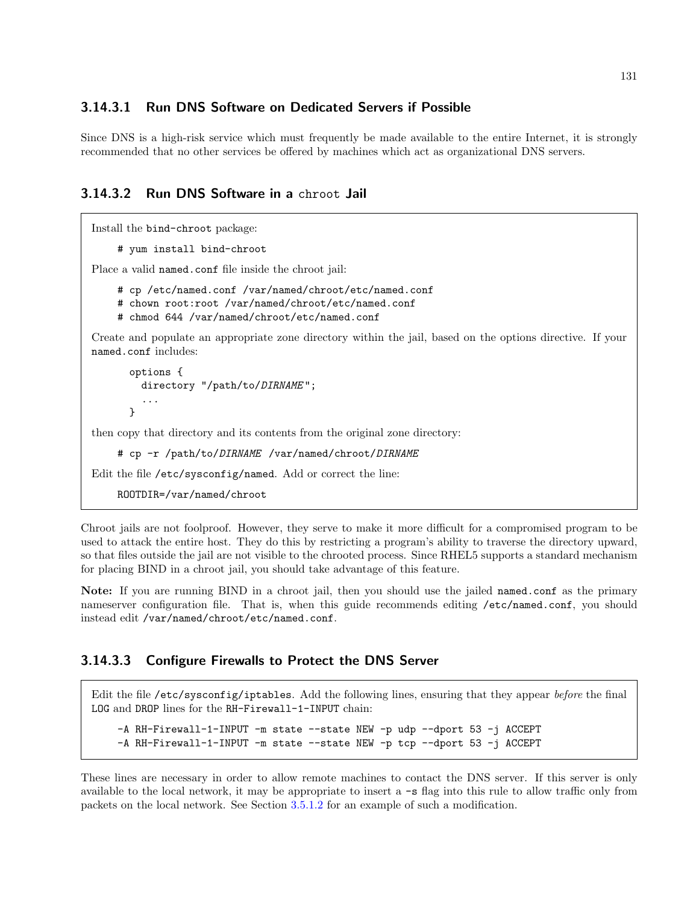#### 3.14.3.1 Run DNS Software on Dedicated Servers if Possible

Since DNS is a high-risk service which must frequently be made available to the entire Internet, it is strongly recommended that no other services be offered by machines which act as organizational DNS servers.

#### 3.14.3.2 Run DNS Software in a `chroot` Jail

Install the `bind-chroot` package:

```
# yum install bind-chroot
```

Place a valid `named.conf` file inside the chroot jail:

```
# cp /etc/named.conf /var/named/chroot/etc/named.conf
# chown root:root /var/named/chroot/etc/named.conf
# chmod 644 /var/named/chroot/etc/named.conf
```

Create and populate an appropriate zone directory within the jail, based on the options directive. If your `named.conf` includes:

```
options {
  directory "/path/to/DIRNAME";
  ...
}
```

then copy that directory and its contents from the original zone directory:

```
# cp -r /path/to/DIRNAME /var/named/chroot/DIRNAME
```

Edit the file `/etc/sysconfig/named`. Add or correct the line:

```
ROOTDIR=/var/named/chroot
```

Chroot jails are not foolproof. However, they serve to make it more difficult for a compromised program to be used to attack the entire host. They do this by restricting a program's ability to traverse the directory upward, so that files outside the jail are not visible to the chrooted process. Since RHEL5 supports a standard mechanism for placing BIND in a chroot jail, you should take advantage of this feature.

**Note:** If you are running BIND in a chroot jail, then you should use the jailed `named.conf` as the primary nameserver configuration file. That is, when this guide recommends editing `/etc/named.conf`, you should instead edit `/var/named/chroot/etc/named.conf`.

#### 3.14.3.3 Configure Firewalls to Protect the DNS Server

Edit the file `/etc/sysconfig/iptables`. Add the following lines, ensuring that they appear *before* the final `LOG` and `DROP` lines for the `RH-Firewall-1-INPUT` chain:

```
-A RH-Firewall-1-INPUT -m state --state NEW -p udp --dport 53 -j ACCEPT
-A RH-Firewall-1-INPUT -m state --state NEW -p tcp --dport 53 -j ACCEPT
```

These lines are necessary in order to allow remote machines to contact the DNS server. If this server is only available to the local network, it may be appropriate to insert a `-s` flag into this rule to allow traffic only from packets on the local network. See Section 3.5.1.2 for an example of such a modification.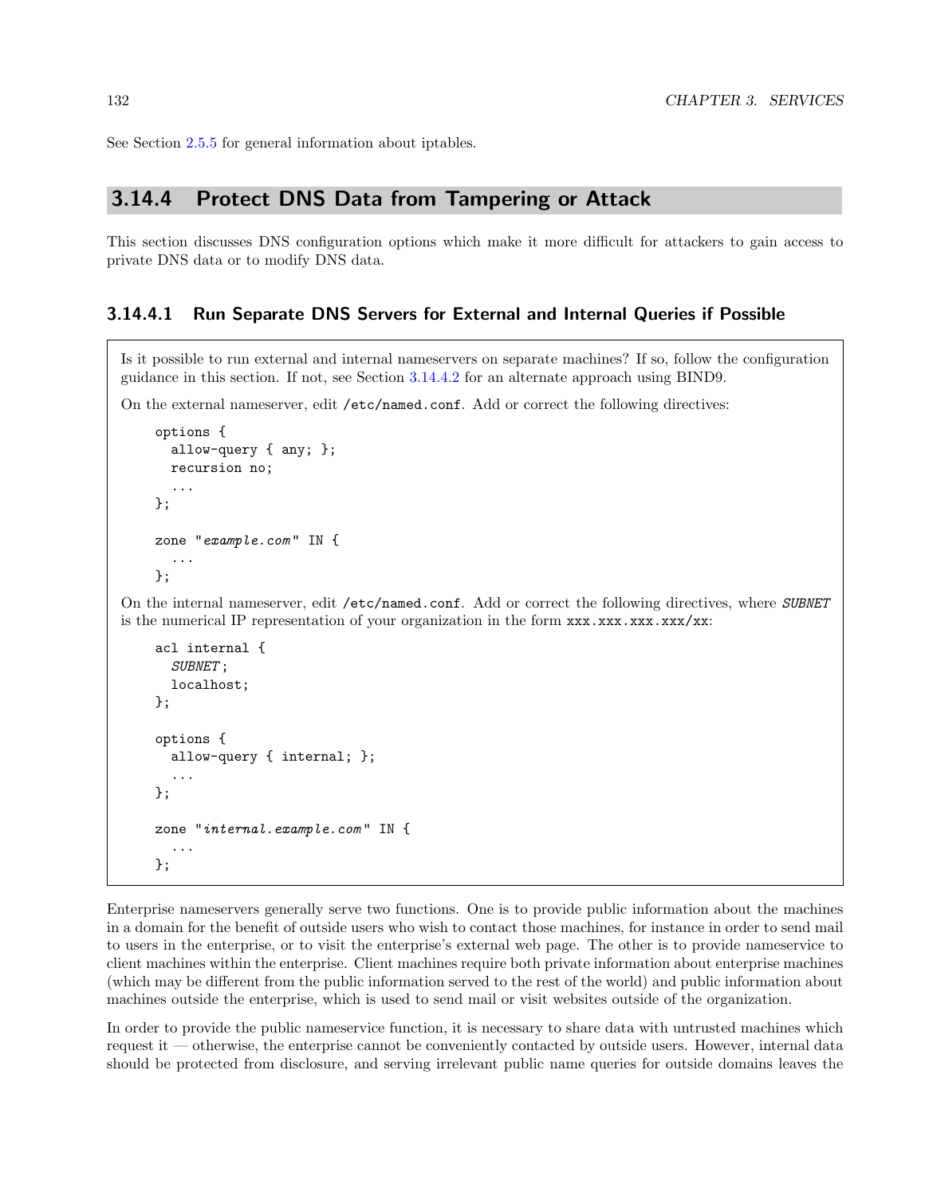See Section 2.5.5 for general information about iptables.

## 3.14.4 Protect DNS Data from Tampering or Attack

This section discusses DNS configuration options which make it more difficult for attackers to gain access to private DNS data or to modify DNS data.

### 3.14.4.1 Run Separate DNS Servers for External and Internal Queries if Possible

Is it possible to run external and internal nameservers on separate machines? If so, follow the configuration guidance in this section. If not, see Section 3.14.4.2 for an alternate approach using BIND9.

On the external nameserver, edit `/etc/named.conf`. Add or correct the following directives:

```
options {
  allow-query { any; };
  recursion no;
  ...
};

zone "example.com" IN {
  ...
};
```

On the internal nameserver, edit `/etc/named.conf`. Add or correct the following directives, where *SUBNET* is the numerical IP representation of your organization in the form `xxx.xxx.xxx.xxx/xx`:

```
acl internal {
  SUBNET;
  localhost;
};

options {
  allow-query { internal; };
  ...
};

zone "internal.example.com" IN {
  ...
};
```

Enterprise nameservers generally serve two functions. One is to provide public information about the machines in a domain for the benefit of outside users who wish to contact those machines, for instance in order to send mail to users in the enterprise, or to visit the enterprise's external web page. The other is to provide nameservice to client machines within the enterprise. Client machines require both private information about enterprise machines (which may be different from the public information served to the rest of the world) and public information about machines outside the enterprise, which is used to send mail or visit websites outside of the organization.

In order to provide the public nameservice function, it is necessary to share data with untrusted machines which request it — otherwise, the enterprise cannot be conveniently contacted by outside users. However, internal data should be protected from disclosure, and serving irrelevant public name queries for outside domains leaves the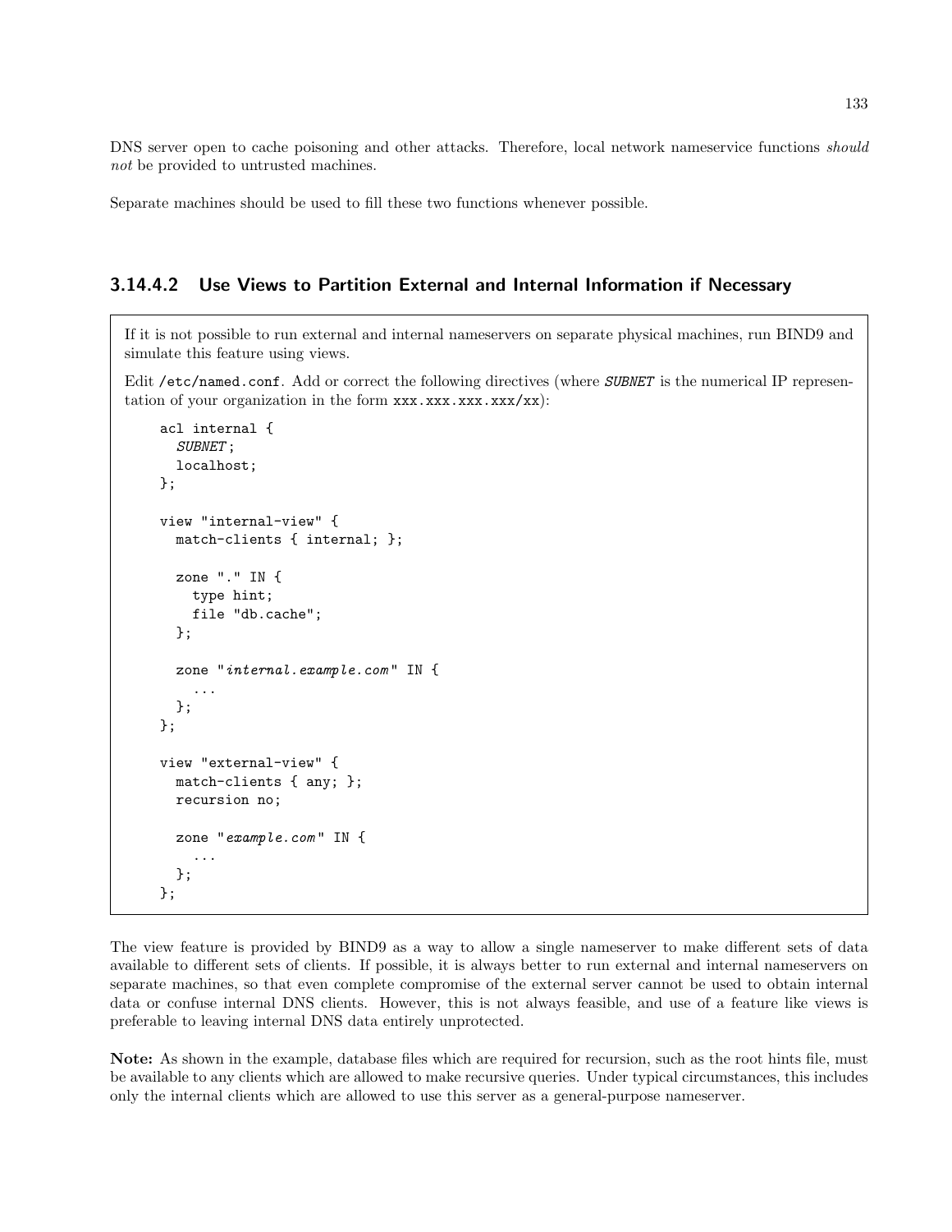DNS server open to cache poisoning and other attacks. Therefore, local network nameservice functions *should not* be provided to untrusted machines.

Separate machines should be used to fill these two functions whenever possible.

#### 3.14.4.2 Use Views to Partition External and Internal Information if Necessary

If it is not possible to run external and internal nameservers on separate physical machines, run BIND9 and simulate this feature using views.

Edit `/etc/named.conf`. Add or correct the following directives (where *SUBNET* is the numerical IP representation of your organization in the form `xxx.xxx.xxx.xxx/xx`):

```
acl internal {
  SUBNET;
  localhost;
};

view "internal-view" {
  match-clients { internal; };

  zone "." IN {
    type hint;
    file "db.cache";
  };

  zone "internal.example.com" IN {
    ...
  };
};

view "external-view" {
  match-clients { any; };
  recursion no;

  zone "example.com" IN {
    ...
  };
};
```

The view feature is provided by BIND9 as a way to allow a single nameserver to make different sets of data available to different sets of clients. If possible, it is always better to run external and internal nameservers on separate machines, so that even complete compromise of the external server cannot be used to obtain internal data or confuse internal DNS clients. However, this is not always feasible, and use of a feature like views is preferable to leaving internal DNS data entirely unprotected.

**Note:** As shown in the example, database files which are required for recursion, such as the root hints file, must be available to any clients which are allowed to make recursive queries. Under typical circumstances, this includes only the internal clients which are allowed to use this server as a general-purpose nameserver.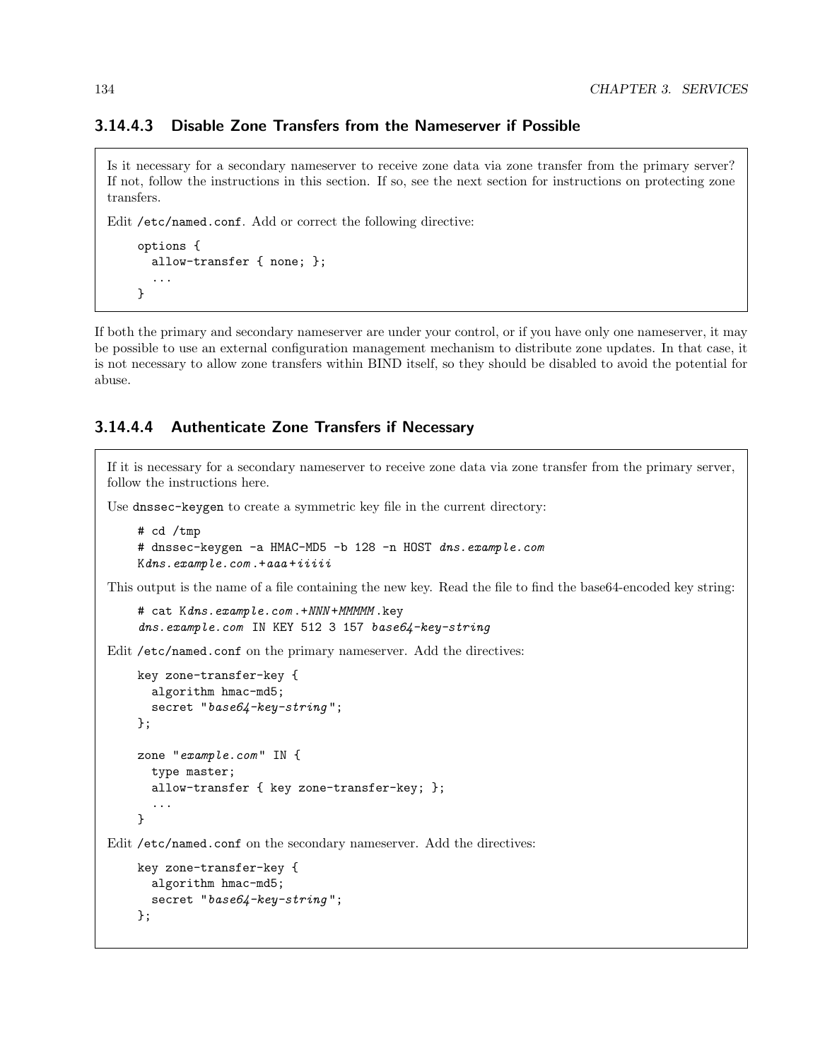#### 3.14.4.3 Disable Zone Transfers from the Nameserver if Possible

Is it necessary for a secondary nameserver to receive zone data via zone transfer from the primary server? If not, follow the instructions in this section. If so, see the next section for instructions on protecting zone transfers.

Edit `/etc/named.conf`. Add or correct the following directive:

```
options {
  allow-transfer { none; };
  ...
}
```

If both the primary and secondary nameserver are under your control, or if you have only one nameserver, it may be possible to use an external configuration management mechanism to distribute zone updates. In that case, it is not necessary to allow zone transfers within BIND itself, so they should be disabled to avoid the potential for abuse.

#### 3.14.4.4 Authenticate Zone Transfers if Necessary

If it is necessary for a secondary nameserver to receive zone data via zone transfer from the primary server, follow the instructions here.

Use `dnssec-keygen` to create a symmetric key file in the current directory:

```
# cd /tmp
# dnssec-keygen -a HMAC-MD5 -b 128 -n HOST dns.example.com
Kdns.example.com.+aaa+iiiii
```

This output is the name of a file containing the new key. Read the file to find the base64-encoded key string:

```
# cat Kdns.example.com.+NNN+MMMMM.key
dns.example.com IN KEY 512 3 157 base64-key-string
```

Edit `/etc/named.conf` on the primary nameserver. Add the directives:

```
key zone-transfer-key {
  algorithm hmac-md5;
  secret "base64-key-string";
};

zone "example.com" IN {
  type master;
  allow-transfer { key zone-transfer-key; };
  ...
}
```

Edit `/etc/named.conf` on the secondary nameserver. Add the directives:

```
key zone-transfer-key {
  algorithm hmac-md5;
  secret "base64-key-string";
};
```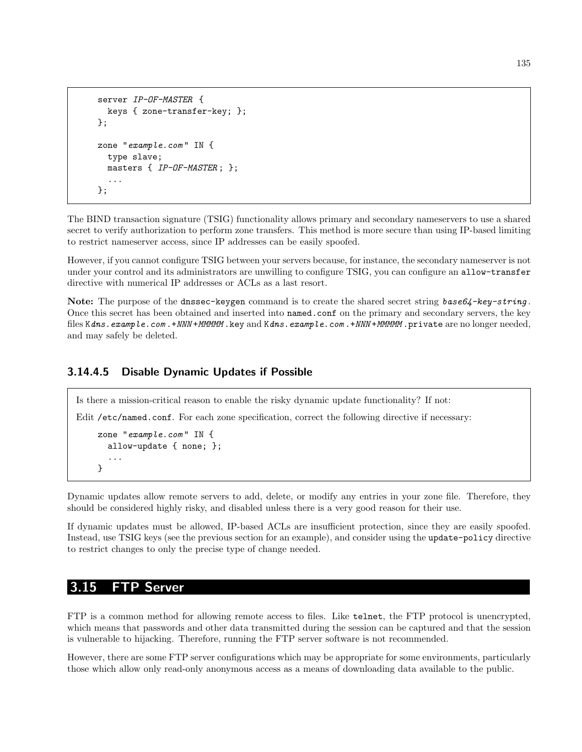```
server IP-OF-MASTER {
  keys { zone-transfer-key; };
};

zone "example.com" IN {
  type slave;
  masters { IP-OF-MASTER; };
  ...
};
```

The BIND transaction signature (TSIG) functionality allows primary and secondary nameservers to use a shared secret to verify authorization to perform zone transfers. This method is more secure than using IP-based limiting to restrict nameserver access, since IP addresses can be easily spoofed.

However, if you cannot configure TSIG between your servers because, for instance, the secondary nameserver is not under your control and its administrators are unwilling to configure TSIG, you can configure an `allow-transfer` directive with numerical IP addresses or ACLs as a last resort.

**Note:** The purpose of the `dnssec-keygen` command is to create the shared secret string *base64-key-string*. Once this secret has been obtained and inserted into `named.conf` on the primary and secondary servers, the key files `K`*dns.example.com*`.+`*NNN*`+`*MMMMM*`.key` and `K`*dns.example.com*`.+`*NNN*`+`*MMMMM*`.private` are no longer needed, and may safely be deleted.

#### 3.14.4.5 Disable Dynamic Updates if Possible

Is there a mission-critical reason to enable the risky dynamic update functionality? If not:

Edit `/etc/named.conf`. For each zone specification, correct the following directive if necessary:

```
zone "example.com" IN {
  allow-update { none; };
  ...
}
```

Dynamic updates allow remote servers to add, delete, or modify any entries in your zone file. Therefore, they should be considered highly risky, and disabled unless there is a very good reason for their use.

If dynamic updates must be allowed, IP-based ACLs are insufficient protection, since they are easily spoofed. Instead, use TSIG keys (see the previous section for an example), and consider using the `update-policy` directive to restrict changes to only the precise type of change needed.

## 3.15 FTP Server

FTP is a common method for allowing remote access to files. Like `telnet`, the FTP protocol is unencrypted, which means that passwords and other data transmitted during the session can be captured and that the session is vulnerable to hijacking. Therefore, running the FTP server software is not recommended.

However, there are some FTP server configurations which may be appropriate for some environments, particularly those which allow only read-only anonymous access as a means of downloading data available to the public.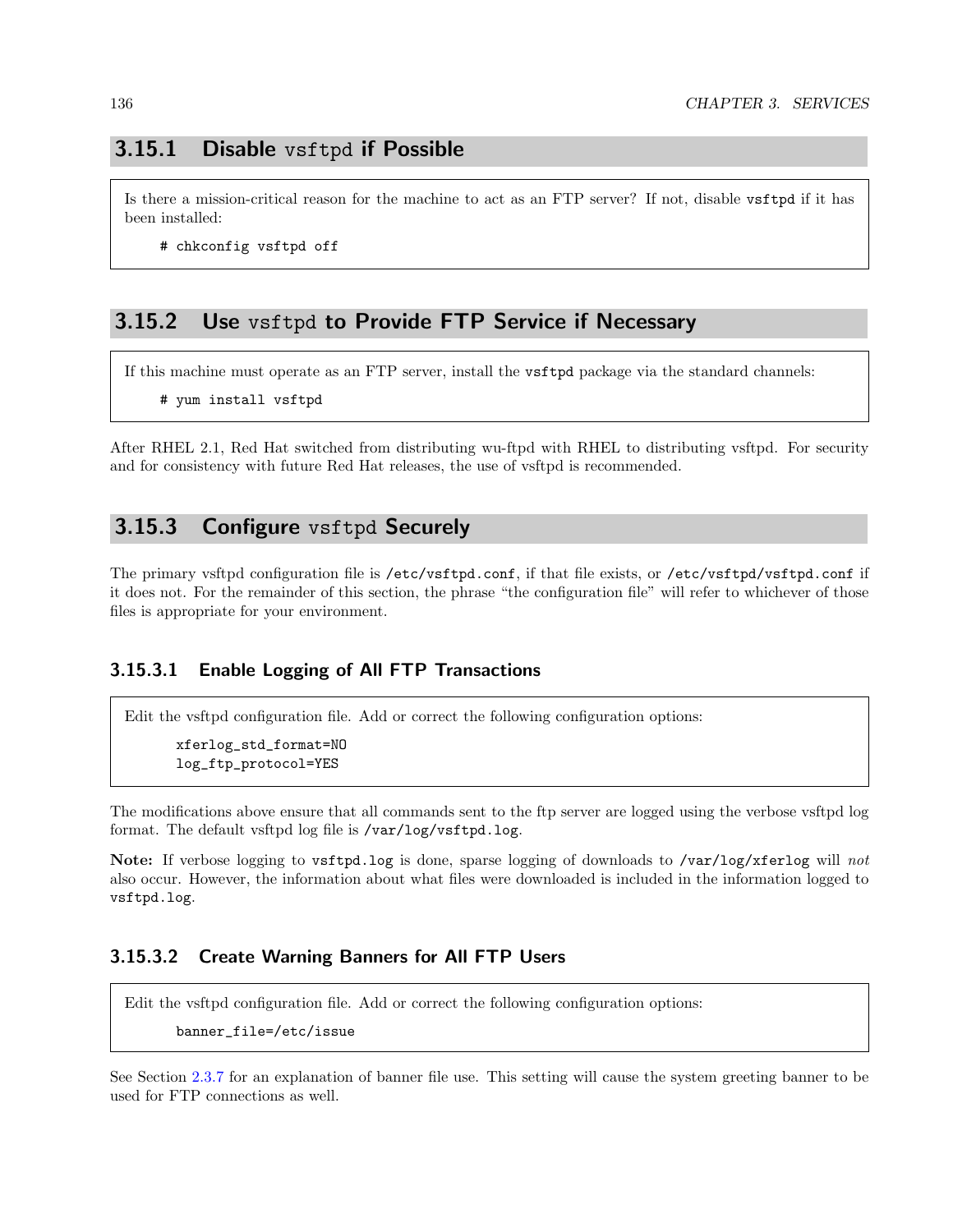### 3.15.1 Disable `vsftpd` if Possible

Is there a mission-critical reason for the machine to act as an FTP server? If not, disable `vsftpd` if it has been installed:

```
# chkconfig vsftpd off
```

### 3.15.2 Use `vsftpd` to Provide FTP Service if Necessary

If this machine must operate as an FTP server, install the `vsftpd` package via the standard channels:

```
# yum install vsftpd
```

After RHEL 2.1, Red Hat switched from distributing wu-ftpd with RHEL to distributing vsftpd. For security and for consistency with future Red Hat releases, the use of vsftpd is recommended.

### 3.15.3 Configure `vsftpd` Securely

The primary vsftpd configuration file is `/etc/vsftpd.conf`, if that file exists, or `/etc/vsftpd/vsftpd.conf` if it does not. For the remainder of this section, the phrase "the configuration file" will refer to whichever of those files is appropriate for your environment.

#### 3.15.3.1 Enable Logging of All FTP Transactions

Edit the vsftpd configuration file. Add or correct the following configuration options:

```
xferlog_std_format=NO
log_ftp_protocol=YES
```

The modifications above ensure that all commands sent to the ftp server are logged using the verbose vsftpd log format. The default vsftpd log file is `/var/log/vsftpd.log`.

**Note:** If verbose logging to `vsftpd.log` is done, sparse logging of downloads to `/var/log/xferlog` will *not* also occur. However, the information about what files were downloaded is included in the information logged to `vsftpd.log`.

#### 3.15.3.2 Create Warning Banners for All FTP Users

Edit the vsftpd configuration file. Add or correct the following configuration options:

```
banner_file=/etc/issue
```

See Section 2.3.7 for an explanation of banner file use. This setting will cause the system greeting banner to be used for FTP connections as well.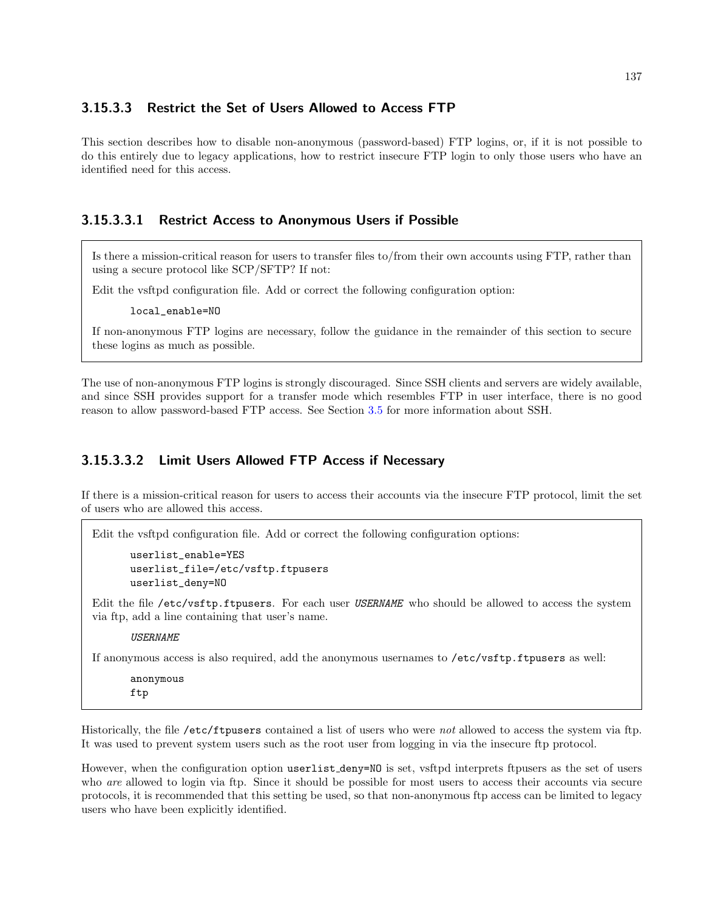### 3.15.3.3 Restrict the Set of Users Allowed to Access FTP

This section describes how to disable non-anonymous (password-based) FTP logins, or, if it is not possible to do this entirely due to legacy applications, how to restrict insecure FTP login to only those users who have an identified need for this access.

#### 3.15.3.3.1 Restrict Access to Anonymous Users if Possible

Is there a mission-critical reason for users to transfer files to/from their own accounts using FTP, rather than using a secure protocol like SCP/SFTP? If not:

Edit the vsftpd configuration file. Add or correct the following configuration option:

```
local_enable=NO
```

If non-anonymous FTP logins are necessary, follow the guidance in the remainder of this section to secure these logins as much as possible.

The use of non-anonymous FTP logins is strongly discouraged. Since SSH clients and servers are widely available, and since SSH provides support for a transfer mode which resembles FTP in user interface, there is no good reason to allow password-based FTP access. See Section 3.5 for more information about SSH.

#### 3.15.3.3.2 Limit Users Allowed FTP Access if Necessary

If there is a mission-critical reason for users to access their accounts via the insecure FTP protocol, limit the set of users who are allowed this access.

Edit the vsftpd configuration file. Add or correct the following configuration options:

```
userlist_enable=YES
userlist_file=/etc/vsftp.ftpusers
userlist_deny=NO
```

Edit the file `/etc/vsftp.ftpusers`. For each user *USERNAME* who should be allowed to access the system via ftp, add a line containing that user's name.

```
USERNAME
```

If anonymous access is also required, add the anonymous usernames to `/etc/vsftp.ftpusers` as well:

```
anonymous
ftp
```

Historically, the file `/etc/ftpusers` contained a list of users who were *not* allowed to access the system via ftp. It was used to prevent system users such as the root user from logging in via the insecure ftp protocol.

However, when the configuration option `userlist_deny=NO` is set, vsftpd interprets ftpusers as the set of users who *are* allowed to login via ftp. Since it should be possible for most users to access their accounts via secure protocols, it is recommended that this setting be used, so that non-anonymous ftp access can be limited to legacy users who have been explicitly identified.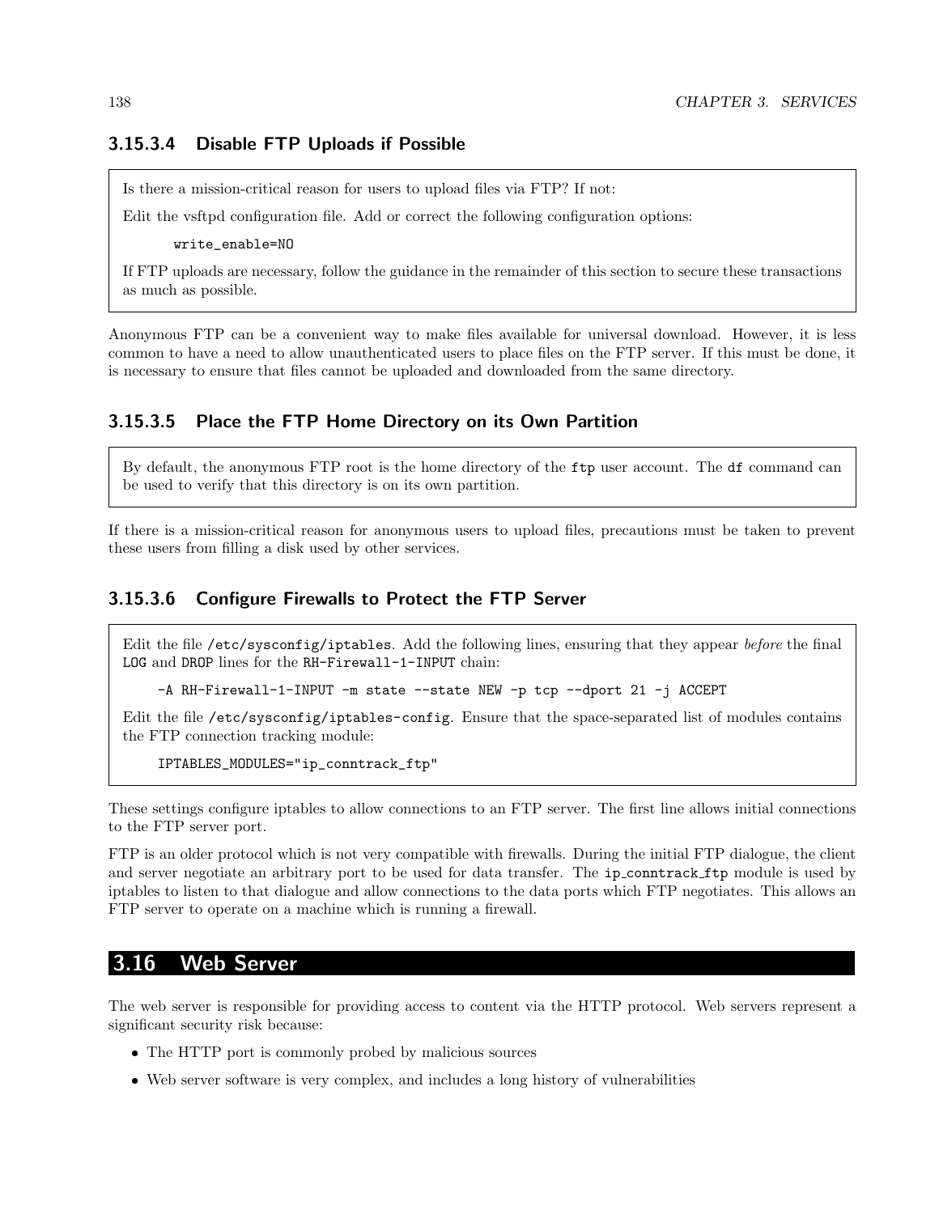#### 3.15.3.4 Disable FTP Uploads if Possible

Is there a mission-critical reason for users to upload files via FTP? If not:

Edit the vsftpd configuration file. Add or correct the following configuration options:

```
write_enable=NO
```

If FTP uploads are necessary, follow the guidance in the remainder of this section to secure these transactions as much as possible.

Anonymous FTP can be a convenient way to make files available for universal download. However, it is less common to have a need to allow unauthenticated users to place files on the FTP server. If this must be done, it is necessary to ensure that files cannot be uploaded and downloaded from the same directory.

#### 3.15.3.5 Place the FTP Home Directory on its Own Partition

By default, the anonymous FTP root is the home directory of the `ftp` user account. The `df` command can be used to verify that this directory is on its own partition.

If there is a mission-critical reason for anonymous users to upload files, precautions must be taken to prevent these users from filling a disk used by other services.

#### 3.15.3.6 Configure Firewalls to Protect the FTP Server

Edit the file `/etc/sysconfig/iptables`. Add the following lines, ensuring that they appear *before* the final `LOG` and `DROP` lines for the `RH-Firewall-1-INPUT` chain:

```
-A RH-Firewall-1-INPUT -m state --state NEW -p tcp --dport 21 -j ACCEPT
```

Edit the file `/etc/sysconfig/iptables-config`. Ensure that the space-separated list of modules contains the FTP connection tracking module:

```
IPTABLES_MODULES="ip_conntrack_ftp"
```

These settings configure iptables to allow connections to an FTP server. The first line allows initial connections to the FTP server port.

FTP is an older protocol which is not very compatible with firewalls. During the initial FTP dialogue, the client and server negotiate an arbitrary port to be used for data transfer. The `ip_conntrack_ftp` module is used by iptables to listen to that dialogue and allow connections to the data ports which FTP negotiates. This allows an FTP server to operate on a machine which is running a firewall.

## 3.16 Web Server

The web server is responsible for providing access to content via the HTTP protocol. Web servers represent a significant security risk because:

- The HTTP port is commonly probed by malicious sources
- Web server software is very complex, and includes a long history of vulnerabilities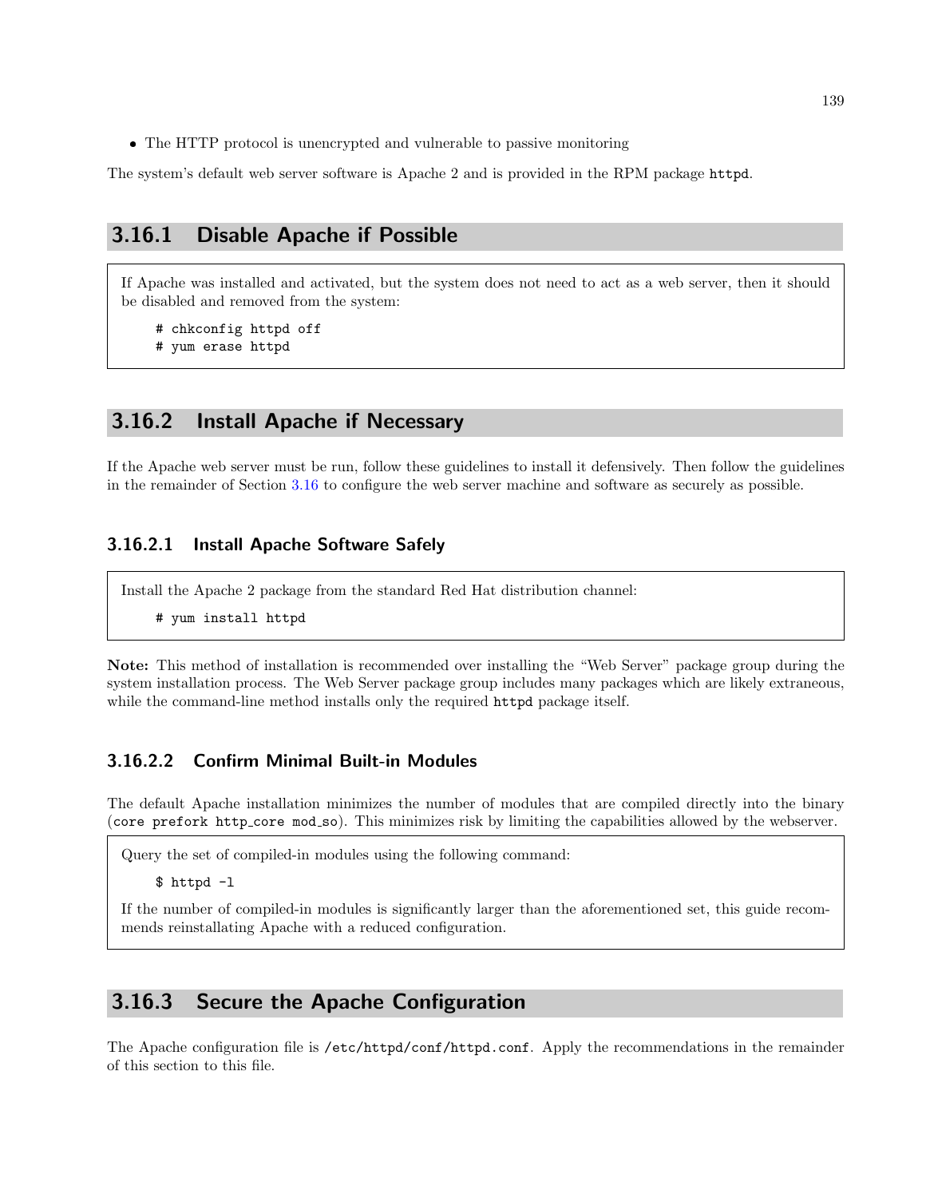- The HTTP protocol is unencrypted and vulnerable to passive monitoring

The system's default web server software is Apache 2 and is provided in the RPM package `httpd`.

## 3.16.1 Disable Apache if Possible

If Apache was installed and activated, but the system does not need to act as a web server, then it should be disabled and removed from the system:

```
# chkconfig httpd off
# yum erase httpd
```

## 3.16.2 Install Apache if Necessary

If the Apache web server must be run, follow these guidelines to install it defensively. Then follow the guidelines in the remainder of Section 3.16 to configure the web server machine and software as securely as possible.

### 3.16.2.1 Install Apache Software Safely

Install the Apache 2 package from the standard Red Hat distribution channel:

```
# yum install httpd
```

**Note:** This method of installation is recommended over installing the "Web Server" package group during the system installation process. The Web Server package group includes many packages which are likely extraneous, while the command-line method installs only the required `httpd` package itself.

### 3.16.2.2 Confirm Minimal Built-in Modules

The default Apache installation minimizes the number of modules that are compiled directly into the binary (`core prefork http_core mod_so`). This minimizes risk by limiting the capabilities allowed by the webserver.

Query the set of compiled-in modules using the following command:

```
$ httpd -l
```

If the number of compiled-in modules is significantly larger than the aforementioned set, this guide recommends reinstallating Apache with a reduced configuration.

## 3.16.3 Secure the Apache Configuration

The Apache configuration file is `/etc/httpd/conf/httpd.conf`. Apply the recommendations in the remainder of this section to this file.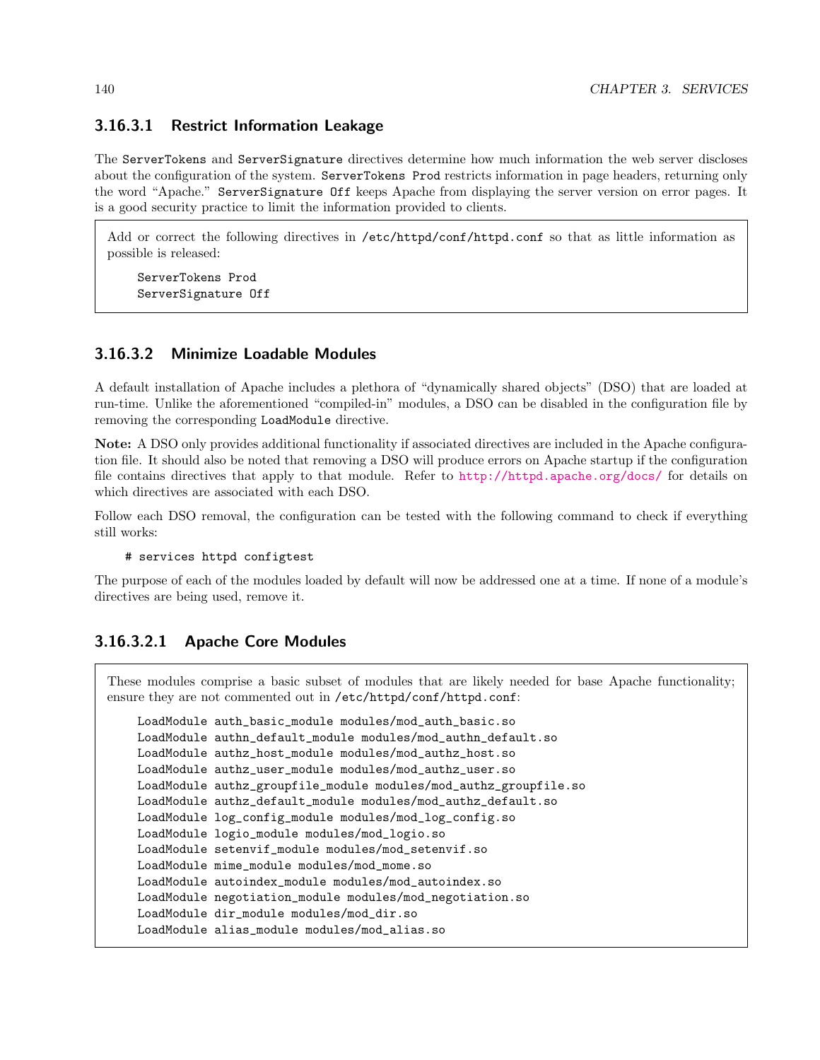#### 3.16.3.1 Restrict Information Leakage

The `ServerTokens` and `ServerSignature` directives determine how much information the web server discloses about the configuration of the system. `ServerTokens Prod` restricts information in page headers, returning only the word "Apache." `ServerSignature Off` keeps Apache from displaying the server version on error pages. It is a good security practice to limit the information provided to clients.

> Add or correct the following directives in `/etc/httpd/conf/httpd.conf` so that as little information as possible is released:
>
> ```
> ServerTokens Prod
> ServerSignature Off
> ```

#### 3.16.3.2 Minimize Loadable Modules

A default installation of Apache includes a plethora of "dynamically shared objects" (DSO) that are loaded at run-time. Unlike the aforementioned "compiled-in" modules, a DSO can be disabled in the configuration file by removing the corresponding `LoadModule` directive.

**Note:** A DSO only provides additional functionality if associated directives are included in the Apache configuration file. It should also be noted that removing a DSO will produce errors on Apache startup if the configuration file contains directives that apply to that module. Refer to http://httpd.apache.org/docs/ for details on which directives are associated with each DSO.

Follow each DSO removal, the configuration can be tested with the following command to check if everything still works:

```
# services httpd configtest
```

The purpose of each of the modules loaded by default will now be addressed one at a time. If none of a module's directives are being used, remove it.

##### 3.16.3.2.1 Apache Core Modules

> These modules comprise a basic subset of modules that are likely needed for base Apache functionality; ensure they are not commented out in `/etc/httpd/conf/httpd.conf`:
>
> ```
> LoadModule auth_basic_module modules/mod_auth_basic.so
> LoadModule authn_default_module modules/mod_authn_default.so
> LoadModule authz_host_module modules/mod_authz_host.so
> LoadModule authz_user_module modules/mod_authz_user.so
> LoadModule authz_groupfile_module modules/mod_authz_groupfile.so
> LoadModule authz_default_module modules/mod_authz_default.so
> LoadModule log_config_module modules/mod_log_config.so
> LoadModule logio_module modules/mod_logio.so
> LoadModule setenvif_module modules/mod_setenvif.so
> LoadModule mime_module modules/mod_mome.so
> LoadModule autoindex_module modules/mod_autoindex.so
> LoadModule negotiation_module modules/mod_negotiation.so
> LoadModule dir_module modules/mod_dir.so
> LoadModule alias_module modules/mod_alias.so
> ```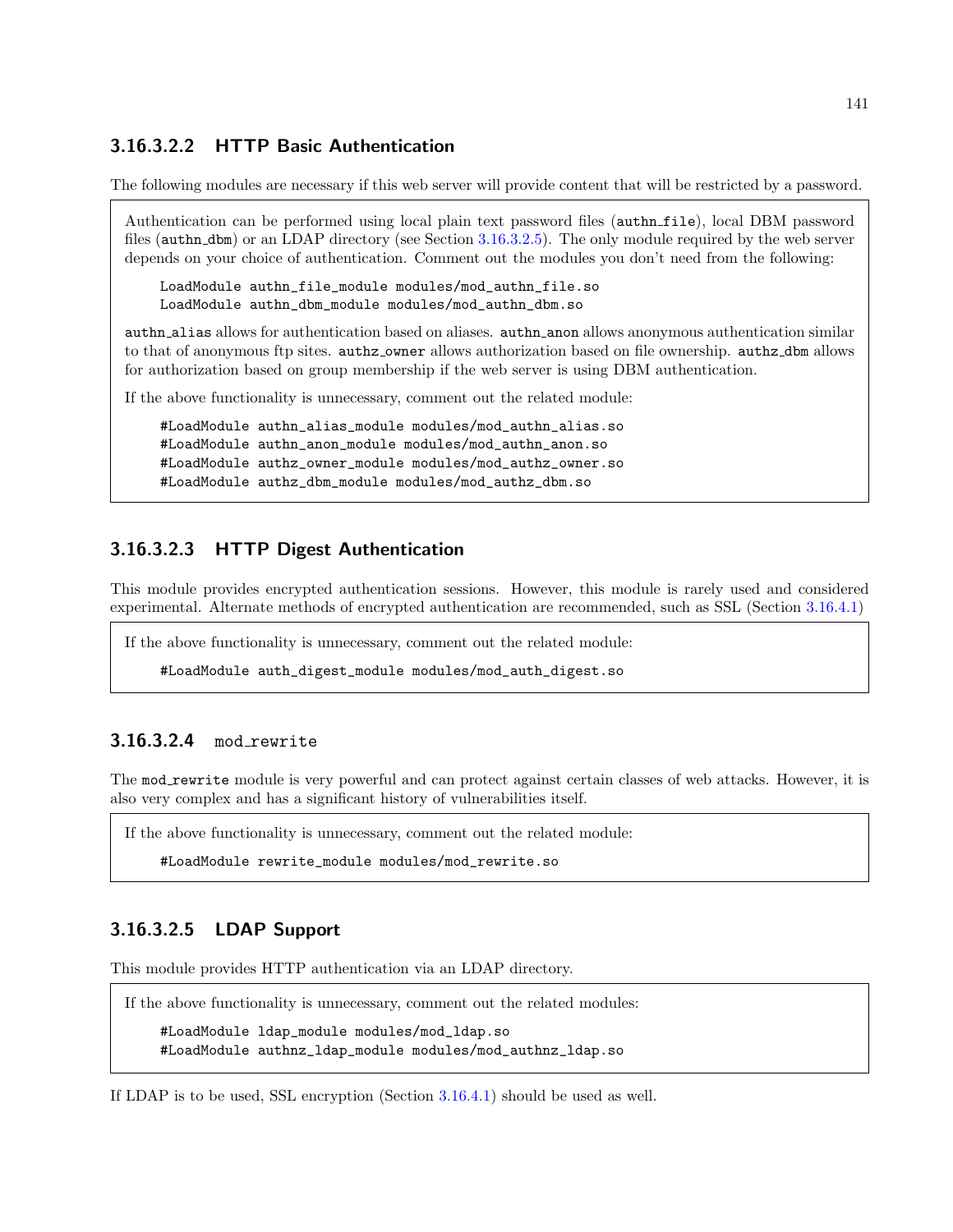#### 3.16.3.2.2 HTTP Basic Authentication

The following modules are necessary if this web server will provide content that will be restricted by a password.

Authentication can be performed using local plain text password files (`authn_file`), local DBM password files (`authn_dbm`) or an LDAP directory (see Section 3.16.3.2.5). The only module required by the web server depends on your choice of authentication. Comment out the modules you don't need from the following:

```
LoadModule authn_file_module modules/mod_authn_file.so
LoadModule authn_dbm_module modules/mod_authn_dbm.so
```

`authn_alias` allows for authentication based on aliases. `authn_anon` allows anonymous authentication similar to that of anonymous ftp sites. `authz_owner` allows authorization based on file ownership. `authz_dbm` allows for authorization based on group membership if the web server is using DBM authentication.

If the above functionality is unnecessary, comment out the related module:

```
#LoadModule authn_alias_module modules/mod_authn_alias.so
#LoadModule authn_anon_module modules/mod_authn_anon.so
#LoadModule authz_owner_module modules/mod_authz_owner.so
#LoadModule authz_dbm_module modules/mod_authz_dbm.so
```

#### 3.16.3.2.3 HTTP Digest Authentication

This module provides encrypted authentication sessions. However, this module is rarely used and considered experimental. Alternate methods of encrypted authentication are recommended, such as SSL (Section 3.16.4.1)

If the above functionality is unnecessary, comment out the related module:

```
#LoadModule auth_digest_module modules/mod_auth_digest.so
```

#### 3.16.3.2.4 `mod_rewrite`

The `mod_rewrite` module is very powerful and can protect against certain classes of web attacks. However, it is also very complex and has a significant history of vulnerabilities itself.

If the above functionality is unnecessary, comment out the related module:

```
#LoadModule rewrite_module modules/mod_rewrite.so
```

#### 3.16.3.2.5 LDAP Support

This module provides HTTP authentication via an LDAP directory.

If the above functionality is unnecessary, comment out the related modules:

```
#LoadModule ldap_module modules/mod_ldap.so
#LoadModule authnz_ldap_module modules/mod_authnz_ldap.so
```

If LDAP is to be used, SSL encryption (Section 3.16.4.1) should be used as well.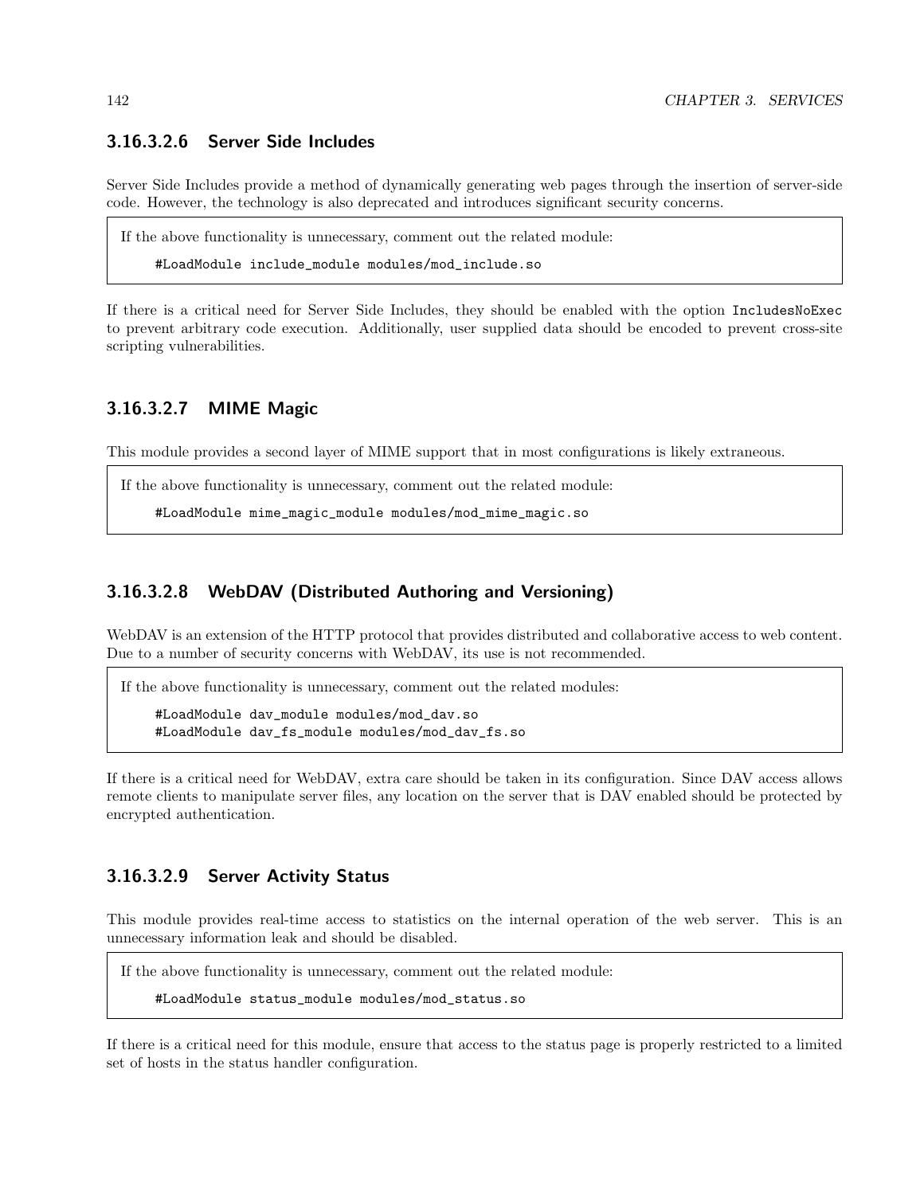#### 3.16.3.2.6 Server Side Includes

Server Side Includes provide a method of dynamically generating web pages through the insertion of server-side code. However, the technology is also deprecated and introduces significant security concerns.

> If the above functionality is unnecessary, comment out the related module:
>
> ```
> #LoadModule include_module modules/mod_include.so
> ```

If there is a critical need for Server Side Includes, they should be enabled with the option `IncludesNoExec` to prevent arbitrary code execution. Additionally, user supplied data should be encoded to prevent cross-site scripting vulnerabilities.

#### 3.16.3.2.7 MIME Magic

This module provides a second layer of MIME support that in most configurations is likely extraneous.

> If the above functionality is unnecessary, comment out the related module:
>
> ```
> #LoadModule mime_magic_module modules/mod_mime_magic.so
> ```

#### 3.16.3.2.8 WebDAV (Distributed Authoring and Versioning)

WebDAV is an extension of the HTTP protocol that provides distributed and collaborative access to web content. Due to a number of security concerns with WebDAV, its use is not recommended.

> If the above functionality is unnecessary, comment out the related modules:
>
> ```
> #LoadModule dav_module modules/mod_dav.so
> #LoadModule dav_fs_module modules/mod_dav_fs.so
> ```

If there is a critical need for WebDAV, extra care should be taken in its configuration. Since DAV access allows remote clients to manipulate server files, any location on the server that is DAV enabled should be protected by encrypted authentication.

#### 3.16.3.2.9 Server Activity Status

This module provides real-time access to statistics on the internal operation of the web server. This is an unnecessary information leak and should be disabled.

> If the above functionality is unnecessary, comment out the related module:
>
> ```
> #LoadModule status_module modules/mod_status.so
> ```

If there is a critical need for this module, ensure that access to the status page is properly restricted to a limited set of hosts in the status handler configuration.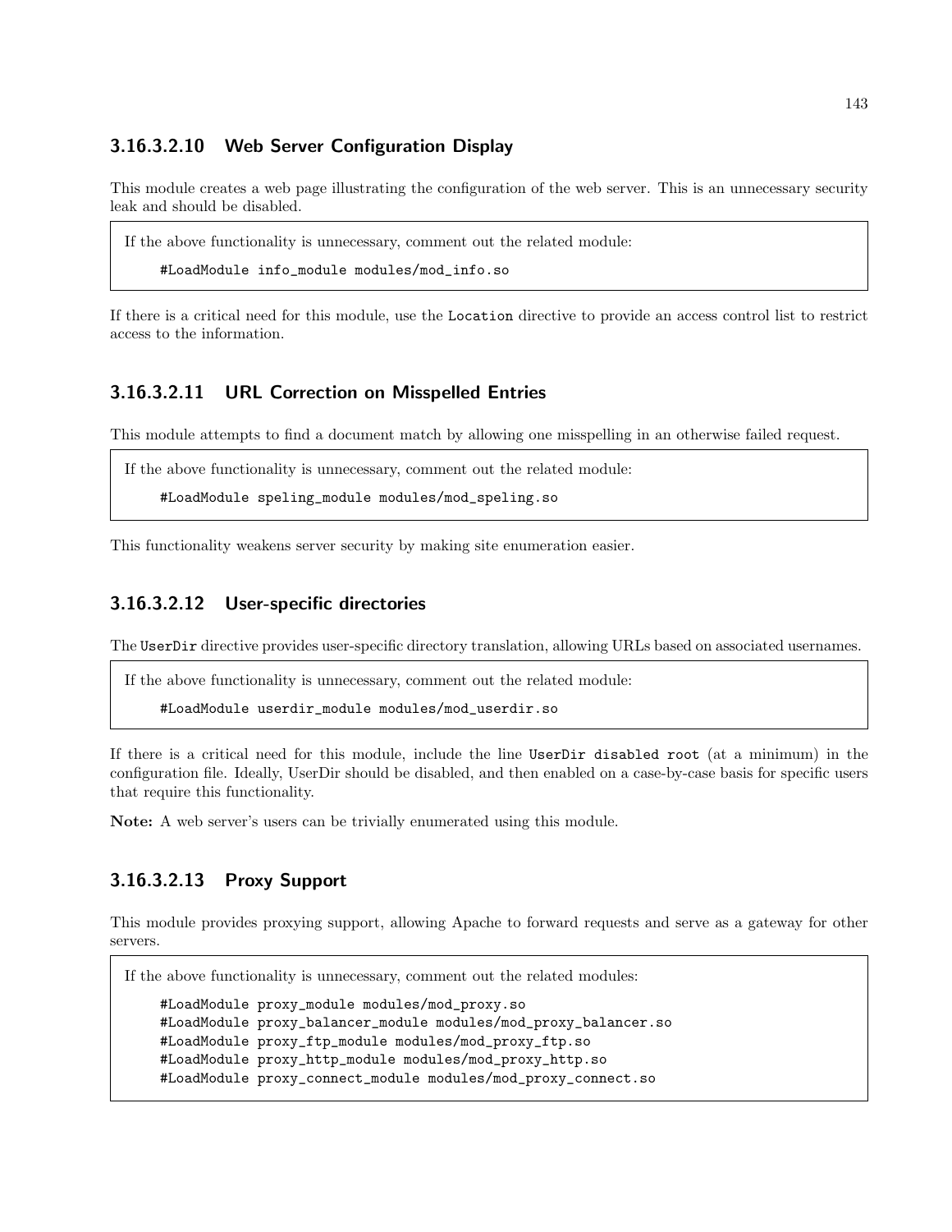#### 3.16.3.2.10 Web Server Configuration Display

This module creates a web page illustrating the configuration of the web server. This is an unnecessary security leak and should be disabled.

If the above functionality is unnecessary, comment out the related module:

```
#LoadModule info_module modules/mod_info.so
```

If there is a critical need for this module, use the `Location` directive to provide an access control list to restrict access to the information.

#### 3.16.3.2.11 URL Correction on Misspelled Entries

This module attempts to find a document match by allowing one misspelling in an otherwise failed request.

If the above functionality is unnecessary, comment out the related module:

```
#LoadModule speling_module modules/mod_speling.so
```

This functionality weakens server security by making site enumeration easier.

#### 3.16.3.2.12 User-specific directories

The `UserDir` directive provides user-specific directory translation, allowing URLs based on associated usernames.

If the above functionality is unnecessary, comment out the related module:

```
#LoadModule userdir_module modules/mod_userdir.so
```

If there is a critical need for this module, include the line `UserDir disabled root` (at a minimum) in the configuration file. Ideally, UserDir should be disabled, and then enabled on a case-by-case basis for specific users that require this functionality.

**Note:** A web server's users can be trivially enumerated using this module.

#### 3.16.3.2.13 Proxy Support

This module provides proxying support, allowing Apache to forward requests and serve as a gateway for other servers.

If the above functionality is unnecessary, comment out the related modules:

```
#LoadModule proxy_module modules/mod_proxy.so
#LoadModule proxy_balancer_module modules/mod_proxy_balancer.so
#LoadModule proxy_ftp_module modules/mod_proxy_ftp.so
#LoadModule proxy_http_module modules/mod_proxy_http.so
#LoadModule proxy_connect_module modules/mod_proxy_connect.so
```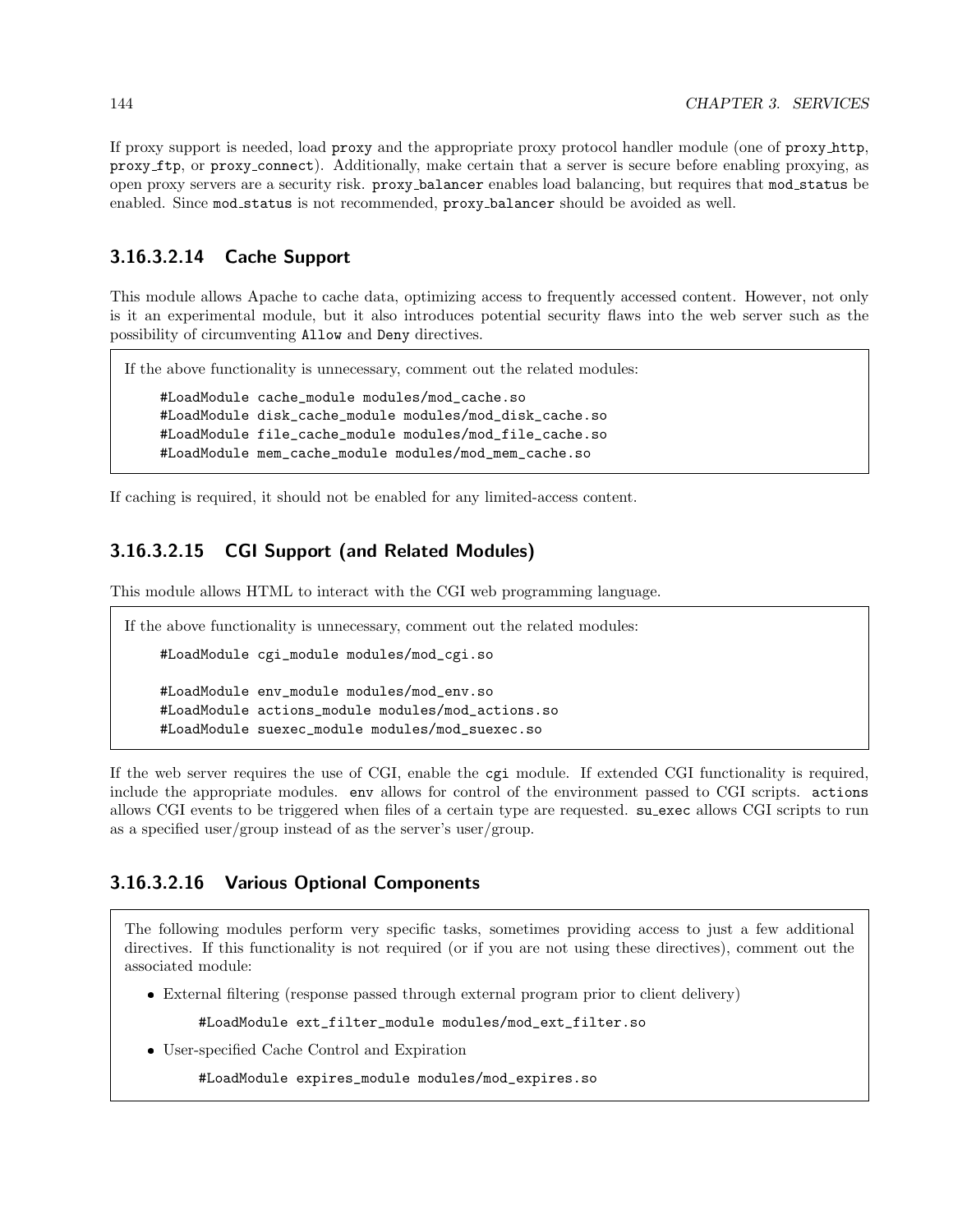If proxy support is needed, load `proxy` and the appropriate proxy protocol handler module (one of `proxy_http`, `proxy_ftp`, or `proxy_connect`). Additionally, make certain that a server is secure before enabling proxying, as open proxy servers are a security risk. `proxy_balancer` enables load balancing, but requires that `mod_status` be enabled. Since `mod_status` is not recommended, `proxy_balancer` should be avoided as well.

### 3.16.3.2.14 Cache Support

This module allows Apache to cache data, optimizing access to frequently accessed content. However, not only is it an experimental module, but it also introduces potential security flaws into the web server such as the possibility of circumventing `Allow` and `Deny` directives.

> If the above functionality is unnecessary, comment out the related modules:
>
> ```
> #LoadModule cache_module modules/mod_cache.so
> #LoadModule disk_cache_module modules/mod_disk_cache.so
> #LoadModule file_cache_module modules/mod_file_cache.so
> #LoadModule mem_cache_module modules/mod_mem_cache.so
> ```

If caching is required, it should not be enabled for any limited-access content.

### 3.16.3.2.15 CGI Support (and Related Modules)

This module allows HTML to interact with the CGI web programming language.

> If the above functionality is unnecessary, comment out the related modules:
>
> ```
> #LoadModule cgi_module modules/mod_cgi.so
>
> #LoadModule env_module modules/mod_env.so
> #LoadModule actions_module modules/mod_actions.so
> #LoadModule suexec_module modules/mod_suexec.so
> ```

If the web server requires the use of CGI, enable the `cgi` module. If extended CGI functionality is required, include the appropriate modules. `env` allows for control of the environment passed to CGI scripts. `actions` allows CGI events to be triggered when files of a certain type are requested. `su_exec` allows CGI scripts to run as a specified user/group instead of as the server's user/group.

### 3.16.3.2.16 Various Optional Components

> The following modules perform very specific tasks, sometimes providing access to just a few additional directives. If this functionality is not required (or if you are not using these directives), comment out the associated module:
>
> - External filtering (response passed through external program prior to client delivery)
>
>   ```
>   #LoadModule ext_filter_module modules/mod_ext_filter.so
>   ```
>
> - User-specified Cache Control and Expiration
>
>   ```
>   #LoadModule expires_module modules/mod_expires.so
>   ```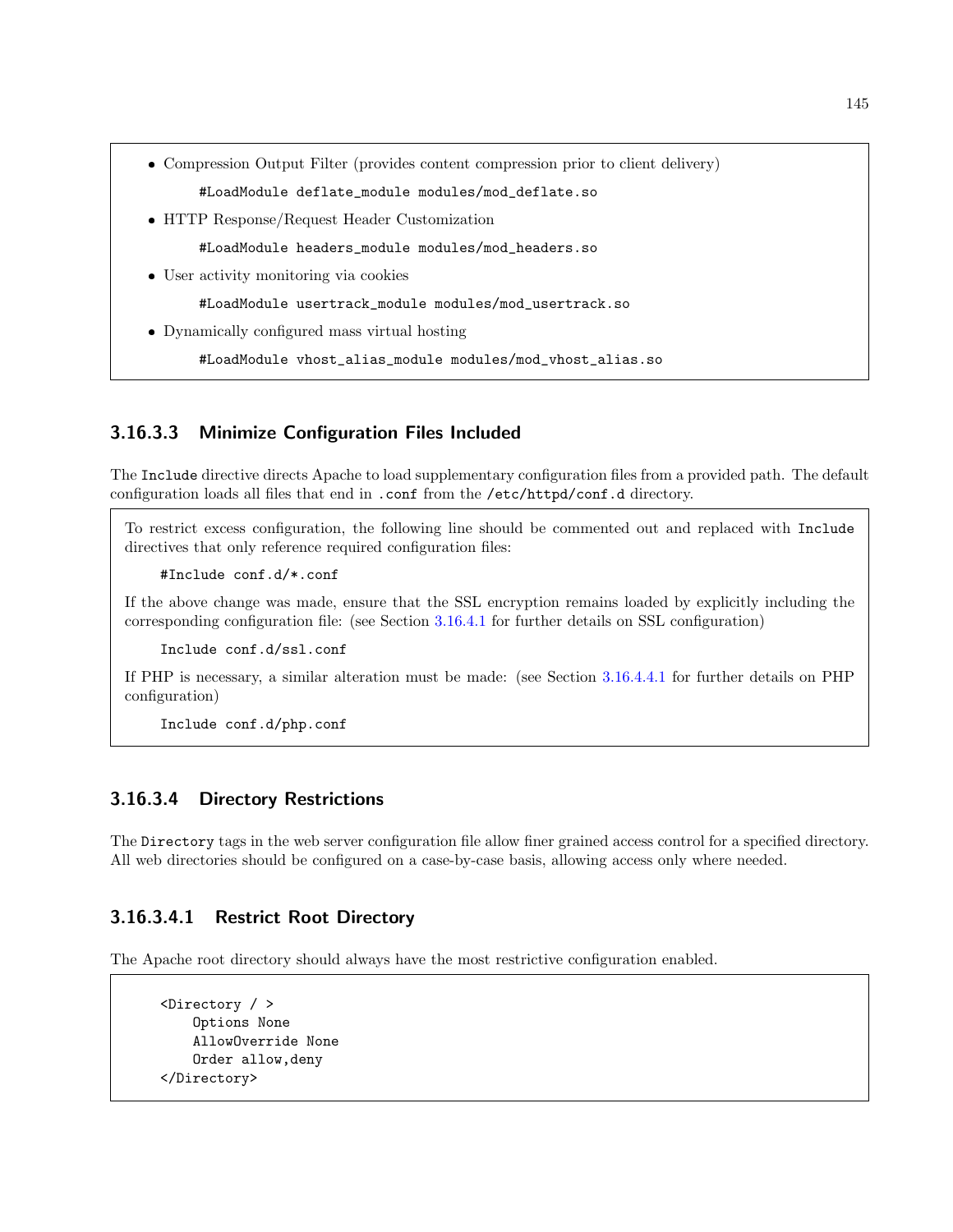- Compression Output Filter (provides content compression prior to client delivery)

  ```
  #LoadModule deflate_module modules/mod_deflate.so
  ```

- HTTP Response/Request Header Customization

  ```
  #LoadModule headers_module modules/mod_headers.so
  ```

- User activity monitoring via cookies

  ```
  #LoadModule usertrack_module modules/mod_usertrack.so
  ```

- Dynamically configured mass virtual hosting

  ```
  #LoadModule vhost_alias_module modules/mod_vhost_alias.so
  ```

#### 3.16.3.3 Minimize Configuration Files Included

The `Include` directive directs Apache to load supplementary configuration files from a provided path. The default configuration loads all files that end in `.conf` from the `/etc/httpd/conf.d` directory.

To restrict excess configuration, the following line should be commented out and replaced with `Include` directives that only reference required configuration files:

```
#Include conf.d/*.conf
```

If the above change was made, ensure that the SSL encryption remains loaded by explicitly including the corresponding configuration file: (see Section 3.16.4.1 for further details on SSL configuration)

```
Include conf.d/ssl.conf
```

If PHP is necessary, a similar alteration must be made: (see Section 3.16.4.4.1 for further details on PHP configuration)

```
Include conf.d/php.conf
```

#### 3.16.3.4 Directory Restrictions

The `Directory` tags in the web server configuration file allow finer grained access control for a specified directory. All web directories should be configured on a case-by-case basis, allowing access only where needed.

##### 3.16.3.4.1 Restrict Root Directory

The Apache root directory should always have the most restrictive configuration enabled.

```
<Directory / >
    Options None
    AllowOverride None
    Order allow,deny
</Directory>
```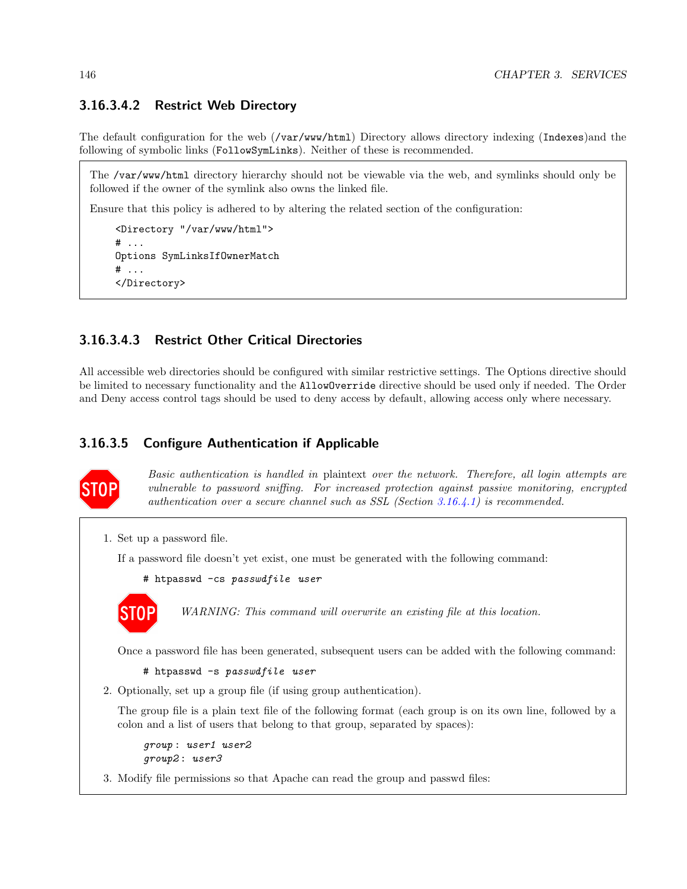#### 3.16.3.4.2 Restrict Web Directory

The default configuration for the web (`/var/www/html`) Directory allows directory indexing (`Indexes`)and the following of symbolic links (`FollowSymLinks`). Neither of these is recommended.

> The `/var/www/html` directory hierarchy should not be viewable via the web, and symlinks should only be followed if the owner of the symlink also owns the linked file.
>
> Ensure that this policy is adhered to by altering the related section of the configuration:
>
> ```
> <Directory "/var/www/html">
> # ...
> Options SymLinksIfOwnerMatch
> # ...
> </Directory>
> ```

#### 3.16.3.4.3 Restrict Other Critical Directories

All accessible web directories should be configured with similar restrictive settings. The Options directive should be limited to necessary functionality and the `AllowOverride` directive should be used only if needed. The Order and Deny access control tags should be used to deny access by default, allowing access only where necessary.

### 3.16.3.5 Configure Authentication if Applicable

STOP *Basic authentication is handled in* plaintext *over the network. Therefore, all login attempts are vulnerable to password sniffing. For increased protection against passive monitoring, encrypted authentication over a secure channel such as SSL (Section 3.16.4.1) is recommended.*

1. Set up a password file.

   If a password file doesn't yet exist, one must be generated with the following command:

   ```
   # htpasswd -cs passwdfile user
   ```

   STOP *WARNING: This command will overwrite an existing file at this location.*

   Once a password file has been generated, subsequent users can be added with the following command:

   ```
   # htpasswd -s passwdfile user
   ```

2. Optionally, set up a group file (if using group authentication).

   The group file is a plain text file of the following format (each group is on its own line, followed by a colon and a list of users that belong to that group, separated by spaces):

   ```
   group: user1 user2
   group2: user3
   ```

3. Modify file permissions so that Apache can read the group and passwd files: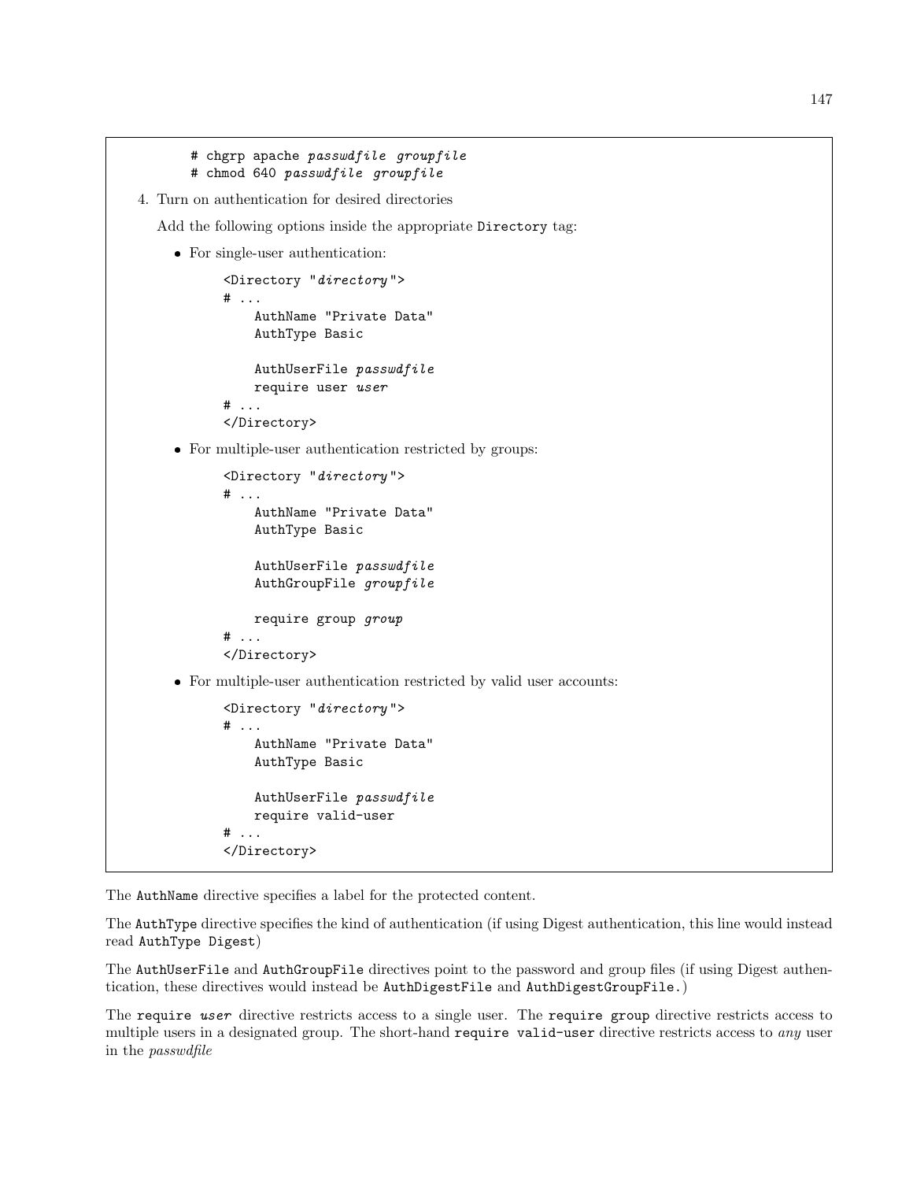```
# chgrp apache passwdfile groupfile
# chmod 640 passwdfile groupfile
```

4. Turn on authentication for desired directories

   Add the following options inside the appropriate `Directory` tag:

   - For single-user authentication:

     ```
     <Directory "directory">
     # ...
         AuthName "Private Data"
         AuthType Basic

         AuthUserFile passwdfile
         require user user
     # ...
     </Directory>
     ```

   - For multiple-user authentication restricted by groups:

     ```
     <Directory "directory">
     # ...
         AuthName "Private Data"
         AuthType Basic

         AuthUserFile passwdfile
         AuthGroupFile groupfile

         require group group
     # ...
     </Directory>
     ```

   - For multiple-user authentication restricted by valid user accounts:

     ```
     <Directory "directory">
     # ...
         AuthName "Private Data"
         AuthType Basic

         AuthUserFile passwdfile
         require valid-user
     # ...
     </Directory>
     ```

The `AuthName` directive specifies a label for the protected content.

The `AuthType` directive specifies the kind of authentication (if using Digest authentication, this line would instead read `AuthType Digest`)

The `AuthUserFile` and `AuthGroupFile` directives point to the password and group files (if using Digest authentication, these directives would instead be `AuthDigestFile` and `AuthDigestGroupFile`.)

The `require user` directive restricts access to a single user. The `require group` directive restricts access to multiple users in a designated group. The short-hand `require valid-user` directive restricts access to *any* user in the *passwdfile*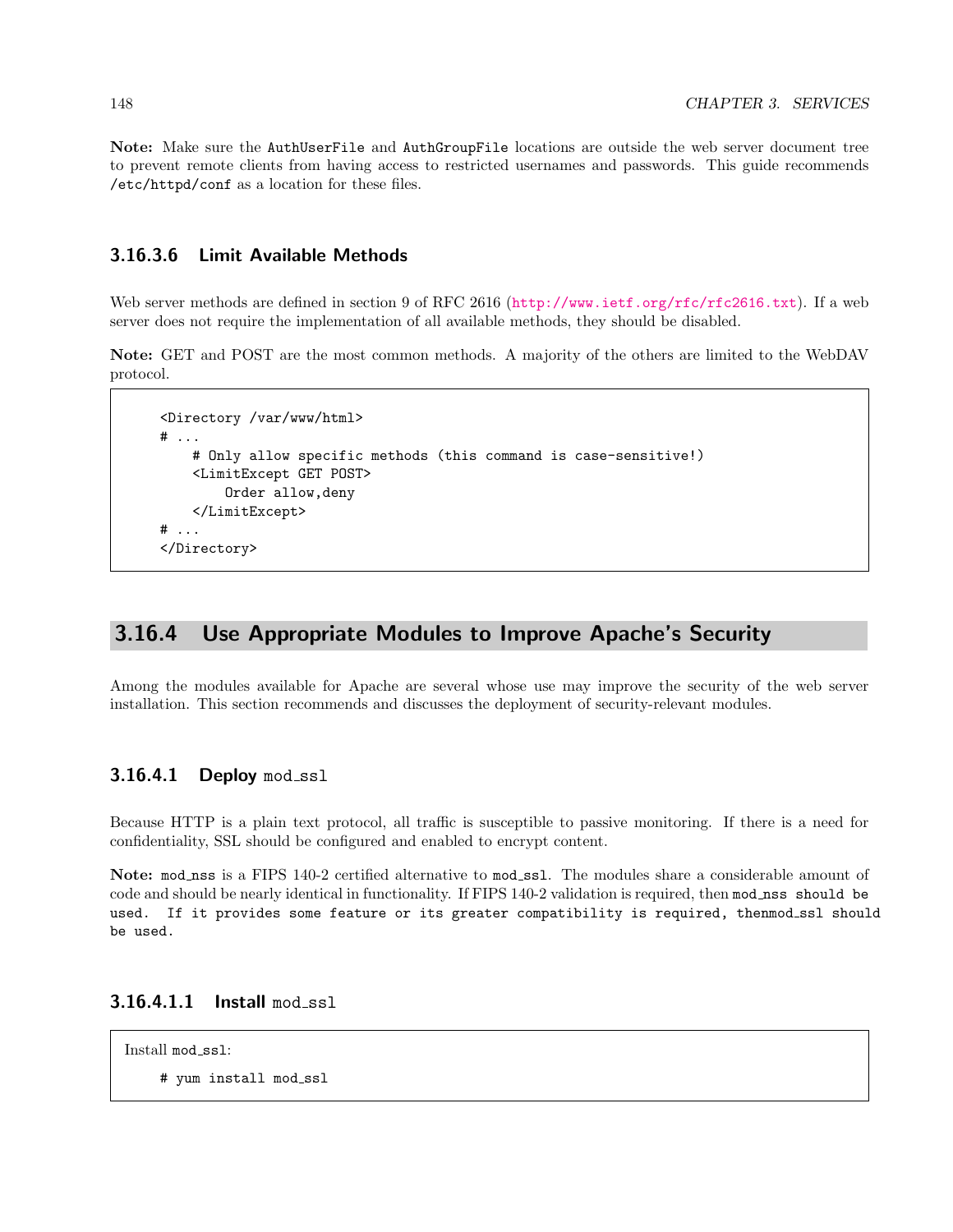**Note:** Make sure the `AuthUserFile` and `AuthGroupFile` locations are outside the web server document tree to prevent remote clients from having access to restricted usernames and passwords. This guide recommends `/etc/httpd/conf` as a location for these files.

#### 3.16.3.6 Limit Available Methods

Web server methods are defined in section 9 of RFC 2616 (http://www.ietf.org/rfc/rfc2616.txt). If a web server does not require the implementation of all available methods, they should be disabled.

**Note:** GET and POST are the most common methods. A majority of the others are limited to the WebDAV protocol.

```
<Directory /var/www/html>
# ...
    # Only allow specific methods (this command is case-sensitive!)
    <LimitExcept GET POST>
        Order allow,deny
    </LimitExcept>
# ...
</Directory>
```

### 3.16.4 Use Appropriate Modules to Improve Apache's Security

Among the modules available for Apache are several whose use may improve the security of the web server installation. This section recommends and discusses the deployment of security-relevant modules.

#### 3.16.4.1 Deploy mod_ssl

Because HTTP is a plain text protocol, all traffic is susceptible to passive monitoring. If there is a need for confidentiality, SSL should be configured and enabled to encrypt content.

**Note:** `mod_nss` is a FIPS 140-2 certified alternative to `mod_ssl`. The modules share a considerable amount of code and should be nearly identical in functionality. If FIPS 140-2 validation is required, then `mod_nss should be used. If it provides some feature or its greater compatibility is required, thenmod_ssl should be used.`

##### 3.16.4.1.1 Install mod_ssl

Install `mod_ssl`:

```
# yum install mod_ssl
```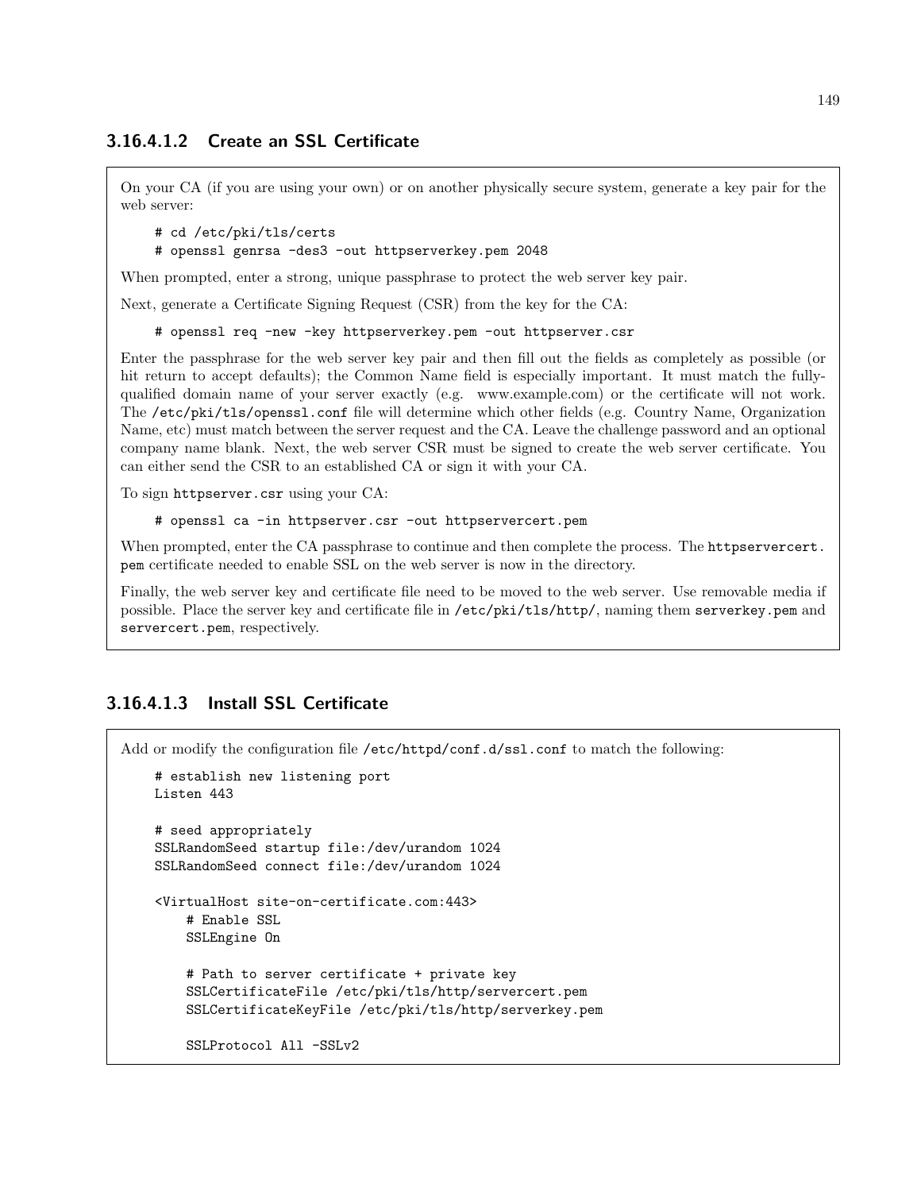#### 3.16.4.1.2 Create an SSL Certificate

On your CA (if you are using your own) or on another physically secure system, generate a key pair for the web server:

```
# cd /etc/pki/tls/certs
# openssl genrsa -des3 -out httpserverkey.pem 2048
```

When prompted, enter a strong, unique passphrase to protect the web server key pair.

Next, generate a Certificate Signing Request (CSR) from the key for the CA:

```
# openssl req -new -key httpserverkey.pem -out httpserver.csr
```

Enter the passphrase for the web server key pair and then fill out the fields as completely as possible (or hit return to accept defaults); the Common Name field is especially important. It must match the fully-qualified domain name of your server exactly (e.g. www.example.com) or the certificate will not work. The `/etc/pki/tls/openssl.conf` file will determine which other fields (e.g. Country Name, Organization Name, etc) must match between the server request and the CA. Leave the challenge password and an optional company name blank. Next, the web server CSR must be signed to create the web server certificate. You can either send the CSR to an established CA or sign it with your CA.

To sign `httpserver.csr` using your CA:

```
# openssl ca -in httpserver.csr -out httpservercert.pem
```

When prompted, enter the CA passphrase to continue and then complete the process. The `httpservercert.pem` certificate needed to enable SSL on the web server is now in the directory.

Finally, the web server key and certificate file need to be moved to the web server. Use removable media if possible. Place the server key and certificate file in `/etc/pki/tls/http/`, naming them `serverkey.pem` and `servercert.pem`, respectively.

#### 3.16.4.1.3 Install SSL Certificate

Add or modify the configuration file `/etc/httpd/conf.d/ssl.conf` to match the following:

```
# establish new listening port
Listen 443

# seed appropriately
SSLRandomSeed startup file:/dev/urandom 1024
SSLRandomSeed connect file:/dev/urandom 1024

<VirtualHost site-on-certificate.com:443>
    # Enable SSL
    SSLEngine On

    # Path to server certificate + private key
    SSLCertificateFile /etc/pki/tls/http/servercert.pem
    SSLCertificateKeyFile /etc/pki/tls/http/serverkey.pem

    SSLProtocol All -SSLv2
```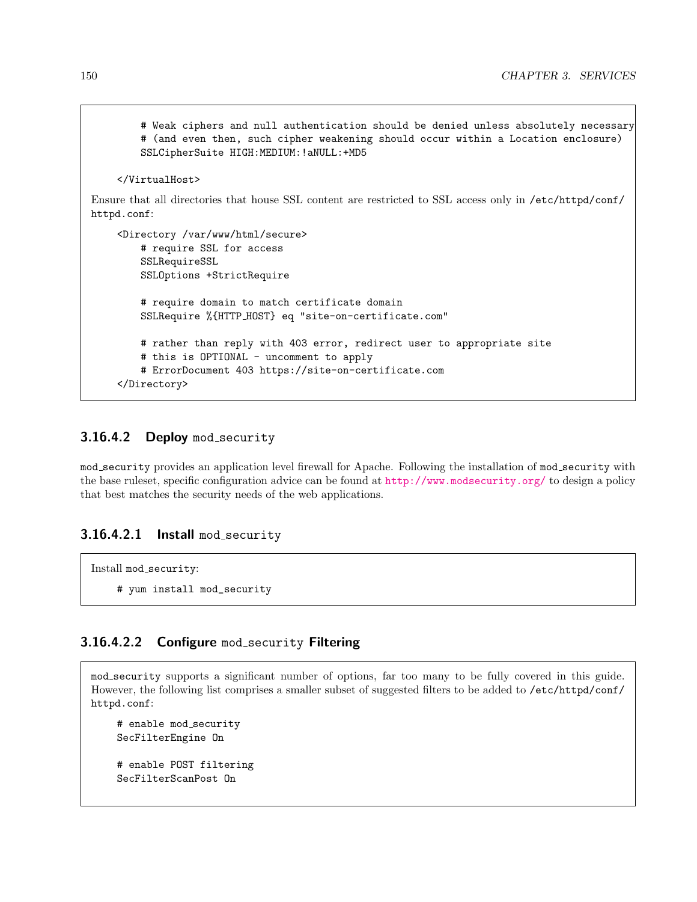```
    # Weak ciphers and null authentication should be denied unless absolutely necessary
    # (and even then, such cipher weakening should occur within a Location enclosure)
    SSLCipherSuite HIGH:MEDIUM:!aNULL:+MD5

</VirtualHost>
```

Ensure that all directories that house SSL content are restricted to SSL access only in /etc/httpd/conf/httpd.conf:

```
<Directory /var/www/html/secure>
    # require SSL for access
    SSLRequireSSL
    SSLOptions +StrictRequire

    # require domain to match certificate domain
    SSLRequire %{HTTP_HOST} eq "site-on-certificate.com"

    # rather than reply with 403 error, redirect user to appropriate site
    # this is OPTIONAL - uncomment to apply
    # ErrorDocument 403 https://site-on-certificate.com
</Directory>
```

#### 3.16.4.2 Deploy mod_security

mod_security provides an application level firewall for Apache. Following the installation of mod_security with the base ruleset, specific configuration advice can be found at http://www.modsecurity.org/ to design a policy that best matches the security needs of the web applications.

##### 3.16.4.2.1 Install mod_security

Install mod_security:

```
# yum install mod_security
```

##### 3.16.4.2.2 Configure mod_security Filtering

mod_security supports a significant number of options, far too many to be fully covered in this guide. However, the following list comprises a smaller subset of suggested filters to be added to /etc/httpd/conf/httpd.conf:

```
# enable mod_security
SecFilterEngine On

# enable POST filtering
SecFilterScanPost On
```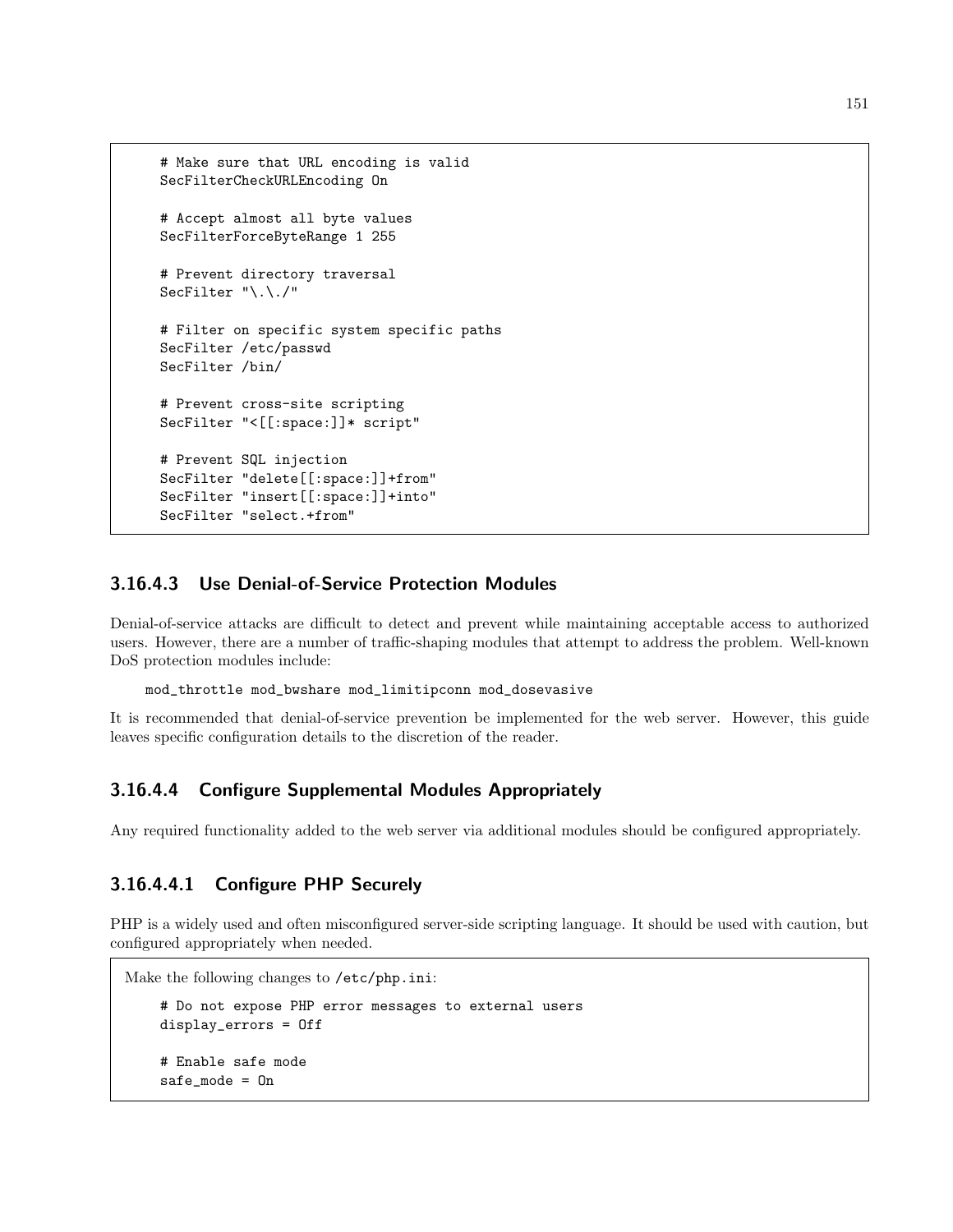```
# Make sure that URL encoding is valid
SecFilterCheckURLEncoding On

# Accept almost all byte values
SecFilterForceByteRange 1 255

# Prevent directory traversal
SecFilter "\.\./"

# Filter on specific system specific paths
SecFilter /etc/passwd
SecFilter /bin/

# Prevent cross-site scripting
SecFilter "<[[:space:]]* script"

# Prevent SQL injection
SecFilter "delete[[:space:]]+from"
SecFilter "insert[[:space:]]+into"
SecFilter "select.+from"
```

#### 3.16.4.3 Use Denial-of-Service Protection Modules

Denial-of-service attacks are difficult to detect and prevent while maintaining acceptable access to authorized users. However, there are a number of traffic-shaping modules that attempt to address the problem. Well-known DoS protection modules include:

```
mod_throttle mod_bwshare mod_limitipconn mod_dosevasive
```

It is recommended that denial-of-service prevention be implemented for the web server. However, this guide leaves specific configuration details to the discretion of the reader.

#### 3.16.4.4 Configure Supplemental Modules Appropriately

Any required functionality added to the web server via additional modules should be configured appropriately.

##### 3.16.4.4.1 Configure PHP Securely

PHP is a widely used and often misconfigured server-side scripting language. It should be used with caution, but configured appropriately when needed.

Make the following changes to `/etc/php.ini`:

```
# Do not expose PHP error messages to external users
display_errors = Off

# Enable safe mode
safe_mode = On
```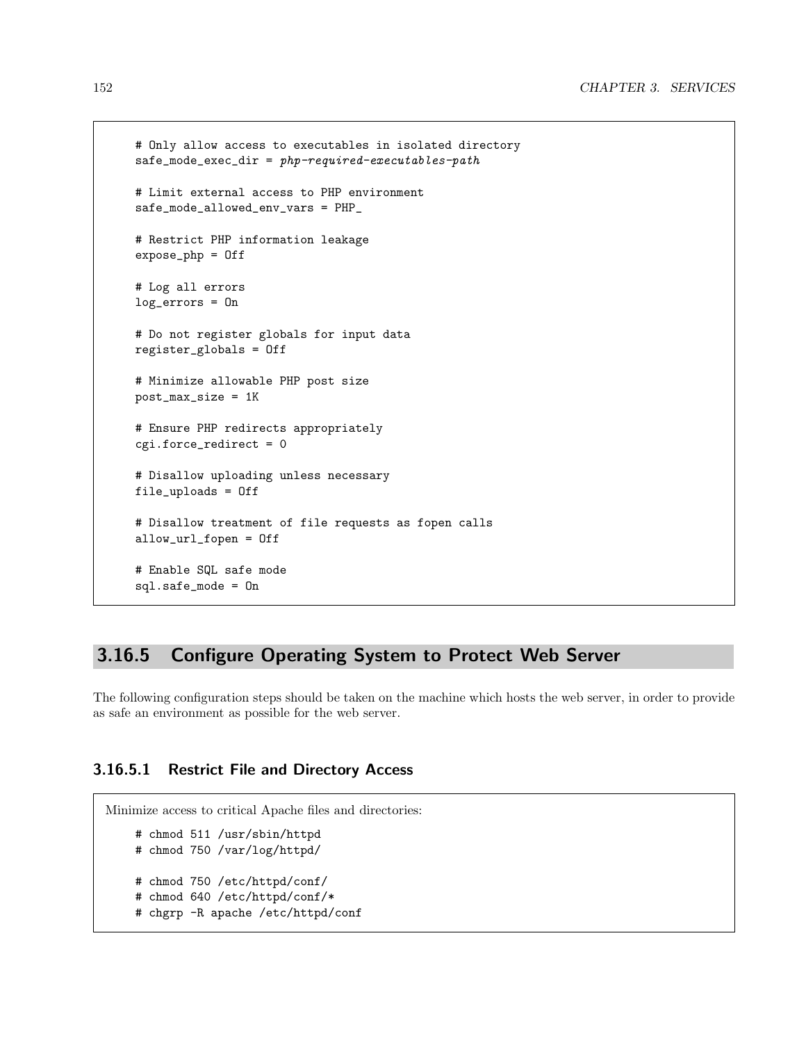```
# Only allow access to executables in isolated directory
safe_mode_exec_dir = php-required-executables-path

# Limit external access to PHP environment
safe_mode_allowed_env_vars = PHP_

# Restrict PHP information leakage
expose_php = Off

# Log all errors
log_errors = On

# Do not register globals for input data
register_globals = Off

# Minimize allowable PHP post size
post_max_size = 1K

# Ensure PHP redirects appropriately
cgi.force_redirect = 0

# Disallow uploading unless necessary
file_uploads = Off

# Disallow treatment of file requests as fopen calls
allow_url_fopen = Off

# Enable SQL safe mode
sql.safe_mode = On
```

### 3.16.5 Configure Operating System to Protect Web Server

The following configuration steps should be taken on the machine which hosts the web server, in order to provide as safe an environment as possible for the web server.

#### 3.16.5.1 Restrict File and Directory Access

Minimize access to critical Apache files and directories:

```
# chmod 511 /usr/sbin/httpd
# chmod 750 /var/log/httpd/

# chmod 750 /etc/httpd/conf/
# chmod 640 /etc/httpd/conf/*
# chgrp -R apache /etc/httpd/conf
```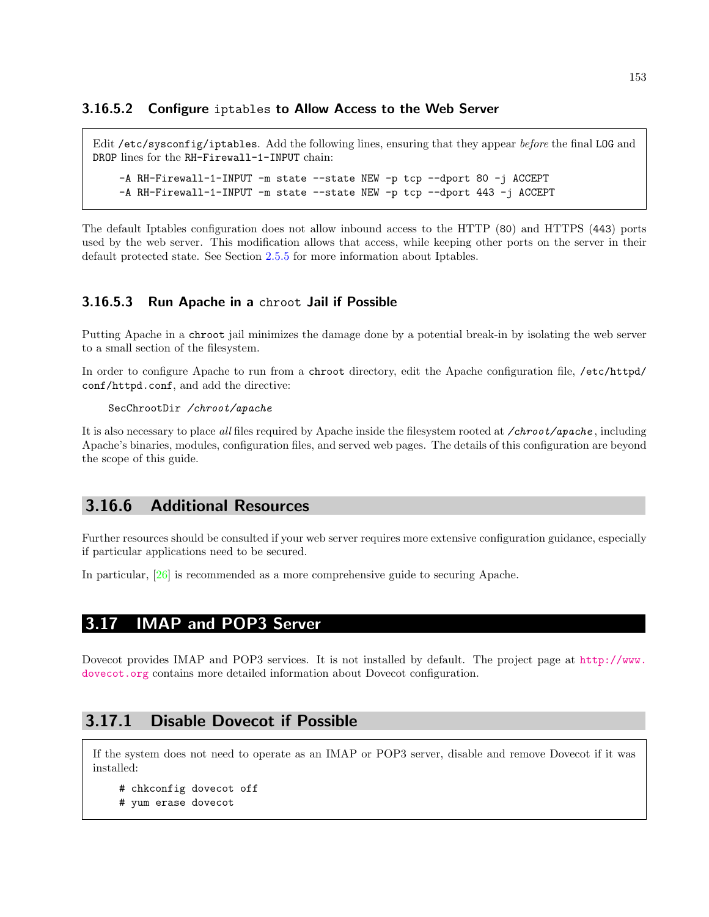#### 3.16.5.2 Configure `iptables` to Allow Access to the Web Server

Edit `/etc/sysconfig/iptables`. Add the following lines, ensuring that they appear *before* the final `LOG` and `DROP` lines for the `RH-Firewall-1-INPUT` chain:

```
-A RH-Firewall-1-INPUT -m state --state NEW -p tcp --dport 80 -j ACCEPT
-A RH-Firewall-1-INPUT -m state --state NEW -p tcp --dport 443 -j ACCEPT
```

The default Iptables configuration does not allow inbound access to the HTTP (`80`) and HTTPS (`443`) ports used by the web server. This modification allows that access, while keeping other ports on the server in their default protected state. See Section 2.5.5 for more information about Iptables.

#### 3.16.5.3 Run Apache in a `chroot` Jail if Possible

Putting Apache in a `chroot` jail minimizes the damage done by a potential break-in by isolating the web server to a small section of the filesystem.

In order to configure Apache to run from a `chroot` directory, edit the Apache configuration file, `/etc/httpd/conf/httpd.conf`, and add the directive:

```
SecChrootDir /chroot/apache
```

It is also necessary to place *all* files required by Apache inside the filesystem rooted at */chroot/apache*, including Apache's binaries, modules, configuration files, and served web pages. The details of this configuration are beyond the scope of this guide.

### 3.16.6 Additional Resources

Further resources should be consulted if your web server requires more extensive configuration guidance, especially if particular applications need to be secured.

In particular, [26] is recommended as a more comprehensive guide to securing Apache.

## 3.17 IMAP and POP3 Server

Dovecot provides IMAP and POP3 services. It is not installed by default. The project page at http://www.dovecot.org contains more detailed information about Dovecot configuration.

### 3.17.1 Disable Dovecot if Possible

If the system does not need to operate as an IMAP or POP3 server, disable and remove Dovecot if it was installed:

```
# chkconfig dovecot off
# yum erase dovecot
```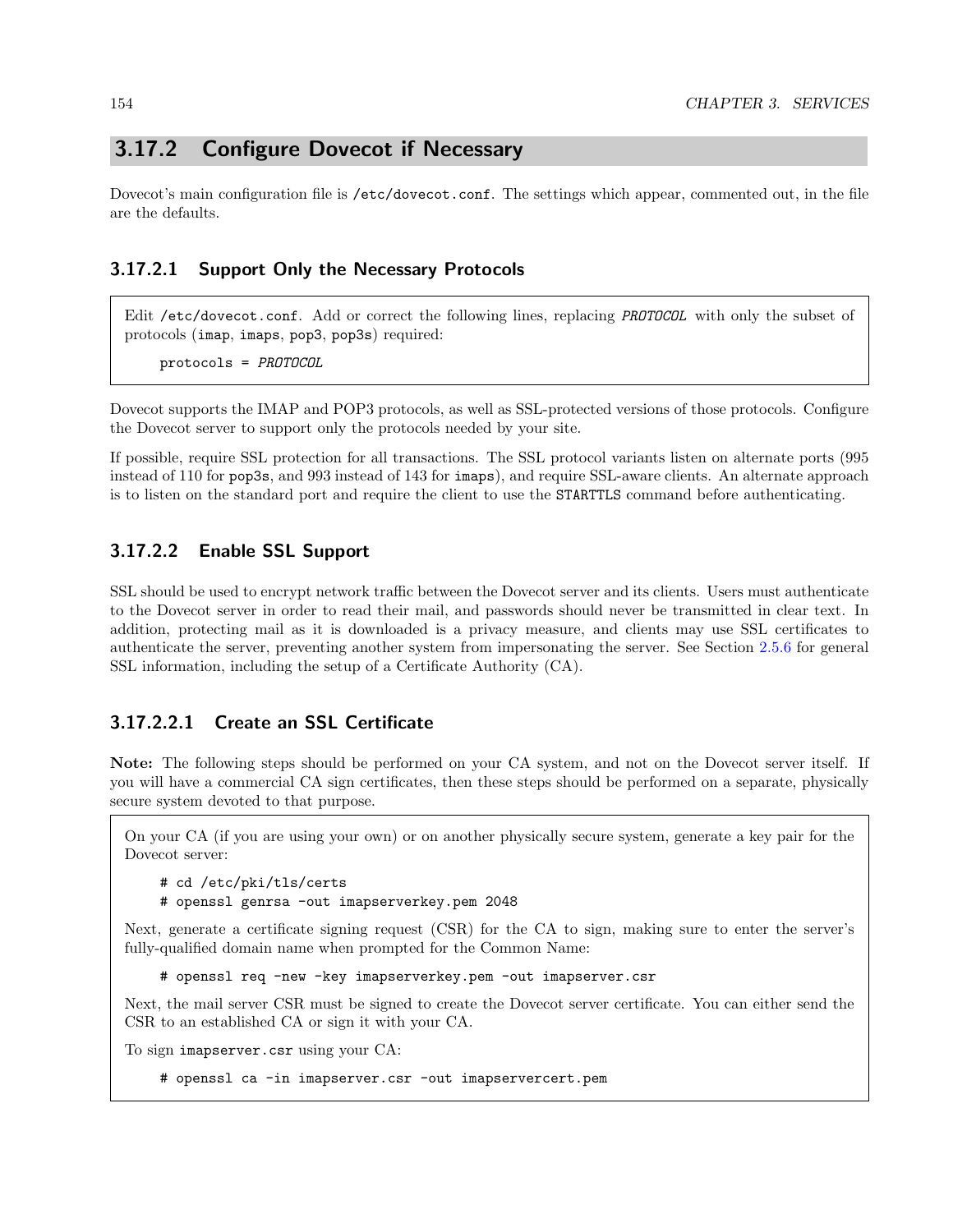## 3.17.2 Configure Dovecot if Necessary

Dovecot's main configuration file is `/etc/dovecot.conf`. The settings which appear, commented out, in the file are the defaults.

### 3.17.2.1 Support Only the Necessary Protocols

Edit `/etc/dovecot.conf`. Add or correct the following lines, replacing *PROTOCOL* with only the subset of protocols (`imap`, `imaps`, `pop3`, `pop3s`) required:

```
protocols = PROTOCOL
```

Dovecot supports the IMAP and POP3 protocols, as well as SSL-protected versions of those protocols. Configure the Dovecot server to support only the protocols needed by your site.

If possible, require SSL protection for all transactions. The SSL protocol variants listen on alternate ports (995 instead of 110 for `pop3s`, and 993 instead of 143 for `imaps`), and require SSL-aware clients. An alternate approach is to listen on the standard port and require the client to use the `STARTTLS` command before authenticating.

### 3.17.2.2 Enable SSL Support

SSL should be used to encrypt network traffic between the Dovecot server and its clients. Users must authenticate to the Dovecot server in order to read their mail, and passwords should never be transmitted in clear text. In addition, protecting mail as it is downloaded is a privacy measure, and clients may use SSL certificates to authenticate the server, preventing another system from impersonating the server. See Section 2.5.6 for general SSL information, including the setup of a Certificate Authority (CA).

#### 3.17.2.2.1 Create an SSL Certificate

**Note:** The following steps should be performed on your CA system, and not on the Dovecot server itself. If you will have a commercial CA sign certificates, then these steps should be performed on a separate, physically secure system devoted to that purpose.

On your CA (if you are using your own) or on another physically secure system, generate a key pair for the Dovecot server:

```
# cd /etc/pki/tls/certs
# openssl genrsa -out imapserverkey.pem 2048
```

Next, generate a certificate signing request (CSR) for the CA to sign, making sure to enter the server's fully-qualified domain name when prompted for the Common Name:

```
# openssl req -new -key imapserverkey.pem -out imapserver.csr
```

Next, the mail server CSR must be signed to create the Dovecot server certificate. You can either send the CSR to an established CA or sign it with your CA.

To sign `imapserver.csr` using your CA:

```
# openssl ca -in imapserver.csr -out imapservercert.pem
```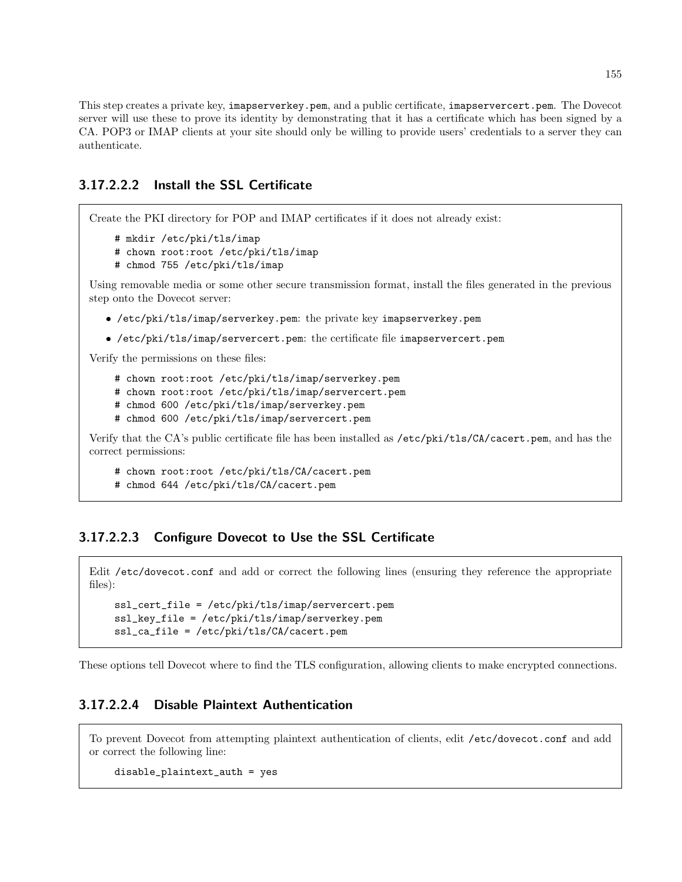This step creates a private key, `imapserverkey.pem`, and a public certificate, `imapservercert.pem`. The Dovecot server will use these to prove its identity by demonstrating that it has a certificate which has been signed by a CA. POP3 or IMAP clients at your site should only be willing to provide users' credentials to a server they can authenticate.

#### 3.17.2.2.2 Install the SSL Certificate

Create the PKI directory for POP and IMAP certificates if it does not already exist:

```
# mkdir /etc/pki/tls/imap
# chown root:root /etc/pki/tls/imap
# chmod 755 /etc/pki/tls/imap
```

Using removable media or some other secure transmission format, install the files generated in the previous step onto the Dovecot server:

- `/etc/pki/tls/imap/serverkey.pem`: the private key `imapserverkey.pem`
- `/etc/pki/tls/imap/servercert.pem`: the certificate file `imapservercert.pem`

Verify the permissions on these files:

```
# chown root:root /etc/pki/tls/imap/serverkey.pem
# chown root:root /etc/pki/tls/imap/servercert.pem
# chmod 600 /etc/pki/tls/imap/serverkey.pem
# chmod 600 /etc/pki/tls/imap/servercert.pem
```

Verify that the CA's public certificate file has been installed as `/etc/pki/tls/CA/cacert.pem`, and has the correct permissions:

```
# chown root:root /etc/pki/tls/CA/cacert.pem
# chmod 644 /etc/pki/tls/CA/cacert.pem
```

#### 3.17.2.2.3 Configure Dovecot to Use the SSL Certificate

Edit `/etc/dovecot.conf` and add or correct the following lines (ensuring they reference the appropriate files):

```
ssl_cert_file = /etc/pki/tls/imap/servercert.pem
ssl_key_file = /etc/pki/tls/imap/serverkey.pem
ssl_ca_file = /etc/pki/tls/CA/cacert.pem
```

These options tell Dovecot where to find the TLS configuration, allowing clients to make encrypted connections.

#### 3.17.2.2.4 Disable Plaintext Authentication

To prevent Dovecot from attempting plaintext authentication of clients, edit `/etc/dovecot.conf` and add or correct the following line:

```
disable_plaintext_auth = yes
```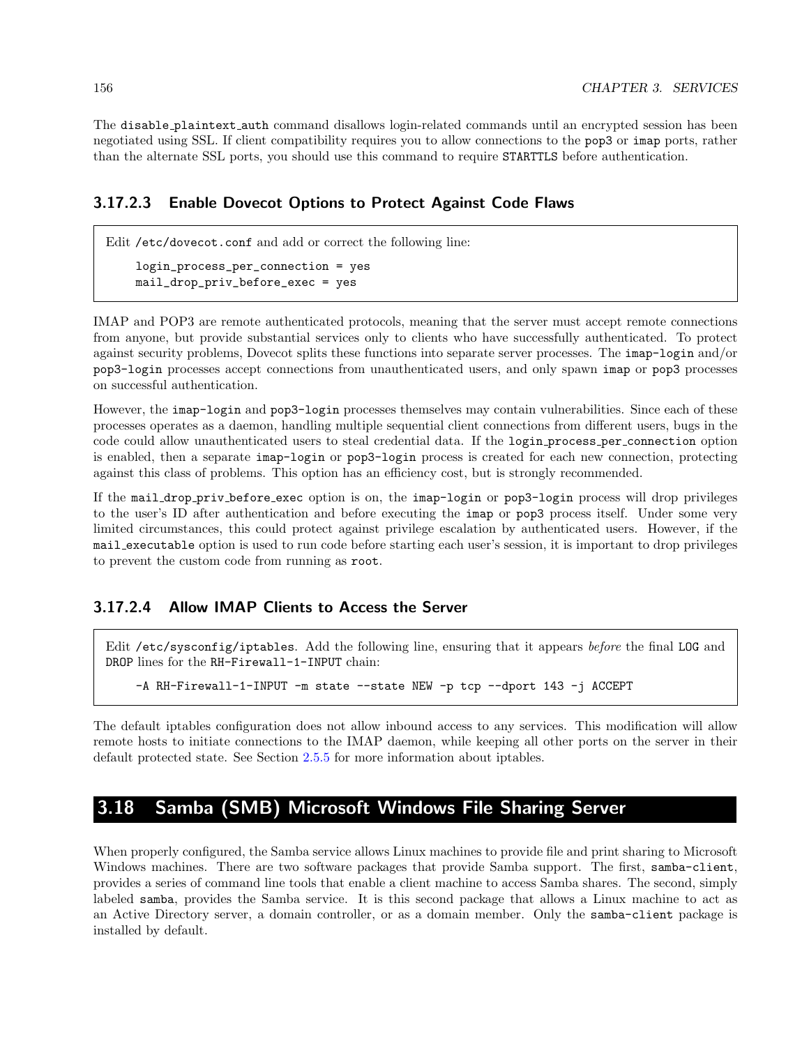The disable_plaintext_auth command disallows login-related commands until an encrypted session has been negotiated using SSL. If client compatibility requires you to allow connections to the pop3 or imap ports, rather than the alternate SSL ports, you should use this command to require STARTTLS before authentication.

#### 3.17.2.3 Enable Dovecot Options to Protect Against Code Flaws

Edit /etc/dovecot.conf and add or correct the following line:

```
login_process_per_connection = yes
mail_drop_priv_before_exec = yes
```

IMAP and POP3 are remote authenticated protocols, meaning that the server must accept remote connections from anyone, but provide substantial services only to clients who have successfully authenticated. To protect against security problems, Dovecot splits these functions into separate server processes. The imap-login and/or pop3-login processes accept connections from unauthenticated users, and only spawn imap or pop3 processes on successful authentication.

However, the imap-login and pop3-login processes themselves may contain vulnerabilities. Since each of these processes operates as a daemon, handling multiple sequential client connections from different users, bugs in the code could allow unauthenticated users to steal credential data. If the login_process_per_connection option is enabled, then a separate imap-login or pop3-login process is created for each new connection, protecting against this class of problems. This option has an efficiency cost, but is strongly recommended.

If the mail_drop_priv_before_exec option is on, the imap-login or pop3-login process will drop privileges to the user's ID after authentication and before executing the imap or pop3 process itself. Under some very limited circumstances, this could protect against privilege escalation by authenticated users. However, if the mail_executable option is used to run code before starting each user's session, it is important to drop privileges to prevent the custom code from running as root.

#### 3.17.2.4 Allow IMAP Clients to Access the Server

Edit /etc/sysconfig/iptables. Add the following line, ensuring that it appears *before* the final LOG and DROP lines for the RH-Firewall-1-INPUT chain:

```
-A RH-Firewall-1-INPUT -m state --state NEW -p tcp --dport 143 -j ACCEPT
```

The default iptables configuration does not allow inbound access to any services. This modification will allow remote hosts to initiate connections to the IMAP daemon, while keeping all other ports on the server in their default protected state. See Section 2.5.5 for more information about iptables.

## 3.18 Samba (SMB) Microsoft Windows File Sharing Server

When properly configured, the Samba service allows Linux machines to provide file and print sharing to Microsoft Windows machines. There are two software packages that provide Samba support. The first, samba-client, provides a series of command line tools that enable a client machine to access Samba shares. The second, simply labeled samba, provides the Samba service. It is this second package that allows a Linux machine to act as an Active Directory server, a domain controller, or as a domain member. Only the samba-client package is installed by default.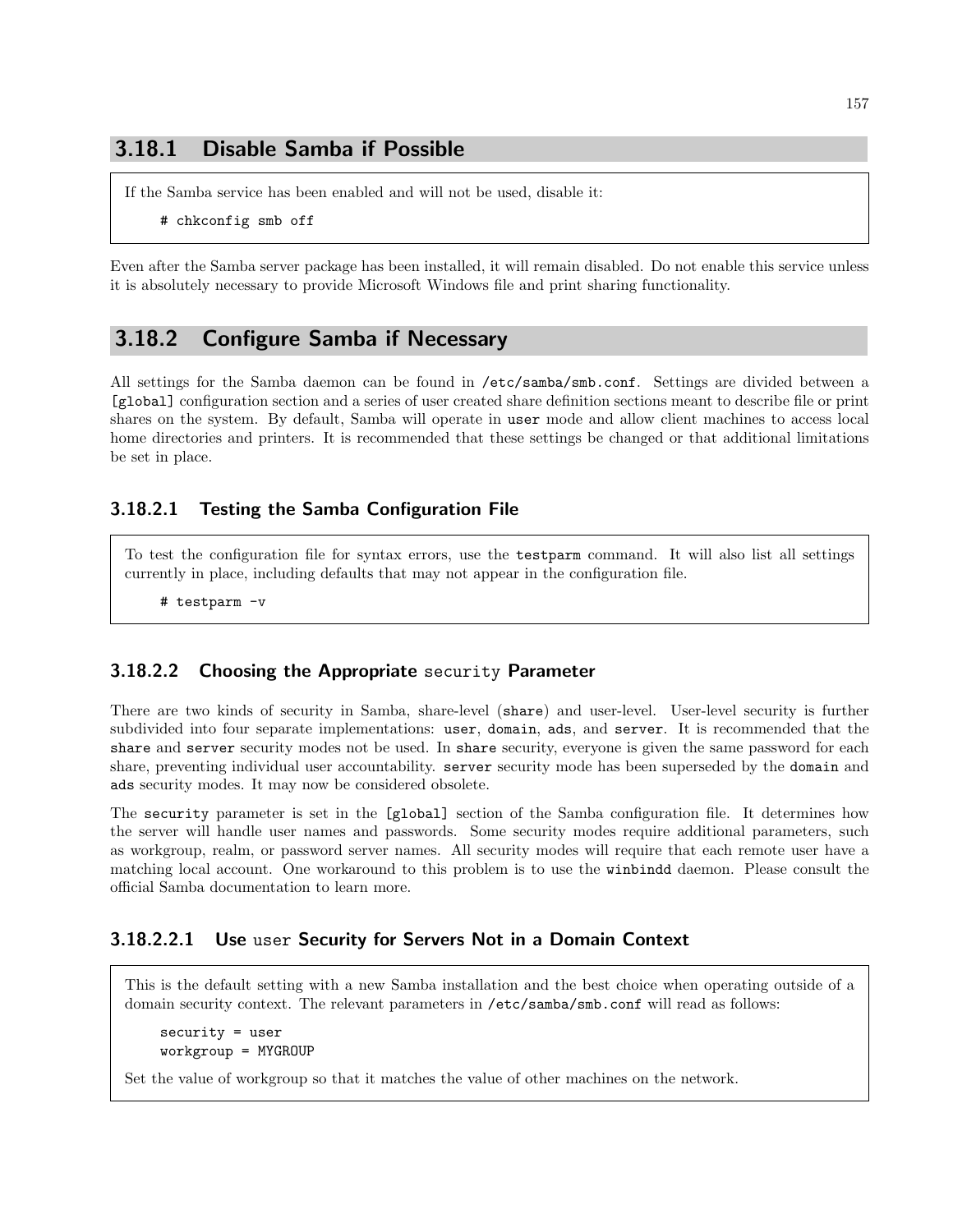## 3.18.1 Disable Samba if Possible

If the Samba service has been enabled and will not be used, disable it:

```
# chkconfig smb off
```

Even after the Samba server package has been installed, it will remain disabled. Do not enable this service unless it is absolutely necessary to provide Microsoft Windows file and print sharing functionality.

## 3.18.2 Configure Samba if Necessary

All settings for the Samba daemon can be found in `/etc/samba/smb.conf`. Settings are divided between a `[global]` configuration section and a series of user created share definition sections meant to describe file or print shares on the system. By default, Samba will operate in `user` mode and allow client machines to access local home directories and printers. It is recommended that these settings be changed or that additional limitations be set in place.

### 3.18.2.1 Testing the Samba Configuration File

To test the configuration file for syntax errors, use the `testparm` command. It will also list all settings currently in place, including defaults that may not appear in the configuration file.

```
# testparm -v
```

### 3.18.2.2 Choosing the Appropriate `security` Parameter

There are two kinds of security in Samba, share-level (`share`) and user-level. User-level security is further subdivided into four separate implementations: `user`, `domain`, `ads`, and `server`. It is recommended that the `share` and `server` security modes not be used. In `share` security, everyone is given the same password for each share, preventing individual user accountability. `server` security mode has been superseded by the `domain` and `ads` security modes. It may now be considered obsolete.

The `security` parameter is set in the `[global]` section of the Samba configuration file. It determines how the server will handle user names and passwords. Some security modes require additional parameters, such as workgroup, realm, or password server names. All security modes will require that each remote user have a matching local account. One workaround to this problem is to use the `winbindd` daemon. Please consult the official Samba documentation to learn more.

#### 3.18.2.2.1 Use `user` Security for Servers Not in a Domain Context

This is the default setting with a new Samba installation and the best choice when operating outside of a domain security context. The relevant parameters in `/etc/samba/smb.conf` will read as follows:

```
security = user
workgroup = MYGROUP
```

Set the value of workgroup so that it matches the value of other machines on the network.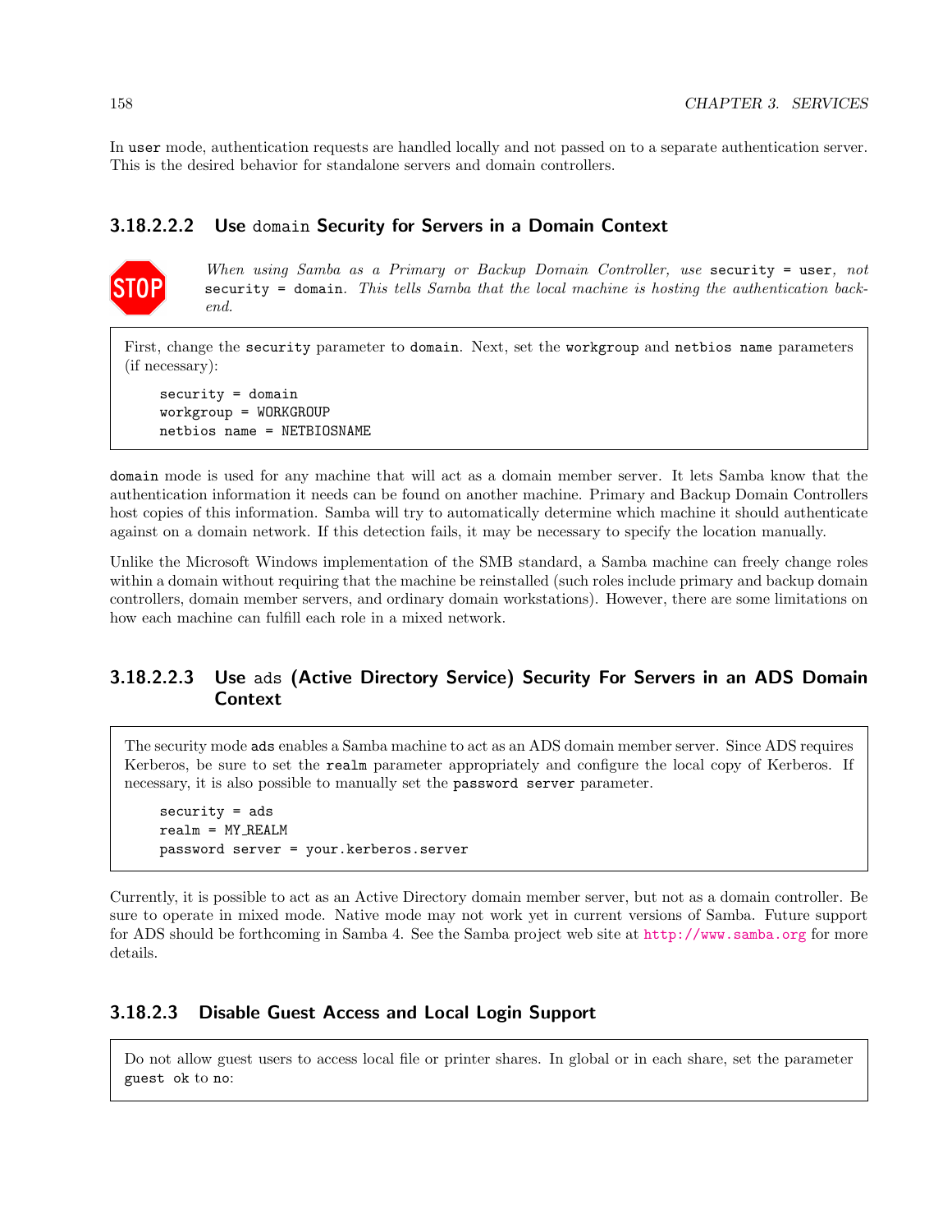In `user` mode, authentication requests are handled locally and not passed on to a separate authentication server. This is the desired behavior for standalone servers and domain controllers.

#### 3.18.2.2.2 Use `domain` Security for Servers in a Domain Context

*When using Samba as a Primary or Backup Domain Controller, use* `security = user`*, not* `security = domain`*. This tells Samba that the local machine is hosting the authentication backend.*

First, change the `security` parameter to `domain`. Next, set the `workgroup` and `netbios name` parameters (if necessary):

```
security = domain
workgroup = WORKGROUP
netbios name = NETBIOSNAME
```

`domain` mode is used for any machine that will act as a domain member server. It lets Samba know that the authentication information it needs can be found on another machine. Primary and Backup Domain Controllers host copies of this information. Samba will try to automatically determine which machine it should authenticate against on a domain network. If this detection fails, it may be necessary to specify the location manually.

Unlike the Microsoft Windows implementation of the SMB standard, a Samba machine can freely change roles within a domain without requiring that the machine be reinstalled (such roles include primary and backup domain controllers, domain member servers, and ordinary domain workstations). However, there are some limitations on how each machine can fulfill each role in a mixed network.

#### 3.18.2.2.3 Use `ads` (Active Directory Service) Security For Servers in an ADS Domain Context

The security mode `ads` enables a Samba machine to act as an ADS domain member server. Since ADS requires Kerberos, be sure to set the `realm` parameter appropriately and configure the local copy of Kerberos. If necessary, it is also possible to manually set the `password server` parameter.

```
security = ads
realm = MY_REALM
password server = your.kerberos.server
```

Currently, it is possible to act as an Active Directory domain member server, but not as a domain controller. Be sure to operate in mixed mode. Native mode may not work yet in current versions of Samba. Future support for ADS should be forthcoming in Samba 4. See the Samba project web site at http://www.samba.org for more details.

### 3.18.2.3 Disable Guest Access and Local Login Support

Do not allow guest users to access local file or printer shares. In global or in each share, set the parameter `guest ok` to `no`: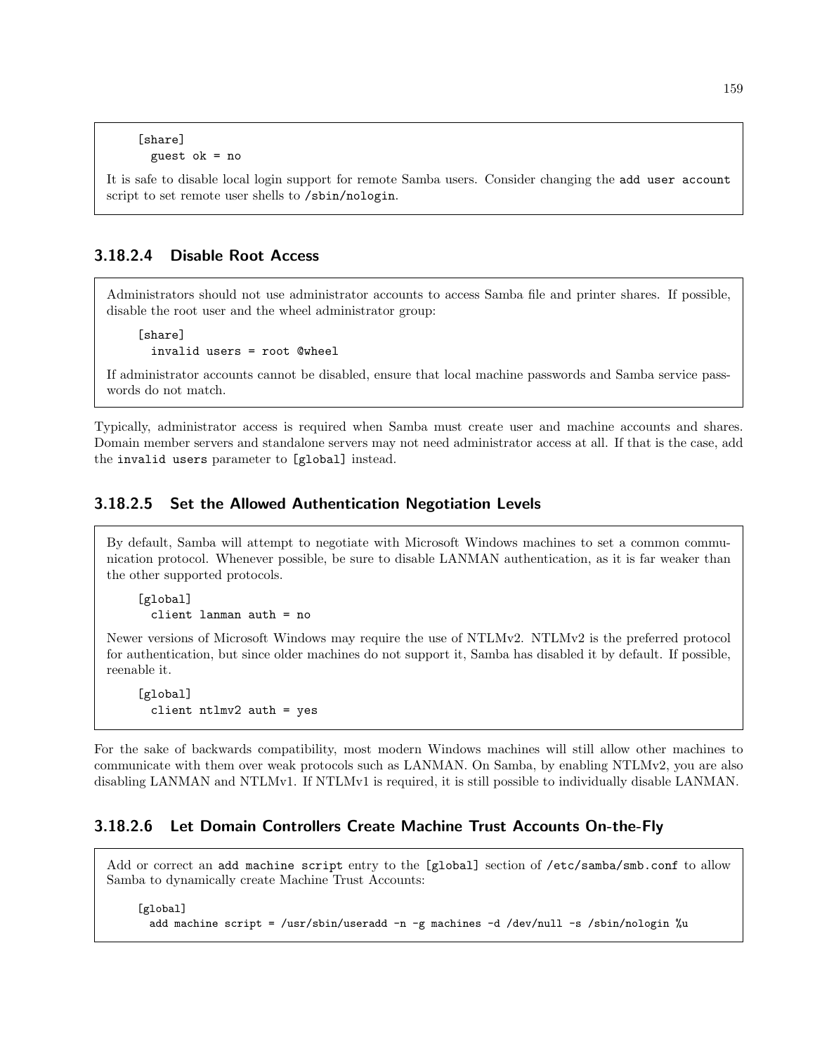```
[share]
  guest ok = no
```

It is safe to disable local login support for remote Samba users. Consider changing the `add user account` script to set remote user shells to `/sbin/nologin`.

#### 3.18.2.4 Disable Root Access

Administrators should not use administrator accounts to access Samba file and printer shares. If possible, disable the root user and the wheel administrator group:

```
[share]
  invalid users = root @wheel
```

If administrator accounts cannot be disabled, ensure that local machine passwords and Samba service passwords do not match.

Typically, administrator access is required when Samba must create user and machine accounts and shares. Domain member servers and standalone servers may not need administrator access at all. If that is the case, add the `invalid users` parameter to `[global]` instead.

#### 3.18.2.5 Set the Allowed Authentication Negotiation Levels

By default, Samba will attempt to negotiate with Microsoft Windows machines to set a common communication protocol. Whenever possible, be sure to disable LANMAN authentication, as it is far weaker than the other supported protocols.

```
[global]
  client lanman auth = no
```

Newer versions of Microsoft Windows may require the use of NTLMv2. NTLMv2 is the preferred protocol for authentication, but since older machines do not support it, Samba has disabled it by default. If possible, reenable it.

```
[global]
  client ntlmv2 auth = yes
```

For the sake of backwards compatibility, most modern Windows machines will still allow other machines to communicate with them over weak protocols such as LANMAN. On Samba, by enabling NTLMv2, you are also disabling LANMAN and NTLMv1. If NTLMv1 is required, it is still possible to individually disable LANMAN.

#### 3.18.2.6 Let Domain Controllers Create Machine Trust Accounts On-the-Fly

Add or correct an `add machine script` entry to the `[global]` section of `/etc/samba/smb.conf` to allow Samba to dynamically create Machine Trust Accounts:

```
[global]
  add machine script = /usr/sbin/useradd -n -g machines -d /dev/null -s /sbin/nologin %u
```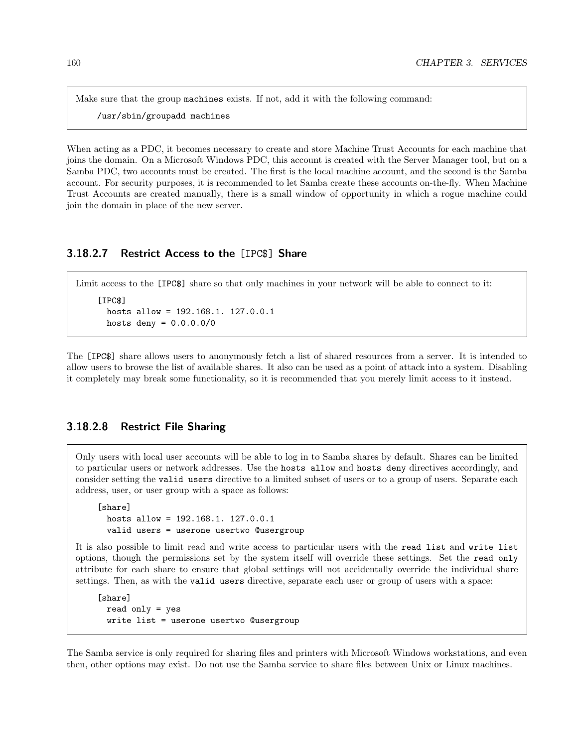Make sure that the group `machines` exists. If not, add it with the following command:

```
/usr/sbin/groupadd machines
```

When acting as a PDC, it becomes necessary to create and store Machine Trust Accounts for each machine that joins the domain. On a Microsoft Windows PDC, this account is created with the Server Manager tool, but on a Samba PDC, two accounts must be created. The first is the local machine account, and the second is the Samba account. For security purposes, it is recommended to let Samba create these accounts on-the-fly. When Machine Trust Accounts are created manually, there is a small window of opportunity in which a rogue machine could join the domain in place of the new server.

#### 3.18.2.7 Restrict Access to the [IPC$] Share

Limit access to the `[IPC$]` share so that only machines in your network will be able to connect to it:

```
[IPC$]
  hosts allow = 192.168.1. 127.0.0.1
  hosts deny = 0.0.0.0/0
```

The `[IPC$]` share allows users to anonymously fetch a list of shared resources from a server. It is intended to allow users to browse the list of available shares. It also can be used as a point of attack into a system. Disabling it completely may break some functionality, so it is recommended that you merely limit access to it instead.

#### 3.18.2.8 Restrict File Sharing

Only users with local user accounts will be able to log in to Samba shares by default. Shares can be limited to particular users or network addresses. Use the `hosts allow` and `hosts deny` directives accordingly, and consider setting the `valid users` directive to a limited subset of users or to a group of users. Separate each address, user, or user group with a space as follows:

```
[share]
  hosts allow = 192.168.1. 127.0.0.1
  valid users = userone usertwo @usergroup
```

It is also possible to limit read and write access to particular users with the `read list` and `write list` options, though the permissions set by the system itself will override these settings. Set the `read only` attribute for each share to ensure that global settings will not accidentally override the individual share settings. Then, as with the `valid users` directive, separate each user or group of users with a space:

```
[share]
  read only = yes
  write list = userone usertwo @usergroup
```

The Samba service is only required for sharing files and printers with Microsoft Windows workstations, and even then, other options may exist. Do not use the Samba service to share files between Unix or Linux machines.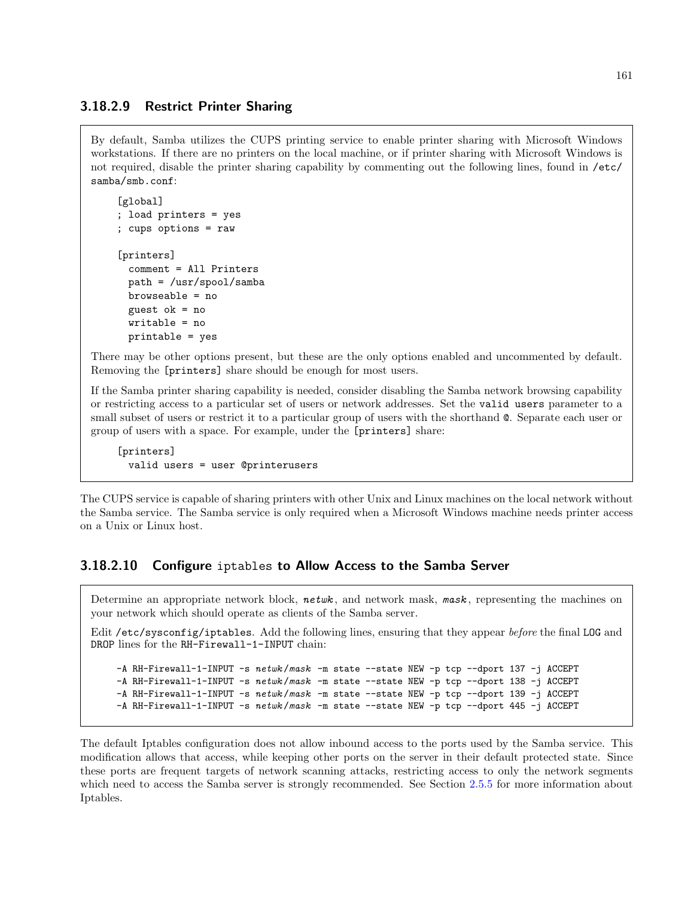### 3.18.2.9 Restrict Printer Sharing

By default, Samba utilizes the CUPS printing service to enable printer sharing with Microsoft Windows workstations. If there are no printers on the local machine, or if printer sharing with Microsoft Windows is not required, disable the printer sharing capability by commenting out the following lines, found in `/etc/samba/smb.conf`:

```
[global]
; load printers = yes
; cups options = raw

[printers]
  comment = All Printers
  path = /usr/spool/samba
  browseable = no
  guest ok = no
  writable = no
  printable = yes
```

There may be other options present, but these are the only options enabled and uncommented by default. Removing the `[printers]` share should be enough for most users.

If the Samba printer sharing capability is needed, consider disabling the Samba network browsing capability or restricting access to a particular set of users or network addresses. Set the `valid users` parameter to a small subset of users or restrict it to a particular group of users with the shorthand `@`. Separate each user or group of users with a space. For example, under the `[printers]` share:

```
[printers]
  valid users = user @printerusers
```

The CUPS service is capable of sharing printers with other Unix and Linux machines on the local network without the Samba service. The Samba service is only required when a Microsoft Windows machine needs printer access on a Unix or Linux host.

### 3.18.2.10 Configure `iptables` to Allow Access to the Samba Server

Determine an appropriate network block, ***netwk***, and network mask, ***mask***, representing the machines on your network which should operate as clients of the Samba server.

Edit `/etc/sysconfig/iptables`. Add the following lines, ensuring that they appear *before* the final `LOG` and `DROP` lines for the `RH-Firewall-1-INPUT` chain:

```
-A RH-Firewall-1-INPUT -s netwk/mask -m state --state NEW -p tcp --dport 137 -j ACCEPT
-A RH-Firewall-1-INPUT -s netwk/mask -m state --state NEW -p tcp --dport 138 -j ACCEPT
-A RH-Firewall-1-INPUT -s netwk/mask -m state --state NEW -p tcp --dport 139 -j ACCEPT
-A RH-Firewall-1-INPUT -s netwk/mask -m state --state NEW -p tcp --dport 445 -j ACCEPT
```

The default Iptables configuration does not allow inbound access to the ports used by the Samba service. This modification allows that access, while keeping other ports on the server in their default protected state. Since these ports are frequent targets of network scanning attacks, restricting access to only the network segments which need to access the Samba server is strongly recommended. See Section 2.5.5 for more information about Iptables.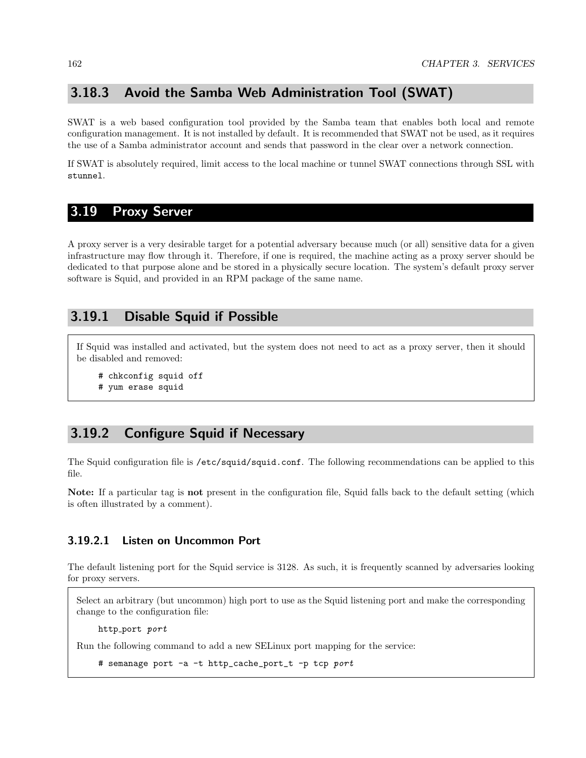### 3.18.3 Avoid the Samba Web Administration Tool (SWAT)

SWAT is a web based configuration tool provided by the Samba team that enables both local and remote configuration management. It is not installed by default. It is recommended that SWAT not be used, as it requires the use of a Samba administrator account and sends that password in the clear over a network connection.

If SWAT is absolutely required, limit access to the local machine or tunnel SWAT connections through SSL with `stunnel`.

## 3.19 Proxy Server

A proxy server is a very desirable target for a potential adversary because much (or all) sensitive data for a given infrastructure may flow through it. Therefore, if one is required, the machine acting as a proxy server should be dedicated to that purpose alone and be stored in a physically secure location. The system's default proxy server software is Squid, and provided in an RPM package of the same name.

### 3.19.1 Disable Squid if Possible

If Squid was installed and activated, but the system does not need to act as a proxy server, then it should be disabled and removed:

```
# chkconfig squid off
# yum erase squid
```

### 3.19.2 Configure Squid if Necessary

The Squid configuration file is `/etc/squid/squid.conf`. The following recommendations can be applied to this file.

**Note:** If a particular tag is **not** present in the configuration file, Squid falls back to the default setting (which is often illustrated by a comment).

#### 3.19.2.1 Listen on Uncommon Port

The default listening port for the Squid service is 3128. As such, it is frequently scanned by adversaries looking for proxy servers.

Select an arbitrary (but uncommon) high port to use as the Squid listening port and make the corresponding change to the configuration file:

```
http_port port
```

Run the following command to add a new SELinux port mapping for the service:

```
# semanage port -a -t http_cache_port_t -p tcp port
```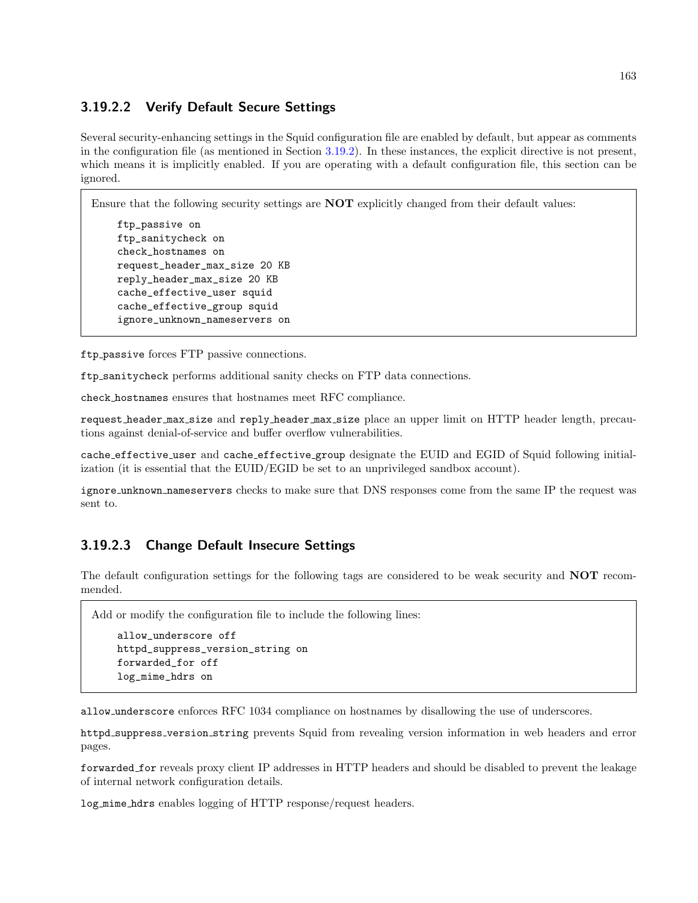#### 3.19.2.2 Verify Default Secure Settings

Several security-enhancing settings in the Squid configuration file are enabled by default, but appear as comments in the configuration file (as mentioned in Section 3.19.2). In these instances, the explicit directive is not present, which means it is implicitly enabled. If you are operating with a default configuration file, this section can be ignored.

> Ensure that the following security settings are **NOT** explicitly changed from their default values:
>
> ```
> ftp_passive on
> ftp_sanitycheck on
> check_hostnames on
> request_header_max_size 20 KB
> reply_header_max_size 20 KB
> cache_effective_user squid
> cache_effective_group squid
> ignore_unknown_nameservers on
> ```

`ftp_passive` forces FTP passive connections.

`ftp_sanitycheck` performs additional sanity checks on FTP data connections.

`check_hostnames` ensures that hostnames meet RFC compliance.

`request_header_max_size` and `reply_header_max_size` place an upper limit on HTTP header length, precautions against denial-of-service and buffer overflow vulnerabilities.

`cache_effective_user` and `cache_effective_group` designate the EUID and EGID of Squid following initialization (it is essential that the EUID/EGID be set to an unprivileged sandbox account).

`ignore_unknown_nameservers` checks to make sure that DNS responses come from the same IP the request was sent to.

#### 3.19.2.3 Change Default Insecure Settings

The default configuration settings for the following tags are considered to be weak security and **NOT** recommended.

> Add or modify the configuration file to include the following lines:
>
> ```
> allow_underscore off
> httpd_suppress_version_string on
> forwarded_for off
> log_mime_hdrs on
> ```

`allow_underscore` enforces RFC 1034 compliance on hostnames by disallowing the use of underscores.

`httpd_suppress_version_string` prevents Squid from revealing version information in web headers and error pages.

`forwarded_for` reveals proxy client IP addresses in HTTP headers and should be disabled to prevent the leakage of internal network configuration details.

`log_mime_hdrs` enables logging of HTTP response/request headers.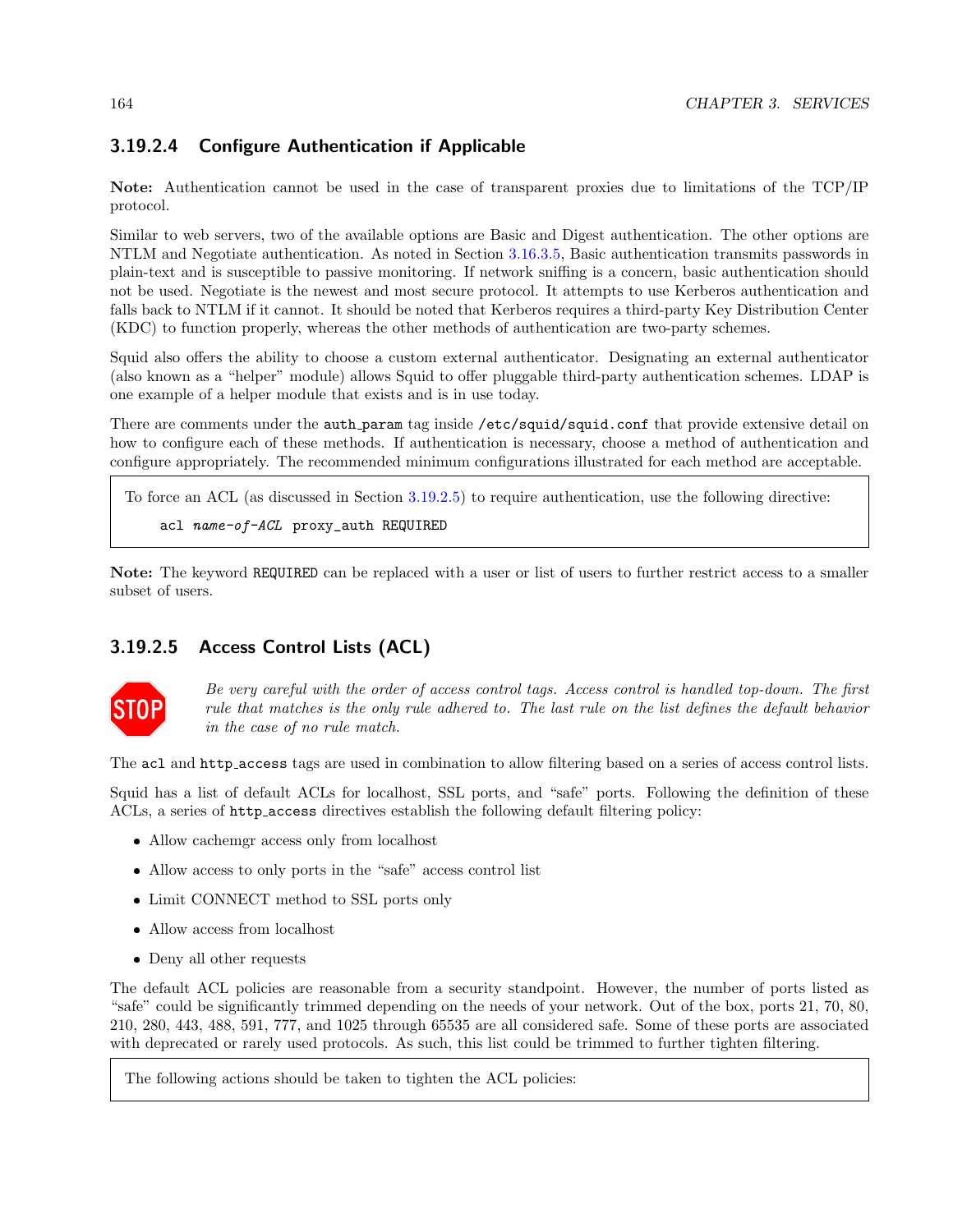### 3.19.2.4 Configure Authentication if Applicable

**Note:** Authentication cannot be used in the case of transparent proxies due to limitations of the TCP/IP protocol.

Similar to web servers, two of the available options are Basic and Digest authentication. The other options are NTLM and Negotiate authentication. As noted in Section 3.16.3.5, Basic authentication transmits passwords in plain-text and is susceptible to passive monitoring. If network sniffing is a concern, basic authentication should not be used. Negotiate is the newest and most secure protocol. It attempts to use Kerberos authentication and falls back to NTLM if it cannot. It should be noted that Kerberos requires a third-party Key Distribution Center (KDC) to function properly, whereas the other methods of authentication are two-party schemes.

Squid also offers the ability to choose a custom external authenticator. Designating an external authenticator (also known as a "helper" module) allows Squid to offer pluggable third-party authentication schemes. LDAP is one example of a helper module that exists and is in use today.

There are comments under the `auth_param` tag inside `/etc/squid/squid.conf` that provide extensive detail on how to configure each of these methods. If authentication is necessary, choose a method of authentication and configure appropriately. The recommended minimum configurations illustrated for each method are acceptable.

> To force an ACL (as discussed in Section 3.19.2.5) to require authentication, use the following directive:
>
> ```
> acl name-of-ACL proxy_auth REQUIRED
> ```

**Note:** The keyword `REQUIRED` can be replaced with a user or list of users to further restrict access to a smaller subset of users.

### 3.19.2.5 Access Control Lists (ACL)

STOP *Be very careful with the order of access control tags. Access control is handled top-down. The first rule that matches is the only rule adhered to. The last rule on the list defines the default behavior in the case of no rule match.*

The `acl` and `http_access` tags are used in combination to allow filtering based on a series of access control lists.

Squid has a list of default ACLs for localhost, SSL ports, and "safe" ports. Following the definition of these ACLs, a series of `http_access` directives establish the following default filtering policy:

- Allow cachemgr access only from localhost
- Allow access to only ports in the "safe" access control list
- Limit CONNECT method to SSL ports only
- Allow access from localhost
- Deny all other requests

The default ACL policies are reasonable from a security standpoint. However, the number of ports listed as "safe" could be significantly trimmed depending on the needs of your network. Out of the box, ports 21, 70, 80, 210, 280, 443, 488, 591, 777, and 1025 through 65535 are all considered safe. Some of these ports are associated with deprecated or rarely used protocols. As such, this list could be trimmed to further tighten filtering.

> The following actions should be taken to tighten the ACL policies: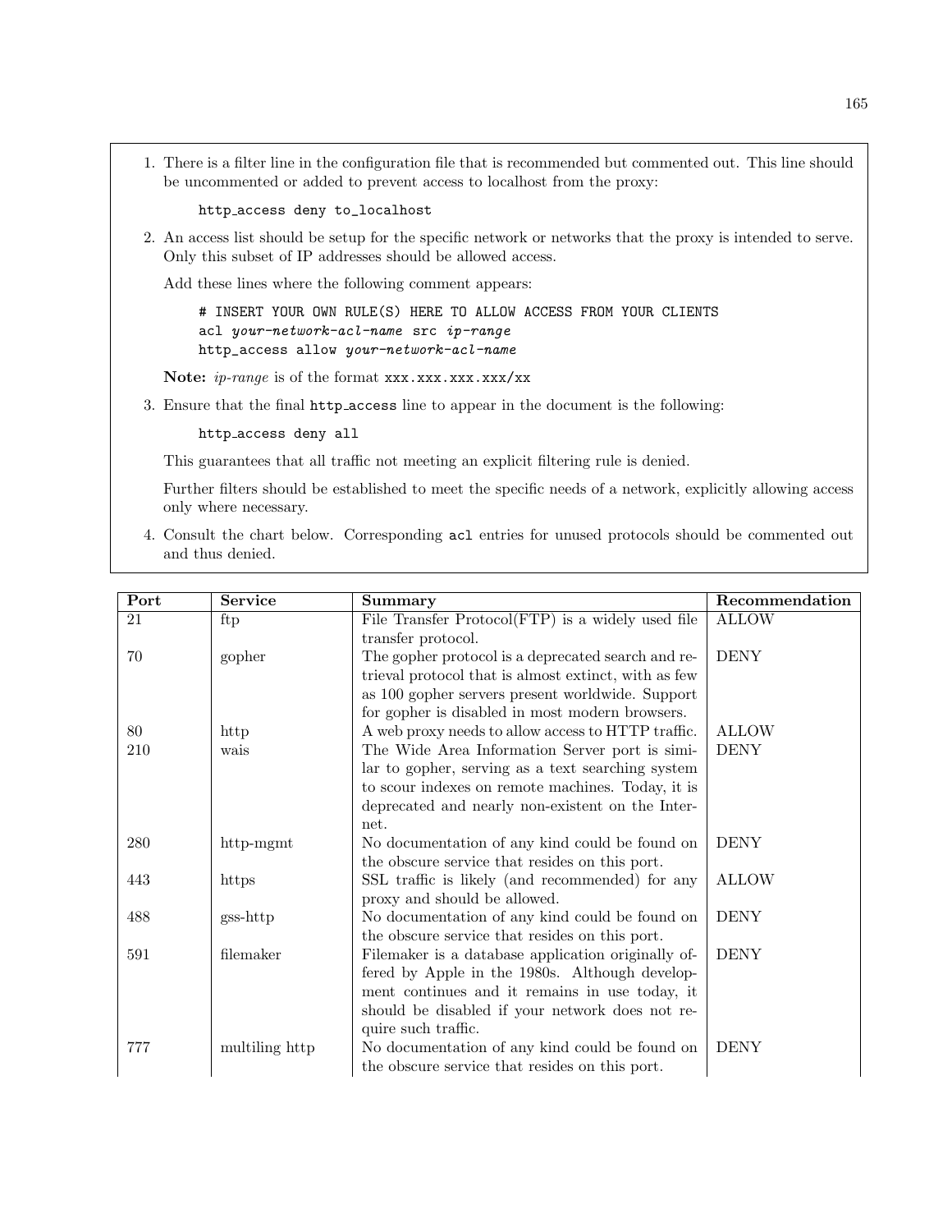1. There is a filter line in the configuration file that is recommended but commented out. This line should be uncommented or added to prevent access to localhost from the proxy:

   ```
   http_access deny to_localhost
   ```

2. An access list should be setup for the specific network or networks that the proxy is intended to serve. Only this subset of IP addresses should be allowed access.

   Add these lines where the following comment appears:

   ```
   # INSERT YOUR OWN RULE(S) HERE TO ALLOW ACCESS FROM YOUR CLIENTS
   acl your-network-acl-name src ip-range
   http_access allow your-network-acl-name
   ```

   **Note:** *ip-range* is of the format `xxx.xxx.xxx.xxx/xx`

3. Ensure that the final `http_access` line to appear in the document is the following:

   ```
   http_access deny all
   ```

   This guarantees that all traffic not meeting an explicit filtering rule is denied.

   Further filters should be established to meet the specific needs of a network, explicitly allowing access only where necessary.

4. Consult the chart below. Corresponding `acl` entries for unused protocols should be commented out and thus denied.

| Port | Service | Summary | Recommendation |
|---|---|---|---|
| 21 | ftp | File Transfer Protocol(FTP) is a widely used file transfer protocol. | ALLOW |
| 70 | gopher | The gopher protocol is a deprecated search and retrieval protocol that is almost extinct, with as few as 100 gopher servers present worldwide. Support for gopher is disabled in most modern browsers. | DENY |
| 80 | http | A web proxy needs to allow access to HTTP traffic. | ALLOW |
| 210 | wais | The Wide Area Information Server port is similar to gopher, serving as a text searching system to scour indexes on remote machines. Today, it is deprecated and nearly non-existent on the Internet. | DENY |
| 280 | http-mgmt | No documentation of any kind could be found on the obscure service that resides on this port. | DENY |
| 443 | https | SSL traffic is likely (and recommended) for any proxy and should be allowed. | ALLOW |
| 488 | gss-http | No documentation of any kind could be found on the obscure service that resides on this port. | DENY |
| 591 | filemaker | Filemaker is a database application originally offered by Apple in the 1980s. Although development continues and it remains in use today, it should be disabled if your network does not require such traffic. | DENY |
| 777 | multiling http | No documentation of any kind could be found on the obscure service that resides on this port. | DENY |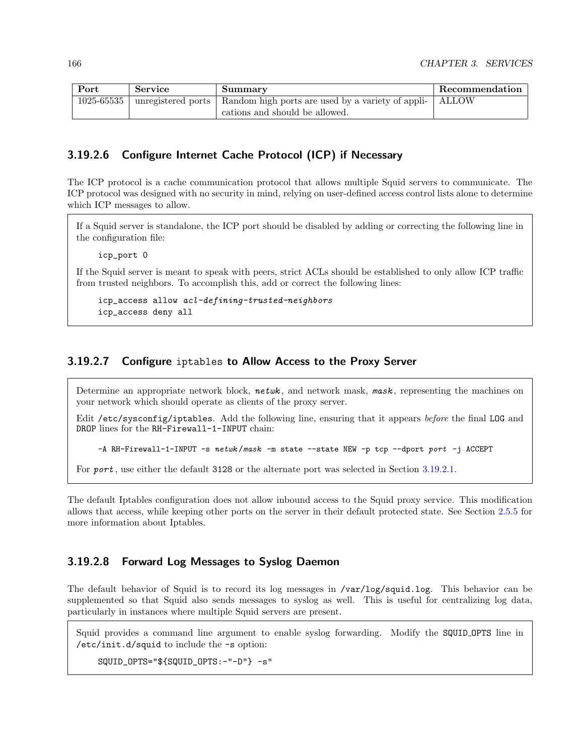| Port | Service | Summary | Recommendation |
| --- | --- | --- | --- |
| 1025-65535 | unregistered ports | Random high ports are used by a variety of applications and should be allowed. | ALLOW |

#### 3.19.2.6 Configure Internet Cache Protocol (ICP) if Necessary

The ICP protocol is a cache communication protocol that allows multiple Squid servers to communicate. The ICP protocol was designed with no security in mind, relying on user-defined access control lists alone to determine which ICP messages to allow.

If a Squid server is standalone, the ICP port should be disabled by adding or correcting the following line in the configuration file:

```
icp_port 0
```

If the Squid server is meant to speak with peers, strict ACLs should be established to only allow ICP traffic from trusted neighbors. To accomplish this, add or correct the following lines:

```
icp_access allow acl-defining-trusted-neighbors
icp_access deny all
```

#### 3.19.2.7 Configure `iptables` to Allow Access to the Proxy Server

Determine an appropriate network block, ***netwk***, and network mask, ***mask***, representing the machines on your network which should operate as clients of the proxy server.

Edit `/etc/sysconfig/iptables`. Add the following line, ensuring that it appears *before* the final `LOG` and `DROP` lines for the `RH-Firewall-1-INPUT` chain:

```
-A RH-Firewall-1-INPUT -s netwk/mask -m state --state NEW -p tcp --dport port -j ACCEPT
```

For ***port***, use either the default `3128` or the alternate port was selected in Section 3.19.2.1.

The default Iptables configuration does not allow inbound access to the Squid proxy service. This modification allows that access, while keeping other ports on the server in their default protected state. See Section 2.5.5 for more information about Iptables.

#### 3.19.2.8 Forward Log Messages to Syslog Daemon

The default behavior of Squid is to record its log messages in `/var/log/squid.log`. This behavior can be supplemented so that Squid also sends messages to syslog as well. This is useful for centralizing log data, particularly in instances where multiple Squid servers are present.

Squid provides a command line argument to enable syslog forwarding. Modify the `SQUID_OPTS` line in `/etc/init.d/squid` to include the `-s` option:

```
SQUID_OPTS="${SQUID_OPTS:-"-D"} -s"
```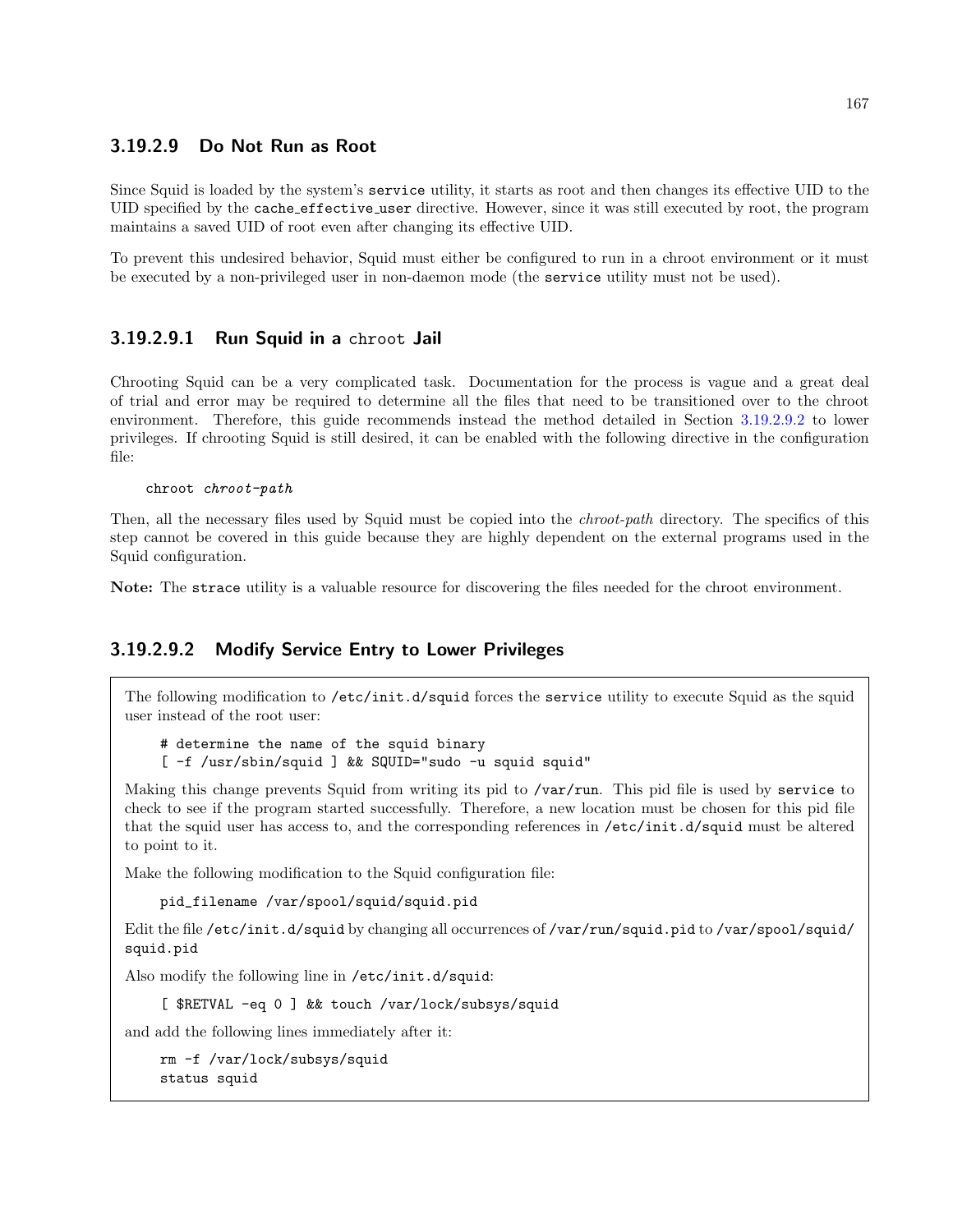### 3.19.2.9 Do Not Run as Root

Since Squid is loaded by the system's `service` utility, it starts as root and then changes its effective UID to the UID specified by the `cache_effective_user` directive. However, since it was still executed by root, the program maintains a saved UID of root even after changing its effective UID.

To prevent this undesired behavior, Squid must either be configured to run in a chroot environment or it must be executed by a non-privileged user in non-daemon mode (the `service` utility must not be used).

#### 3.19.2.9.1 Run Squid in a `chroot` Jail

Chrooting Squid can be a very complicated task. Documentation for the process is vague and a great deal of trial and error may be required to determine all the files that need to be transitioned over to the chroot environment. Therefore, this guide recommends instead the method detailed in Section 3.19.2.9.2 to lower privileges. If chrooting Squid is still desired, it can be enabled with the following directive in the configuration file:

```
chroot chroot-path
```

Then, all the necessary files used by Squid must be copied into the *chroot-path* directory. The specifics of this step cannot be covered in this guide because they are highly dependent on the external programs used in the Squid configuration.

**Note:** The `strace` utility is a valuable resource for discovering the files needed for the chroot environment.

#### 3.19.2.9.2 Modify Service Entry to Lower Privileges

The following modification to `/etc/init.d/squid` forces the `service` utility to execute Squid as the squid user instead of the root user:

```
# determine the name of the squid binary
[ -f /usr/sbin/squid ] && SQUID="sudo -u squid squid"
```

Making this change prevents Squid from writing its pid to `/var/run`. This pid file is used by `service` to check to see if the program started successfully. Therefore, a new location must be chosen for this pid file that the squid user has access to, and the corresponding references in `/etc/init.d/squid` must be altered to point to it.

Make the following modification to the Squid configuration file:

```
pid_filename /var/spool/squid/squid.pid
```

Edit the file `/etc/init.d/squid` by changing all occurrences of `/var/run/squid.pid` to `/var/spool/squid/squid.pid`

Also modify the following line in `/etc/init.d/squid`:

```
[ $RETVAL -eq 0 ] && touch /var/lock/subsys/squid
```

and add the following lines immediately after it:

```
rm -f /var/lock/subsys/squid
status squid
```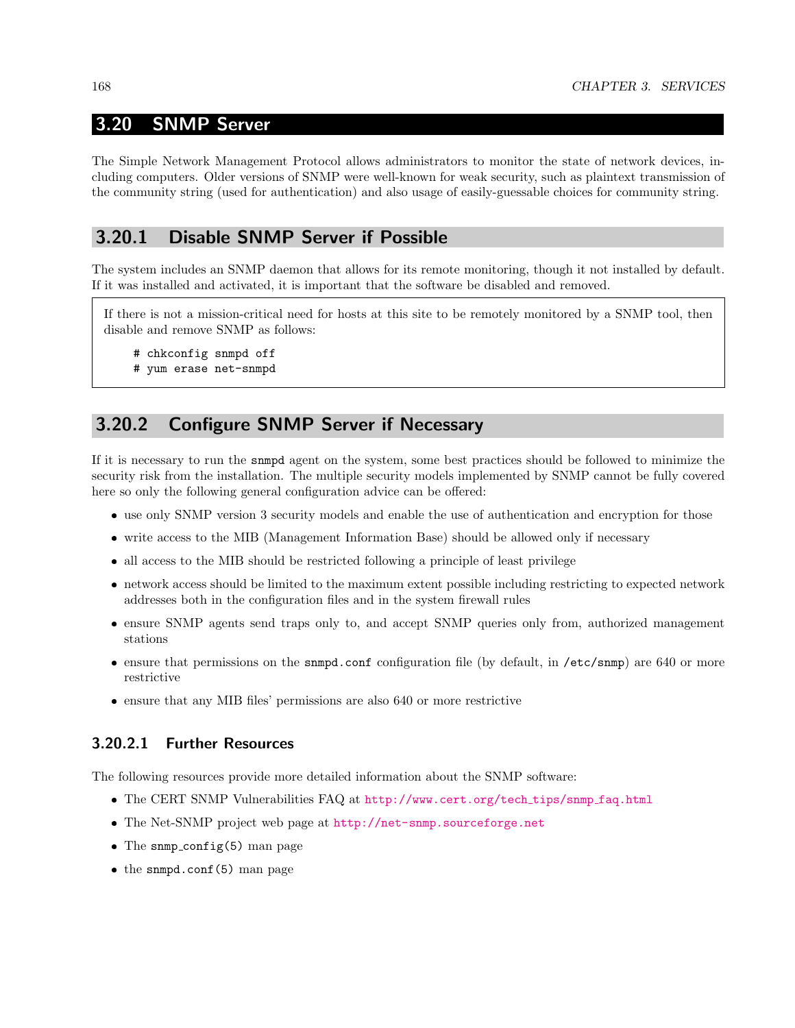## 3.20 SNMP Server

The Simple Network Management Protocol allows administrators to monitor the state of network devices, including computers. Older versions of SNMP were well-known for weak security, such as plaintext transmission of the community string (used for authentication) and also usage of easily-guessable choices for community string.

### 3.20.1 Disable SNMP Server if Possible

The system includes an SNMP daemon that allows for its remote monitoring, though it not installed by default. If it was installed and activated, it is important that the software be disabled and removed.

> If there is not a mission-critical need for hosts at this site to be remotely monitored by a SNMP tool, then disable and remove SNMP as follows:
>
> ```
> # chkconfig snmpd off
> # yum erase net-snmpd
> ```

### 3.20.2 Configure SNMP Server if Necessary

If it is necessary to run the `snmpd` agent on the system, some best practices should be followed to minimize the security risk from the installation. The multiple security models implemented by SNMP cannot be fully covered here so only the following general configuration advice can be offered:

- use only SNMP version 3 security models and enable the use of authentication and encryption for those
- write access to the MIB (Management Information Base) should be allowed only if necessary
- all access to the MIB should be restricted following a principle of least privilege
- network access should be limited to the maximum extent possible including restricting to expected network addresses both in the configuration files and in the system firewall rules
- ensure SNMP agents send traps only to, and accept SNMP queries only from, authorized management stations
- ensure that permissions on the `snmpd.conf` configuration file (by default, in `/etc/snmp`) are 640 or more restrictive
- ensure that any MIB files' permissions are also 640 or more restrictive

#### 3.20.2.1 Further Resources

The following resources provide more detailed information about the SNMP software:

- The CERT SNMP Vulnerabilities FAQ at http://www.cert.org/tech_tips/snmp_faq.html
- The Net-SNMP project web page at http://net-snmp.sourceforge.net
- The `snmp_config(5)` man page
- the `snmpd.conf(5)` man page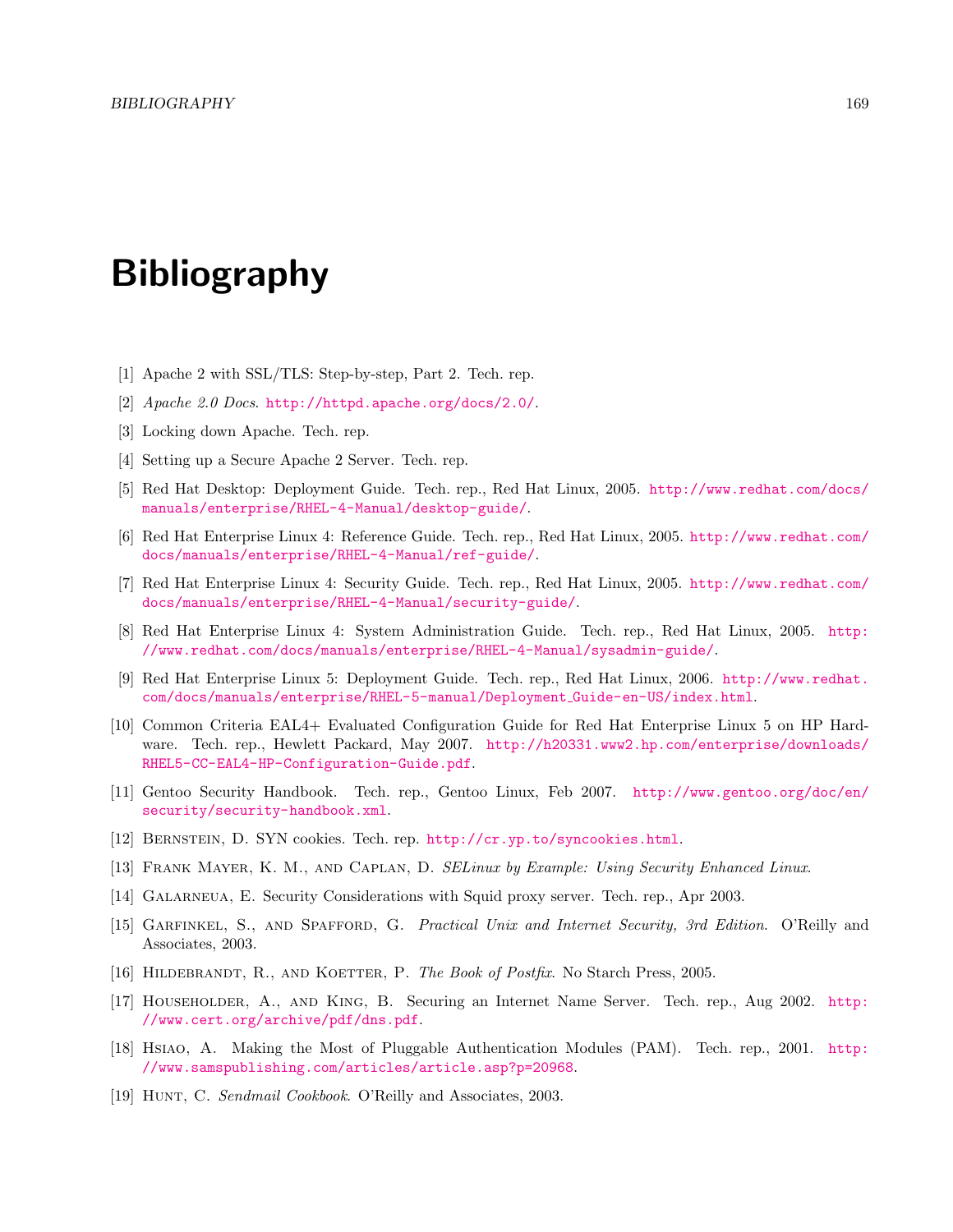# Bibliography

[1] Apache 2 with SSL/TLS: Step-by-step, Part 2. Tech. rep.

[2] *Apache 2.0 Docs*. http://httpd.apache.org/docs/2.0/.

[3] Locking down Apache. Tech. rep.

[4] Setting up a Secure Apache 2 Server. Tech. rep.

[5] Red Hat Desktop: Deployment Guide. Tech. rep., Red Hat Linux, 2005. http://www.redhat.com/docs/manuals/enterprise/RHEL-4-Manual/desktop-guide/.

[6] Red Hat Enterprise Linux 4: Reference Guide. Tech. rep., Red Hat Linux, 2005. http://www.redhat.com/docs/manuals/enterprise/RHEL-4-Manual/ref-guide/.

[7] Red Hat Enterprise Linux 4: Security Guide. Tech. rep., Red Hat Linux, 2005. http://www.redhat.com/docs/manuals/enterprise/RHEL-4-Manual/security-guide/.

[8] Red Hat Enterprise Linux 4: System Administration Guide. Tech. rep., Red Hat Linux, 2005. http://www.redhat.com/docs/manuals/enterprise/RHEL-4-Manual/sysadmin-guide/.

[9] Red Hat Enterprise Linux 5: Deployment Guide. Tech. rep., Red Hat Linux, 2006. http://www.redhat.com/docs/manuals/enterprise/RHEL-5-manual/Deployment_Guide-en-US/index.html.

[10] Common Criteria EAL4+ Evaluated Configuration Guide for Red Hat Enterprise Linux 5 on HP Hardware. Tech. rep., Hewlett Packard, May 2007. http://h20331.www2.hp.com/enterprise/downloads/RHEL5-CC-EAL4-HP-Configuration-Guide.pdf.

[11] Gentoo Security Handbook. Tech. rep., Gentoo Linux, Feb 2007. http://www.gentoo.org/doc/en/security/security-handbook.xml.

[12] Bernstein, D. SYN cookies. Tech. rep. http://cr.yp.to/syncookies.html.

[13] Frank Mayer, K. M., and Caplan, D. *SELinux by Example: Using Security Enhanced Linux*.

[14] Galarneua, E. Security Considerations with Squid proxy server. Tech. rep., Apr 2003.

[15] Garfinkel, S., and Spafford, G. *Practical Unix and Internet Security, 3rd Edition*. O'Reilly and Associates, 2003.

[16] Hildebrandt, R., and Koetter, P. *The Book of Postfix*. No Starch Press, 2005.

[17] Householder, A., and King, B. Securing an Internet Name Server. Tech. rep., Aug 2002. http://www.cert.org/archive/pdf/dns.pdf.

[18] Hsiao, A. Making the Most of Pluggable Authentication Modules (PAM). Tech. rep., 2001. http://www.samspublishing.com/articles/article.asp?p=20968.

[19] Hunt, C. *Sendmail Cookbook*. O'Reilly and Associates, 2003.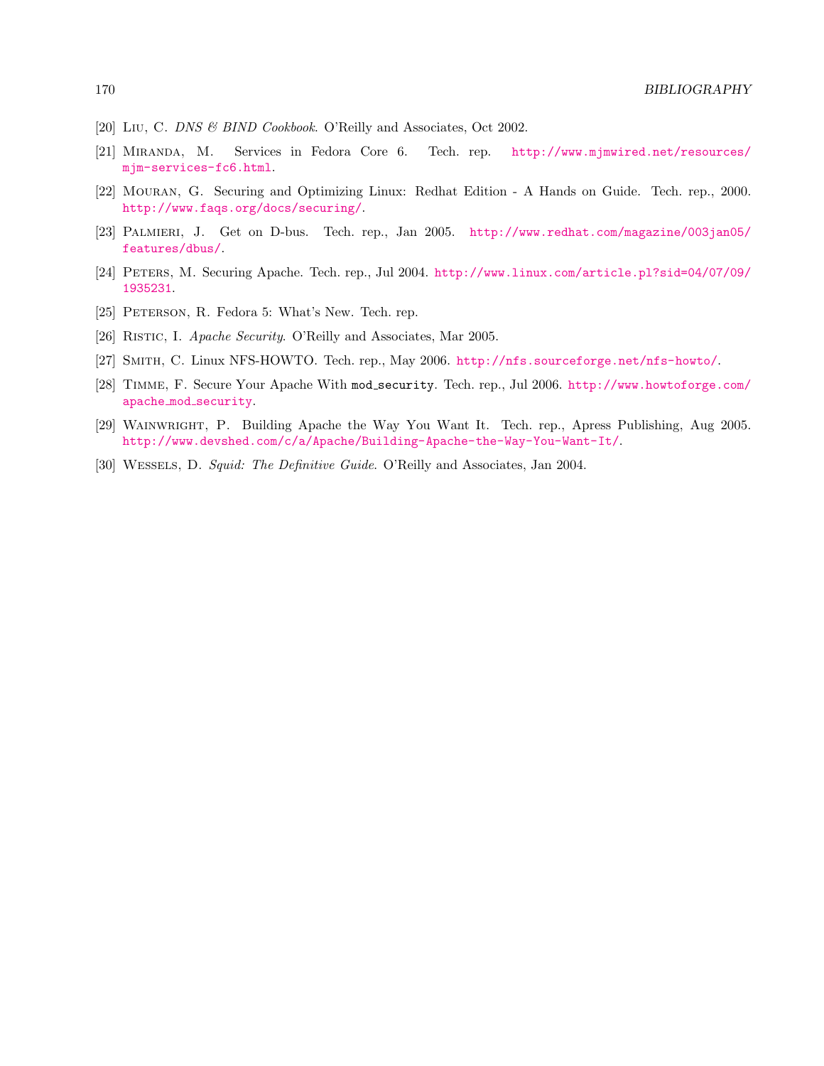[20] Liu, C. *DNS & BIND Cookbook*. O'Reilly and Associates, Oct 2002.

[21] Miranda, M. Services in Fedora Core 6. Tech. rep. http://www.mjmwired.net/resources/mjm-services-fc6.html.

[22] Mouran, G. Securing and Optimizing Linux: Redhat Edition - A Hands on Guide. Tech. rep., 2000. http://www.faqs.org/docs/securing/.

[23] Palmieri, J. Get on D-bus. Tech. rep., Jan 2005. http://www.redhat.com/magazine/003jan05/features/dbus/.

[24] Peters, M. Securing Apache. Tech. rep., Jul 2004. http://www.linux.com/article.pl?sid=04/07/09/1935231.

[25] Peterson, R. Fedora 5: What's New. Tech. rep.

[26] Ristic, I. *Apache Security*. O'Reilly and Associates, Mar 2005.

[27] Smith, C. Linux NFS-HOWTO. Tech. rep., May 2006. http://nfs.sourceforge.net/nfs-howto/.

[28] Timme, F. Secure Your Apache With `mod_security`. Tech. rep., Jul 2006. http://www.howtoforge.com/apache_mod_security.

[29] Wainwright, P. Building Apache the Way You Want It. Tech. rep., Apress Publishing, Aug 2005. http://www.devshed.com/c/a/Apache/Building-Apache-the-Way-You-Want-It/.

[30] Wessels, D. *Squid: The Definitive Guide*. O'Reilly and Associates, Jan 2004.